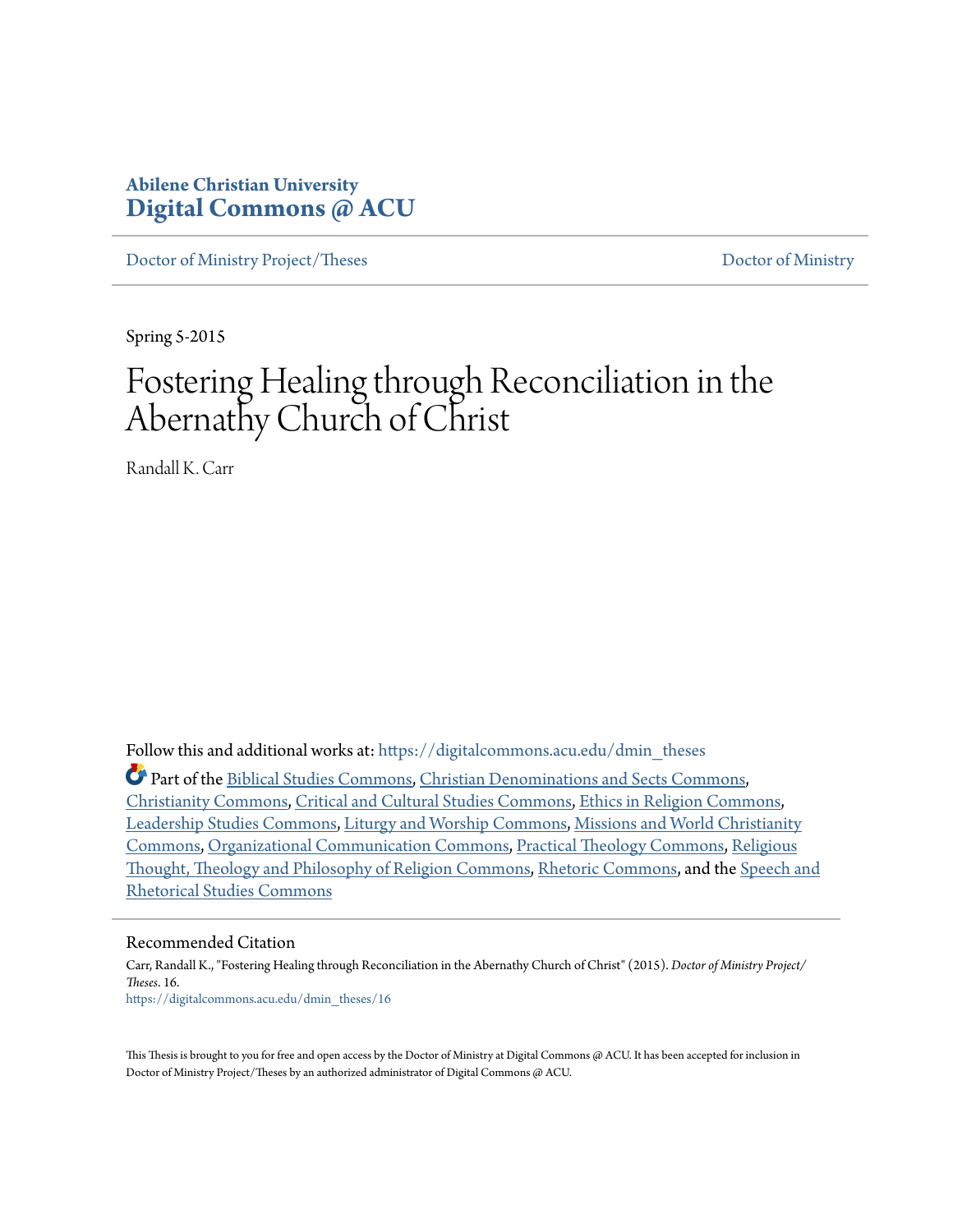Abilene Christian University
**Digital Commons @ ACU**

Doctor of Ministry Project/Theses | Doctor of Ministry

Spring 5-2015

# Fostering Healing through Reconciliation in the Abernathy Church of Christ

Randall K. Carr

Follow this and additional works at: https://digitalcommons.acu.edu/dmin_theses

Part of the Biblical Studies Commons, Christian Denominations and Sects Commons, Christianity Commons, Critical and Cultural Studies Commons, Ethics in Religion Commons, Leadership Studies Commons, Liturgy and Worship Commons, Missions and World Christianity Commons, Organizational Communication Commons, Practical Theology Commons, Religious Thought, Theology and Philosophy of Religion Commons, Rhetoric Commons, and the Speech and Rhetorical Studies Commons

## Recommended Citation

Carr, Randall K., "Fostering Healing through Reconciliation in the Abernathy Church of Christ" (2015). *Doctor of Ministry Project/Theses*. 16.
https://digitalcommons.acu.edu/dmin_theses/16

This Thesis is brought to you for free and open access by the Doctor of Ministry at Digital Commons @ ACU. It has been accepted for inclusion in Doctor of Ministry Project/Theses by an authorized administrator of Digital Commons @ ACU.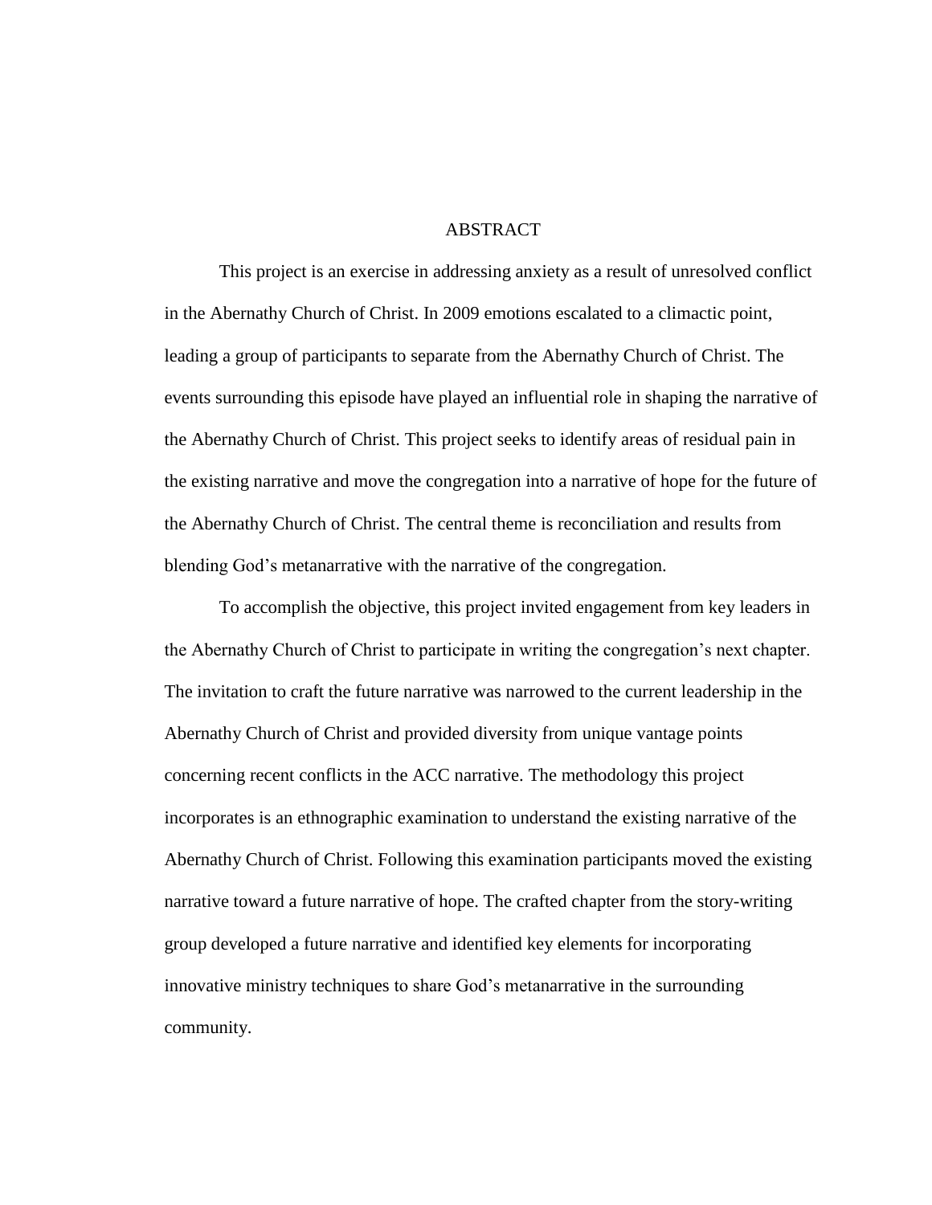# ABSTRACT

This project is an exercise in addressing anxiety as a result of unresolved conflict in the Abernathy Church of Christ. In 2009 emotions escalated to a climactic point, leading a group of participants to separate from the Abernathy Church of Christ. The events surrounding this episode have played an influential role in shaping the narrative of the Abernathy Church of Christ. This project seeks to identify areas of residual pain in the existing narrative and move the congregation into a narrative of hope for the future of the Abernathy Church of Christ. The central theme is reconciliation and results from blending God's metanarrative with the narrative of the congregation.

To accomplish the objective, this project invited engagement from key leaders in the Abernathy Church of Christ to participate in writing the congregation's next chapter. The invitation to craft the future narrative was narrowed to the current leadership in the Abernathy Church of Christ and provided diversity from unique vantage points concerning recent conflicts in the ACC narrative. The methodology this project incorporates is an ethnographic examination to understand the existing narrative of the Abernathy Church of Christ. Following this examination participants moved the existing narrative toward a future narrative of hope. The crafted chapter from the story-writing group developed a future narrative and identified key elements for incorporating innovative ministry techniques to share God's metanarrative in the surrounding community.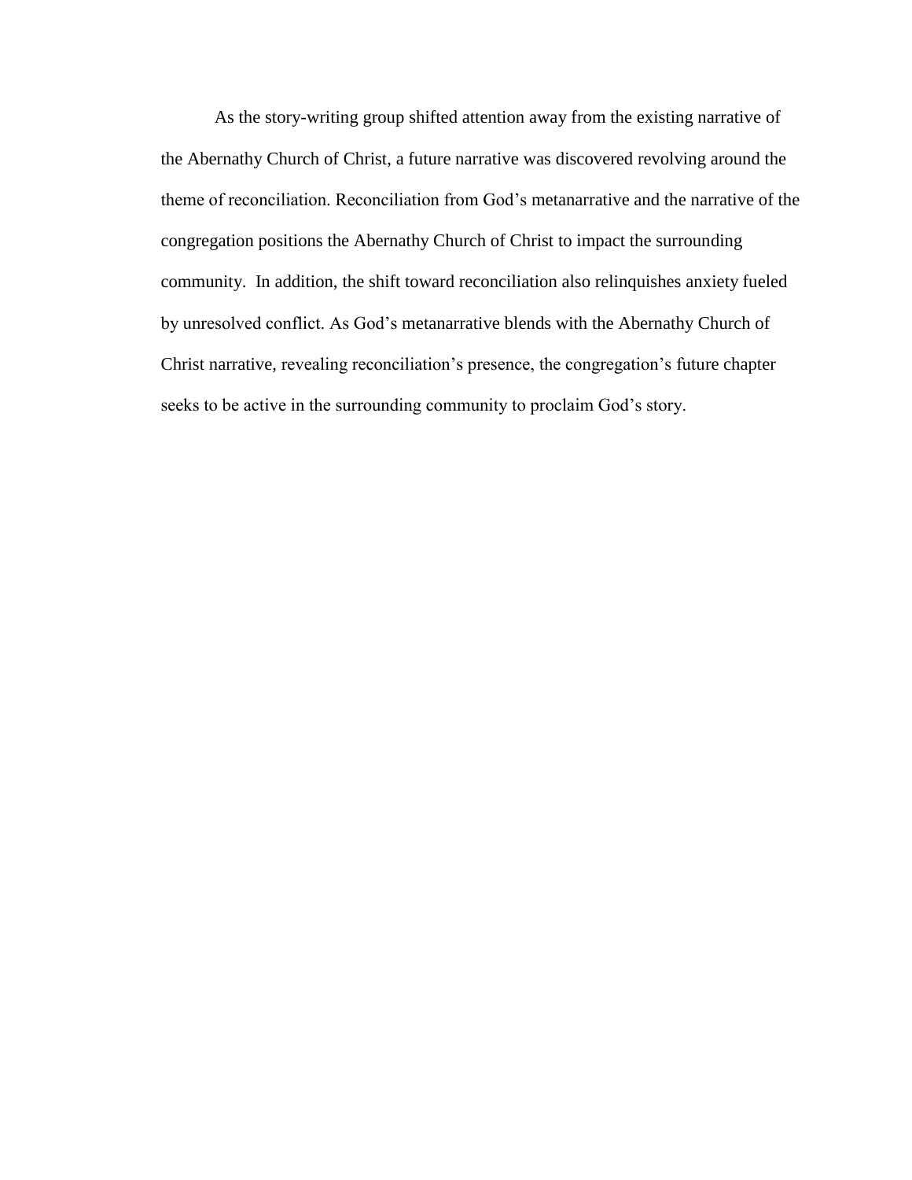As the story-writing group shifted attention away from the existing narrative of the Abernathy Church of Christ, a future narrative was discovered revolving around the theme of reconciliation. Reconciliation from God's metanarrative and the narrative of the congregation positions the Abernathy Church of Christ to impact the surrounding community. In addition, the shift toward reconciliation also relinquishes anxiety fueled by unresolved conflict. As God's metanarrative blends with the Abernathy Church of Christ narrative, revealing reconciliation's presence, the congregation's future chapter seeks to be active in the surrounding community to proclaim God's story.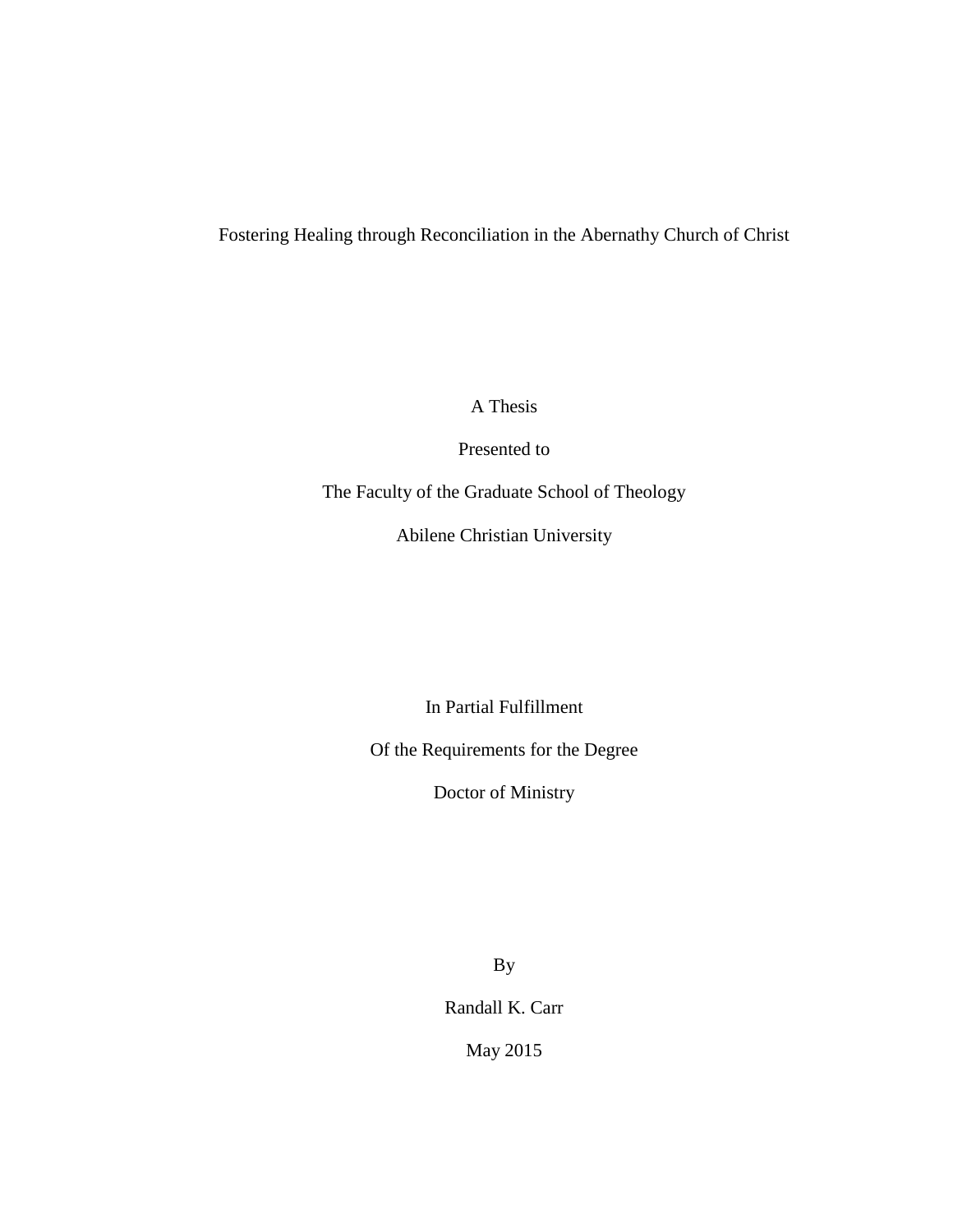Fostering Healing through Reconciliation in the Abernathy Church of Christ

A Thesis

Presented to

The Faculty of the Graduate School of Theology

Abilene Christian University

In Partial Fulfillment

Of the Requirements for the Degree

Doctor of Ministry

By

Randall K. Carr

May 2015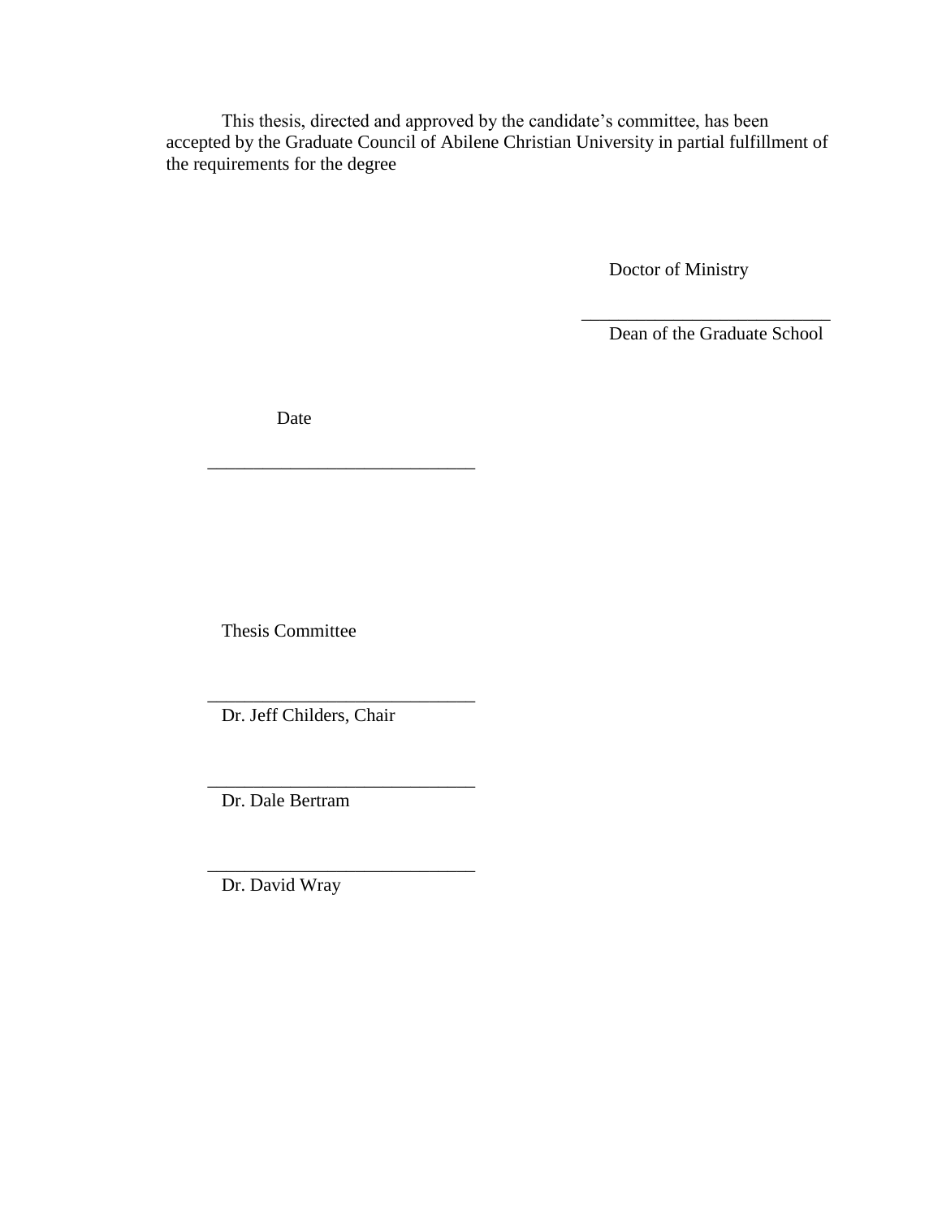This thesis, directed and approved by the candidate's committee, has been accepted by the Graduate Council of Abilene Christian University in partial fulfillment of the requirements for the degree

Doctor of Ministry

_____________________________
Dean of the Graduate School

Date

_____________________________

Thesis Committee

_____________________________
Dr. Jeff Childers, Chair

_____________________________
Dr. Dale Bertram

_____________________________
Dr. David Wray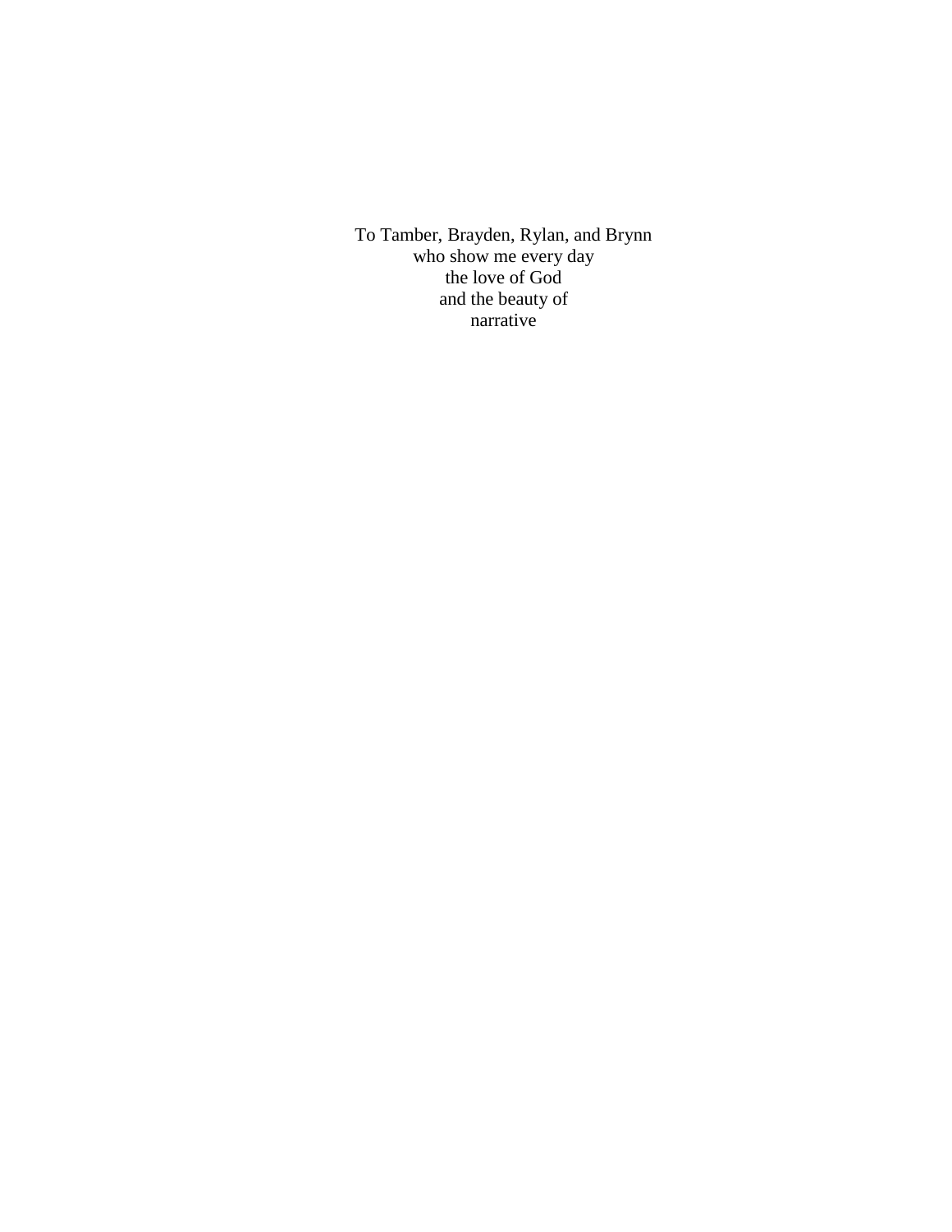To Tamber, Brayden, Rylan, and Brynn
who show me every day
the love of God
and the beauty of
narrative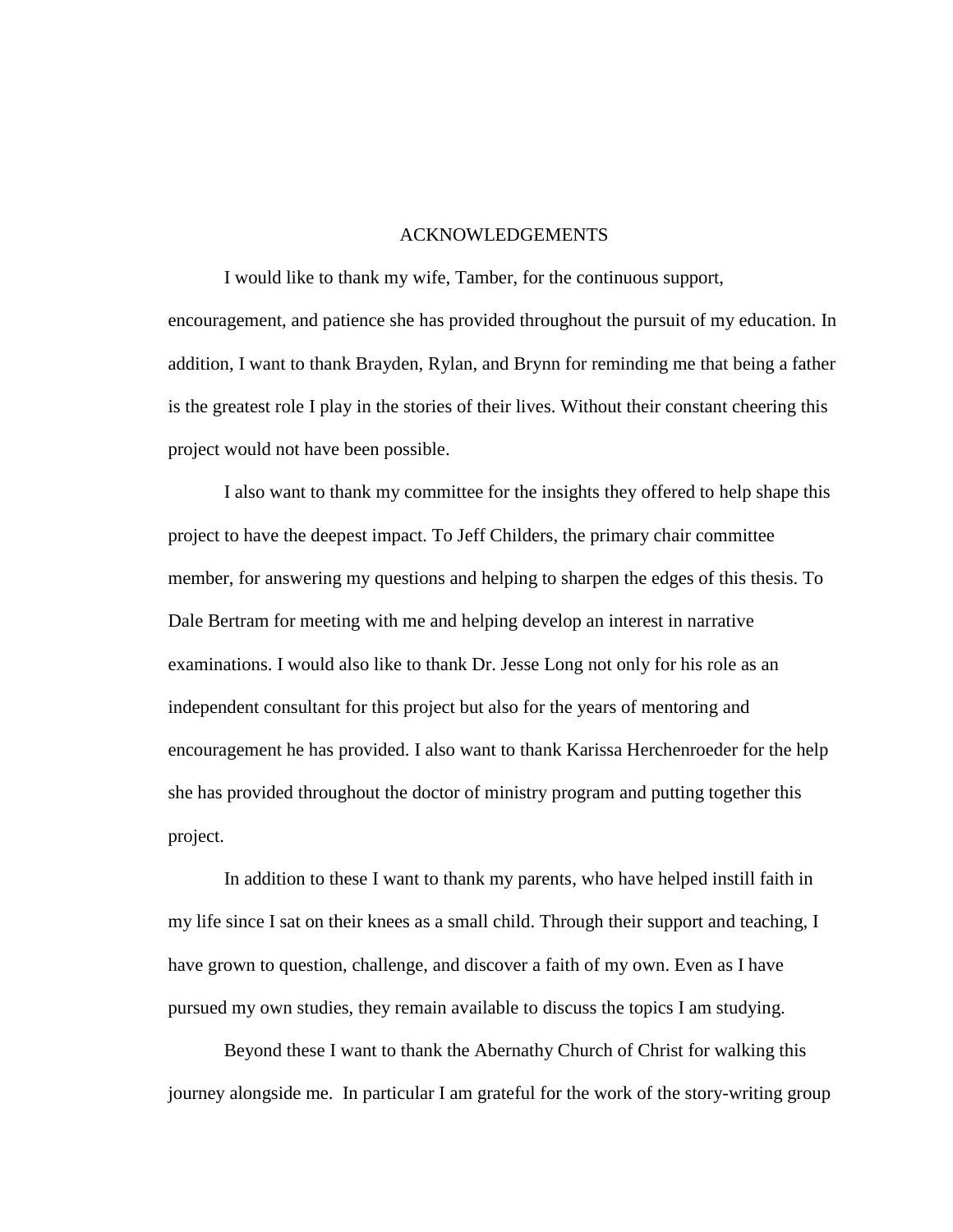# ACKNOWLEDGEMENTS

I would like to thank my wife, Tamber, for the continuous support, encouragement, and patience she has provided throughout the pursuit of my education. In addition, I want to thank Brayden, Rylan, and Brynn for reminding me that being a father is the greatest role I play in the stories of their lives. Without their constant cheering this project would not have been possible.

I also want to thank my committee for the insights they offered to help shape this project to have the deepest impact. To Jeff Childers, the primary chair committee member, for answering my questions and helping to sharpen the edges of this thesis. To Dale Bertram for meeting with me and helping develop an interest in narrative examinations. I would also like to thank Dr. Jesse Long not only for his role as an independent consultant for this project but also for the years of mentoring and encouragement he has provided. I also want to thank Karissa Herchenroeder for the help she has provided throughout the doctor of ministry program and putting together this project.

In addition to these I want to thank my parents, who have helped instill faith in my life since I sat on their knees as a small child. Through their support and teaching, I have grown to question, challenge, and discover a faith of my own. Even as I have pursued my own studies, they remain available to discuss the topics I am studying.

Beyond these I want to thank the Abernathy Church of Christ for walking this journey alongside me. In particular I am grateful for the work of the story-writing group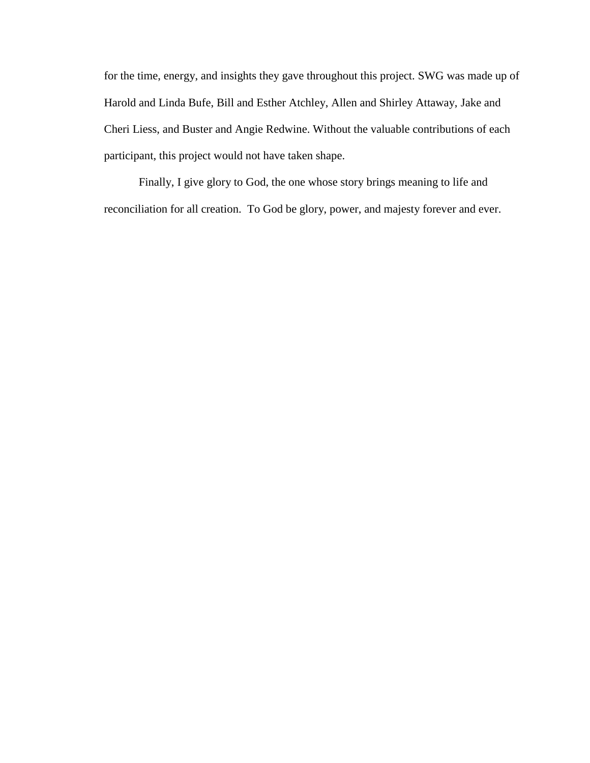for the time, energy, and insights they gave throughout this project. SWG was made up of Harold and Linda Bufe, Bill and Esther Atchley, Allen and Shirley Attaway, Jake and Cheri Liess, and Buster and Angie Redwine. Without the valuable contributions of each participant, this project would not have taken shape.

Finally, I give glory to God, the one whose story brings meaning to life and reconciliation for all creation. To God be glory, power, and majesty forever and ever.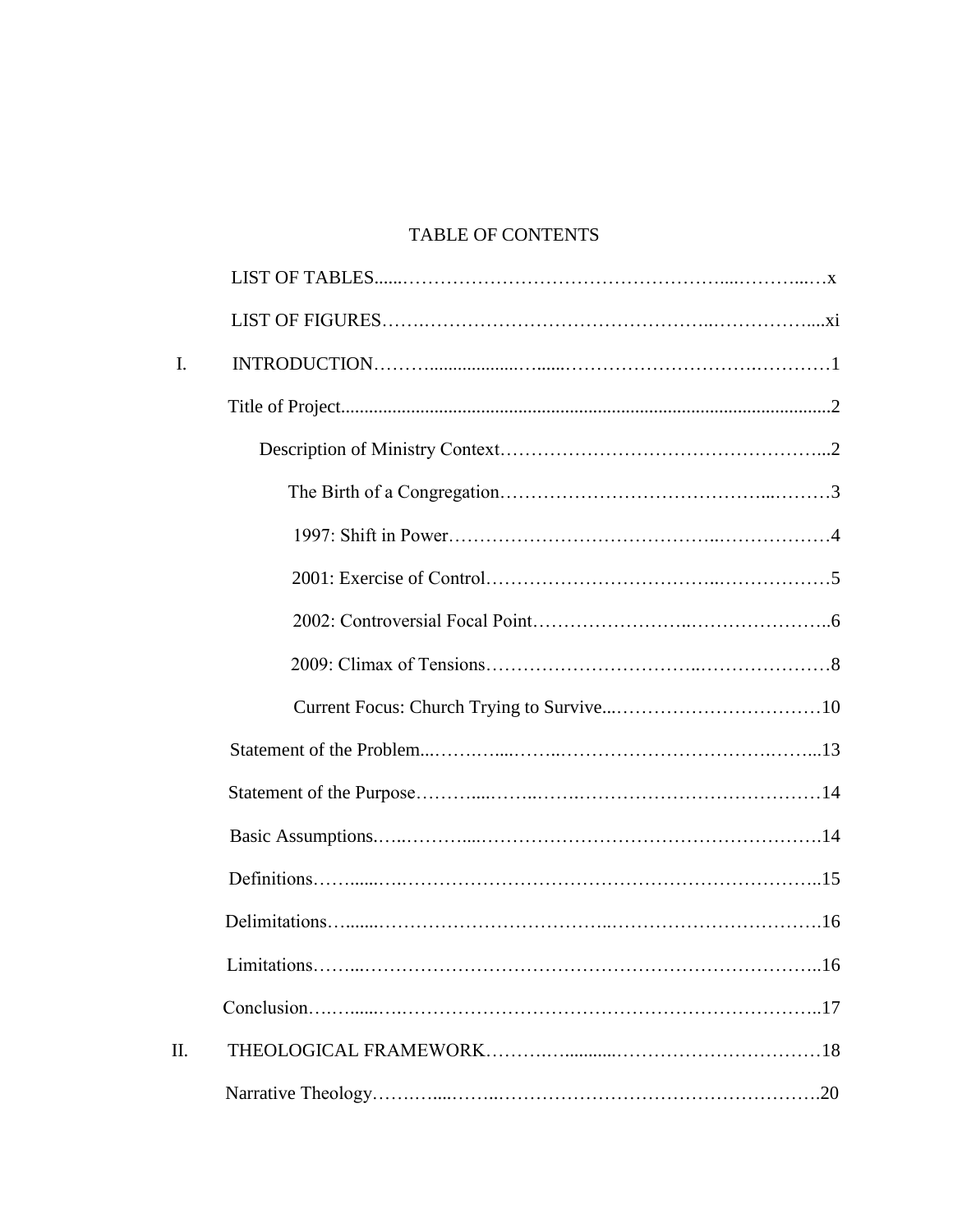# TABLE OF CONTENTS

LIST OF TABLES......................................................................x

LIST OF FIGURES....................................................................xi

I. INTRODUCTION......................................................................1

Title of Project.........................................................................2

Description of Ministry Context...................................................2

The Birth of a Congregation.........................................................3

1997: Shift in Power..................................................................4

2001: Exercise of Control...........................................................5

2002: Controversial Focal Point...................................................6

2009: Climax of Tensions............................................................8

Current Focus: Church Trying to Survive......................................10

Statement of the Problem...........................................................13

Statement of the Purpose...........................................................14

Basic Assumptions....................................................................14

Definitions..............................................................................15

Delimitations...........................................................................16

Limitations..............................................................................16

Conclusion..............................................................................17

II. THEOLOGICAL FRAMEWORK...................................................18

Narrative Theology...................................................................20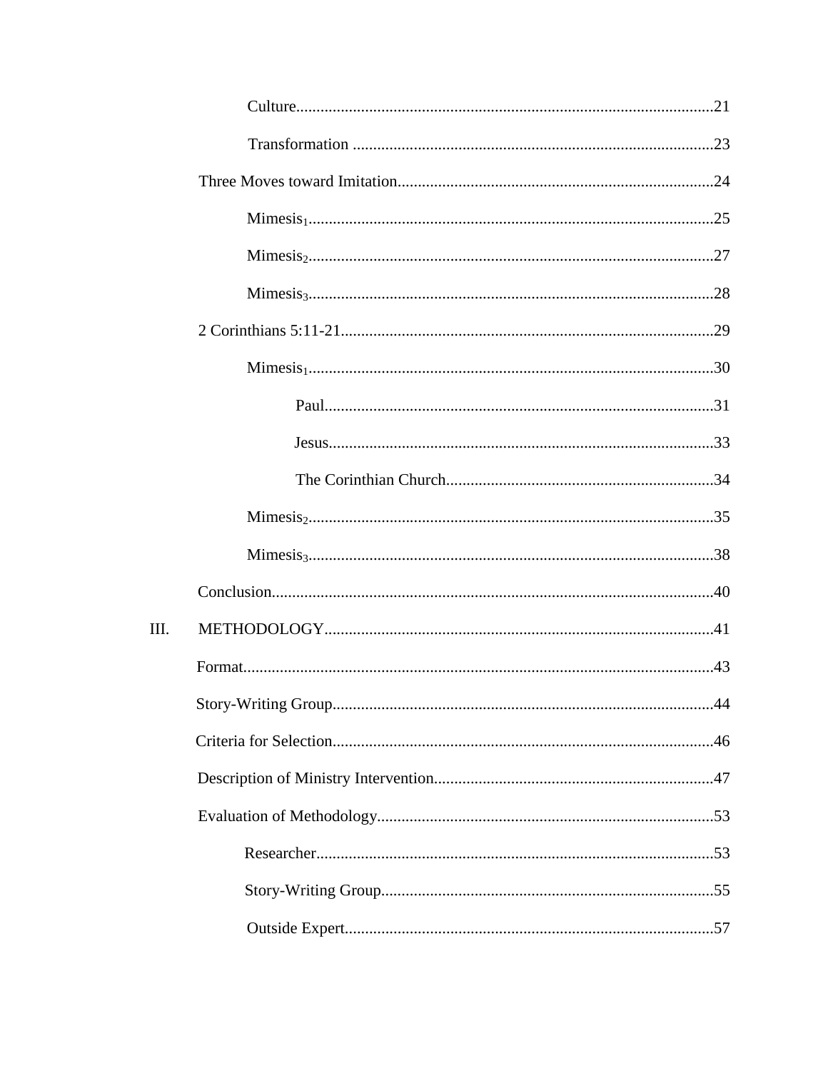Culture......................................................................................................21

Transformation ........................................................................................23

Three Moves toward Imitation.............................................................................24

Mimesis$_1$...................................................................................................25

Mimesis$_2$...................................................................................................27

Mimesis$_3$...................................................................................................28

2 Corinthians 5:11-21...........................................................................................29

Mimesis$_1$...................................................................................................30

Paul...............................................................................................31

Jesus..............................................................................................33

The Corinthian Church.................................................................34

Mimesis$_2$...................................................................................................35

Mimesis$_3$...................................................................................................38

Conclusion............................................................................................................40

III. METHODOLOGY...............................................................................................41

Format..................................................................................................................43

Story-Writing Group.............................................................................................44

Criteria for Selection.............................................................................................46

Description of Ministry Intervention....................................................................47

Evaluation of Methodology..................................................................................53

Researcher.................................................................................................53

Story-Writing Group.................................................................................55

Outside Expert..........................................................................................57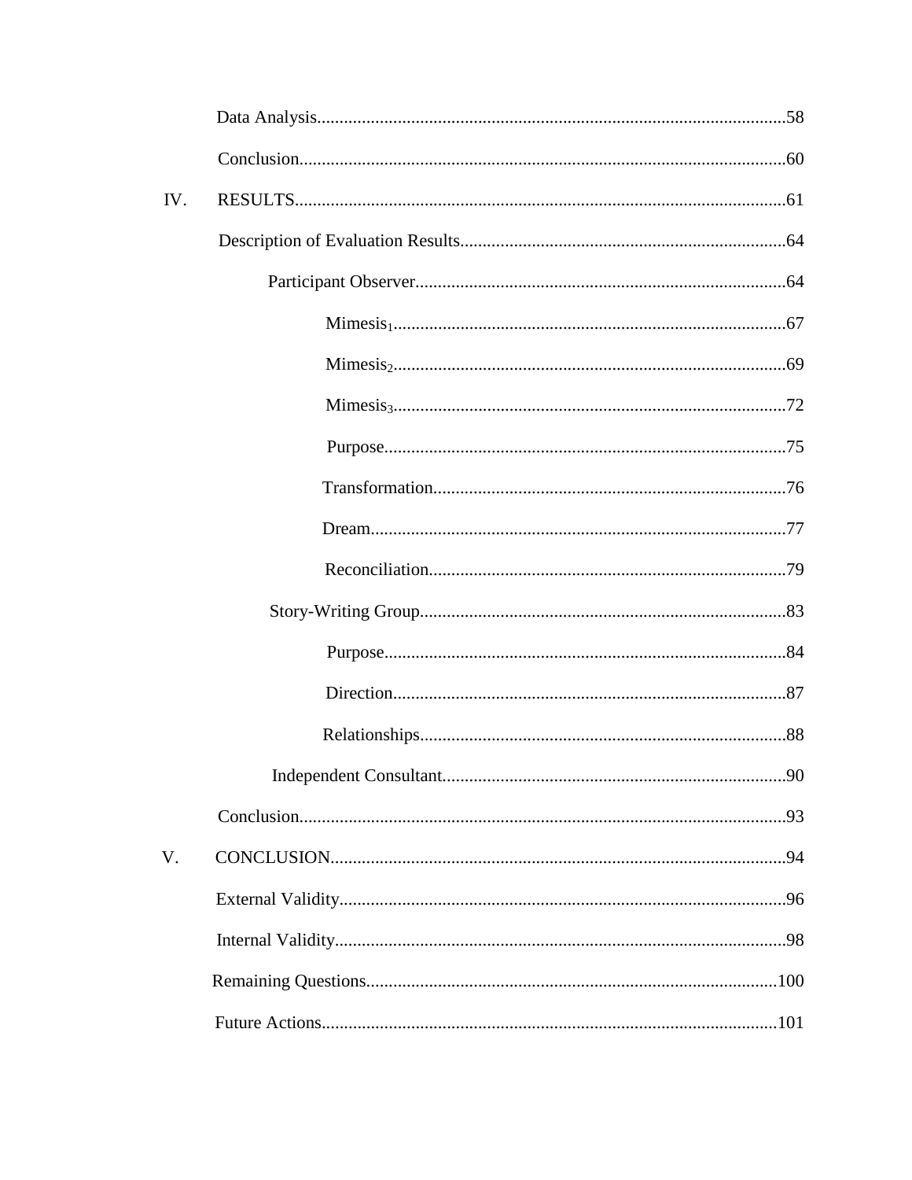Data Analysis........................................................................................................58

Conclusion............................................................................................................60

IV. RESULTS............................................................................................................61

Description of Evaluation Results........................................................................64

Participant Observer..................................................................................64

Mimesis$_1$.......................................................................................67

Mimesis$_2$.......................................................................................69

Mimesis$_3$.......................................................................................72

Purpose.........................................................................................75

Transformation..............................................................................76

Dream............................................................................................77

Reconciliation...............................................................................79

Story-Writing Group.................................................................................83

Purpose.........................................................................................84

Direction.......................................................................................87

Relationships.................................................................................88

Independent Consultant............................................................................90

Conclusion............................................................................................................93

V. CONCLUSION.....................................................................................................94

External Validity...................................................................................................96

Internal Validity....................................................................................................98

Remaining Questions..........................................................................................100

Future Actions.....................................................................................................101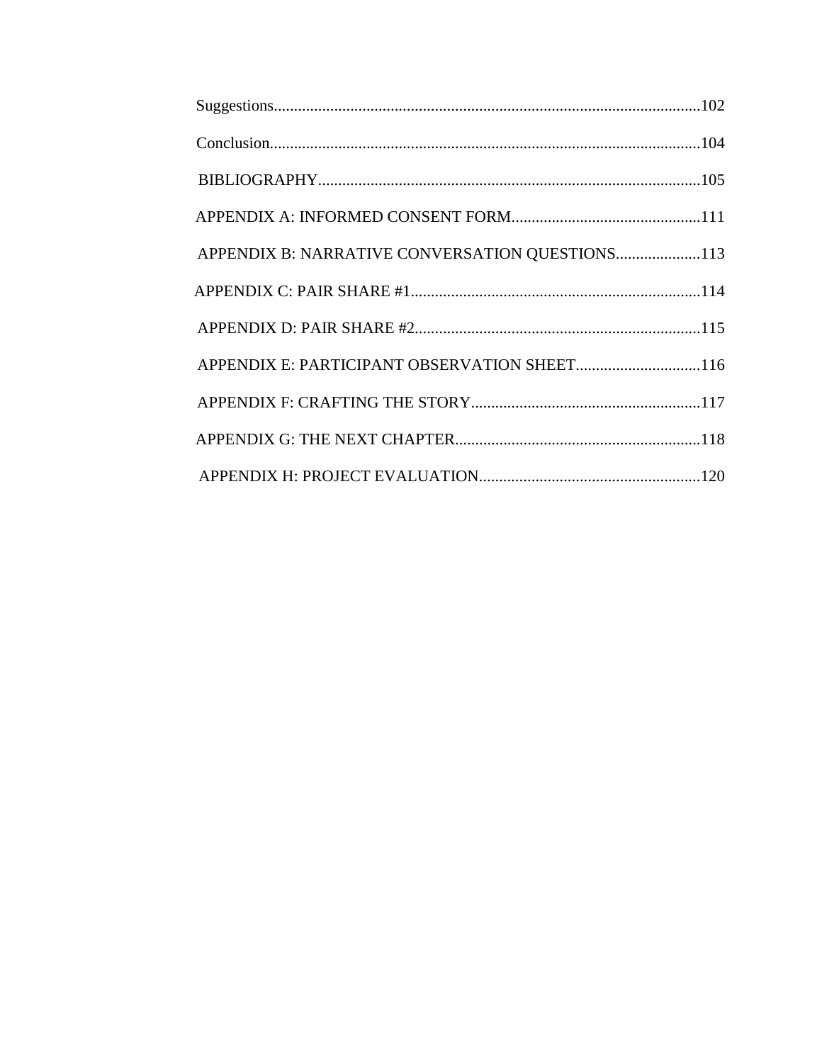Suggestions....................................................................................................102

Conclusion.....................................................................................................104

BIBLIOGRAPHY............................................................................................105

APPENDIX A: INFORMED CONSENT FORM...............................................111

APPENDIX B: NARRATIVE CONVERSATION QUESTIONS.....................113

APPENDIX C: PAIR SHARE #1.......................................................................114

APPENDIX D: PAIR SHARE #2......................................................................115

APPENDIX E: PARTICIPANT OBSERVATION SHEET...............................116

APPENDIX F: CRAFTING THE STORY.........................................................117

APPENDIX G: THE NEXT CHAPTER............................................................118

APPENDIX H: PROJECT EVALUATION.......................................................120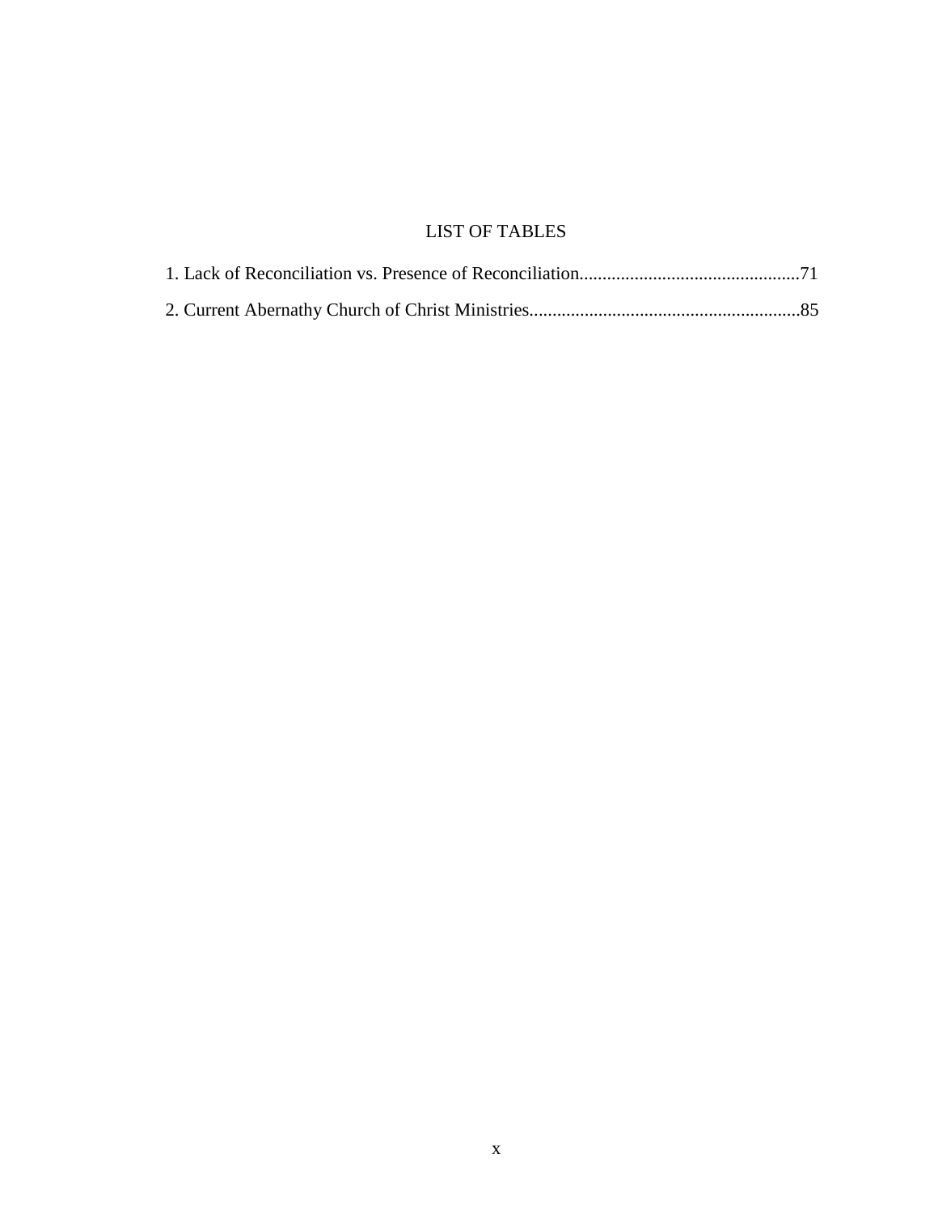# LIST OF TABLES

1. Lack of Reconciliation vs. Presence of Reconciliation................................................71

2. Current Abernathy Church of Christ Ministries..........................................................85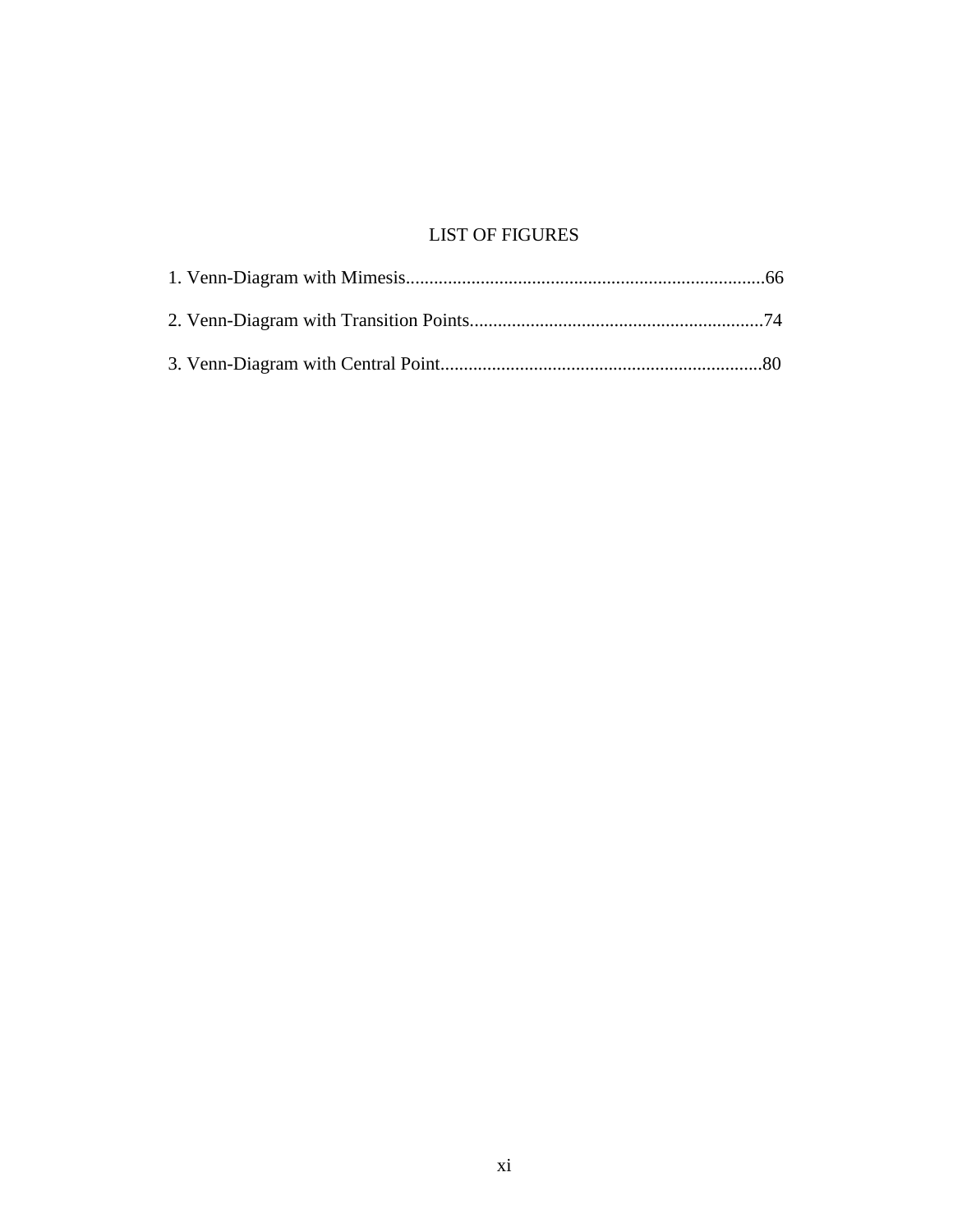# LIST OF FIGURES

1. Venn-Diagram with Mimesis............................................................................66

2. Venn-Diagram with Transition Points..............................................................74

3. Venn-Diagram with Central Point....................................................................80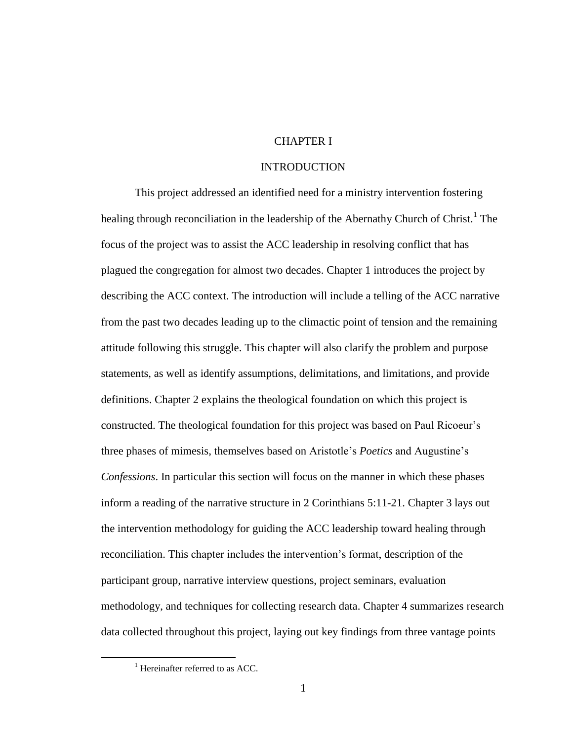# CHAPTER I

# INTRODUCTION

This project addressed an identified need for a ministry intervention fostering healing through reconciliation in the leadership of the Abernathy Church of Christ.[1] The focus of the project was to assist the ACC leadership in resolving conflict that has plagued the congregation for almost two decades. Chapter 1 introduces the project by describing the ACC context. The introduction will include a telling of the ACC narrative from the past two decades leading up to the climactic point of tension and the remaining attitude following this struggle. This chapter will also clarify the problem and purpose statements, as well as identify assumptions, delimitations, and limitations, and provide definitions. Chapter 2 explains the theological foundation on which this project is constructed. The theological foundation for this project was based on Paul Ricoeur's three phases of mimesis, themselves based on Aristotle's *Poetics* and Augustine's *Confessions*. In particular this section will focus on the manner in which these phases inform a reading of the narrative structure in 2 Corinthians 5:11-21. Chapter 3 lays out the intervention methodology for guiding the ACC leadership toward healing through reconciliation. This chapter includes the intervention's format, description of the participant group, narrative interview questions, project seminars, evaluation methodology, and techniques for collecting research data. Chapter 4 summarizes research data collected throughout this project, laying out key findings from three vantage points

---

[1] Hereinafter referred to as ACC.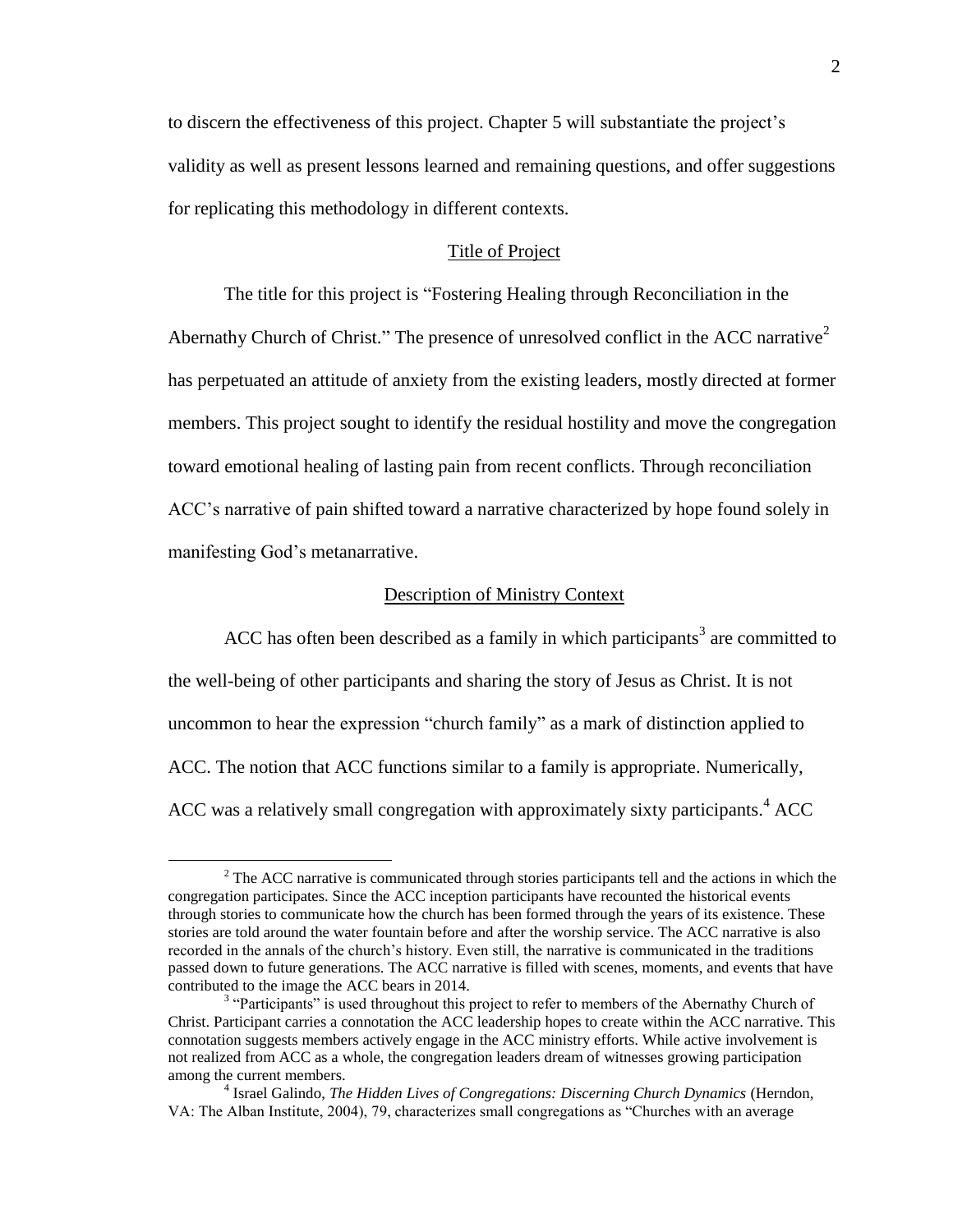to discern the effectiveness of this project. Chapter 5 will substantiate the project's validity as well as present lessons learned and remaining questions, and offer suggestions for replicating this methodology in different contexts.

## Title of Project

The title for this project is "Fostering Healing through Reconciliation in the Abernathy Church of Christ." The presence of unresolved conflict in the ACC narrative[2] has perpetuated an attitude of anxiety from the existing leaders, mostly directed at former members. This project sought to identify the residual hostility and move the congregation toward emotional healing of lasting pain from recent conflicts. Through reconciliation ACC's narrative of pain shifted toward a narrative characterized by hope found solely in manifesting God's metanarrative.

## Description of Ministry Context

ACC has often been described as a family in which participants[3] are committed to the well-being of other participants and sharing the story of Jesus as Christ. It is not uncommon to hear the expression "church family" as a mark of distinction applied to ACC. The notion that ACC functions similar to a family is appropriate. Numerically, ACC was a relatively small congregation with approximately sixty participants.[4] ACC

---

[2] The ACC narrative is communicated through stories participants tell and the actions in which the congregation participates. Since the ACC inception participants have recounted the historical events through stories to communicate how the church has been formed through the years of its existence. These stories are told around the water fountain before and after the worship service. The ACC narrative is also recorded in the annals of the church's history. Even still, the narrative is communicated in the traditions passed down to future generations. The ACC narrative is filled with scenes, moments, and events that have contributed to the image the ACC bears in 2014.

[3] "Participants" is used throughout this project to refer to members of the Abernathy Church of Christ. Participant carries a connotation the ACC leadership hopes to create within the ACC narrative. This connotation suggests members actively engage in the ACC ministry efforts. While active involvement is not realized from ACC as a whole, the congregation leaders dream of witnesses growing participation among the current members.

[4] Israel Galindo, *The Hidden Lives of Congregations: Discerning Church Dynamics* (Herndon, VA: The Alban Institute, 2004), 79, characterizes small congregations as "Churches with an average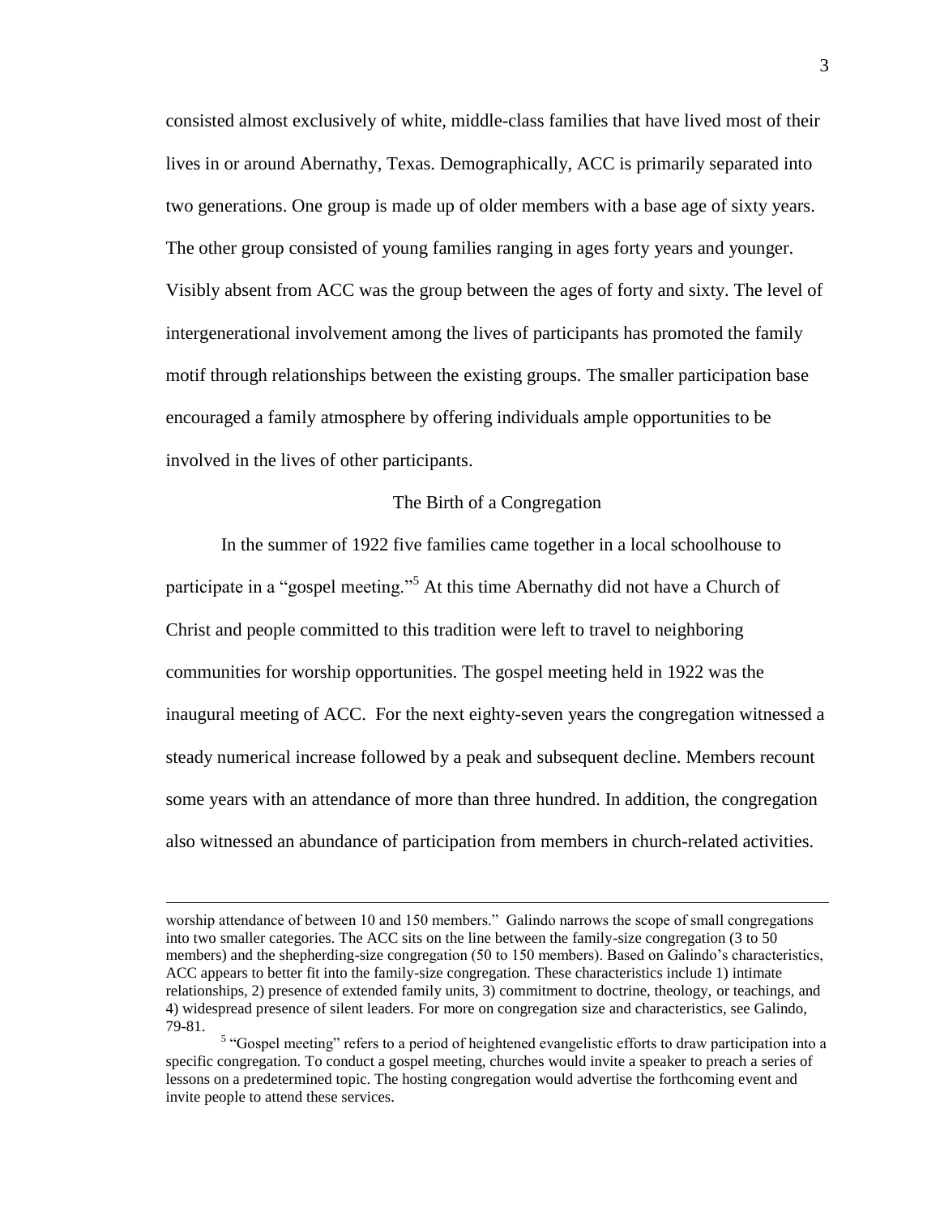consisted almost exclusively of white, middle-class families that have lived most of their lives in or around Abernathy, Texas. Demographically, ACC is primarily separated into two generations. One group is made up of older members with a base age of sixty years. The other group consisted of young families ranging in ages forty years and younger. Visibly absent from ACC was the group between the ages of forty and sixty. The level of intergenerational involvement among the lives of participants has promoted the family motif through relationships between the existing groups. The smaller participation base encouraged a family atmosphere by offering individuals ample opportunities to be involved in the lives of other participants.

## The Birth of a Congregation

In the summer of 1922 five families came together in a local schoolhouse to participate in a "gospel meeting."[5] At this time Abernathy did not have a Church of Christ and people committed to this tradition were left to travel to neighboring communities for worship opportunities. The gospel meeting held in 1922 was the inaugural meeting of ACC. For the next eighty-seven years the congregation witnessed a steady numerical increase followed by a peak and subsequent decline. Members recount some years with an attendance of more than three hundred. In addition, the congregation also witnessed an abundance of participation from members in church-related activities.

---

worship attendance of between 10 and 150 members." Galindo narrows the scope of small congregations into two smaller categories. The ACC sits on the line between the family-size congregation (3 to 50 members) and the shepherding-size congregation (50 to 150 members). Based on Galindo's characteristics, ACC appears to better fit into the family-size congregation. These characteristics include 1) intimate relationships, 2) presence of extended family units, 3) commitment to doctrine, theology, or teachings, and 4) widespread presence of silent leaders. For more on congregation size and characteristics, see Galindo, 79-81.

[5] "Gospel meeting" refers to a period of heightened evangelistic efforts to draw participation into a specific congregation. To conduct a gospel meeting, churches would invite a speaker to preach a series of lessons on a predetermined topic. The hosting congregation would advertise the forthcoming event and invite people to attend these services.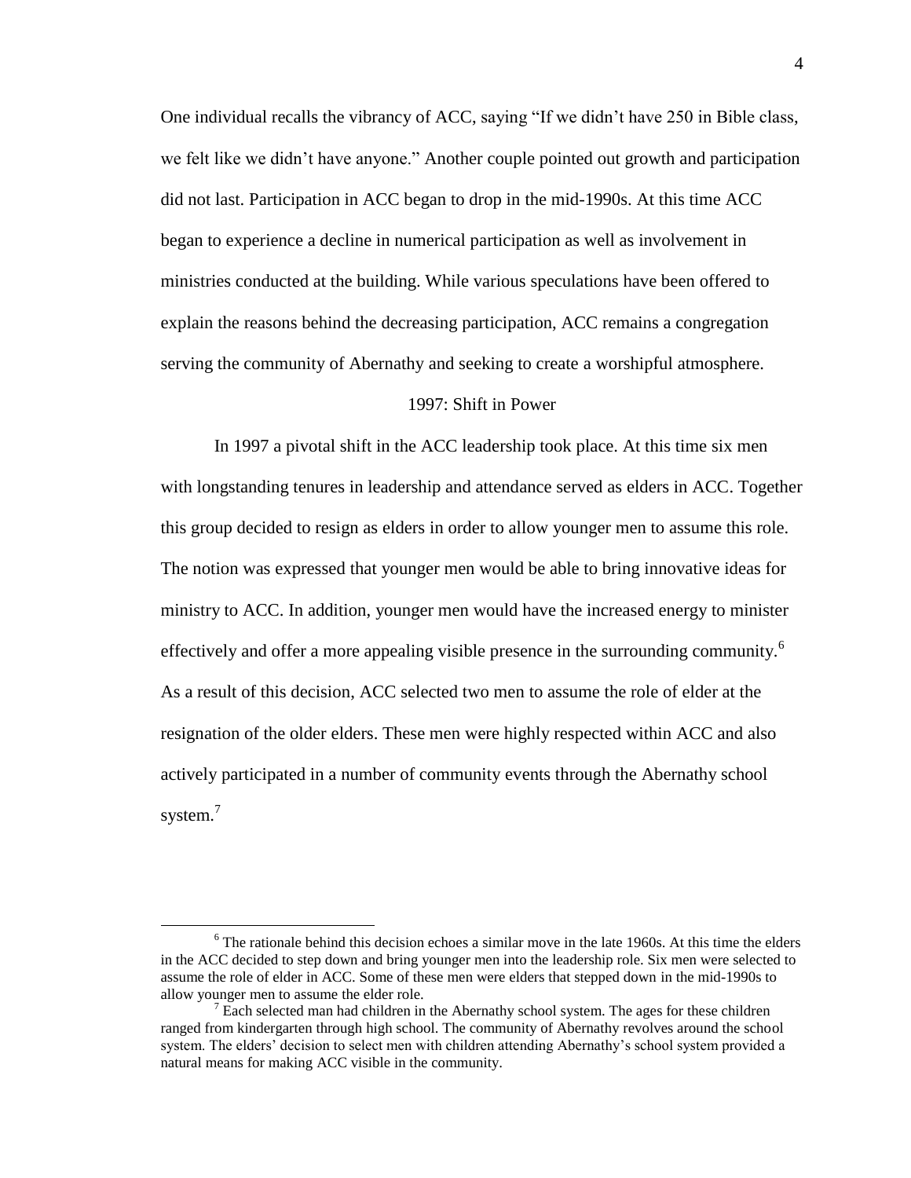One individual recalls the vibrancy of ACC, saying "If we didn't have 250 in Bible class, we felt like we didn't have anyone." Another couple pointed out growth and participation did not last. Participation in ACC began to drop in the mid-1990s. At this time ACC began to experience a decline in numerical participation as well as involvement in ministries conducted at the building. While various speculations have been offered to explain the reasons behind the decreasing participation, ACC remains a congregation serving the community of Abernathy and seeking to create a worshipful atmosphere.

## 1997: Shift in Power

In 1997 a pivotal shift in the ACC leadership took place. At this time six men with longstanding tenures in leadership and attendance served as elders in ACC. Together this group decided to resign as elders in order to allow younger men to assume this role. The notion was expressed that younger men would be able to bring innovative ideas for ministry to ACC. In addition, younger men would have the increased energy to minister effectively and offer a more appealing visible presence in the surrounding community.[6] As a result of this decision, ACC selected two men to assume the role of elder at the resignation of the older elders. These men were highly respected within ACC and also actively participated in a number of community events through the Abernathy school system.[7]

---

[6] The rationale behind this decision echoes a similar move in the late 1960s. At this time the elders in the ACC decided to step down and bring younger men into the leadership role. Six men were selected to assume the role of elder in ACC. Some of these men were elders that stepped down in the mid-1990s to allow younger men to assume the elder role.

[7] Each selected man had children in the Abernathy school system. The ages for these children ranged from kindergarten through high school. The community of Abernathy revolves around the school system. The elders' decision to select men with children attending Abernathy's school system provided a natural means for making ACC visible in the community.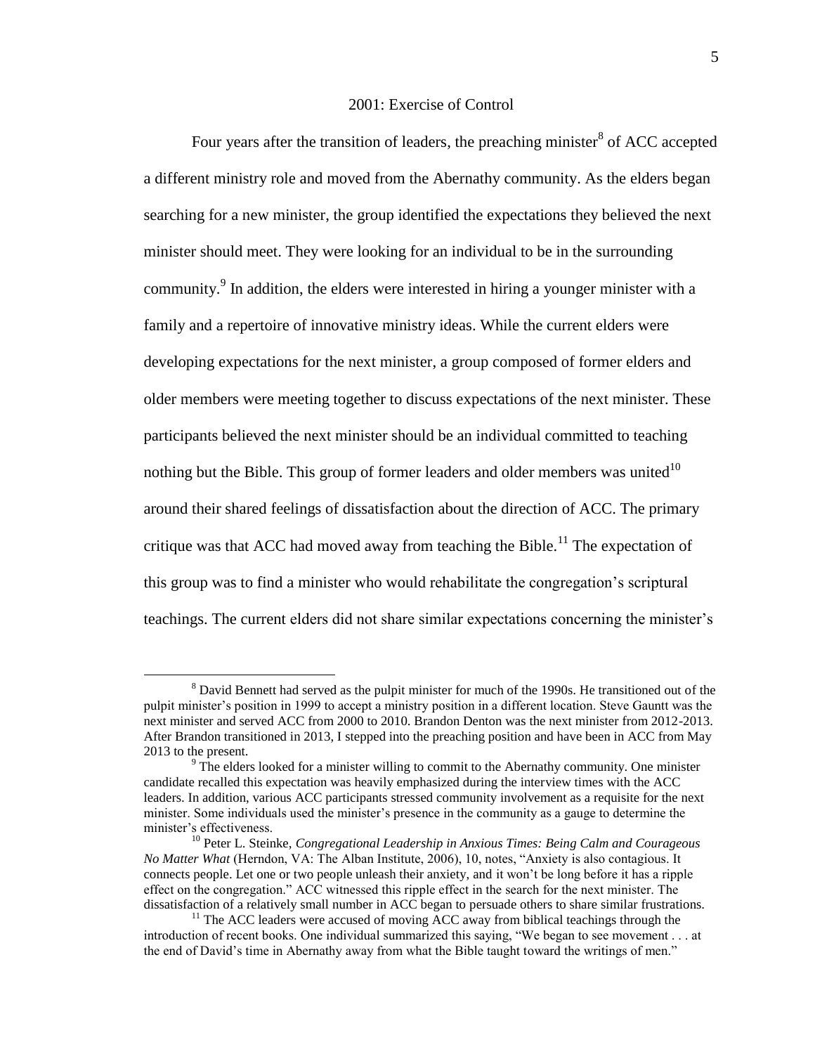## 2001: Exercise of Control

Four years after the transition of leaders, the preaching minister[8] of ACC accepted a different ministry role and moved from the Abernathy community. As the elders began searching for a new minister, the group identified the expectations they believed the next minister should meet. They were looking for an individual to be in the surrounding community.[9] In addition, the elders were interested in hiring a younger minister with a family and a repertoire of innovative ministry ideas. While the current elders were developing expectations for the next minister, a group composed of former elders and older members were meeting together to discuss expectations of the next minister. These participants believed the next minister should be an individual committed to teaching nothing but the Bible. This group of former leaders and older members was united[10] around their shared feelings of dissatisfaction about the direction of ACC. The primary critique was that ACC had moved away from teaching the Bible.[11] The expectation of this group was to find a minister who would rehabilitate the congregation's scriptural teachings. The current elders did not share similar expectations concerning the minister's

---

[8] David Bennett had served as the pulpit minister for much of the 1990s. He transitioned out of the pulpit minister's position in 1999 to accept a ministry position in a different location. Steve Gauntt was the next minister and served ACC from 2000 to 2010. Brandon Denton was the next minister from 2012-2013. After Brandon transitioned in 2013, I stepped into the preaching position and have been in ACC from May 2013 to the present.

[9] The elders looked for a minister willing to commit to the Abernathy community. One minister candidate recalled this expectation was heavily emphasized during the interview times with the ACC leaders. In addition, various ACC participants stressed community involvement as a requisite for the next minister. Some individuals used the minister's presence in the community as a gauge to determine the minister's effectiveness.

[10] Peter L. Steinke, *Congregational Leadership in Anxious Times: Being Calm and Courageous No Matter What* (Herndon, VA: The Alban Institute, 2006), 10, notes, "Anxiety is also contagious. It connects people. Let one or two people unleash their anxiety, and it won't be long before it has a ripple effect on the congregation." ACC witnessed this ripple effect in the search for the next minister. The dissatisfaction of a relatively small number in ACC began to persuade others to share similar frustrations.

[11] The ACC leaders were accused of moving ACC away from biblical teachings through the introduction of recent books. One individual summarized this saying, "We began to see movement . . . at the end of David's time in Abernathy away from what the Bible taught toward the writings of men."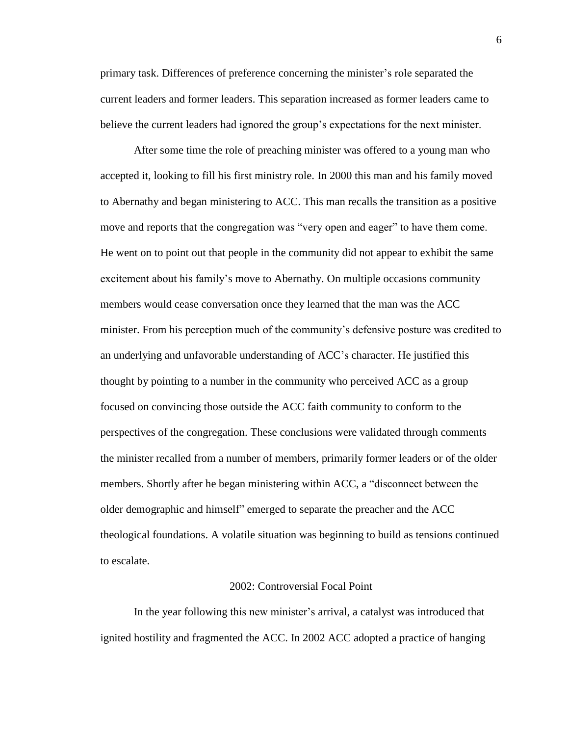primary task. Differences of preference concerning the minister's role separated the current leaders and former leaders. This separation increased as former leaders came to believe the current leaders had ignored the group's expectations for the next minister.

After some time the role of preaching minister was offered to a young man who accepted it, looking to fill his first ministry role. In 2000 this man and his family moved to Abernathy and began ministering to ACC. This man recalls the transition as a positive move and reports that the congregation was "very open and eager" to have them come. He went on to point out that people in the community did not appear to exhibit the same excitement about his family's move to Abernathy. On multiple occasions community members would cease conversation once they learned that the man was the ACC minister. From his perception much of the community's defensive posture was credited to an underlying and unfavorable understanding of ACC's character. He justified this thought by pointing to a number in the community who perceived ACC as a group focused on convincing those outside the ACC faith community to conform to the perspectives of the congregation. These conclusions were validated through comments the minister recalled from a number of members, primarily former leaders or of the older members. Shortly after he began ministering within ACC, a "disconnect between the older demographic and himself" emerged to separate the preacher and the ACC theological foundations. A volatile situation was beginning to build as tensions continued to escalate.

### 2002: Controversial Focal Point

In the year following this new minister's arrival, a catalyst was introduced that ignited hostility and fragmented the ACC. In 2002 ACC adopted a practice of hanging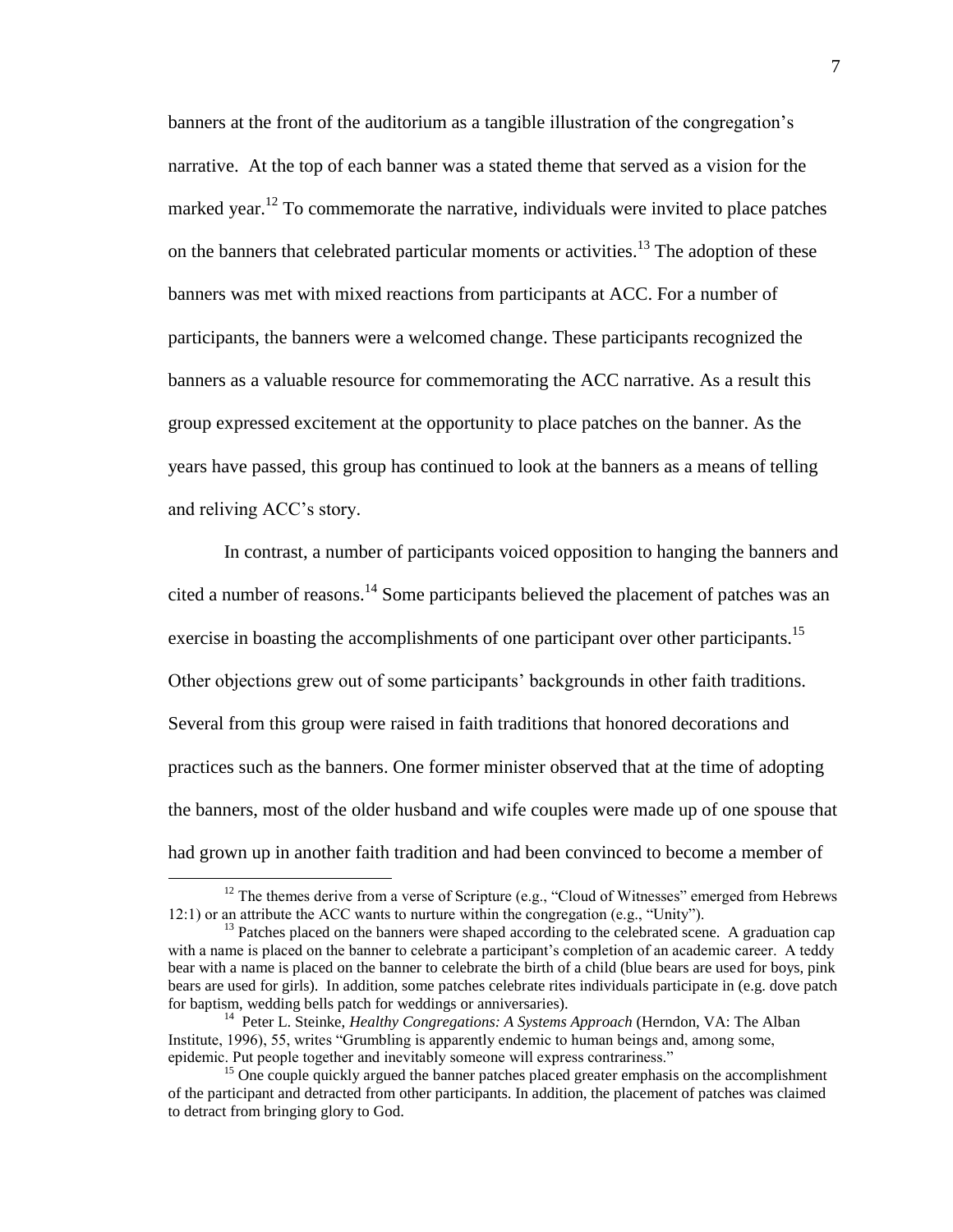banners at the front of the auditorium as a tangible illustration of the congregation's narrative. At the top of each banner was a stated theme that served as a vision for the marked year.[12] To commemorate the narrative, individuals were invited to place patches on the banners that celebrated particular moments or activities.[13] The adoption of these banners was met with mixed reactions from participants at ACC. For a number of participants, the banners were a welcomed change. These participants recognized the banners as a valuable resource for commemorating the ACC narrative. As a result this group expressed excitement at the opportunity to place patches on the banner. As the years have passed, this group has continued to look at the banners as a means of telling and reliving ACC's story.

In contrast, a number of participants voiced opposition to hanging the banners and cited a number of reasons.[14] Some participants believed the placement of patches was an exercise in boasting the accomplishments of one participant over other participants.[15] Other objections grew out of some participants' backgrounds in other faith traditions. Several from this group were raised in faith traditions that honored decorations and practices such as the banners. One former minister observed that at the time of adopting the banners, most of the older husband and wife couples were made up of one spouse that had grown up in another faith tradition and had been convinced to become a member of

---

[12] The themes derive from a verse of Scripture (e.g., "Cloud of Witnesses" emerged from Hebrews 12:1) or an attribute the ACC wants to nurture within the congregation (e.g., "Unity").

[13] Patches placed on the banners were shaped according to the celebrated scene. A graduation cap with a name is placed on the banner to celebrate a participant's completion of an academic career. A teddy bear with a name is placed on the banner to celebrate the birth of a child (blue bears are used for boys, pink bears are used for girls). In addition, some patches celebrate rites individuals participate in (e.g. dove patch for baptism, wedding bells patch for weddings or anniversaries).

[14] Peter L. Steinke, *Healthy Congregations: A Systems Approach* (Herndon, VA: The Alban Institute, 1996), 55, writes "Grumbling is apparently endemic to human beings and, among some, epidemic. Put people together and inevitably someone will express contrariness."

[15] One couple quickly argued the banner patches placed greater emphasis on the accomplishment of the participant and detracted from other participants. In addition, the placement of patches was claimed to detract from bringing glory to God.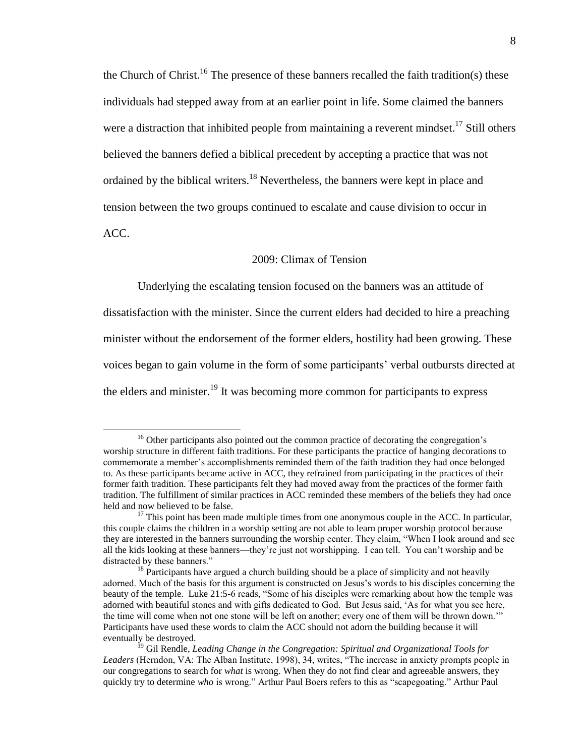the Church of Christ.[16] The presence of these banners recalled the faith tradition(s) these individuals had stepped away from at an earlier point in life. Some claimed the banners were a distraction that inhibited people from maintaining a reverent mindset.[17] Still others believed the banners defied a biblical precedent by accepting a practice that was not ordained by the biblical writers.[18] Nevertheless, the banners were kept in place and tension between the two groups continued to escalate and cause division to occur in ACC.

## 2009: Climax of Tension

Underlying the escalating tension focused on the banners was an attitude of dissatisfaction with the minister. Since the current elders had decided to hire a preaching minister without the endorsement of the former elders, hostility had been growing. These voices began to gain volume in the form of some participants' verbal outbursts directed at the elders and minister.[19] It was becoming more common for participants to express

---

[16] Other participants also pointed out the common practice of decorating the congregation's worship structure in different faith traditions. For these participants the practice of hanging decorations to commemorate a member's accomplishments reminded them of the faith tradition they had once belonged to. As these participants became active in ACC, they refrained from participating in the practices of their former faith tradition. These participants felt they had moved away from the practices of the former faith tradition. The fulfillment of similar practices in ACC reminded these members of the beliefs they had once held and now believed to be false.

[17] This point has been made multiple times from one anonymous couple in the ACC. In particular, this couple claims the children in a worship setting are not able to learn proper worship protocol because they are interested in the banners surrounding the worship center. They claim, "When I look around and see all the kids looking at these banners—they're just not worshipping. I can tell. You can't worship and be distracted by these banners."

[18] Participants have argued a church building should be a place of simplicity and not heavily adorned. Much of the basis for this argument is constructed on Jesus's words to his disciples concerning the beauty of the temple. Luke 21:5-6 reads, "Some of his disciples were remarking about how the temple was adorned with beautiful stones and with gifts dedicated to God. But Jesus said, 'As for what you see here, the time will come when not one stone will be left on another; every one of them will be thrown down.'" Participants have used these words to claim the ACC should not adorn the building because it will eventually be destroyed.

[19] Gil Rendle, *Leading Change in the Congregation: Spiritual and Organizational Tools for Leaders* (Herndon, VA: The Alban Institute, 1998), 34, writes, "The increase in anxiety prompts people in our congregations to search for *what* is wrong. When they do not find clear and agreeable answers, they quickly try to determine *who* is wrong." Arthur Paul Boers refers to this as "scapegoating." Arthur Paul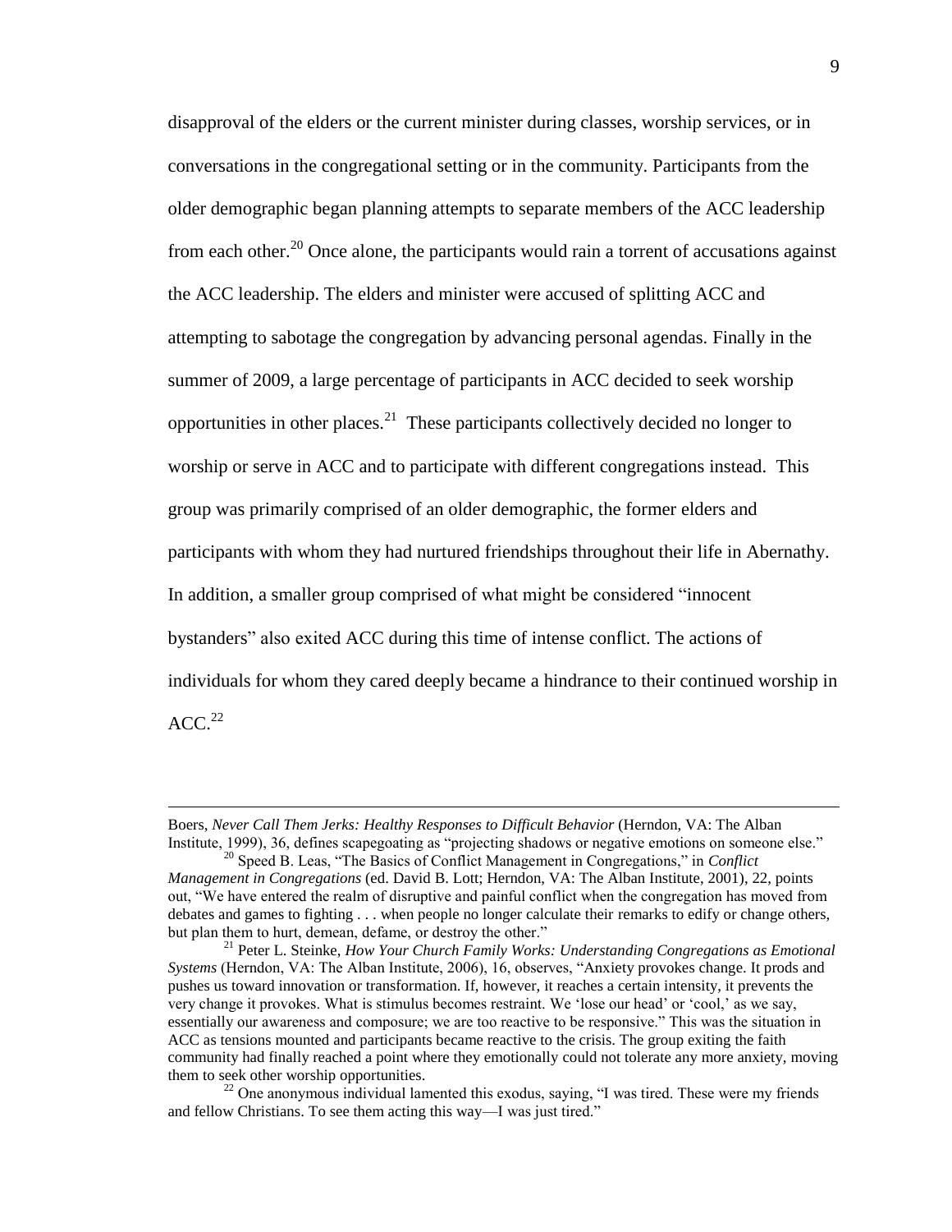disapproval of the elders or the current minister during classes, worship services, or in conversations in the congregational setting or in the community. Participants from the older demographic began planning attempts to separate members of the ACC leadership from each other.[20] Once alone, the participants would rain a torrent of accusations against the ACC leadership. The elders and minister were accused of splitting ACC and attempting to sabotage the congregation by advancing personal agendas. Finally in the summer of 2009, a large percentage of participants in ACC decided to seek worship opportunities in other places.[21] These participants collectively decided no longer to worship or serve in ACC and to participate with different congregations instead. This group was primarily comprised of an older demographic, the former elders and participants with whom they had nurtured friendships throughout their life in Abernathy. In addition, a smaller group comprised of what might be considered "innocent bystanders" also exited ACC during this time of intense conflict. The actions of individuals for whom they cared deeply became a hindrance to their continued worship in ACC.[22]

---

Boers, *Never Call Them Jerks: Healthy Responses to Difficult Behavior* (Herndon, VA: The Alban Institute, 1999), 36, defines scapegoating as "projecting shadows or negative emotions on someone else."

[20] Speed B. Leas, "The Basics of Conflict Management in Congregations," in *Conflict Management in Congregations* (ed. David B. Lott; Herndon, VA: The Alban Institute, 2001), 22, points out, "We have entered the realm of disruptive and painful conflict when the congregation has moved from debates and games to fighting . . . when people no longer calculate their remarks to edify or change others, but plan them to hurt, demean, defame, or destroy the other."

[21] Peter L. Steinke, *How Your Church Family Works: Understanding Congregations as Emotional Systems* (Herndon, VA: The Alban Institute, 2006), 16, observes, "Anxiety provokes change. It prods and pushes us toward innovation or transformation. If, however, it reaches a certain intensity, it prevents the very change it provokes. What is stimulus becomes restraint. We 'lose our head' or 'cool,' as we say, essentially our awareness and composure; we are too reactive to be responsive." This was the situation in ACC as tensions mounted and participants became reactive to the crisis. The group exiting the faith community had finally reached a point where they emotionally could not tolerate any more anxiety, moving them to seek other worship opportunities.

[22] One anonymous individual lamented this exodus, saying, "I was tired. These were my friends and fellow Christians. To see them acting this way—I was just tired."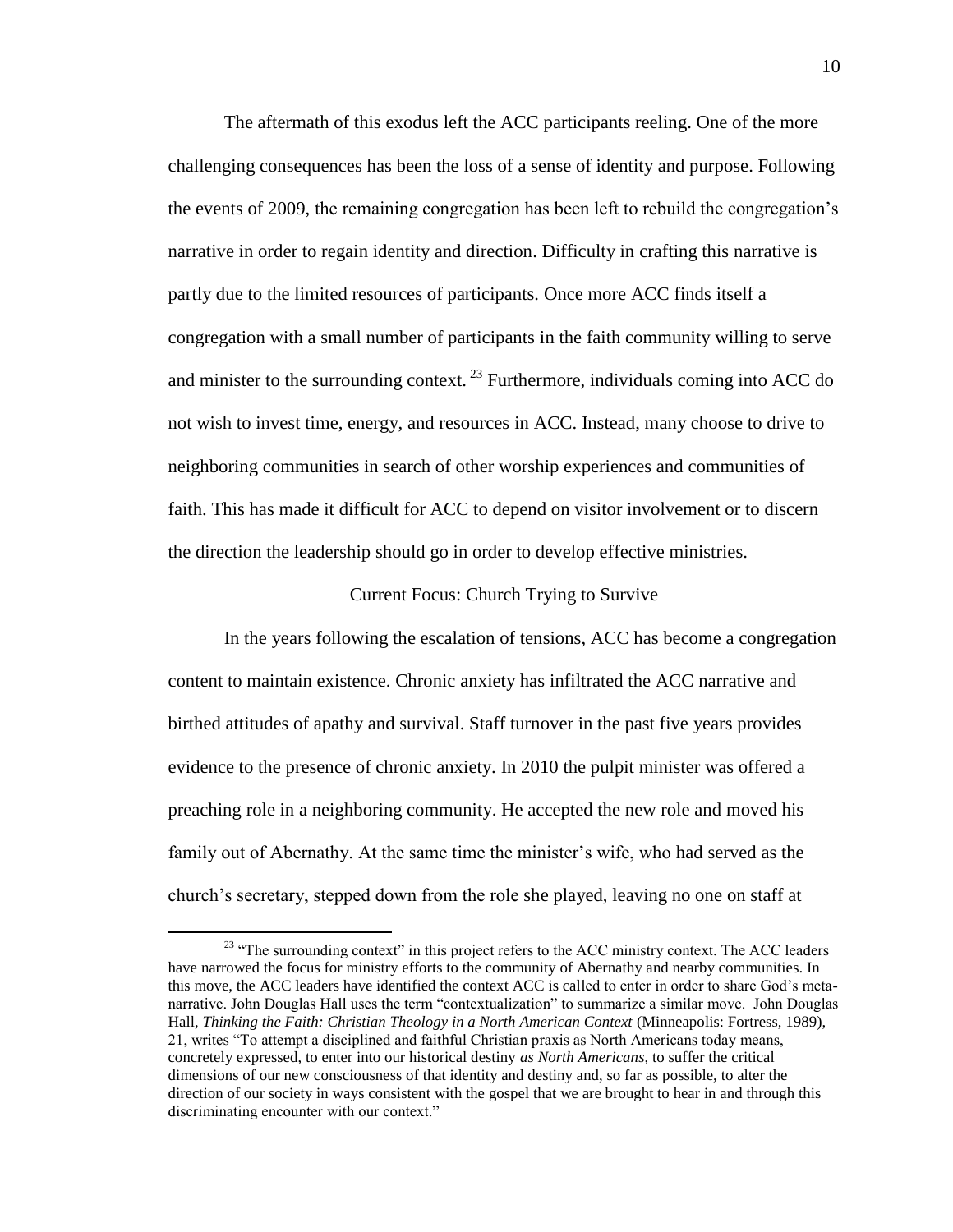The aftermath of this exodus left the ACC participants reeling. One of the more challenging consequences has been the loss of a sense of identity and purpose. Following the events of 2009, the remaining congregation has been left to rebuild the congregation's narrative in order to regain identity and direction. Difficulty in crafting this narrative is partly due to the limited resources of participants. Once more ACC finds itself a congregation with a small number of participants in the faith community willing to serve and minister to the surrounding context.[23] Furthermore, individuals coming into ACC do not wish to invest time, energy, and resources in ACC. Instead, many choose to drive to neighboring communities in search of other worship experiences and communities of faith. This has made it difficult for ACC to depend on visitor involvement or to discern the direction the leadership should go in order to develop effective ministries.

## Current Focus: Church Trying to Survive

In the years following the escalation of tensions, ACC has become a congregation content to maintain existence. Chronic anxiety has infiltrated the ACC narrative and birthed attitudes of apathy and survival. Staff turnover in the past five years provides evidence to the presence of chronic anxiety. In 2010 the pulpit minister was offered a preaching role in a neighboring community. He accepted the new role and moved his family out of Abernathy. At the same time the minister's wife, who had served as the church's secretary, stepped down from the role she played, leaving no one on staff at

---

[23] "The surrounding context" in this project refers to the ACC ministry context. The ACC leaders have narrowed the focus for ministry efforts to the community of Abernathy and nearby communities. In this move, the ACC leaders have identified the context ACC is called to enter in order to share God's meta-narrative. John Douglas Hall uses the term "contextualization" to summarize a similar move. John Douglas Hall, *Thinking the Faith: Christian Theology in a North American Context* (Minneapolis: Fortress, 1989), 21, writes "To attempt a disciplined and faithful Christian praxis as North Americans today means, concretely expressed, to enter into our historical destiny *as North Americans*, to suffer the critical dimensions of our new consciousness of that identity and destiny and, so far as possible, to alter the direction of our society in ways consistent with the gospel that we are brought to hear in and through this discriminating encounter with our context."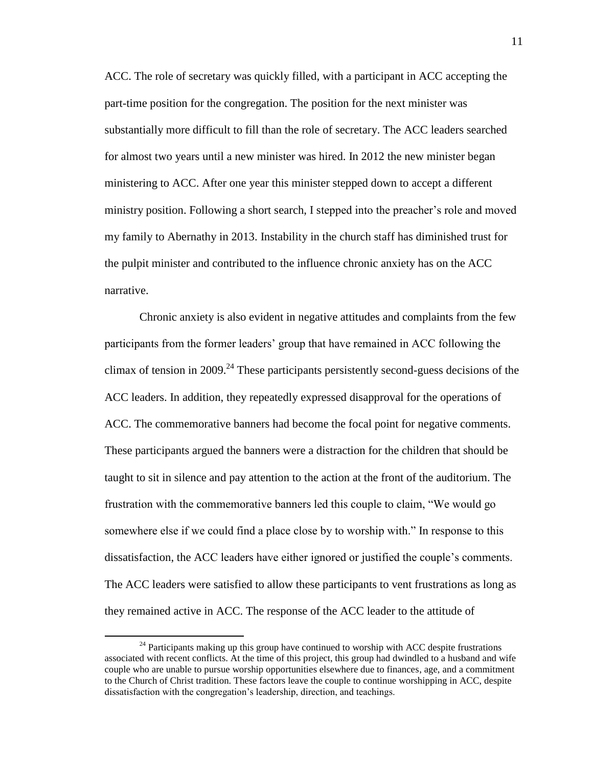ACC. The role of secretary was quickly filled, with a participant in ACC accepting the part-time position for the congregation. The position for the next minister was substantially more difficult to fill than the role of secretary. The ACC leaders searched for almost two years until a new minister was hired. In 2012 the new minister began ministering to ACC. After one year this minister stepped down to accept a different ministry position. Following a short search, I stepped into the preacher's role and moved my family to Abernathy in 2013. Instability in the church staff has diminished trust for the pulpit minister and contributed to the influence chronic anxiety has on the ACC narrative.

Chronic anxiety is also evident in negative attitudes and complaints from the few participants from the former leaders' group that have remained in ACC following the climax of tension in 2009.[24] These participants persistently second-guess decisions of the ACC leaders. In addition, they repeatedly expressed disapproval for the operations of ACC. The commemorative banners had become the focal point for negative comments. These participants argued the banners were a distraction for the children that should be taught to sit in silence and pay attention to the action at the front of the auditorium. The frustration with the commemorative banners led this couple to claim, "We would go somewhere else if we could find a place close by to worship with." In response to this dissatisfaction, the ACC leaders have either ignored or justified the couple's comments. The ACC leaders were satisfied to allow these participants to vent frustrations as long as they remained active in ACC. The response of the ACC leader to the attitude of

[24] Participants making up this group have continued to worship with ACC despite frustrations associated with recent conflicts. At the time of this project, this group had dwindled to a husband and wife couple who are unable to pursue worship opportunities elsewhere due to finances, age, and a commitment to the Church of Christ tradition. These factors leave the couple to continue worshipping in ACC, despite dissatisfaction with the congregation's leadership, direction, and teachings.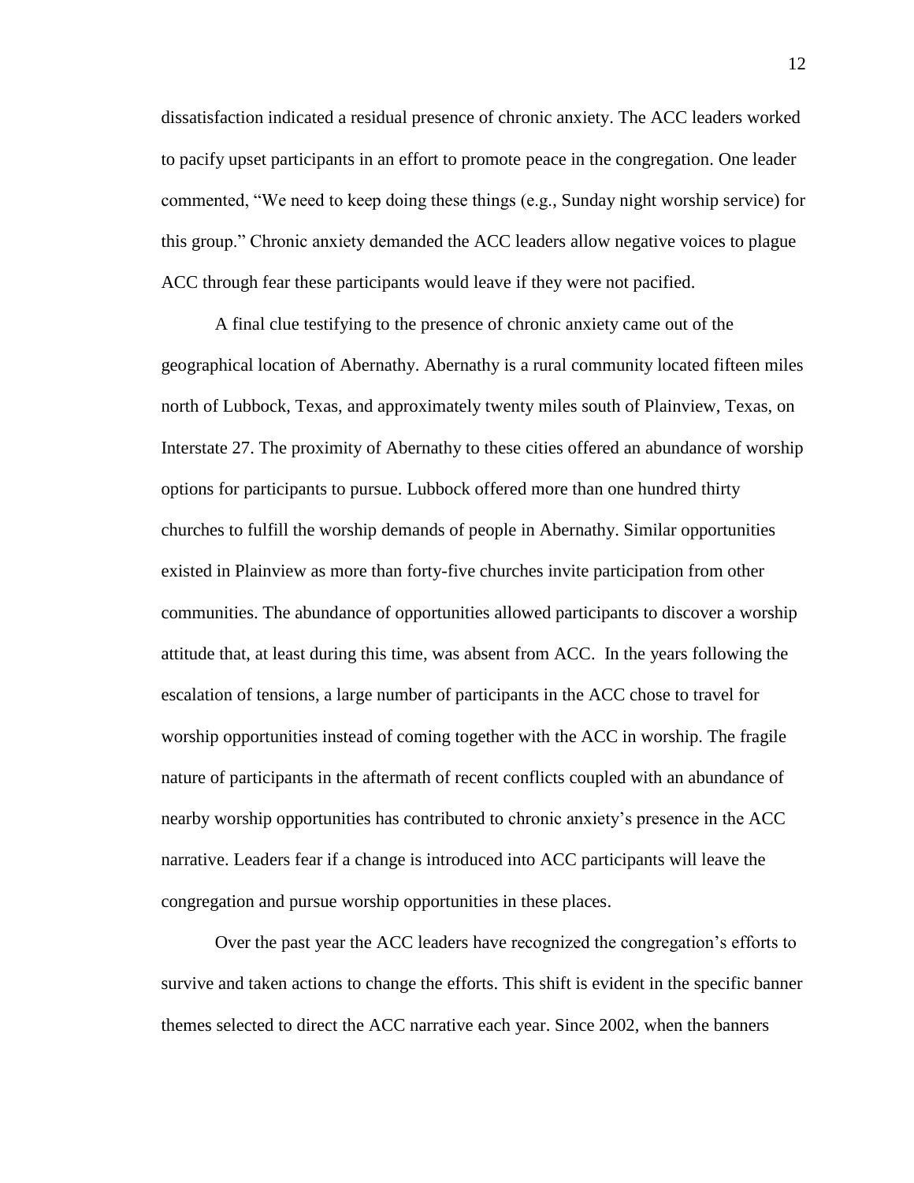dissatisfaction indicated a residual presence of chronic anxiety. The ACC leaders worked to pacify upset participants in an effort to promote peace in the congregation. One leader commented, "We need to keep doing these things (e.g., Sunday night worship service) for this group." Chronic anxiety demanded the ACC leaders allow negative voices to plague ACC through fear these participants would leave if they were not pacified.

A final clue testifying to the presence of chronic anxiety came out of the geographical location of Abernathy. Abernathy is a rural community located fifteen miles north of Lubbock, Texas, and approximately twenty miles south of Plainview, Texas, on Interstate 27. The proximity of Abernathy to these cities offered an abundance of worship options for participants to pursue. Lubbock offered more than one hundred thirty churches to fulfill the worship demands of people in Abernathy. Similar opportunities existed in Plainview as more than forty-five churches invite participation from other communities. The abundance of opportunities allowed participants to discover a worship attitude that, at least during this time, was absent from ACC. In the years following the escalation of tensions, a large number of participants in the ACC chose to travel for worship opportunities instead of coming together with the ACC in worship. The fragile nature of participants in the aftermath of recent conflicts coupled with an abundance of nearby worship opportunities has contributed to chronic anxiety's presence in the ACC narrative. Leaders fear if a change is introduced into ACC participants will leave the congregation and pursue worship opportunities in these places.

Over the past year the ACC leaders have recognized the congregation's efforts to survive and taken actions to change the efforts. This shift is evident in the specific banner themes selected to direct the ACC narrative each year. Since 2002, when the banners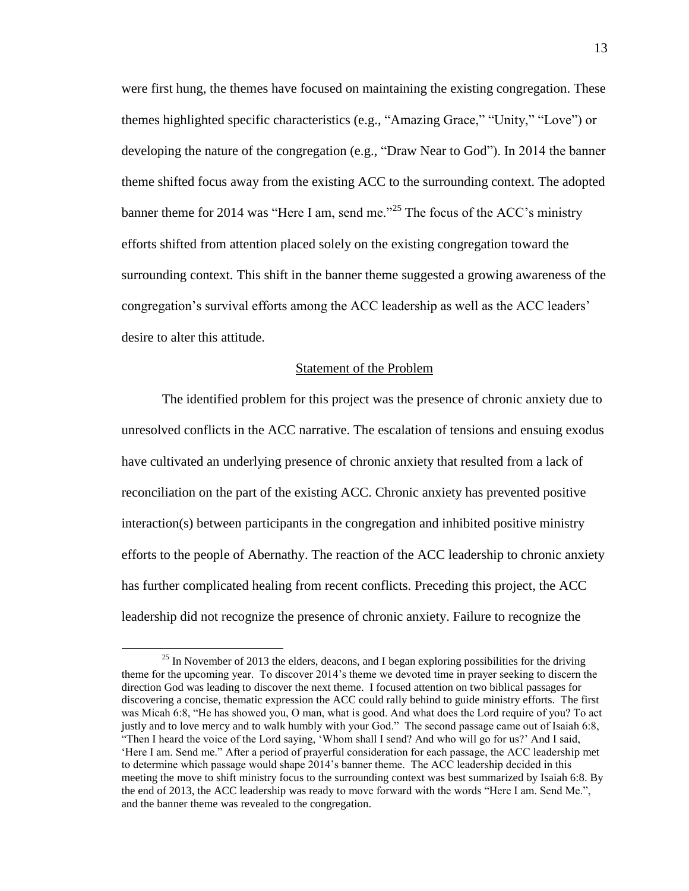were first hung, the themes have focused on maintaining the existing congregation. These themes highlighted specific characteristics (e.g., "Amazing Grace," "Unity," "Love") or developing the nature of the congregation (e.g., "Draw Near to God"). In 2014 the banner theme shifted focus away from the existing ACC to the surrounding context. The adopted banner theme for 2014 was "Here I am, send me."[25] The focus of the ACC's ministry efforts shifted from attention placed solely on the existing congregation toward the surrounding context. This shift in the banner theme suggested a growing awareness of the congregation's survival efforts among the ACC leadership as well as the ACC leaders' desire to alter this attitude.

## Statement of the Problem

The identified problem for this project was the presence of chronic anxiety due to unresolved conflicts in the ACC narrative. The escalation of tensions and ensuing exodus have cultivated an underlying presence of chronic anxiety that resulted from a lack of reconciliation on the part of the existing ACC. Chronic anxiety has prevented positive interaction(s) between participants in the congregation and inhibited positive ministry efforts to the people of Abernathy. The reaction of the ACC leadership to chronic anxiety has further complicated healing from recent conflicts. Preceding this project, the ACC leadership did not recognize the presence of chronic anxiety. Failure to recognize the

---

[25] In November of 2013 the elders, deacons, and I began exploring possibilities for the driving theme for the upcoming year. To discover 2014's theme we devoted time in prayer seeking to discern the direction God was leading to discover the next theme. I focused attention on two biblical passages for discovering a concise, thematic expression the ACC could rally behind to guide ministry efforts. The first was Micah 6:8, "He has showed you, O man, what is good. And what does the Lord require of you? To act justly and to love mercy and to walk humbly with your God." The second passage came out of Isaiah 6:8, "Then I heard the voice of the Lord saying, 'Whom shall I send? And who will go for us?' And I said, 'Here I am. Send me." After a period of prayerful consideration for each passage, the ACC leadership met to determine which passage would shape 2014's banner theme. The ACC leadership decided in this meeting the move to shift ministry focus to the surrounding context was best summarized by Isaiah 6:8. By the end of 2013, the ACC leadership was ready to move forward with the words "Here I am. Send Me.", and the banner theme was revealed to the congregation.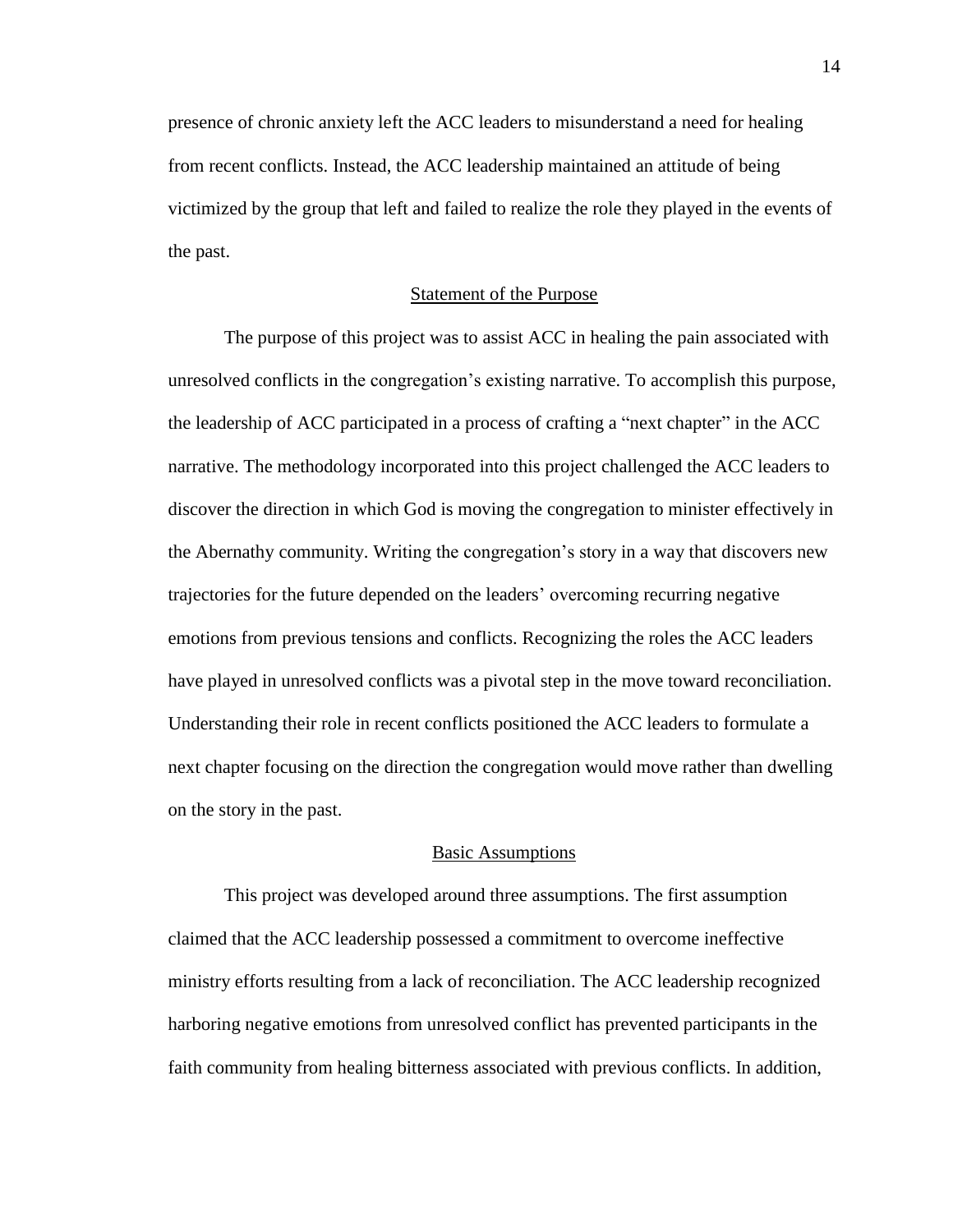presence of chronic anxiety left the ACC leaders to misunderstand a need for healing from recent conflicts. Instead, the ACC leadership maintained an attitude of being victimized by the group that left and failed to realize the role they played in the events of the past.

## Statement of the Purpose

The purpose of this project was to assist ACC in healing the pain associated with unresolved conflicts in the congregation's existing narrative. To accomplish this purpose, the leadership of ACC participated in a process of crafting a "next chapter" in the ACC narrative. The methodology incorporated into this project challenged the ACC leaders to discover the direction in which God is moving the congregation to minister effectively in the Abernathy community. Writing the congregation's story in a way that discovers new trajectories for the future depended on the leaders' overcoming recurring negative emotions from previous tensions and conflicts. Recognizing the roles the ACC leaders have played in unresolved conflicts was a pivotal step in the move toward reconciliation. Understanding their role in recent conflicts positioned the ACC leaders to formulate a next chapter focusing on the direction the congregation would move rather than dwelling on the story in the past.

## Basic Assumptions

This project was developed around three assumptions. The first assumption claimed that the ACC leadership possessed a commitment to overcome ineffective ministry efforts resulting from a lack of reconciliation. The ACC leadership recognized harboring negative emotions from unresolved conflict has prevented participants in the faith community from healing bitterness associated with previous conflicts. In addition,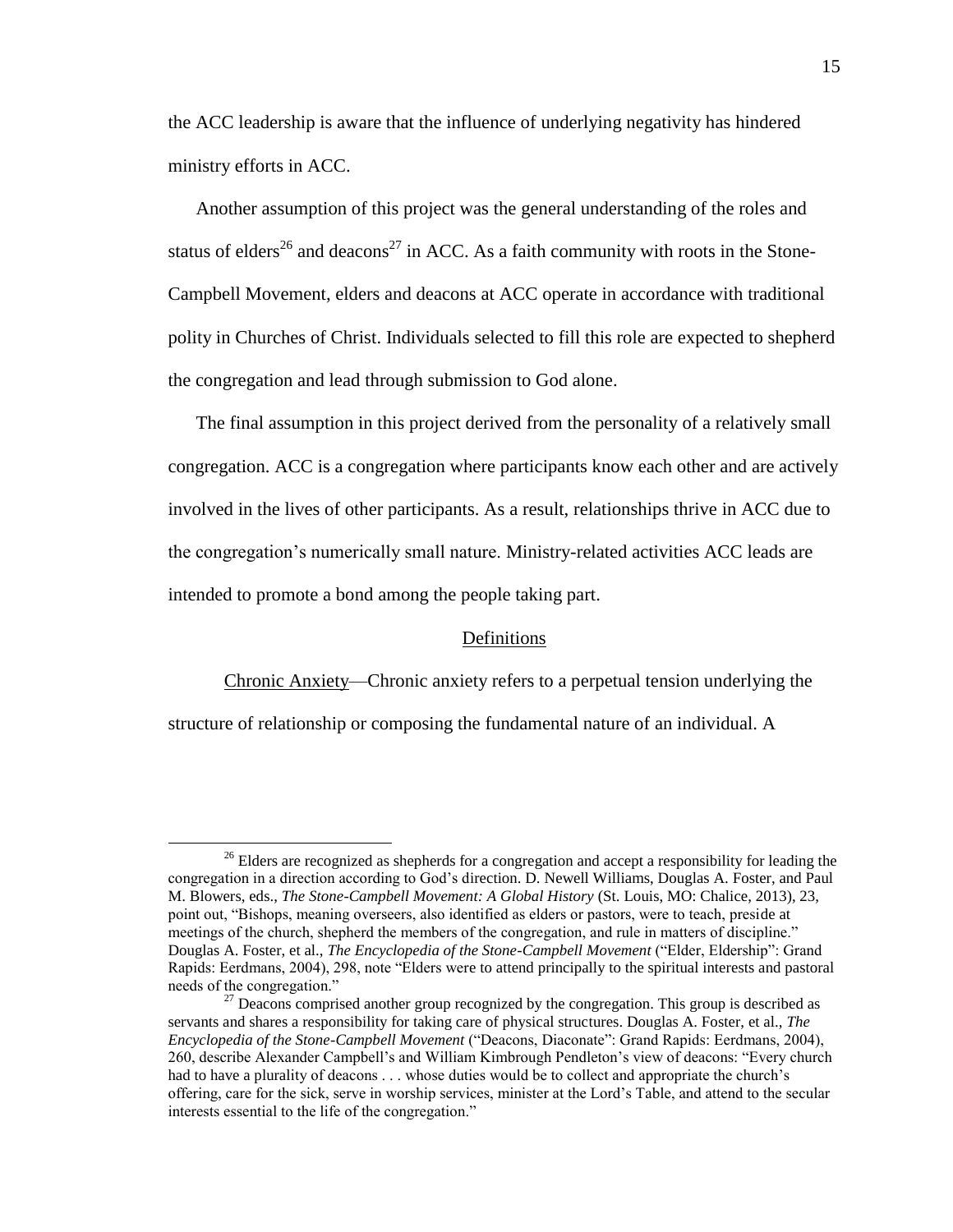the ACC leadership is aware that the influence of underlying negativity has hindered ministry efforts in ACC.

Another assumption of this project was the general understanding of the roles and status of elders[26] and deacons[27] in ACC. As a faith community with roots in the Stone-Campbell Movement, elders and deacons at ACC operate in accordance with traditional polity in Churches of Christ. Individuals selected to fill this role are expected to shepherd the congregation and lead through submission to God alone.

The final assumption in this project derived from the personality of a relatively small congregation. ACC is a congregation where participants know each other and are actively involved in the lives of other participants. As a result, relationships thrive in ACC due to the congregation's numerically small nature. Ministry-related activities ACC leads are intended to promote a bond among the people taking part.

## Definitions

Chronic Anxiety—Chronic anxiety refers to a perpetual tension underlying the structure of relationship or composing the fundamental nature of an individual. A

---

[26] Elders are recognized as shepherds for a congregation and accept a responsibility for leading the congregation in a direction according to God's direction. D. Newell Williams, Douglas A. Foster, and Paul M. Blowers, eds., *The Stone-Campbell Movement: A Global History* (St. Louis, MO: Chalice, 2013), 23, point out, "Bishops, meaning overseers, also identified as elders or pastors, were to teach, preside at meetings of the church, shepherd the members of the congregation, and rule in matters of discipline." Douglas A. Foster, et al., *The Encyclopedia of the Stone-Campbell Movement* ("Elder, Eldership": Grand Rapids: Eerdmans, 2004), 298, note "Elders were to attend principally to the spiritual interests and pastoral needs of the congregation."

[27] Deacons comprised another group recognized by the congregation. This group is described as servants and shares a responsibility for taking care of physical structures. Douglas A. Foster, et al., *The Encyclopedia of the Stone-Campbell Movement* ("Deacons, Diaconate": Grand Rapids: Eerdmans, 2004), 260, describe Alexander Campbell's and William Kimbrough Pendleton's view of deacons: "Every church had to have a plurality of deacons . . . whose duties would be to collect and appropriate the church's offering, care for the sick, serve in worship services, minister at the Lord's Table, and attend to the secular interests essential to the life of the congregation."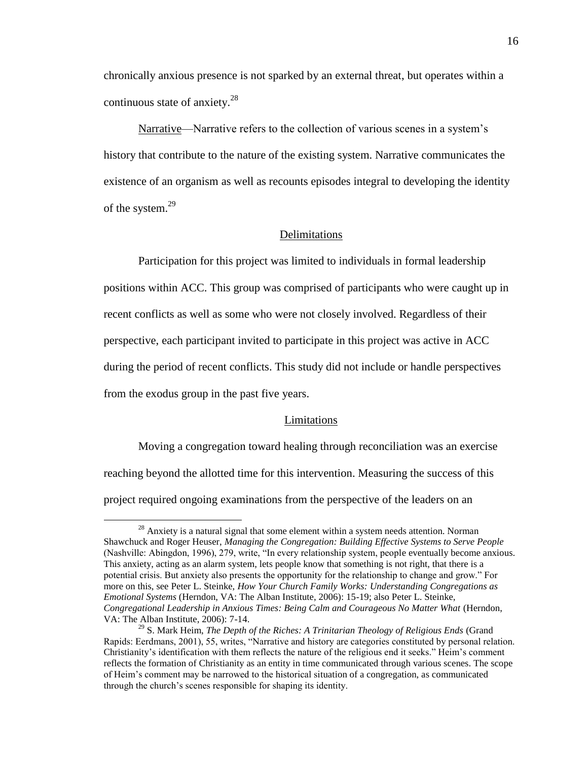chronically anxious presence is not sparked by an external threat, but operates within a continuous state of anxiety.[28]

Narrative—Narrative refers to the collection of various scenes in a system's history that contribute to the nature of the existing system. Narrative communicates the existence of an organism as well as recounts episodes integral to developing the identity of the system.[29]

## Delimitations

Participation for this project was limited to individuals in formal leadership positions within ACC. This group was comprised of participants who were caught up in recent conflicts as well as some who were not closely involved. Regardless of their perspective, each participant invited to participate in this project was active in ACC during the period of recent conflicts. This study did not include or handle perspectives from the exodus group in the past five years.

## Limitations

Moving a congregation toward healing through reconciliation was an exercise reaching beyond the allotted time for this intervention. Measuring the success of this project required ongoing examinations from the perspective of the leaders on an

---

[28] Anxiety is a natural signal that some element within a system needs attention. Norman Shawchuck and Roger Heuser, *Managing the Congregation: Building Effective Systems to Serve People* (Nashville: Abingdon, 1996), 279, write, "In every relationship system, people eventually become anxious. This anxiety, acting as an alarm system, lets people know that something is not right, that there is a potential crisis. But anxiety also presents the opportunity for the relationship to change and grow." For more on this, see Peter L. Steinke, *How Your Church Family Works: Understanding Congregations as Emotional Systems* (Herndon, VA: The Alban Institute, 2006): 15-19; also Peter L. Steinke, *Congregational Leadership in Anxious Times: Being Calm and Courageous No Matter What* (Herndon, VA: The Alban Institute, 2006): 7-14.

[29] S. Mark Heim, *The Depth of the Riches: A Trinitarian Theology of Religious Ends* (Grand Rapids: Eerdmans, 2001), 55, writes, "Narrative and history are categories constituted by personal relation. Christianity's identification with them reflects the nature of the religious end it seeks." Heim's comment reflects the formation of Christianity as an entity in time communicated through various scenes. The scope of Heim's comment may be narrowed to the historical situation of a congregation, as communicated through the church's scenes responsible for shaping its identity.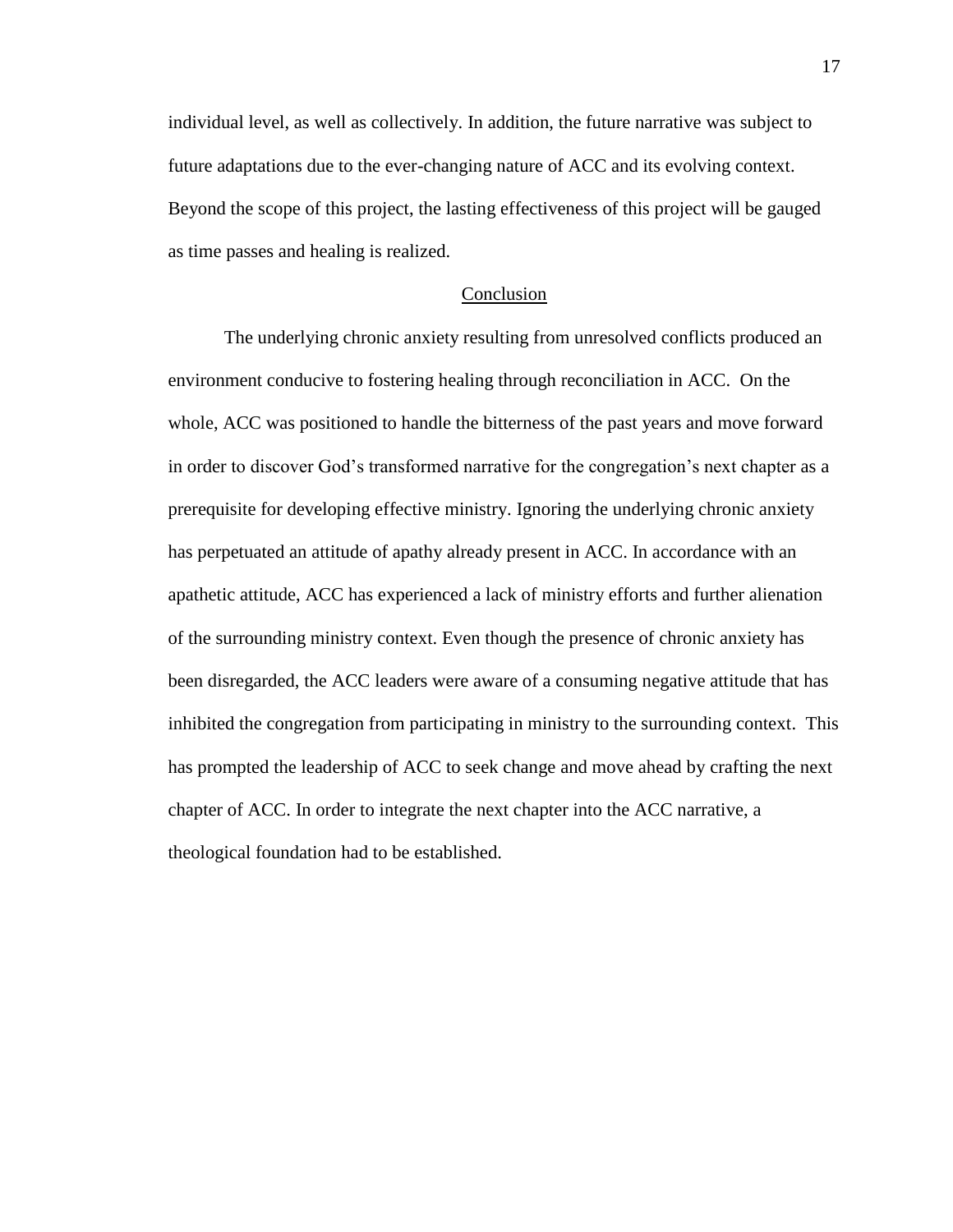individual level, as well as collectively. In addition, the future narrative was subject to future adaptations due to the ever-changing nature of ACC and its evolving context. Beyond the scope of this project, the lasting effectiveness of this project will be gauged as time passes and healing is realized.

## Conclusion

The underlying chronic anxiety resulting from unresolved conflicts produced an environment conducive to fostering healing through reconciliation in ACC. On the whole, ACC was positioned to handle the bitterness of the past years and move forward in order to discover God's transformed narrative for the congregation's next chapter as a prerequisite for developing effective ministry. Ignoring the underlying chronic anxiety has perpetuated an attitude of apathy already present in ACC. In accordance with an apathetic attitude, ACC has experienced a lack of ministry efforts and further alienation of the surrounding ministry context. Even though the presence of chronic anxiety has been disregarded, the ACC leaders were aware of a consuming negative attitude that has inhibited the congregation from participating in ministry to the surrounding context. This has prompted the leadership of ACC to seek change and move ahead by crafting the next chapter of ACC. In order to integrate the next chapter into the ACC narrative, a theological foundation had to be established.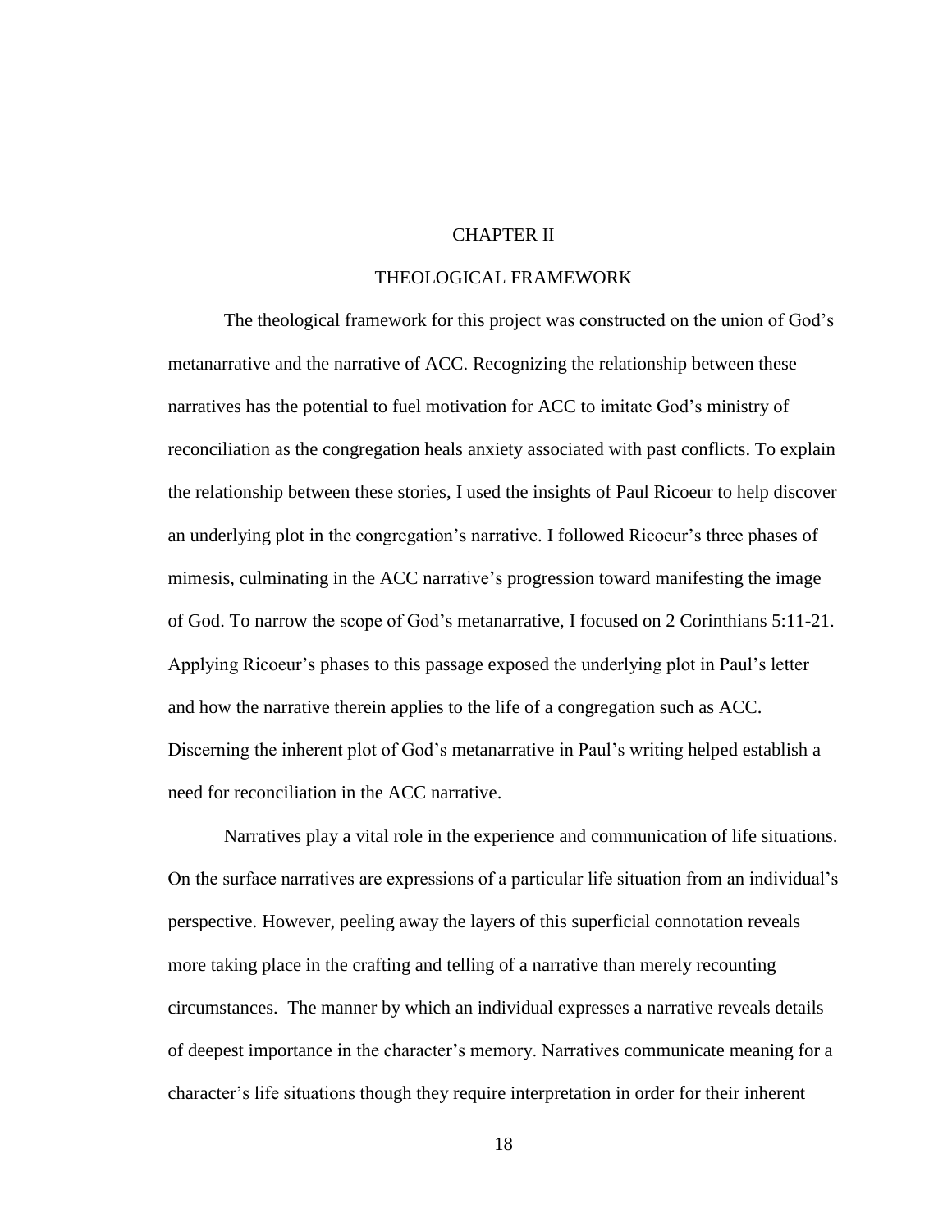# CHAPTER II

## THEOLOGICAL FRAMEWORK

The theological framework for this project was constructed on the union of God's metanarrative and the narrative of ACC. Recognizing the relationship between these narratives has the potential to fuel motivation for ACC to imitate God's ministry of reconciliation as the congregation heals anxiety associated with past conflicts. To explain the relationship between these stories, I used the insights of Paul Ricoeur to help discover an underlying plot in the congregation's narrative. I followed Ricoeur's three phases of mimesis, culminating in the ACC narrative's progression toward manifesting the image of God. To narrow the scope of God's metanarrative, I focused on 2 Corinthians 5:11-21. Applying Ricoeur's phases to this passage exposed the underlying plot in Paul's letter and how the narrative therein applies to the life of a congregation such as ACC. Discerning the inherent plot of God's metanarrative in Paul's writing helped establish a need for reconciliation in the ACC narrative.

Narratives play a vital role in the experience and communication of life situations. On the surface narratives are expressions of a particular life situation from an individual's perspective. However, peeling away the layers of this superficial connotation reveals more taking place in the crafting and telling of a narrative than merely recounting circumstances. The manner by which an individual expresses a narrative reveals details of deepest importance in the character's memory. Narratives communicate meaning for a character's life situations though they require interpretation in order for their inherent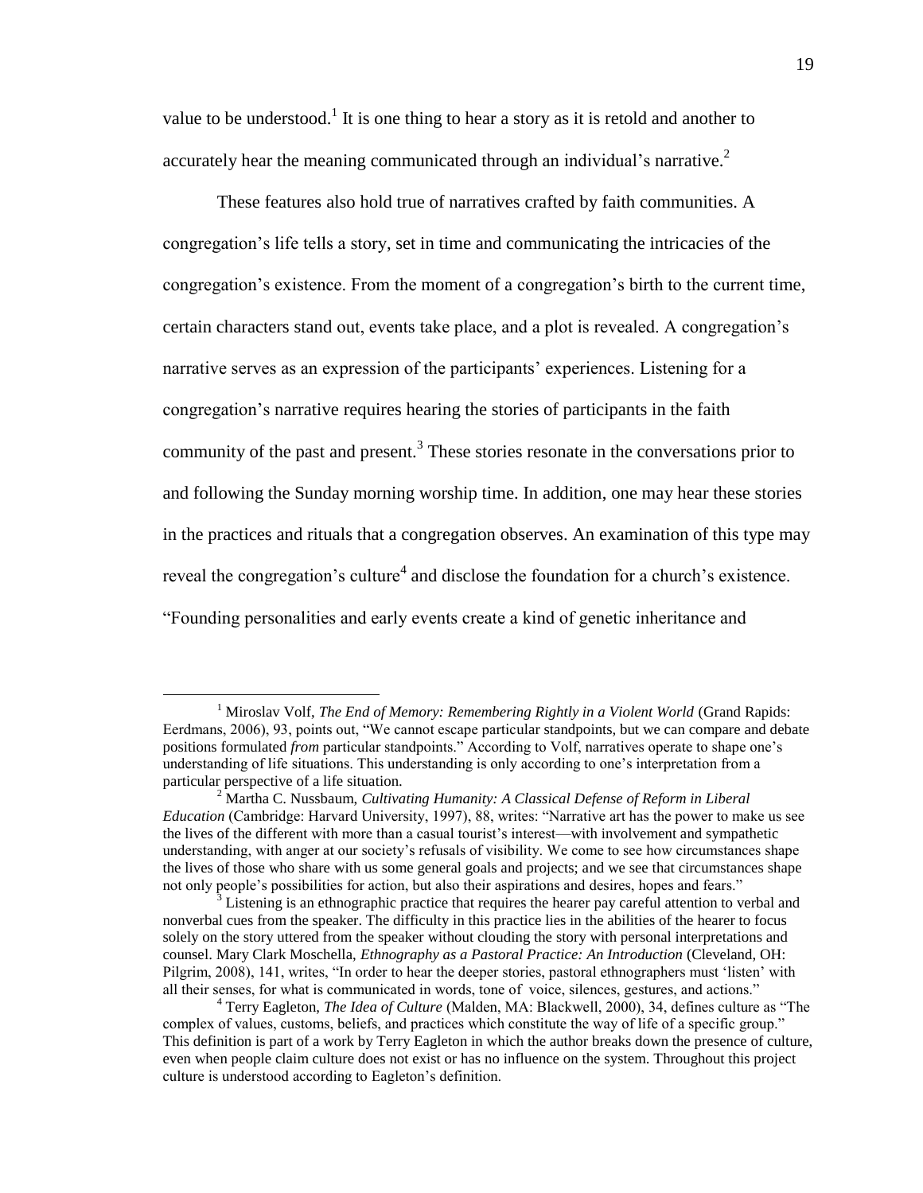value to be understood.[1] It is one thing to hear a story as it is retold and another to accurately hear the meaning communicated through an individual's narrative.[2]

These features also hold true of narratives crafted by faith communities. A congregation's life tells a story, set in time and communicating the intricacies of the congregation's existence. From the moment of a congregation's birth to the current time, certain characters stand out, events take place, and a plot is revealed. A congregation's narrative serves as an expression of the participants' experiences. Listening for a congregation's narrative requires hearing the stories of participants in the faith community of the past and present.[3] These stories resonate in the conversations prior to and following the Sunday morning worship time. In addition, one may hear these stories in the practices and rituals that a congregation observes. An examination of this type may reveal the congregation's culture[4] and disclose the foundation for a church's existence. "Founding personalities and early events create a kind of genetic inheritance and

---

[1] Miroslav Volf, *The End of Memory: Remembering Rightly in a Violent World* (Grand Rapids: Eerdmans, 2006), 93, points out, "We cannot escape particular standpoints, but we can compare and debate positions formulated *from* particular standpoints." According to Volf, narratives operate to shape one's understanding of life situations. This understanding is only according to one's interpretation from a particular perspective of a life situation.

[2] Martha C. Nussbaum, *Cultivating Humanity: A Classical Defense of Reform in Liberal Education* (Cambridge: Harvard University, 1997), 88, writes: "Narrative art has the power to make us see the lives of the different with more than a casual tourist's interest—with involvement and sympathetic understanding, with anger at our society's refusals of visibility. We come to see how circumstances shape the lives of those who share with us some general goals and projects; and we see that circumstances shape not only people's possibilities for action, but also their aspirations and desires, hopes and fears."

[3] Listening is an ethnographic practice that requires the hearer pay careful attention to verbal and nonverbal cues from the speaker. The difficulty in this practice lies in the abilities of the hearer to focus solely on the story uttered from the speaker without clouding the story with personal interpretations and counsel. Mary Clark Moschella, *Ethnography as a Pastoral Practice: An Introduction* (Cleveland, OH: Pilgrim, 2008), 141, writes, "In order to hear the deeper stories, pastoral ethnographers must 'listen' with all their senses, for what is communicated in words, tone of voice, silences, gestures, and actions."

[4] Terry Eagleton, *The Idea of Culture* (Malden, MA: Blackwell, 2000), 34, defines culture as "The complex of values, customs, beliefs, and practices which constitute the way of life of a specific group." This definition is part of a work by Terry Eagleton in which the author breaks down the presence of culture, even when people claim culture does not exist or has no influence on the system. Throughout this project culture is understood according to Eagleton's definition.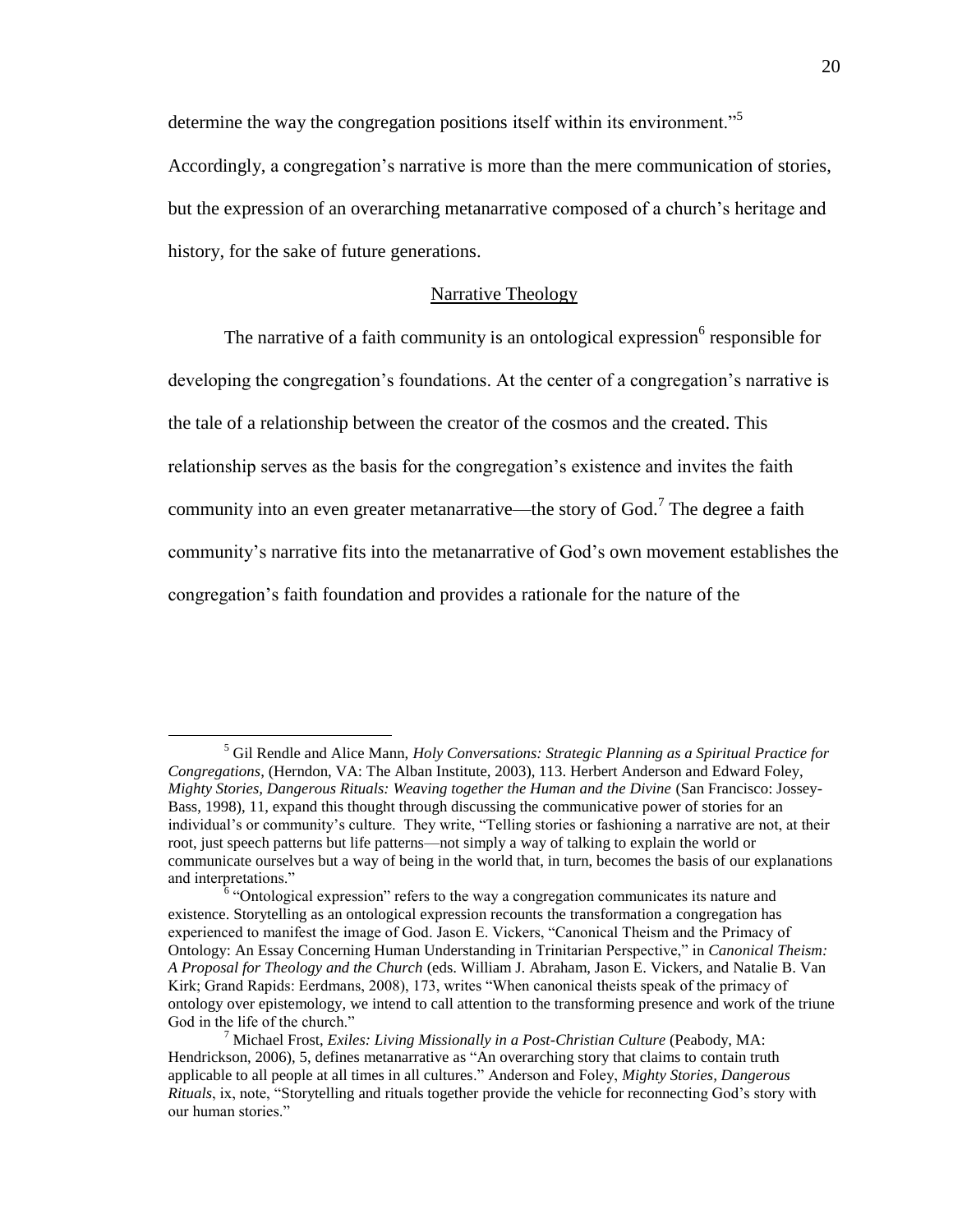determine the way the congregation positions itself within its environment."[5] Accordingly, a congregation's narrative is more than the mere communication of stories, but the expression of an overarching metanarrative composed of a church's heritage and history, for the sake of future generations.

## <u>Narrative Theology</u>

The narrative of a faith community is an ontological expression[6] responsible for developing the congregation's foundations. At the center of a congregation's narrative is the tale of a relationship between the creator of the cosmos and the created. This relationship serves as the basis for the congregation's existence and invites the faith community into an even greater metanarrative—the story of God.[7] The degree a faith community's narrative fits into the metanarrative of God's own movement establishes the congregation's faith foundation and provides a rationale for the nature of the

---

[5] Gil Rendle and Alice Mann, *Holy Conversations: Strategic Planning as a Spiritual Practice for Congregations*, (Herndon, VA: The Alban Institute, 2003), 113. Herbert Anderson and Edward Foley, *Mighty Stories, Dangerous Rituals: Weaving together the Human and the Divine* (San Francisco: Jossey-Bass, 1998), 11, expand this thought through discussing the communicative power of stories for an individual's or community's culture. They write, "Telling stories or fashioning a narrative are not, at their root, just speech patterns but life patterns—not simply a way of talking to explain the world or communicate ourselves but a way of being in the world that, in turn, becomes the basis of our explanations and interpretations."

[6] "Ontological expression" refers to the way a congregation communicates its nature and existence. Storytelling as an ontological expression recounts the transformation a congregation has experienced to manifest the image of God. Jason E. Vickers, "Canonical Theism and the Primacy of Ontology: An Essay Concerning Human Understanding in Trinitarian Perspective," in *Canonical Theism: A Proposal for Theology and the Church* (eds. William J. Abraham, Jason E. Vickers, and Natalie B. Van Kirk; Grand Rapids: Eerdmans, 2008), 173, writes "When canonical theists speak of the primacy of ontology over epistemology, we intend to call attention to the transforming presence and work of the triune God in the life of the church."

[7] Michael Frost, *Exiles: Living Missionally in a Post-Christian Culture* (Peabody, MA: Hendrickson, 2006), 5, defines metanarrative as "An overarching story that claims to contain truth applicable to all people at all times in all cultures." Anderson and Foley, *Mighty Stories, Dangerous Rituals*, ix, note, "Storytelling and rituals together provide the vehicle for reconnecting God's story with our human stories."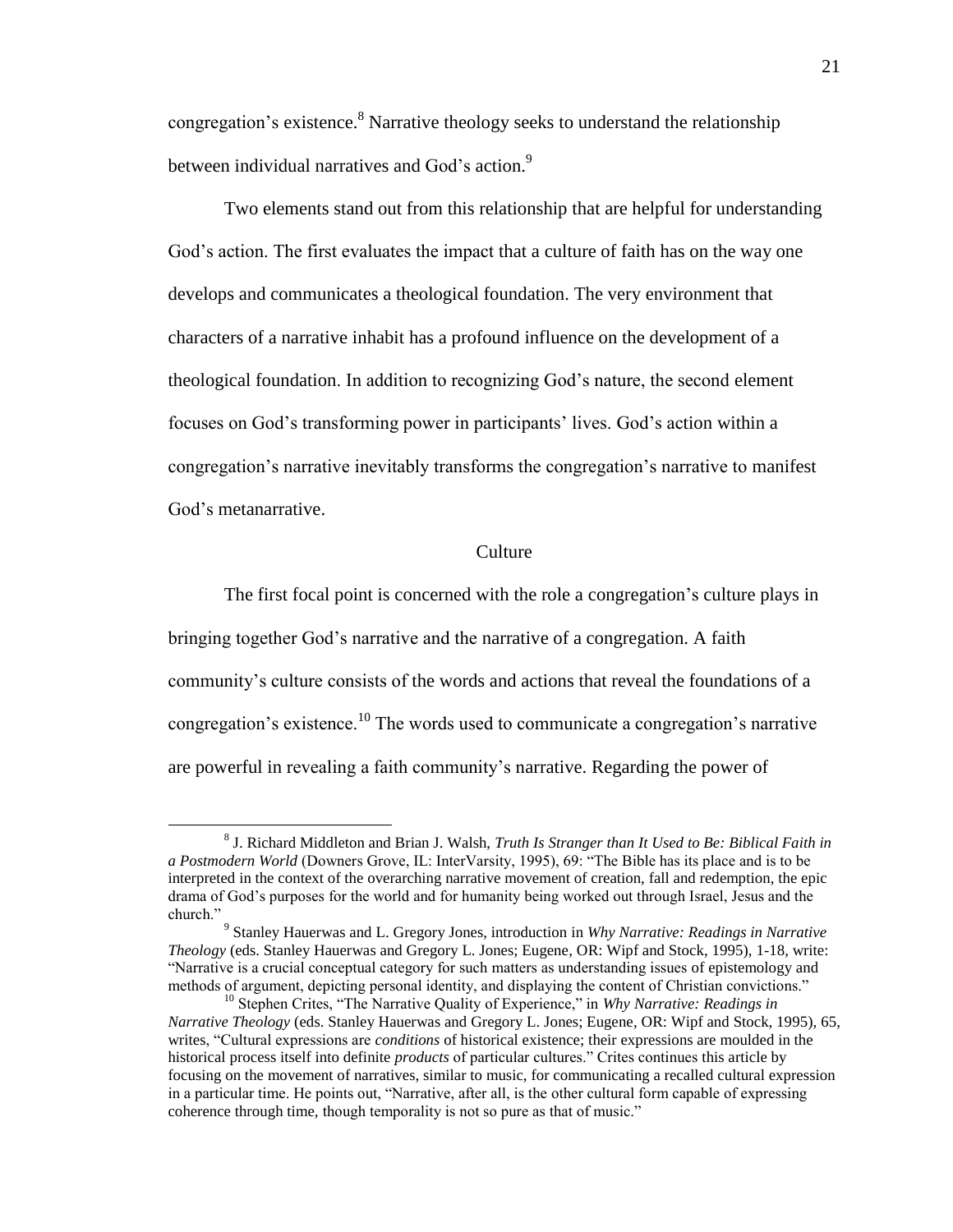congregation's existence.[8] Narrative theology seeks to understand the relationship between individual narratives and God's action.[9]

Two elements stand out from this relationship that are helpful for understanding God's action. The first evaluates the impact that a culture of faith has on the way one develops and communicates a theological foundation. The very environment that characters of a narrative inhabit has a profound influence on the development of a theological foundation. In addition to recognizing God's nature, the second element focuses on God's transforming power in participants' lives. God's action within a congregation's narrative inevitably transforms the congregation's narrative to manifest God's metanarrative.

## Culture

The first focal point is concerned with the role a congregation's culture plays in bringing together God's narrative and the narrative of a congregation. A faith community's culture consists of the words and actions that reveal the foundations of a congregation's existence.[10] The words used to communicate a congregation's narrative are powerful in revealing a faith community's narrative. Regarding the power of

---

[8] J. Richard Middleton and Brian J. Walsh, *Truth Is Stranger than It Used to Be: Biblical Faith in a Postmodern World* (Downers Grove, IL: InterVarsity, 1995), 69: "The Bible has its place and is to be interpreted in the context of the overarching narrative movement of creation, fall and redemption, the epic drama of God's purposes for the world and for humanity being worked out through Israel, Jesus and the church."

[9] Stanley Hauerwas and L. Gregory Jones, introduction in *Why Narrative: Readings in Narrative Theology* (eds. Stanley Hauerwas and Gregory L. Jones; Eugene, OR: Wipf and Stock, 1995), 1-18, write: "Narrative is a crucial conceptual category for such matters as understanding issues of epistemology and methods of argument, depicting personal identity, and displaying the content of Christian convictions."

[10] Stephen Crites, "The Narrative Quality of Experience," in *Why Narrative: Readings in Narrative Theology* (eds. Stanley Hauerwas and Gregory L. Jones; Eugene, OR: Wipf and Stock, 1995), 65, writes, "Cultural expressions are *conditions* of historical existence; their expressions are moulded in the historical process itself into definite *products* of particular cultures." Crites continues this article by focusing on the movement of narratives, similar to music, for communicating a recalled cultural expression in a particular time. He points out, "Narrative, after all, is the other cultural form capable of expressing coherence through time, though temporality is not so pure as that of music."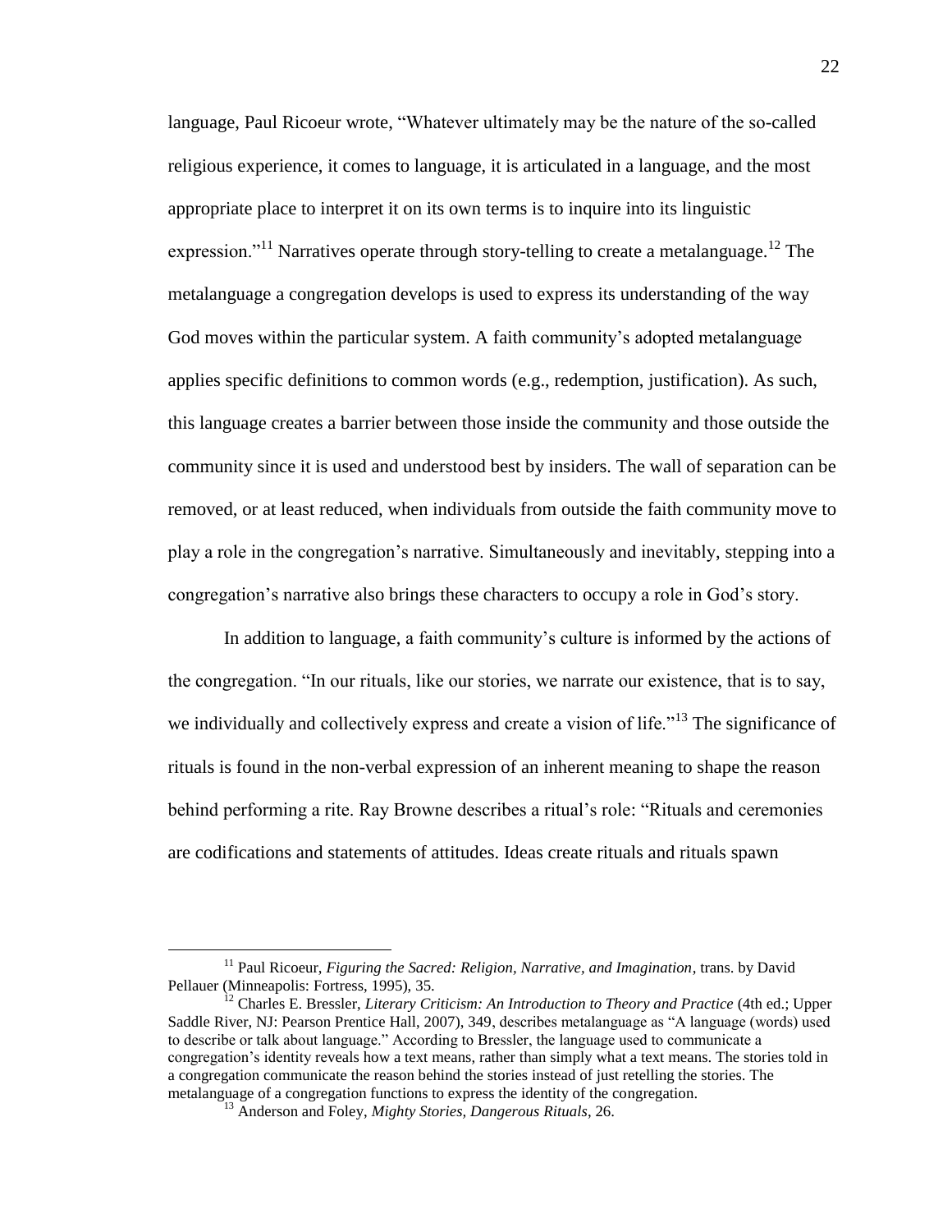language, Paul Ricoeur wrote, “Whatever ultimately may be the nature of the so-called religious experience, it comes to language, it is articulated in a language, and the most appropriate place to interpret it on its own terms is to inquire into its linguistic expression.”[11] Narratives operate through story-telling to create a metalanguage.[12] The metalanguage a congregation develops is used to express its understanding of the way God moves within the particular system. A faith community’s adopted metalanguage applies specific definitions to common words (e.g., redemption, justification). As such, this language creates a barrier between those inside the community and those outside the community since it is used and understood best by insiders. The wall of separation can be removed, or at least reduced, when individuals from outside the faith community move to play a role in the congregation’s narrative. Simultaneously and inevitably, stepping into a congregation’s narrative also brings these characters to occupy a role in God’s story.

In addition to language, a faith community’s culture is informed by the actions of the congregation. “In our rituals, like our stories, we narrate our existence, that is to say, we individually and collectively express and create a vision of life.”[13] The significance of rituals is found in the non-verbal expression of an inherent meaning to shape the reason behind performing a rite. Ray Browne describes a ritual’s role: “Rituals and ceremonies are codifications and statements of attitudes. Ideas create rituals and rituals spawn

---

[11] Paul Ricoeur, *Figuring the Sacred: Religion, Narrative, and Imagination*, trans. by David Pellauer (Minneapolis: Fortress, 1995), 35.

[12] Charles E. Bressler, *Literary Criticism: An Introduction to Theory and Practice* (4th ed.; Upper Saddle River, NJ: Pearson Prentice Hall, 2007), 349, describes metalanguage as “A language (words) used to describe or talk about language.” According to Bressler, the language used to communicate a congregation’s identity reveals how a text means, rather than simply what a text means. The stories told in a congregation communicate the reason behind the stories instead of just retelling the stories. The metalanguage of a congregation functions to express the identity of the congregation.

[13] Anderson and Foley, *Mighty Stories, Dangerous Rituals*, 26.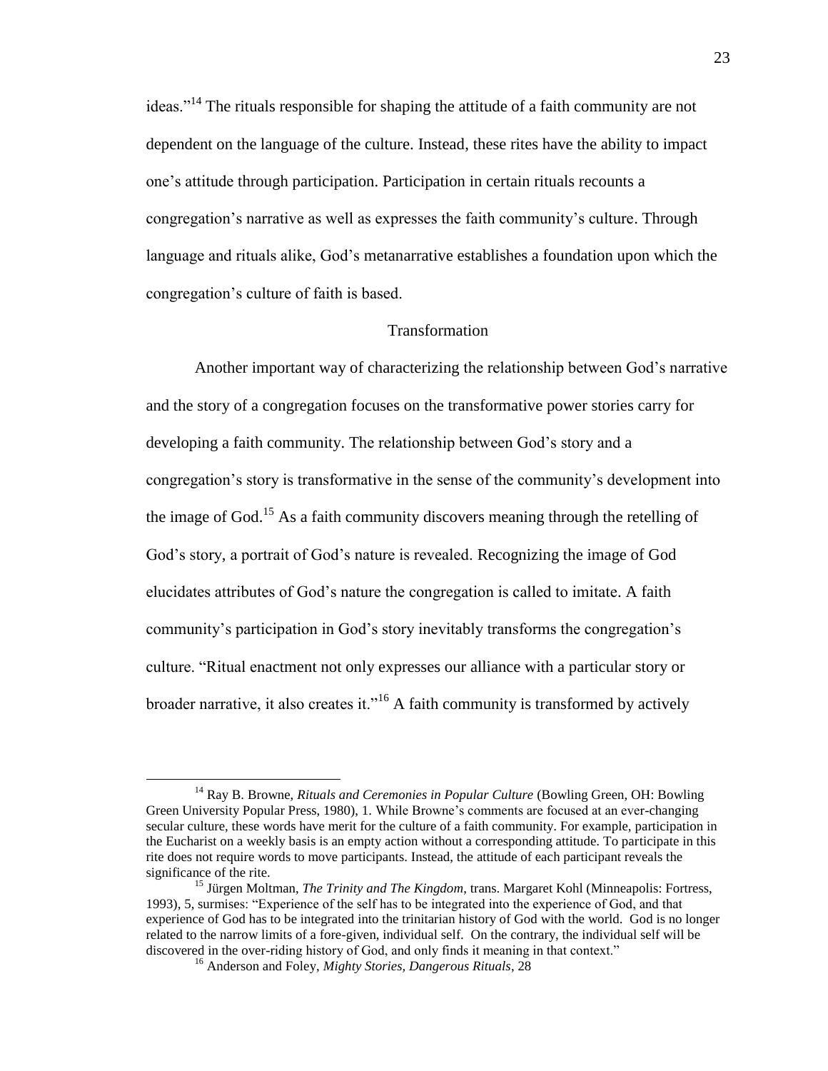ideas."[14] The rituals responsible for shaping the attitude of a faith community are not dependent on the language of the culture. Instead, these rites have the ability to impact one's attitude through participation. Participation in certain rituals recounts a congregation's narrative as well as expresses the faith community's culture. Through language and rituals alike, God's metanarrative establishes a foundation upon which the congregation's culture of faith is based.

## Transformation

Another important way of characterizing the relationship between God's narrative and the story of a congregation focuses on the transformative power stories carry for developing a faith community. The relationship between God's story and a congregation's story is transformative in the sense of the community's development into the image of God.[15] As a faith community discovers meaning through the retelling of God's story, a portrait of God's nature is revealed. Recognizing the image of God elucidates attributes of God's nature the congregation is called to imitate. A faith community's participation in God's story inevitably transforms the congregation's culture. "Ritual enactment not only expresses our alliance with a particular story or broader narrative, it also creates it."[16] A faith community is transformed by actively

---

[14] Ray B. Browne, *Rituals and Ceremonies in Popular Culture* (Bowling Green, OH: Bowling Green University Popular Press, 1980), 1. While Browne's comments are focused at an ever-changing secular culture, these words have merit for the culture of a faith community. For example, participation in the Eucharist on a weekly basis is an empty action without a corresponding attitude. To participate in this rite does not require words to move participants. Instead, the attitude of each participant reveals the significance of the rite.

[15] Jürgen Moltman, *The Trinity and The Kingdom*, trans. Margaret Kohl (Minneapolis: Fortress, 1993), 5, surmises: "Experience of the self has to be integrated into the experience of God, and that experience of God has to be integrated into the trinitarian history of God with the world. God is no longer related to the narrow limits of a fore-given, individual self. On the contrary, the individual self will be discovered in the over-riding history of God, and only finds it meaning in that context."

[16] Anderson and Foley, *Mighty Stories, Dangerous Rituals*, 28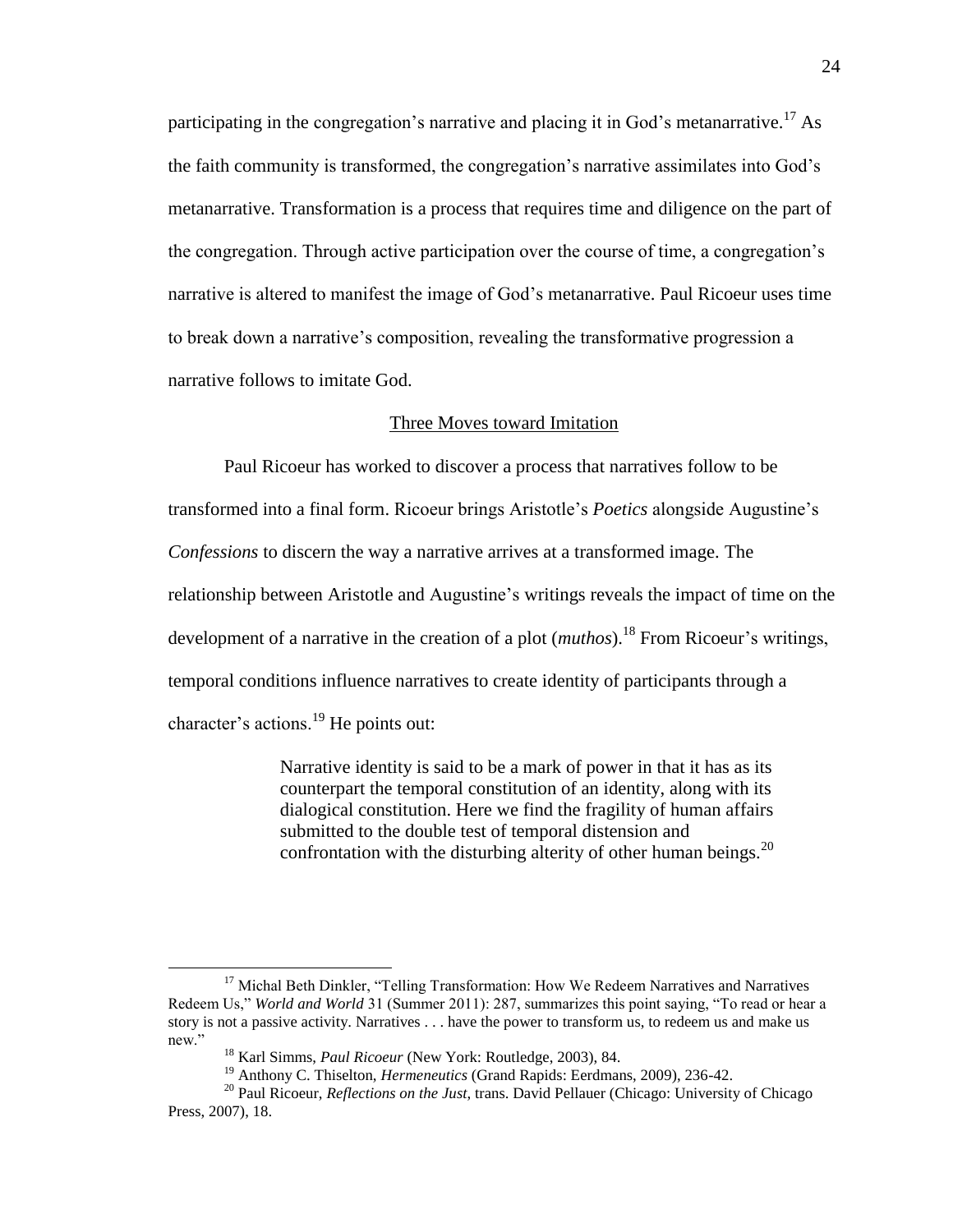participating in the congregation's narrative and placing it in God's metanarrative.[17] As the faith community is transformed, the congregation's narrative assimilates into God's metanarrative. Transformation is a process that requires time and diligence on the part of the congregation. Through active participation over the course of time, a congregation's narrative is altered to manifest the image of God's metanarrative. Paul Ricoeur uses time to break down a narrative's composition, revealing the transformative progression a narrative follows to imitate God.

## Three Moves toward Imitation

Paul Ricoeur has worked to discover a process that narratives follow to be transformed into a final form. Ricoeur brings Aristotle's *Poetics* alongside Augustine's *Confessions* to discern the way a narrative arrives at a transformed image. The relationship between Aristotle and Augustine's writings reveals the impact of time on the development of a narrative in the creation of a plot (*muthos*).[18] From Ricoeur's writings, temporal conditions influence narratives to create identity of participants through a character's actions.[19] He points out:

> Narrative identity is said to be a mark of power in that it has as its counterpart the temporal constitution of an identity, along with its dialogical constitution. Here we find the fragility of human affairs submitted to the double test of temporal distension and confrontation with the disturbing alterity of other human beings.[20]

---

[17] Michal Beth Dinkler, "Telling Transformation: How We Redeem Narratives and Narratives Redeem Us," *World and World* 31 (Summer 2011): 287, summarizes this point saying, "To read or hear a story is not a passive activity. Narratives . . . have the power to transform us, to redeem us and make us new."

[18] Karl Simms, *Paul Ricoeur* (New York: Routledge, 2003), 84.

[19] Anthony C. Thiselton, *Hermeneutics* (Grand Rapids: Eerdmans, 2009), 236-42.

[20] Paul Ricoeur, *Reflections on the Just*, trans. David Pellauer (Chicago: University of Chicago Press, 2007), 18.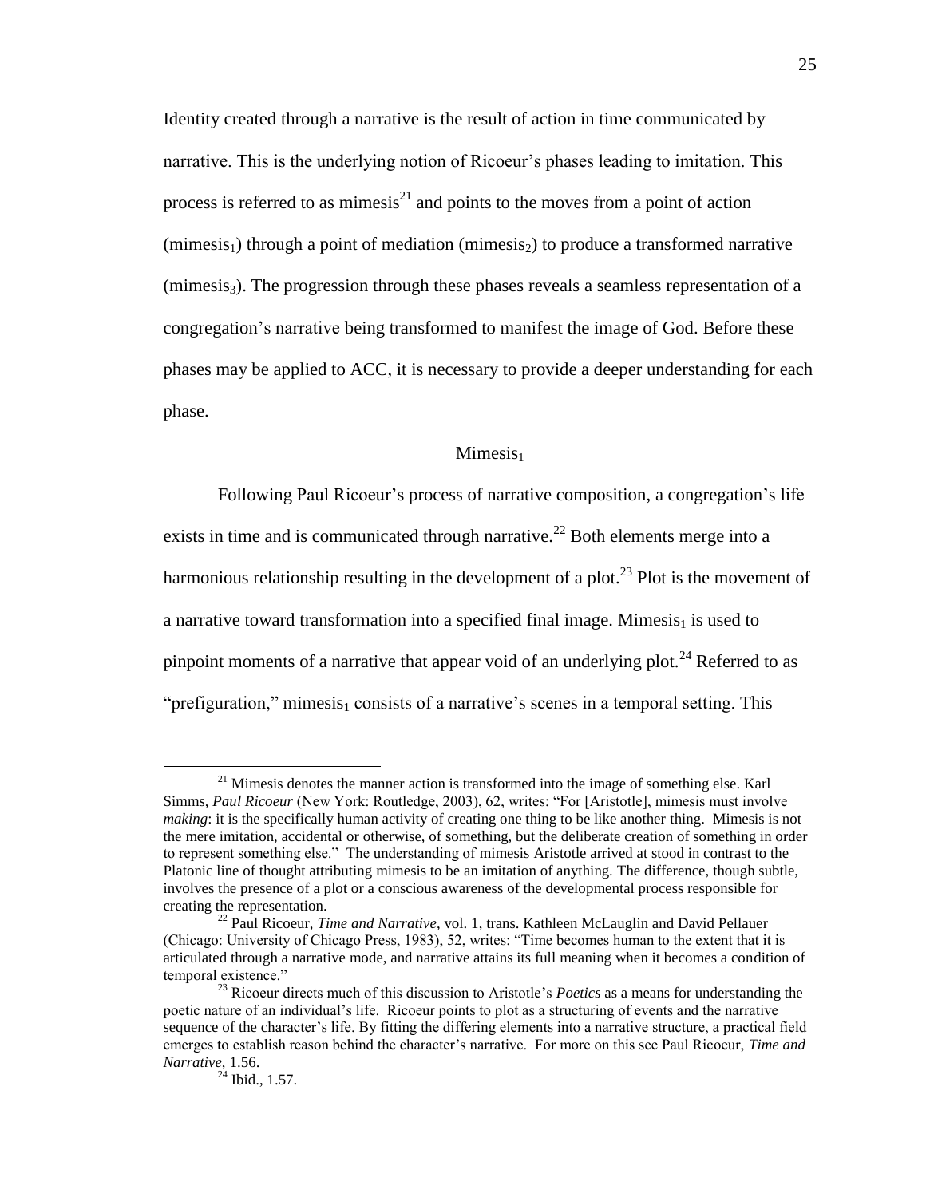Identity created through a narrative is the result of action in time communicated by narrative. This is the underlying notion of Ricoeur's phases leading to imitation. This process is referred to as mimesis[21] and points to the moves from a point of action (mimesis$_1$) through a point of mediation (mimesis$_2$) to produce a transformed narrative (mimesis$_3$). The progression through these phases reveals a seamless representation of a congregation's narrative being transformed to manifest the image of God. Before these phases may be applied to ACC, it is necessary to provide a deeper understanding for each phase.

### Mimesis$_1$

Following Paul Ricoeur's process of narrative composition, a congregation's life exists in time and is communicated through narrative.[22] Both elements merge into a harmonious relationship resulting in the development of a plot.[23] Plot is the movement of a narrative toward transformation into a specified final image. Mimesis$_1$ is used to pinpoint moments of a narrative that appear void of an underlying plot.[24] Referred to as "prefiguration," mimesis$_1$ consists of a narrative's scenes in a temporal setting. This

---

[21] Mimesis denotes the manner action is transformed into the image of something else. Karl Simms, *Paul Ricoeur* (New York: Routledge, 2003), 62, writes: "For [Aristotle], mimesis must involve *making*: it is the specifically human activity of creating one thing to be like another thing. Mimesis is not the mere imitation, accidental or otherwise, of something, but the deliberate creation of something in order to represent something else." The understanding of mimesis Aristotle arrived at stood in contrast to the Platonic line of thought attributing mimesis to be an imitation of anything. The difference, though subtle, involves the presence of a plot or a conscious awareness of the developmental process responsible for creating the representation.

[22] Paul Ricoeur, *Time and Narrative*, vol. 1, trans. Kathleen McLauglin and David Pellauer (Chicago: University of Chicago Press, 1983), 52, writes: "Time becomes human to the extent that it is articulated through a narrative mode, and narrative attains its full meaning when it becomes a condition of temporal existence."

[23] Ricoeur directs much of this discussion to Aristotle's *Poetics* as a means for understanding the poetic nature of an individual's life. Ricoeur points to plot as a structuring of events and the narrative sequence of the character's life. By fitting the differing elements into a narrative structure, a practical field emerges to establish reason behind the character's narrative. For more on this see Paul Ricoeur, *Time and Narrative*, 1.56.

[24] Ibid., 1.57.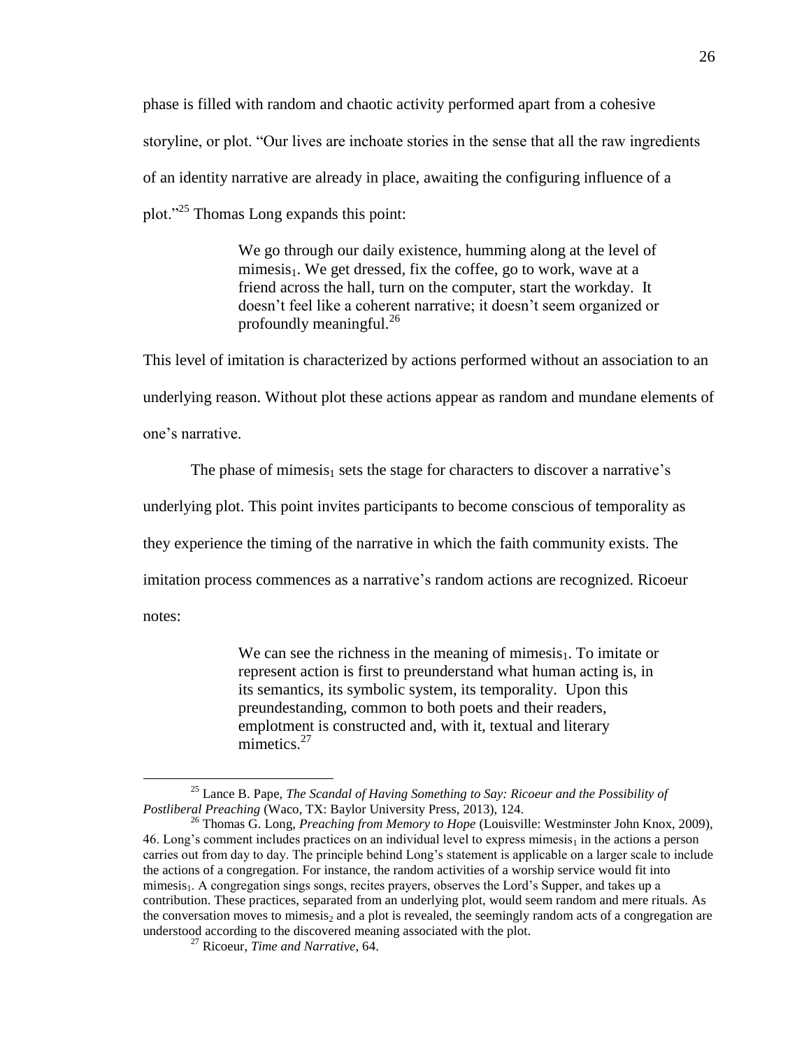phase is filled with random and chaotic activity performed apart from a cohesive storyline, or plot. "Our lives are inchoate stories in the sense that all the raw ingredients of an identity narrative are already in place, awaiting the configuring influence of a plot."[25] Thomas Long expands this point:

> We go through our daily existence, humming along at the level of mimesis$_1$. We get dressed, fix the coffee, go to work, wave at a friend across the hall, turn on the computer, start the workday. It doesn't feel like a coherent narrative; it doesn't seem organized or profoundly meaningful.[26]

This level of imitation is characterized by actions performed without an association to an underlying reason. Without plot these actions appear as random and mundane elements of one's narrative.

The phase of mimesis$_1$ sets the stage for characters to discover a narrative's underlying plot. This point invites participants to become conscious of temporality as they experience the timing of the narrative in which the faith community exists. The imitation process commences as a narrative's random actions are recognized. Ricoeur notes:

> We can see the richness in the meaning of mimesis$_1$. To imitate or represent action is first to preunderstand what human acting is, in its semantics, its symbolic system, its temporality. Upon this preundestanding, common to both poets and their readers, emplotment is constructed and, with it, textual and literary mimetics.[27]

---

[25] Lance B. Pape, *The Scandal of Having Something to Say: Ricoeur and the Possibility of Postliberal Preaching* (Waco, TX: Baylor University Press, 2013), 124.

[26] Thomas G. Long, *Preaching from Memory to Hope* (Louisville: Westminster John Knox, 2009), 46. Long's comment includes practices on an individual level to express mimesis$_1$ in the actions a person carries out from day to day. The principle behind Long's statement is applicable on a larger scale to include the actions of a congregation. For instance, the random activities of a worship service would fit into mimesis$_1$. A congregation sings songs, recites prayers, observes the Lord's Supper, and takes up a contribution. These practices, separated from an underlying plot, would seem random and mere rituals. As the conversation moves to mimesis$_2$ and a plot is revealed, the seemingly random acts of a congregation are understood according to the discovered meaning associated with the plot.

[27] Ricoeur, *Time and Narrative*, 64.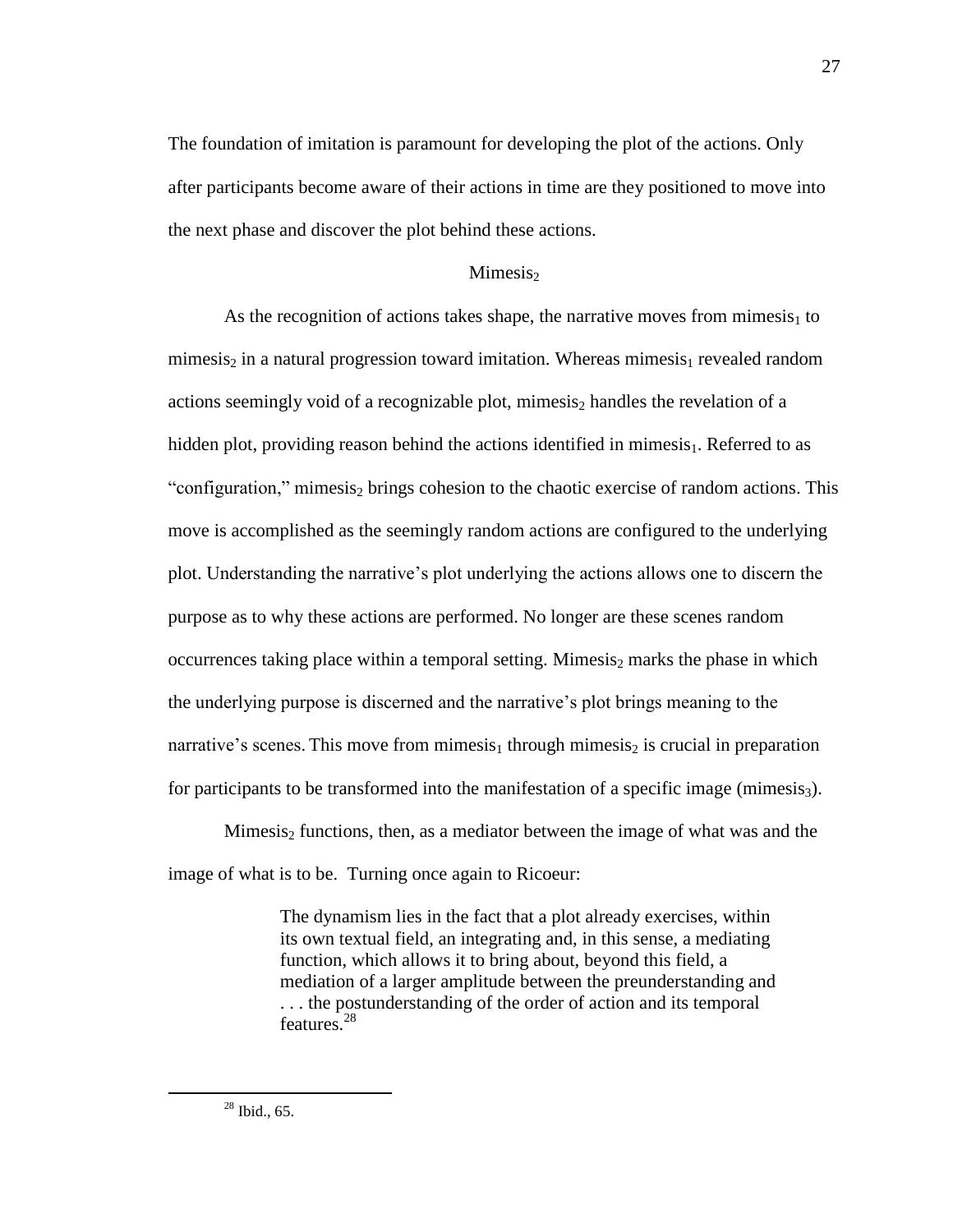The foundation of imitation is paramount for developing the plot of the actions. Only after participants become aware of their actions in time are they positioned to move into the next phase and discover the plot behind these actions.

### Mimesis$_2$

As the recognition of actions takes shape, the narrative moves from mimesis$_1$ to mimesis$_2$ in a natural progression toward imitation. Whereas mimesis$_1$ revealed random actions seemingly void of a recognizable plot, mimesis$_2$ handles the revelation of a hidden plot, providing reason behind the actions identified in mimesis$_1$. Referred to as "configuration," mimesis$_2$ brings cohesion to the chaotic exercise of random actions. This move is accomplished as the seemingly random actions are configured to the underlying plot. Understanding the narrative's plot underlying the actions allows one to discern the purpose as to why these actions are performed. No longer are these scenes random occurrences taking place within a temporal setting. Mimesis$_2$ marks the phase in which the underlying purpose is discerned and the narrative's plot brings meaning to the narrative's scenes. This move from mimesis$_1$ through mimesis$_2$ is crucial in preparation for participants to be transformed into the manifestation of a specific image (mimesis$_3$).

Mimesis$_2$ functions, then, as a mediator between the image of what was and the image of what is to be. Turning once again to Ricoeur:

> The dynamism lies in the fact that a plot already exercises, within its own textual field, an integrating and, in this sense, a mediating function, which allows it to bring about, beyond this field, a mediation of a larger amplitude between the preunderstanding and . . . the postunderstanding of the order of action and its temporal features.[28]

---

[28] Ibid., 65.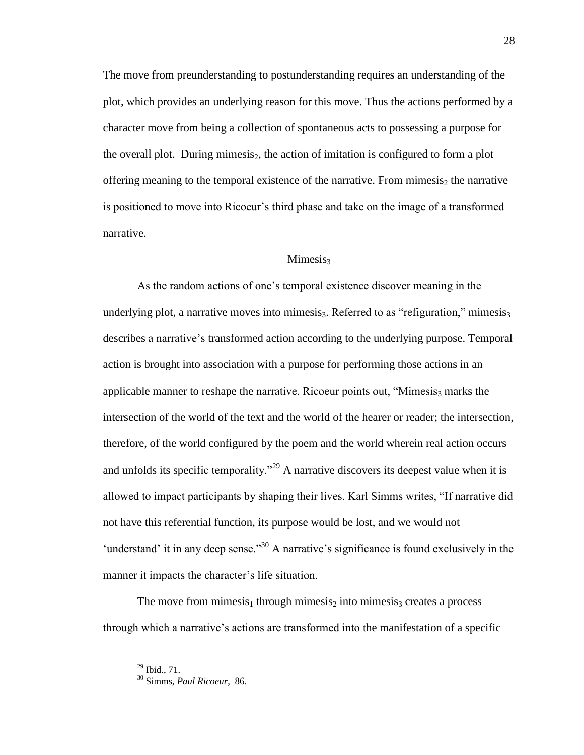The move from preunderstanding to postunderstanding requires an understanding of the plot, which provides an underlying reason for this move. Thus the actions performed by a character move from being a collection of spontaneous acts to possessing a purpose for the overall plot. During mimesis$_2$, the action of imitation is configured to form a plot offering meaning to the temporal existence of the narrative. From mimesis$_2$ the narrative is positioned to move into Ricoeur's third phase and take on the image of a transformed narrative.

### Mimesis$_3$

As the random actions of one's temporal existence discover meaning in the underlying plot, a narrative moves into mimesis$_3$. Referred to as "refiguration," mimesis$_3$ describes a narrative's transformed action according to the underlying purpose. Temporal action is brought into association with a purpose for performing those actions in an applicable manner to reshape the narrative. Ricoeur points out, "Mimesis$_3$ marks the intersection of the world of the text and the world of the hearer or reader; the intersection, therefore, of the world configured by the poem and the world wherein real action occurs and unfolds its specific temporality."[29] A narrative discovers its deepest value when it is allowed to impact participants by shaping their lives. Karl Simms writes, "If narrative did not have this referential function, its purpose would be lost, and we would not 'understand' it in any deep sense."[30] A narrative's significance is found exclusively in the manner it impacts the character's life situation.

The move from mimesis$_1$ through mimesis$_2$ into mimesis$_3$ creates a process through which a narrative's actions are transformed into the manifestation of a specific

---

[29] Ibid., 71.

[30] Simms, *Paul Ricoeur*, 86.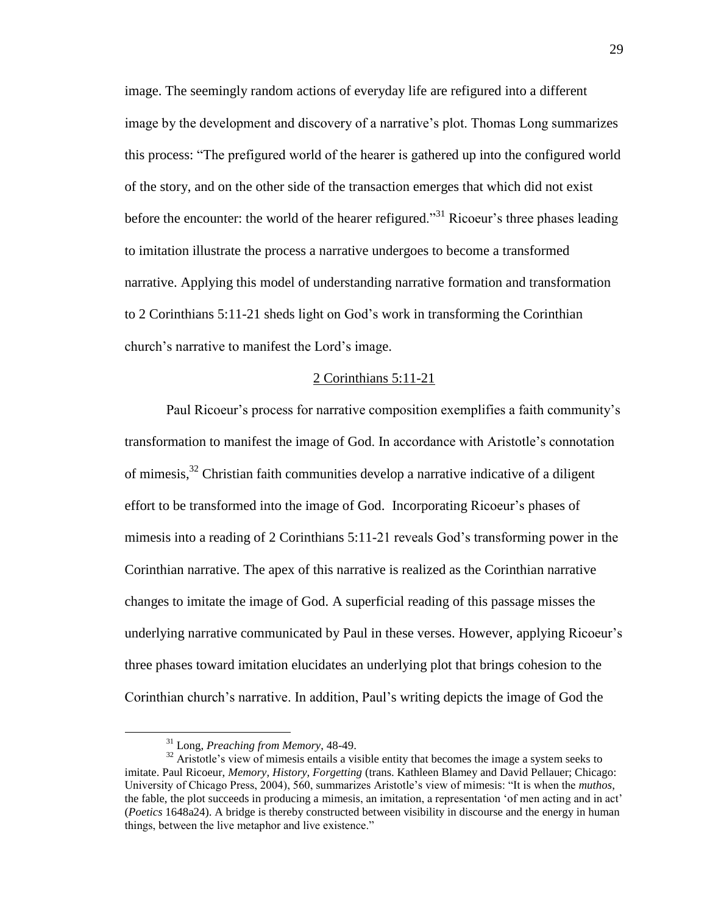image. The seemingly random actions of everyday life are refigured into a different image by the development and discovery of a narrative's plot. Thomas Long summarizes this process: "The prefigured world of the hearer is gathered up into the configured world of the story, and on the other side of the transaction emerges that which did not exist before the encounter: the world of the hearer refigured."[31] Ricoeur's three phases leading to imitation illustrate the process a narrative undergoes to become a transformed narrative. Applying this model of understanding narrative formation and transformation to 2 Corinthians 5:11-21 sheds light on God's work in transforming the Corinthian church's narrative to manifest the Lord's image.

## 2 Corinthians 5:11-21

Paul Ricoeur's process for narrative composition exemplifies a faith community's transformation to manifest the image of God. In accordance with Aristotle's connotation of mimesis,[32] Christian faith communities develop a narrative indicative of a diligent effort to be transformed into the image of God. Incorporating Ricoeur's phases of mimesis into a reading of 2 Corinthians 5:11-21 reveals God's transforming power in the Corinthian narrative. The apex of this narrative is realized as the Corinthian narrative changes to imitate the image of God. A superficial reading of this passage misses the underlying narrative communicated by Paul in these verses. However, applying Ricoeur's three phases toward imitation elucidates an underlying plot that brings cohesion to the Corinthian church's narrative. In addition, Paul's writing depicts the image of God the

---

[31] Long, *Preaching from Memory*, 48-49.

[32] Aristotle's view of mimesis entails a visible entity that becomes the image a system seeks to imitate. Paul Ricoeur, *Memory, History, Forgetting* (trans. Kathleen Blamey and David Pellauer; Chicago: University of Chicago Press, 2004), 560, summarizes Aristotle's view of mimesis: "It is when the *muthos*, the fable, the plot succeeds in producing a mimesis, an imitation, a representation 'of men acting and in act' (*Poetics* 1648a24). A bridge is thereby constructed between visibility in discourse and the energy in human things, between the live metaphor and live existence."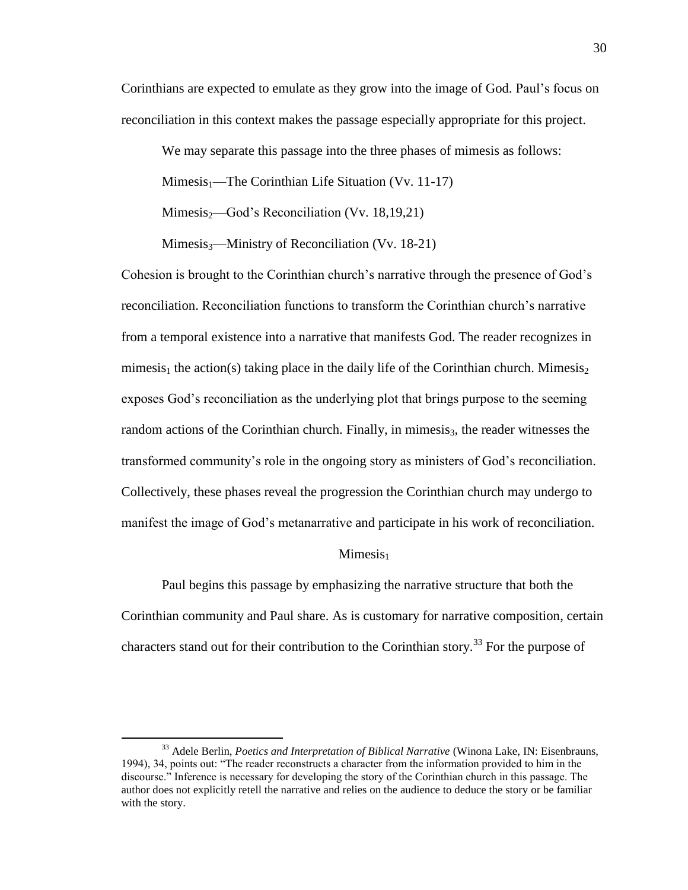Corinthians are expected to emulate as they grow into the image of God. Paul's focus on reconciliation in this context makes the passage especially appropriate for this project.

We may separate this passage into the three phases of mimesis as follows:

Mimesis$_1$—The Corinthian Life Situation (Vv. 11-17)

Mimesis$_2$—God's Reconciliation (Vv. 18,19,21)

Mimesis$_3$—Ministry of Reconciliation (Vv. 18-21)

Cohesion is brought to the Corinthian church's narrative through the presence of God's reconciliation. Reconciliation functions to transform the Corinthian church's narrative from a temporal existence into a narrative that manifests God. The reader recognizes in mimesis$_1$ the action(s) taking place in the daily life of the Corinthian church. Mimesis$_2$ exposes God's reconciliation as the underlying plot that brings purpose to the seeming random actions of the Corinthian church. Finally, in mimesis$_3$, the reader witnesses the transformed community's role in the ongoing story as ministers of God's reconciliation. Collectively, these phases reveal the progression the Corinthian church may undergo to manifest the image of God's metanarrative and participate in his work of reconciliation.

### Mimesis$_1$

Paul begins this passage by emphasizing the narrative structure that both the Corinthian community and Paul share. As is customary for narrative composition, certain characters stand out for their contribution to the Corinthian story.[33] For the purpose of

[33] Adele Berlin, *Poetics and Interpretation of Biblical Narrative* (Winona Lake, IN: Eisenbrauns, 1994), 34, points out: "The reader reconstructs a character from the information provided to him in the discourse." Inference is necessary for developing the story of the Corinthian church in this passage. The author does not explicitly retell the narrative and relies on the audience to deduce the story or be familiar with the story.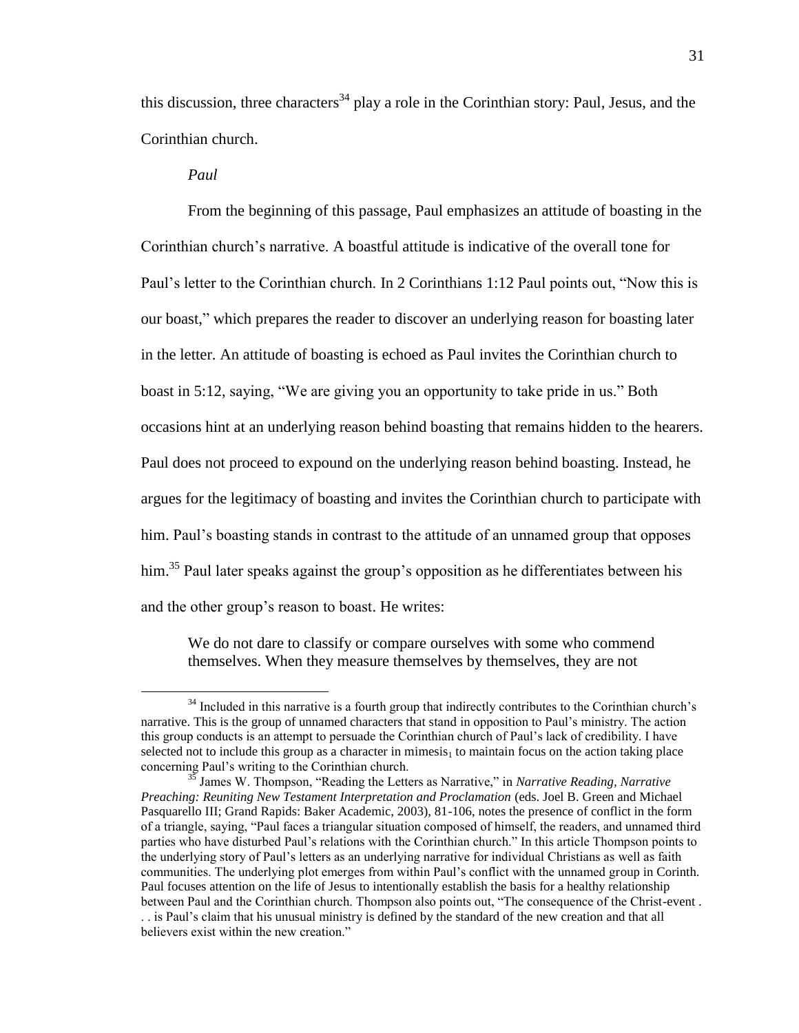this discussion, three characters[34] play a role in the Corinthian story: Paul, Jesus, and the Corinthian church.

*Paul*

From the beginning of this passage, Paul emphasizes an attitude of boasting in the Corinthian church's narrative. A boastful attitude is indicative of the overall tone for Paul's letter to the Corinthian church. In 2 Corinthians 1:12 Paul points out, "Now this is our boast," which prepares the reader to discover an underlying reason for boasting later in the letter. An attitude of boasting is echoed as Paul invites the Corinthian church to boast in 5:12, saying, "We are giving you an opportunity to take pride in us." Both occasions hint at an underlying reason behind boasting that remains hidden to the hearers. Paul does not proceed to expound on the underlying reason behind boasting. Instead, he argues for the legitimacy of boasting and invites the Corinthian church to participate with him. Paul's boasting stands in contrast to the attitude of an unnamed group that opposes him.[35] Paul later speaks against the group's opposition as he differentiates between his and the other group's reason to boast. He writes:

> We do not dare to classify or compare ourselves with some who commend themselves. When they measure themselves by themselves, they are not

---

[34] Included in this narrative is a fourth group that indirectly contributes to the Corinthian church's narrative. This is the group of unnamed characters that stand in opposition to Paul's ministry. The action this group conducts is an attempt to persuade the Corinthian church of Paul's lack of credibility. I have selected not to include this group as a character in mimesis$_1$ to maintain focus on the action taking place concerning Paul's writing to the Corinthian church.

[35] James W. Thompson, "Reading the Letters as Narrative," in *Narrative Reading, Narrative Preaching: Reuniting New Testament Interpretation and Proclamation* (eds. Joel B. Green and Michael Pasquarello III; Grand Rapids: Baker Academic, 2003), 81-106, notes the presence of conflict in the form of a triangle, saying, "Paul faces a triangular situation composed of himself, the readers, and unnamed third parties who have disturbed Paul's relations with the Corinthian church." In this article Thompson points to the underlying story of Paul's letters as an underlying narrative for individual Christians as well as faith communities. The underlying plot emerges from within Paul's conflict with the unnamed group in Corinth. Paul focuses attention on the life of Jesus to intentionally establish the basis for a healthy relationship between Paul and the Corinthian church. Thompson also points out, "The consequence of the Christ-event . . . is Paul's claim that his unusual ministry is defined by the standard of the new creation and that all believers exist within the new creation."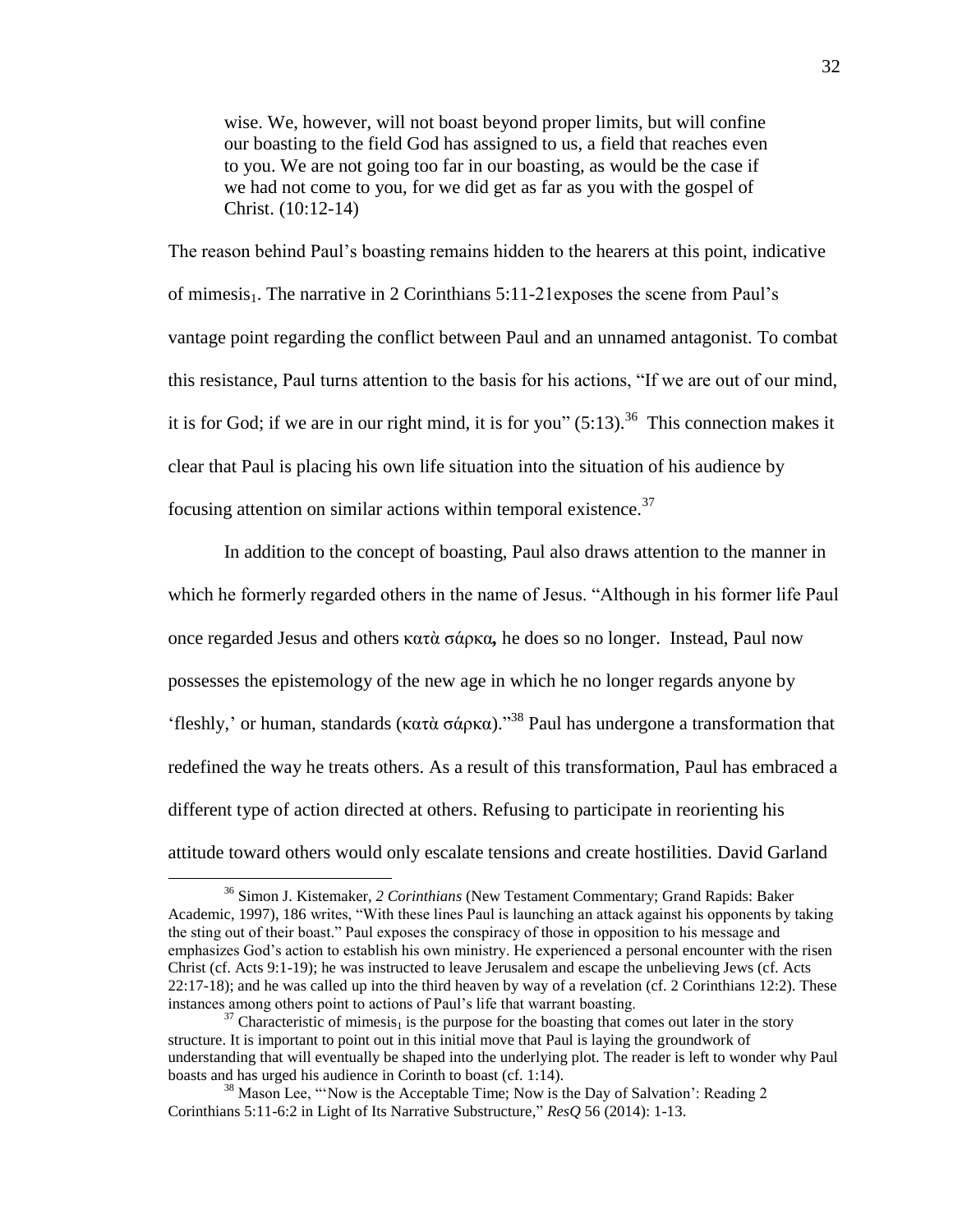> wise. We, however, will not boast beyond proper limits, but will confine our boasting to the field God has assigned to us, a field that reaches even to you. We are not going too far in our boasting, as would be the case if we had not come to you, for we did get as far as you with the gospel of Christ. (10:12-14)

The reason behind Paul's boasting remains hidden to the hearers at this point, indicative of mimesis$_1$. The narrative in 2 Corinthians 5:11-21exposes the scene from Paul's vantage point regarding the conflict between Paul and an unnamed antagonist. To combat this resistance, Paul turns attention to the basis for his actions, "If we are out of our mind, it is for God; if we are in our right mind, it is for you" (5:13).[36] This connection makes it clear that Paul is placing his own life situation into the situation of his audience by focusing attention on similar actions within temporal existence.[37]

In addition to the concept of boasting, Paul also draws attention to the manner in which he formerly regarded others in the name of Jesus. "Although in his former life Paul once regarded Jesus and others κατὰ σάρκα**,** he does so no longer. Instead, Paul now possesses the epistemology of the new age in which he no longer regards anyone by 'fleshly,' or human, standards (κατὰ σάρκα)."[38] Paul has undergone a transformation that redefined the way he treats others. As a result of this transformation, Paul has embraced a different type of action directed at others. Refusing to participate in reorienting his attitude toward others would only escalate tensions and create hostilities. David Garland

---

[36] Simon J. Kistemaker, *2 Corinthians* (New Testament Commentary; Grand Rapids: Baker Academic, 1997), 186 writes, "With these lines Paul is launching an attack against his opponents by taking the sting out of their boast." Paul exposes the conspiracy of those in opposition to his message and emphasizes God's action to establish his own ministry. He experienced a personal encounter with the risen Christ (cf. Acts 9:1-19); he was instructed to leave Jerusalem and escape the unbelieving Jews (cf. Acts 22:17-18); and he was called up into the third heaven by way of a revelation (cf. 2 Corinthians 12:2). These instances among others point to actions of Paul's life that warrant boasting.

[37] Characteristic of mimesis$_1$ is the purpose for the boasting that comes out later in the story structure. It is important to point out in this initial move that Paul is laying the groundwork of understanding that will eventually be shaped into the underlying plot. The reader is left to wonder why Paul boasts and has urged his audience in Corinth to boast (cf. 1:14).

[38] Mason Lee, "'Now is the Acceptable Time; Now is the Day of Salvation': Reading 2 Corinthians 5:11-6:2 in Light of Its Narrative Substructure," *ResQ* 56 (2014): 1-13.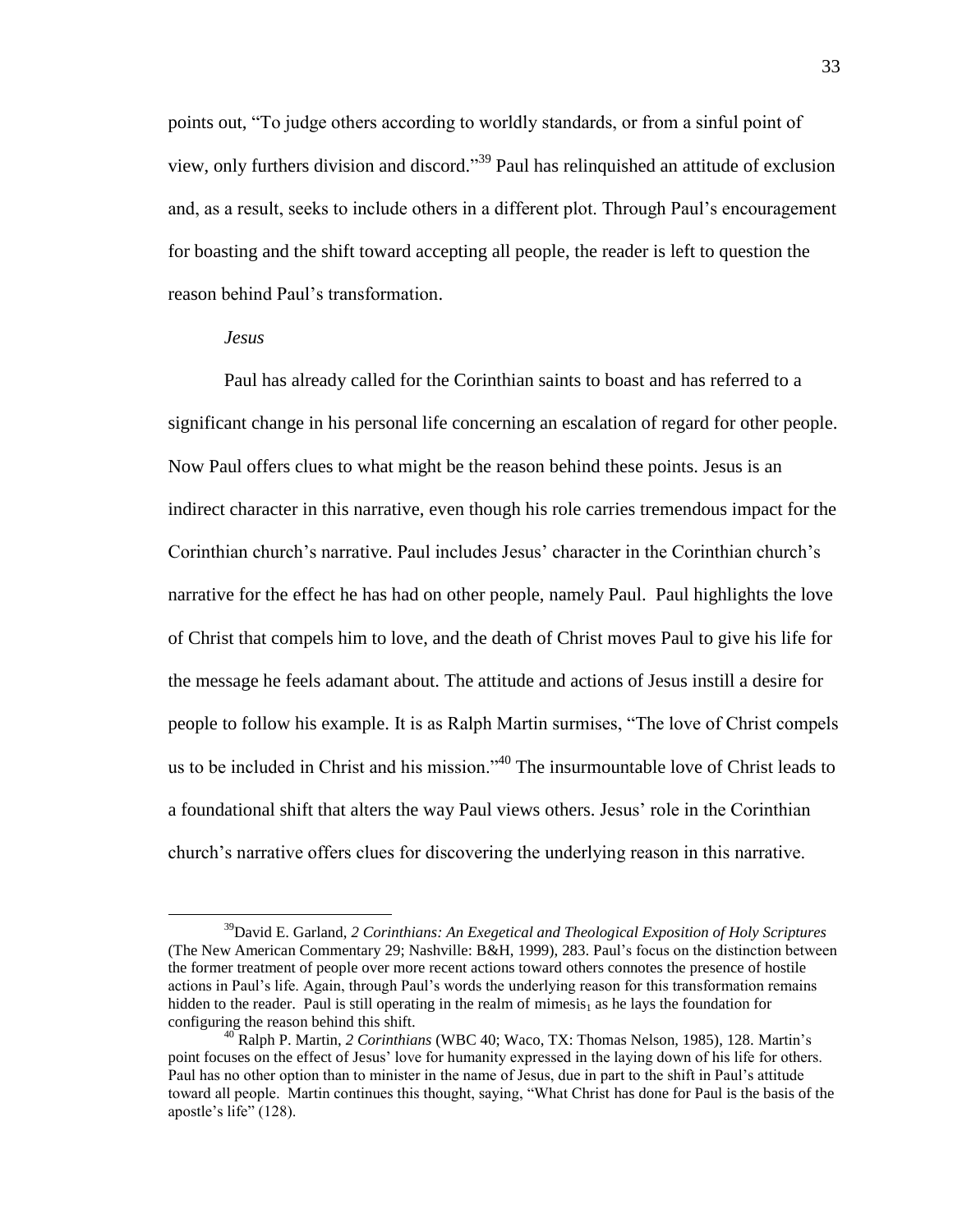points out, "To judge others according to worldly standards, or from a sinful point of view, only furthers division and discord."[39] Paul has relinquished an attitude of exclusion and, as a result, seeks to include others in a different plot. Through Paul's encouragement for boasting and the shift toward accepting all people, the reader is left to question the reason behind Paul's transformation.

*Jesus*

Paul has already called for the Corinthian saints to boast and has referred to a significant change in his personal life concerning an escalation of regard for other people. Now Paul offers clues to what might be the reason behind these points. Jesus is an indirect character in this narrative, even though his role carries tremendous impact for the Corinthian church's narrative. Paul includes Jesus' character in the Corinthian church's narrative for the effect he has had on other people, namely Paul. Paul highlights the love of Christ that compels him to love, and the death of Christ moves Paul to give his life for the message he feels adamant about. The attitude and actions of Jesus instill a desire for people to follow his example. It is as Ralph Martin surmises, "The love of Christ compels us to be included in Christ and his mission."[40] The insurmountable love of Christ leads to a foundational shift that alters the way Paul views others. Jesus' role in the Corinthian church's narrative offers clues for discovering the underlying reason in this narrative.

---

[39] David E. Garland, *2 Corinthians: An Exegetical and Theological Exposition of Holy Scriptures* (The New American Commentary 29; Nashville: B&H, 1999), 283. Paul's focus on the distinction between the former treatment of people over more recent actions toward others connotes the presence of hostile actions in Paul's life. Again, through Paul's words the underlying reason for this transformation remains hidden to the reader. Paul is still operating in the realm of mimesis$_1$ as he lays the foundation for configuring the reason behind this shift.

[40] Ralph P. Martin, *2 Corinthians* (WBC 40; Waco, TX: Thomas Nelson, 1985), 128. Martin's point focuses on the effect of Jesus' love for humanity expressed in the laying down of his life for others. Paul has no other option than to minister in the name of Jesus, due in part to the shift in Paul's attitude toward all people. Martin continues this thought, saying, "What Christ has done for Paul is the basis of the apostle's life" (128).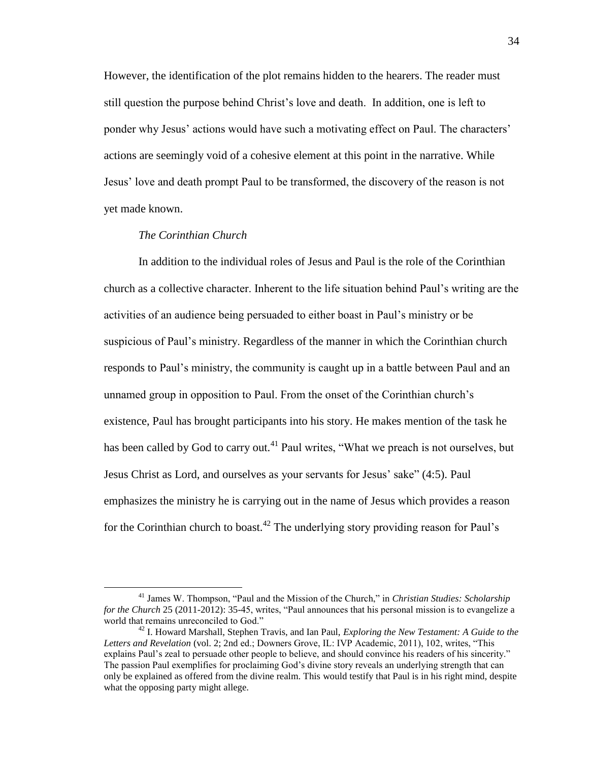However, the identification of the plot remains hidden to the hearers. The reader must still question the purpose behind Christ's love and death. In addition, one is left to ponder why Jesus' actions would have such a motivating effect on Paul. The characters' actions are seemingly void of a cohesive element at this point in the narrative. While Jesus' love and death prompt Paul to be transformed, the discovery of the reason is not yet made known.

*The Corinthian Church*

In addition to the individual roles of Jesus and Paul is the role of the Corinthian church as a collective character. Inherent to the life situation behind Paul's writing are the activities of an audience being persuaded to either boast in Paul's ministry or be suspicious of Paul's ministry. Regardless of the manner in which the Corinthian church responds to Paul's ministry, the community is caught up in a battle between Paul and an unnamed group in opposition to Paul. From the onset of the Corinthian church's existence, Paul has brought participants into his story. He makes mention of the task he has been called by God to carry out.[41] Paul writes, "What we preach is not ourselves, but Jesus Christ as Lord, and ourselves as your servants for Jesus' sake" (4:5). Paul emphasizes the ministry he is carrying out in the name of Jesus which provides a reason for the Corinthian church to boast.[42] The underlying story providing reason for Paul's

---

[41] James W. Thompson, "Paul and the Mission of the Church," in *Christian Studies: Scholarship for the Church* 25 (2011-2012): 35-45, writes, "Paul announces that his personal mission is to evangelize a world that remains unreconciled to God."

[42] I. Howard Marshall, Stephen Travis, and Ian Paul, *Exploring the New Testament: A Guide to the Letters and Revelation* (vol. 2; 2nd ed.; Downers Grove, IL: IVP Academic, 2011), 102, writes, "This explains Paul's zeal to persuade other people to believe, and should convince his readers of his sincerity." The passion Paul exemplifies for proclaiming God's divine story reveals an underlying strength that can only be explained as offered from the divine realm. This would testify that Paul is in his right mind, despite what the opposing party might allege.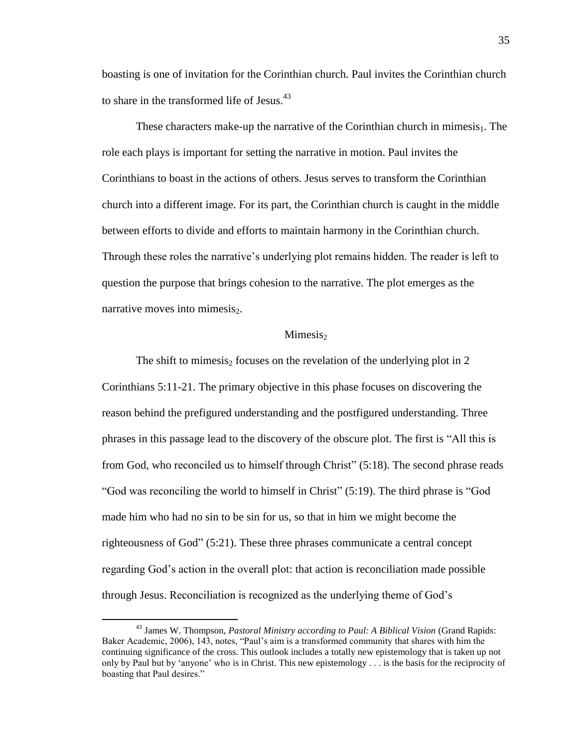boasting is one of invitation for the Corinthian church. Paul invites the Corinthian church to share in the transformed life of Jesus.[43]

These characters make-up the narrative of the Corinthian church in mimesis$_1$. The role each plays is important for setting the narrative in motion. Paul invites the Corinthians to boast in the actions of others. Jesus serves to transform the Corinthian church into a different image. For its part, the Corinthian church is caught in the middle between efforts to divide and efforts to maintain harmony in the Corinthian church. Through these roles the narrative's underlying plot remains hidden. The reader is left to question the purpose that brings cohesion to the narrative. The plot emerges as the narrative moves into mimesis$_2$.

## Mimesis$_2$

The shift to mimesis$_2$ focuses on the revelation of the underlying plot in 2 Corinthians 5:11-21. The primary objective in this phase focuses on discovering the reason behind the prefigured understanding and the postfigured understanding. Three phrases in this passage lead to the discovery of the obscure plot. The first is "All this is from God, who reconciled us to himself through Christ" (5:18). The second phrase reads "God was reconciling the world to himself in Christ" (5:19). The third phrase is "God made him who had no sin to be sin for us, so that in him we might become the righteousness of God" (5:21). These three phrases communicate a central concept regarding God's action in the overall plot: that action is reconciliation made possible through Jesus. Reconciliation is recognized as the underlying theme of God's

---

[43] James W. Thompson, *Pastoral Ministry according to Paul: A Biblical Vision* (Grand Rapids: Baker Academic, 2006), 143, notes, "Paul's aim is a transformed community that shares with him the continuing significance of the cross. This outlook includes a totally new epistemology that is taken up not only by Paul but by 'anyone' who is in Christ. This new epistemology . . . is the basis for the reciprocity of boasting that Paul desires."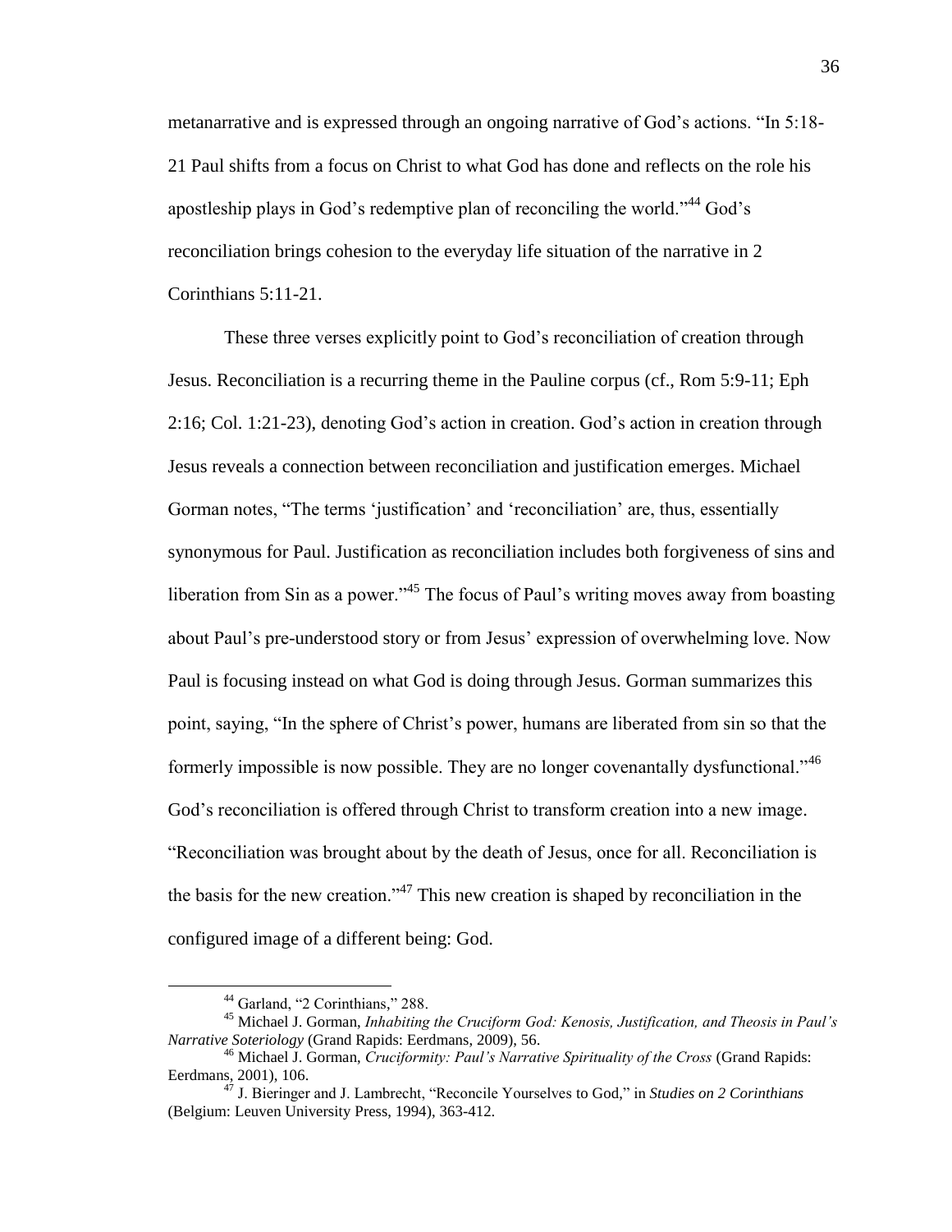metanarrative and is expressed through an ongoing narrative of God's actions. "In 5:18-21 Paul shifts from a focus on Christ to what God has done and reflects on the role his apostleship plays in God's redemptive plan of reconciling the world."[44] God's reconciliation brings cohesion to the everyday life situation of the narrative in 2 Corinthians 5:11-21.

These three verses explicitly point to God's reconciliation of creation through Jesus. Reconciliation is a recurring theme in the Pauline corpus (cf., Rom 5:9-11; Eph 2:16; Col. 1:21-23), denoting God's action in creation. God's action in creation through Jesus reveals a connection between reconciliation and justification emerges. Michael Gorman notes, "The terms 'justification' and 'reconciliation' are, thus, essentially synonymous for Paul. Justification as reconciliation includes both forgiveness of sins and liberation from Sin as a power."[45] The focus of Paul's writing moves away from boasting about Paul's pre-understood story or from Jesus' expression of overwhelming love. Now Paul is focusing instead on what God is doing through Jesus. Gorman summarizes this point, saying, "In the sphere of Christ's power, humans are liberated from sin so that the formerly impossible is now possible. They are no longer covenantally dysfunctional."[46] God's reconciliation is offered through Christ to transform creation into a new image. "Reconciliation was brought about by the death of Jesus, once for all. Reconciliation is the basis for the new creation."[47] This new creation is shaped by reconciliation in the configured image of a different being: God.

---

[44] Garland, "2 Corinthians," 288.

[45] Michael J. Gorman, *Inhabiting the Cruciform God: Kenosis, Justification, and Theosis in Paul's Narrative Soteriology* (Grand Rapids: Eerdmans, 2009), 56.

[46] Michael J. Gorman, *Cruciformity: Paul's Narrative Spirituality of the Cross* (Grand Rapids: Eerdmans, 2001), 106.

[47] J. Bieringer and J. Lambrecht, "Reconcile Yourselves to God," in *Studies on 2 Corinthians* (Belgium: Leuven University Press, 1994), 363-412.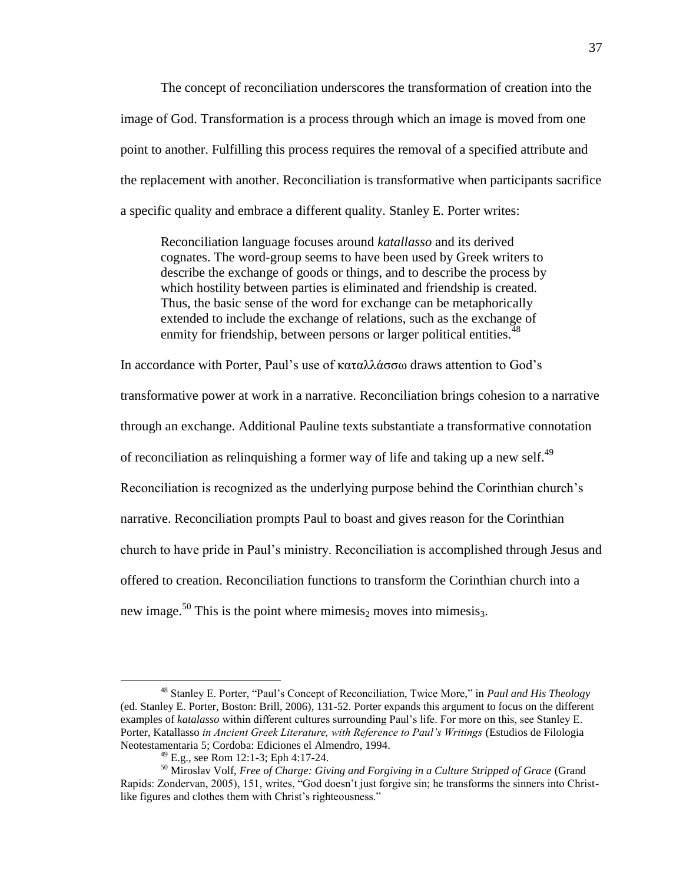The concept of reconciliation underscores the transformation of creation into the image of God. Transformation is a process through which an image is moved from one point to another. Fulfilling this process requires the removal of a specified attribute and the replacement with another. Reconciliation is transformative when participants sacrifice a specific quality and embrace a different quality. Stanley E. Porter writes:

> Reconciliation language focuses around *katallasso* and its derived cognates. The word-group seems to have been used by Greek writers to describe the exchange of goods or things, and to describe the process by which hostility between parties is eliminated and friendship is created. Thus, the basic sense of the word for exchange can be metaphorically extended to include the exchange of relations, such as the exchange of enmity for friendship, between persons or larger political entities.[48]

In accordance with Porter, Paul's use of καταλλάσσω draws attention to God's transformative power at work in a narrative. Reconciliation brings cohesion to a narrative through an exchange. Additional Pauline texts substantiate a transformative connotation of reconciliation as relinquishing a former way of life and taking up a new self.[49] Reconciliation is recognized as the underlying purpose behind the Corinthian church's narrative. Reconciliation prompts Paul to boast and gives reason for the Corinthian church to have pride in Paul's ministry. Reconciliation is accomplished through Jesus and offered to creation. Reconciliation functions to transform the Corinthian church into a new image.[50] This is the point where mimesis$_2$ moves into mimesis$_3$.

---

[48] Stanley E. Porter, "Paul's Concept of Reconciliation, Twice More," in *Paul and His Theology* (ed. Stanley E. Porter, Boston: Brill, 2006), 131-52. Porter expands this argument to focus on the different examples of *katalasso* within different cultures surrounding Paul's life. For more on this, see Stanley E. Porter, Katallasso *in Ancient Greek Literature, with Reference to Paul's Writings* (Estudios de Filologia Neotestamentaria 5; Cordoba: Ediciones el Almendro, 1994.

[49] E.g., see Rom 12:1-3; Eph 4:17-24.

[50] Miroslav Volf, *Free of Charge: Giving and Forgiving in a Culture Stripped of Grace* (Grand Rapids: Zondervan, 2005), 151, writes, "God doesn't just forgive sin; he transforms the sinners into Christ-like figures and clothes them with Christ's righteousness."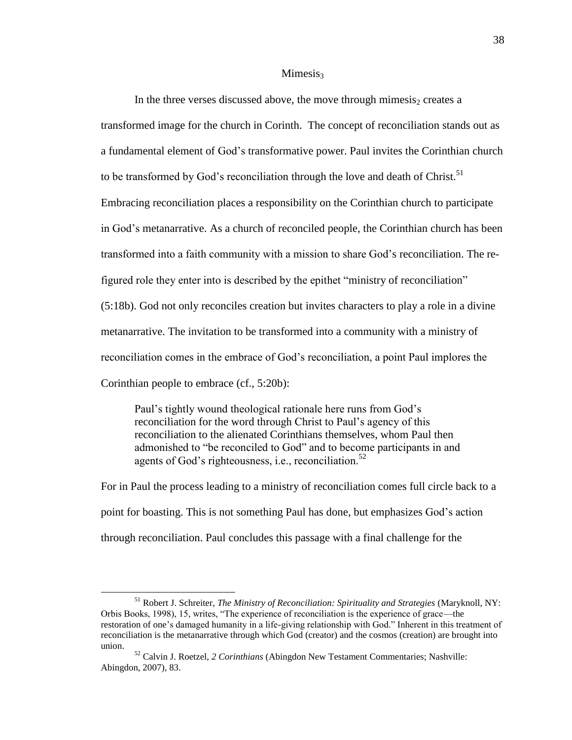## Mimesis$_3$

In the three verses discussed above, the move through mimesis$_2$ creates a transformed image for the church in Corinth. The concept of reconciliation stands out as a fundamental element of God's transformative power. Paul invites the Corinthian church to be transformed by God's reconciliation through the love and death of Christ.[51] Embracing reconciliation places a responsibility on the Corinthian church to participate in God's metanarrative. As a church of reconciled people, the Corinthian church has been transformed into a faith community with a mission to share God's reconciliation. The re-figured role they enter into is described by the epithet "ministry of reconciliation" (5:18b). God not only reconciles creation but invites characters to play a role in a divine metanarrative. The invitation to be transformed into a community with a ministry of reconciliation comes in the embrace of God's reconciliation, a point Paul implores the Corinthian people to embrace (cf., 5:20b):

> Paul's tightly wound theological rationale here runs from God's reconciliation for the word through Christ to Paul's agency of this reconciliation to the alienated Corinthians themselves, whom Paul then admonished to "be reconciled to God" and to become participants in and agents of God's righteousness, i.e., reconciliation.[52]

For in Paul the process leading to a ministry of reconciliation comes full circle back to a point for boasting. This is not something Paul has done, but emphasizes God's action through reconciliation. Paul concludes this passage with a final challenge for the

---

[51] Robert J. Schreiter, *The Ministry of Reconciliation: Spirituality and Strategies* (Maryknoll, NY: Orbis Books, 1998), 15, writes, "The experience of reconciliation is the experience of grace—the restoration of one's damaged humanity in a life-giving relationship with God." Inherent in this treatment of reconciliation is the metanarrative through which God (creator) and the cosmos (creation) are brought into union.

[52] Calvin J. Roetzel, *2 Corinthians* (Abingdon New Testament Commentaries; Nashville: Abingdon, 2007), 83.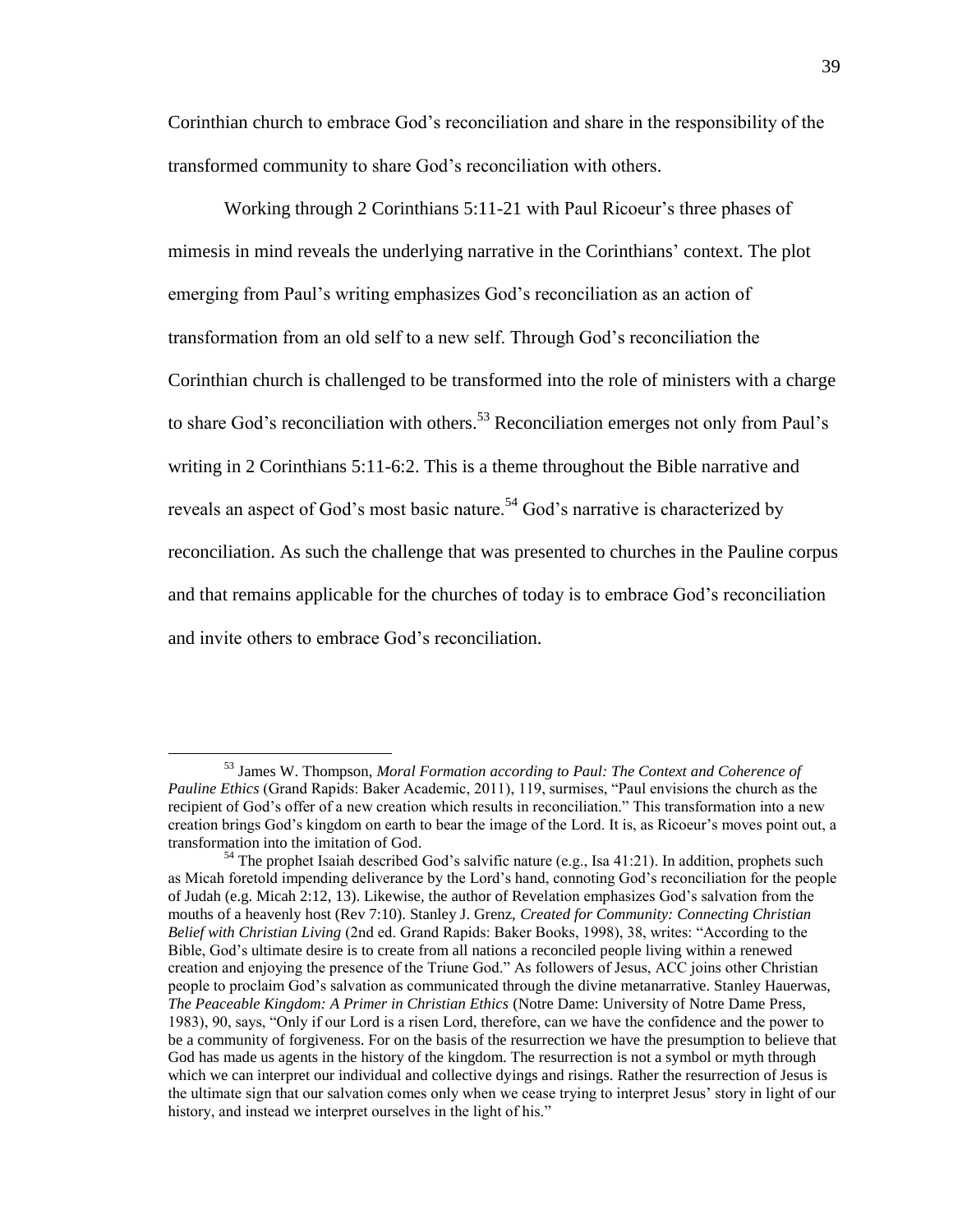Corinthian church to embrace God's reconciliation and share in the responsibility of the transformed community to share God's reconciliation with others.

Working through 2 Corinthians 5:11-21 with Paul Ricoeur's three phases of mimesis in mind reveals the underlying narrative in the Corinthians' context. The plot emerging from Paul's writing emphasizes God's reconciliation as an action of transformation from an old self to a new self. Through God's reconciliation the Corinthian church is challenged to be transformed into the role of ministers with a charge to share God's reconciliation with others.[53] Reconciliation emerges not only from Paul's writing in 2 Corinthians 5:11-6:2. This is a theme throughout the Bible narrative and reveals an aspect of God's most basic nature.[54] God's narrative is characterized by reconciliation. As such the challenge that was presented to churches in the Pauline corpus and that remains applicable for the churches of today is to embrace God's reconciliation and invite others to embrace God's reconciliation.

---

[53] James W. Thompson, *Moral Formation according to Paul: The Context and Coherence of Pauline Ethics* (Grand Rapids: Baker Academic, 2011), 119, surmises, "Paul envisions the church as the recipient of God's offer of a new creation which results in reconciliation." This transformation into a new creation brings God's kingdom on earth to bear the image of the Lord. It is, as Ricoeur's moves point out, a transformation into the imitation of God.

[54] The prophet Isaiah described God's salvific nature (e.g., Isa 41:21). In addition, prophets such as Micah foretold impending deliverance by the Lord's hand, connoting God's reconciliation for the people of Judah (e.g. Micah 2:12, 13). Likewise, the author of Revelation emphasizes God's salvation from the mouths of a heavenly host (Rev 7:10). Stanley J. Grenz, *Created for Community: Connecting Christian Belief with Christian Living* (2nd ed. Grand Rapids: Baker Books, 1998), 38, writes: "According to the Bible, God's ultimate desire is to create from all nations a reconciled people living within a renewed creation and enjoying the presence of the Triune God." As followers of Jesus, ACC joins other Christian people to proclaim God's salvation as communicated through the divine metanarrative. Stanley Hauerwas, *The Peaceable Kingdom: A Primer in Christian Ethics* (Notre Dame: University of Notre Dame Press, 1983), 90, says, "Only if our Lord is a risen Lord, therefore, can we have the confidence and the power to be a community of forgiveness. For on the basis of the resurrection we have the presumption to believe that God has made us agents in the history of the kingdom. The resurrection is not a symbol or myth through which we can interpret our individual and collective dyings and risings. Rather the resurrection of Jesus is the ultimate sign that our salvation comes only when we cease trying to interpret Jesus' story in light of our history, and instead we interpret ourselves in the light of his."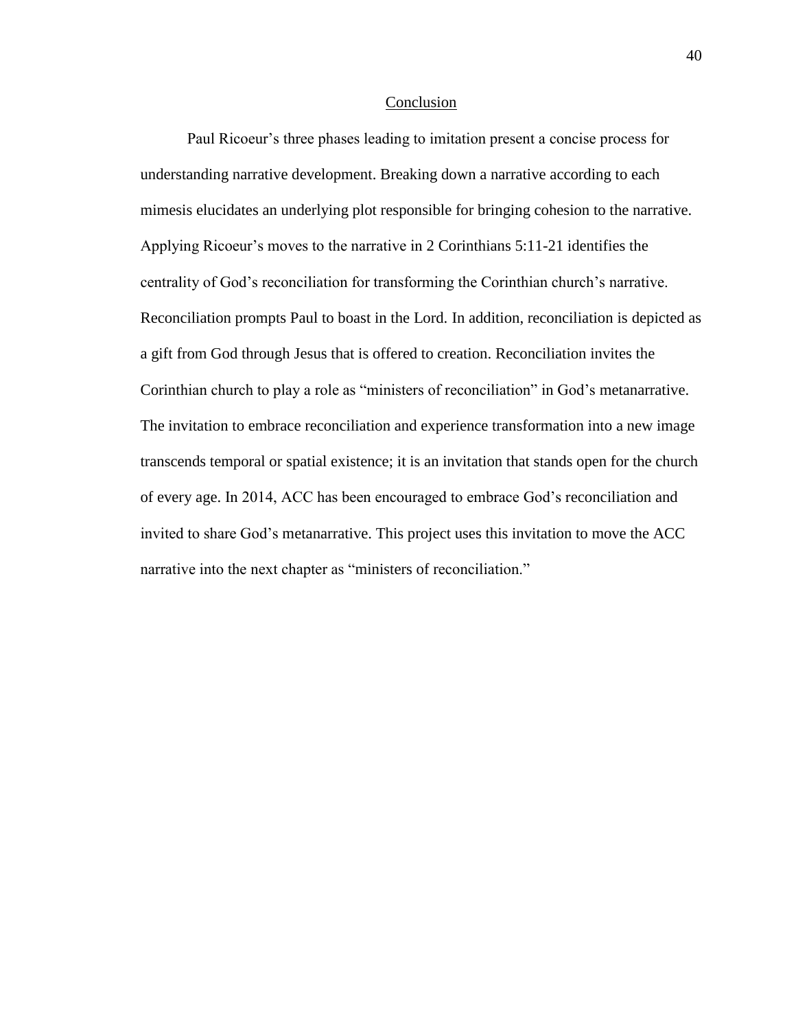## Conclusion

Paul Ricoeur's three phases leading to imitation present a concise process for understanding narrative development. Breaking down a narrative according to each mimesis elucidates an underlying plot responsible for bringing cohesion to the narrative. Applying Ricoeur's moves to the narrative in 2 Corinthians 5:11-21 identifies the centrality of God's reconciliation for transforming the Corinthian church's narrative. Reconciliation prompts Paul to boast in the Lord. In addition, reconciliation is depicted as a gift from God through Jesus that is offered to creation. Reconciliation invites the Corinthian church to play a role as "ministers of reconciliation" in God's metanarrative. The invitation to embrace reconciliation and experience transformation into a new image transcends temporal or spatial existence; it is an invitation that stands open for the church of every age. In 2014, ACC has been encouraged to embrace God's reconciliation and invited to share God's metanarrative. This project uses this invitation to move the ACC narrative into the next chapter as "ministers of reconciliation."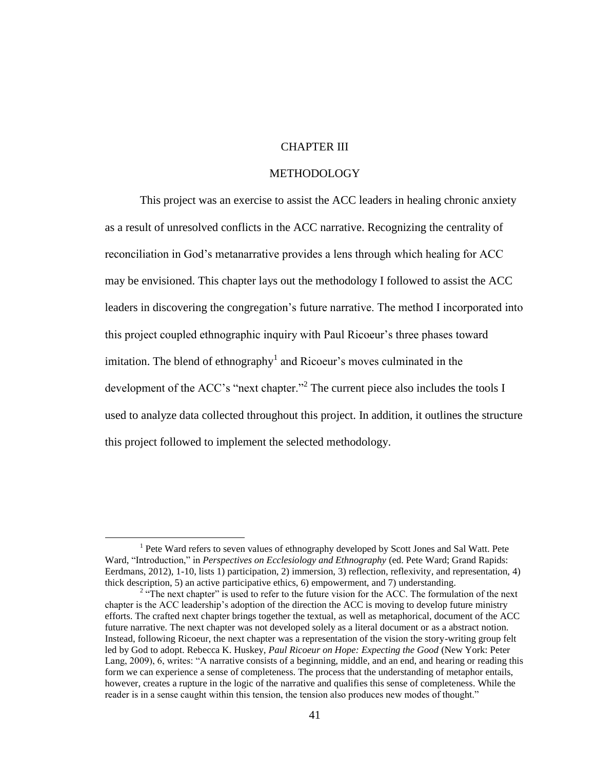# CHAPTER III

## METHODOLOGY

This project was an exercise to assist the ACC leaders in healing chronic anxiety as a result of unresolved conflicts in the ACC narrative. Recognizing the centrality of reconciliation in God's metanarrative provides a lens through which healing for ACC may be envisioned. This chapter lays out the methodology I followed to assist the ACC leaders in discovering the congregation's future narrative. The method I incorporated into this project coupled ethnographic inquiry with Paul Ricoeur's three phases toward imitation. The blend of ethnography[1] and Ricoeur's moves culminated in the development of the ACC's "next chapter."[2] The current piece also includes the tools I used to analyze data collected throughout this project. In addition, it outlines the structure this project followed to implement the selected methodology.

---

[1] Pete Ward refers to seven values of ethnography developed by Scott Jones and Sal Watt. Pete Ward, "Introduction," in *Perspectives on Ecclesiology and Ethnography* (ed. Pete Ward; Grand Rapids: Eerdmans, 2012), 1-10, lists 1) participation, 2) immersion, 3) reflection, reflexivity, and representation, 4) thick description, 5) an active participative ethics, 6) empowerment, and 7) understanding.

[2] "The next chapter" is used to refer to the future vision for the ACC. The formulation of the next chapter is the ACC leadership's adoption of the direction the ACC is moving to develop future ministry efforts. The crafted next chapter brings together the textual, as well as metaphorical, document of the ACC future narrative. The next chapter was not developed solely as a literal document or as a abstract notion. Instead, following Ricoeur, the next chapter was a representation of the vision the story-writing group felt led by God to adopt. Rebecca K. Huskey, *Paul Ricoeur on Hope: Expecting the Good* (New York: Peter Lang, 2009), 6, writes: "A narrative consists of a beginning, middle, and an end, and hearing or reading this form we can experience a sense of completeness. The process that the understanding of metaphor entails, however, creates a rupture in the logic of the narrative and qualifies this sense of completeness. While the reader is in a sense caught within this tension, the tension also produces new modes of thought."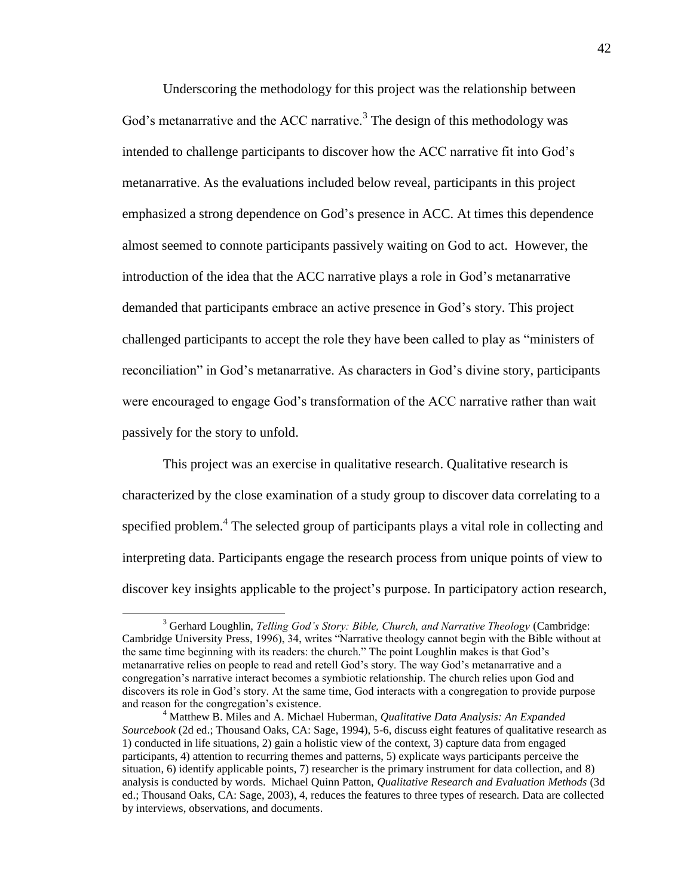Underscoring the methodology for this project was the relationship between God's metanarrative and the ACC narrative.[3] The design of this methodology was intended to challenge participants to discover how the ACC narrative fit into God's metanarrative. As the evaluations included below reveal, participants in this project emphasized a strong dependence on God's presence in ACC. At times this dependence almost seemed to connote participants passively waiting on God to act. However, the introduction of the idea that the ACC narrative plays a role in God's metanarrative demanded that participants embrace an active presence in God's story. This project challenged participants to accept the role they have been called to play as "ministers of reconciliation" in God's metanarrative. As characters in God's divine story, participants were encouraged to engage God's transformation of the ACC narrative rather than wait passively for the story to unfold.

This project was an exercise in qualitative research. Qualitative research is characterized by the close examination of a study group to discover data correlating to a specified problem.[4] The selected group of participants plays a vital role in collecting and interpreting data. Participants engage the research process from unique points of view to discover key insights applicable to the project's purpose. In participatory action research,

---

[3] Gerhard Loughlin, *Telling God's Story: Bible, Church, and Narrative Theology* (Cambridge: Cambridge University Press, 1996), 34, writes "Narrative theology cannot begin with the Bible without at the same time beginning with its readers: the church." The point Loughlin makes is that God's metanarrative relies on people to read and retell God's story. The way God's metanarrative and a congregation's narrative interact becomes a symbiotic relationship. The church relies upon God and discovers its role in God's story. At the same time, God interacts with a congregation to provide purpose and reason for the congregation's existence.

[4] Matthew B. Miles and A. Michael Huberman, *Qualitative Data Analysis: An Expanded Sourcebook* (2d ed.; Thousand Oaks, CA: Sage, 1994), 5-6, discuss eight features of qualitative research as 1) conducted in life situations, 2) gain a holistic view of the context, 3) capture data from engaged participants, 4) attention to recurring themes and patterns, 5) explicate ways participants perceive the situation, 6) identify applicable points, 7) researcher is the primary instrument for data collection, and 8) analysis is conducted by words. Michael Quinn Patton, *Qualitative Research and Evaluation Methods* (3d ed.; Thousand Oaks, CA: Sage, 2003), 4, reduces the features to three types of research. Data are collected by interviews, observations, and documents.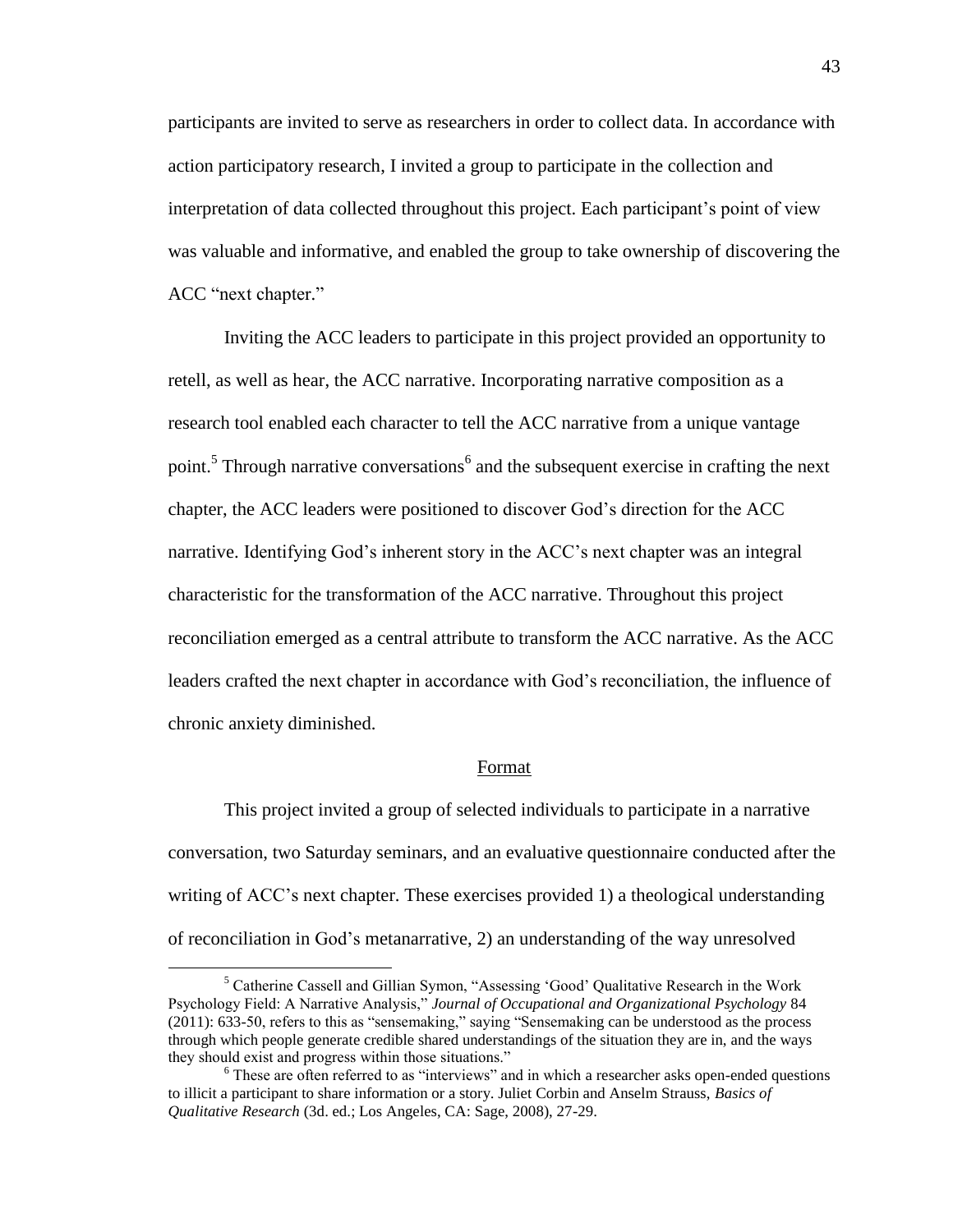participants are invited to serve as researchers in order to collect data. In accordance with action participatory research, I invited a group to participate in the collection and interpretation of data collected throughout this project. Each participant's point of view was valuable and informative, and enabled the group to take ownership of discovering the ACC "next chapter."

Inviting the ACC leaders to participate in this project provided an opportunity to retell, as well as hear, the ACC narrative. Incorporating narrative composition as a research tool enabled each character to tell the ACC narrative from a unique vantage point.[5] Through narrative conversations[6] and the subsequent exercise in crafting the next chapter, the ACC leaders were positioned to discover God's direction for the ACC narrative. Identifying God's inherent story in the ACC's next chapter was an integral characteristic for the transformation of the ACC narrative. Throughout this project reconciliation emerged as a central attribute to transform the ACC narrative. As the ACC leaders crafted the next chapter in accordance with God's reconciliation, the influence of chronic anxiety diminished.

## Format

This project invited a group of selected individuals to participate in a narrative conversation, two Saturday seminars, and an evaluative questionnaire conducted after the writing of ACC's next chapter. These exercises provided 1) a theological understanding of reconciliation in God's metanarrative, 2) an understanding of the way unresolved

---

[5] Catherine Cassell and Gillian Symon, "Assessing 'Good' Qualitative Research in the Work Psychology Field: A Narrative Analysis," *Journal of Occupational and Organizational Psychology* 84 (2011): 633-50, refers to this as "sensemaking," saying "Sensemaking can be understood as the process through which people generate credible shared understandings of the situation they are in, and the ways they should exist and progress within those situations."

[6] These are often referred to as "interviews" and in which a researcher asks open-ended questions to illicit a participant to share information or a story. Juliet Corbin and Anselm Strauss, *Basics of Qualitative Research* (3d. ed.; Los Angeles, CA: Sage, 2008), 27-29.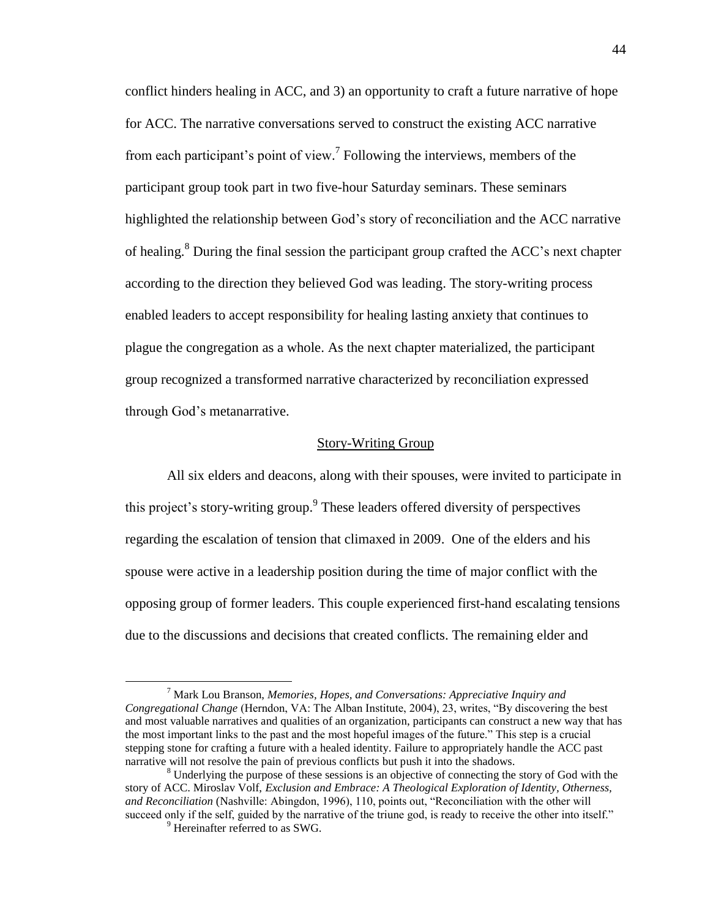conflict hinders healing in ACC, and 3) an opportunity to craft a future narrative of hope for ACC. The narrative conversations served to construct the existing ACC narrative from each participant's point of view.[7] Following the interviews, members of the participant group took part in two five-hour Saturday seminars. These seminars highlighted the relationship between God's story of reconciliation and the ACC narrative of healing.[8] During the final session the participant group crafted the ACC's next chapter according to the direction they believed God was leading. The story-writing process enabled leaders to accept responsibility for healing lasting anxiety that continues to plague the congregation as a whole. As the next chapter materialized, the participant group recognized a transformed narrative characterized by reconciliation expressed through God's metanarrative.

## Story-Writing Group

All six elders and deacons, along with their spouses, were invited to participate in this project's story-writing group.[9] These leaders offered diversity of perspectives regarding the escalation of tension that climaxed in 2009. One of the elders and his spouse were active in a leadership position during the time of major conflict with the opposing group of former leaders. This couple experienced first-hand escalating tensions due to the discussions and decisions that created conflicts. The remaining elder and

---

[7] Mark Lou Branson, *Memories, Hopes, and Conversations: Appreciative Inquiry and Congregational Change* (Herndon, VA: The Alban Institute, 2004), 23, writes, "By discovering the best and most valuable narratives and qualities of an organization, participants can construct a new way that has the most important links to the past and the most hopeful images of the future." This step is a crucial stepping stone for crafting a future with a healed identity. Failure to appropriately handle the ACC past narrative will not resolve the pain of previous conflicts but push it into the shadows.

[8] Underlying the purpose of these sessions is an objective of connecting the story of God with the story of ACC. Miroslav Volf, *Exclusion and Embrace: A Theological Exploration of Identity, Otherness, and Reconciliation* (Nashville: Abingdon, 1996), 110, points out, "Reconciliation with the other will succeed only if the self, guided by the narrative of the triune god, is ready to receive the other into itself."

[9] Hereinafter referred to as SWG.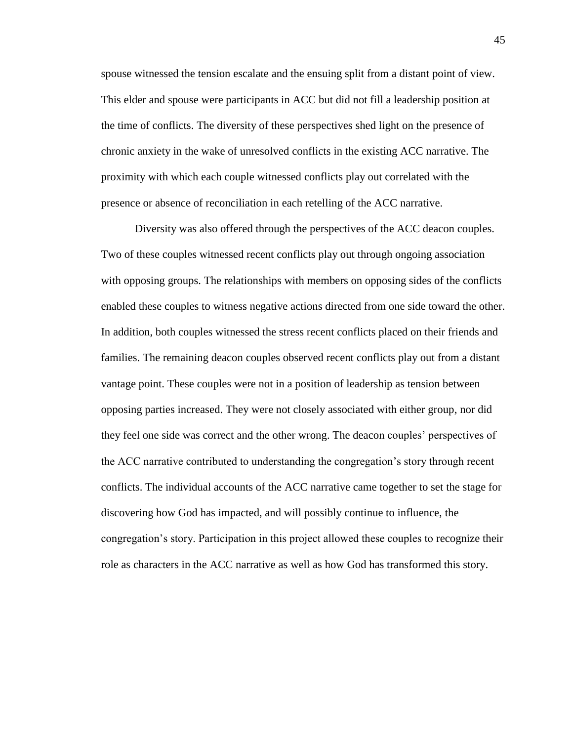spouse witnessed the tension escalate and the ensuing split from a distant point of view. This elder and spouse were participants in ACC but did not fill a leadership position at the time of conflicts. The diversity of these perspectives shed light on the presence of chronic anxiety in the wake of unresolved conflicts in the existing ACC narrative. The proximity with which each couple witnessed conflicts play out correlated with the presence or absence of reconciliation in each retelling of the ACC narrative.

Diversity was also offered through the perspectives of the ACC deacon couples. Two of these couples witnessed recent conflicts play out through ongoing association with opposing groups. The relationships with members on opposing sides of the conflicts enabled these couples to witness negative actions directed from one side toward the other. In addition, both couples witnessed the stress recent conflicts placed on their friends and families. The remaining deacon couples observed recent conflicts play out from a distant vantage point. These couples were not in a position of leadership as tension between opposing parties increased. They were not closely associated with either group, nor did they feel one side was correct and the other wrong. The deacon couples' perspectives of the ACC narrative contributed to understanding the congregation's story through recent conflicts. The individual accounts of the ACC narrative came together to set the stage for discovering how God has impacted, and will possibly continue to influence, the congregation's story. Participation in this project allowed these couples to recognize their role as characters in the ACC narrative as well as how God has transformed this story.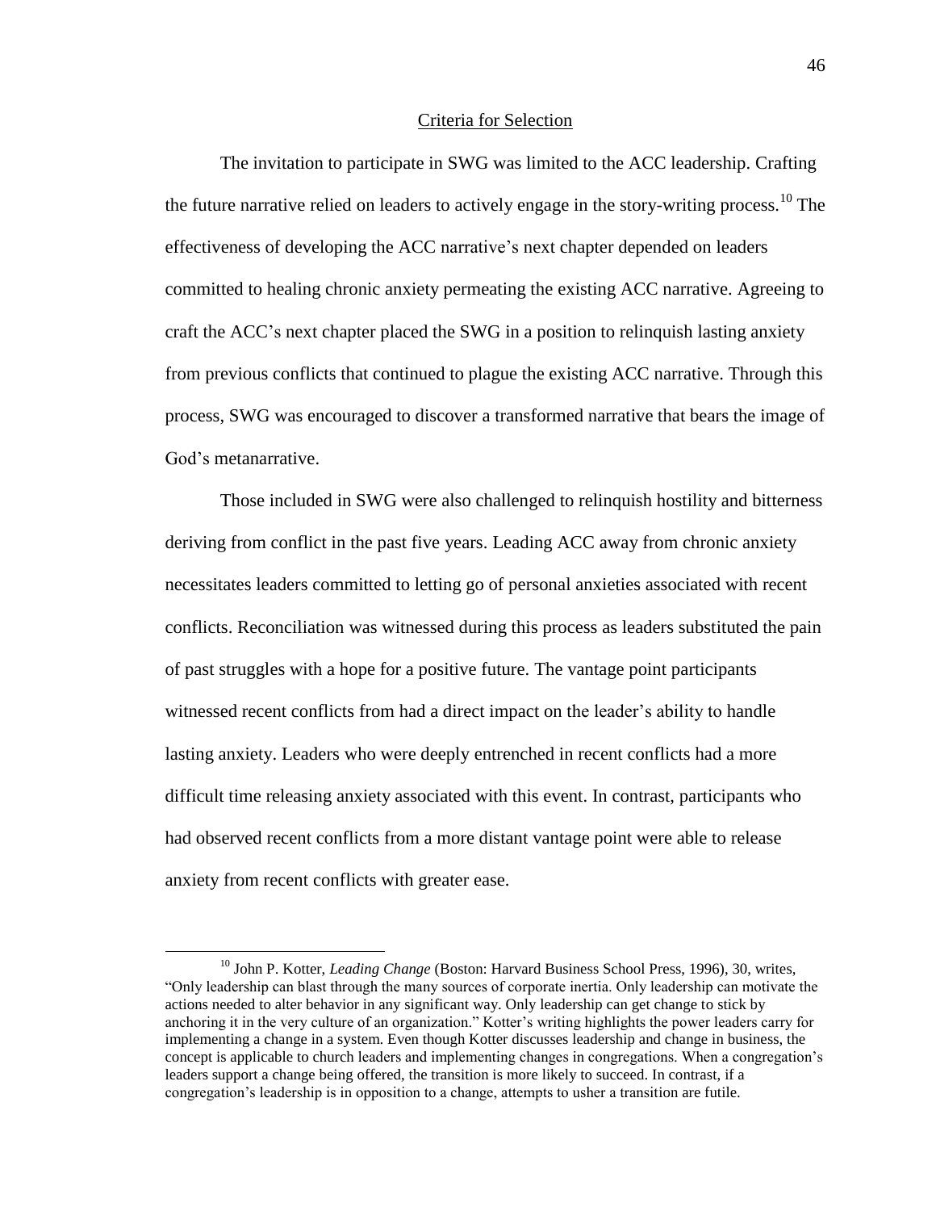## Criteria for Selection

The invitation to participate in SWG was limited to the ACC leadership. Crafting the future narrative relied on leaders to actively engage in the story-writing process.[10] The effectiveness of developing the ACC narrative's next chapter depended on leaders committed to healing chronic anxiety permeating the existing ACC narrative. Agreeing to craft the ACC's next chapter placed the SWG in a position to relinquish lasting anxiety from previous conflicts that continued to plague the existing ACC narrative. Through this process, SWG was encouraged to discover a transformed narrative that bears the image of God's metanarrative.

Those included in SWG were also challenged to relinquish hostility and bitterness deriving from conflict in the past five years. Leading ACC away from chronic anxiety necessitates leaders committed to letting go of personal anxieties associated with recent conflicts. Reconciliation was witnessed during this process as leaders substituted the pain of past struggles with a hope for a positive future. The vantage point participants witnessed recent conflicts from had a direct impact on the leader's ability to handle lasting anxiety. Leaders who were deeply entrenched in recent conflicts had a more difficult time releasing anxiety associated with this event. In contrast, participants who had observed recent conflicts from a more distant vantage point were able to release anxiety from recent conflicts with greater ease.

---

[10] John P. Kotter, *Leading Change* (Boston: Harvard Business School Press, 1996), 30, writes, "Only leadership can blast through the many sources of corporate inertia. Only leadership can motivate the actions needed to alter behavior in any significant way. Only leadership can get change to stick by anchoring it in the very culture of an organization." Kotter's writing highlights the power leaders carry for implementing a change in a system. Even though Kotter discusses leadership and change in business, the concept is applicable to church leaders and implementing changes in congregations. When a congregation's leaders support a change being offered, the transition is more likely to succeed. In contrast, if a congregation's leadership is in opposition to a change, attempts to usher a transition are futile.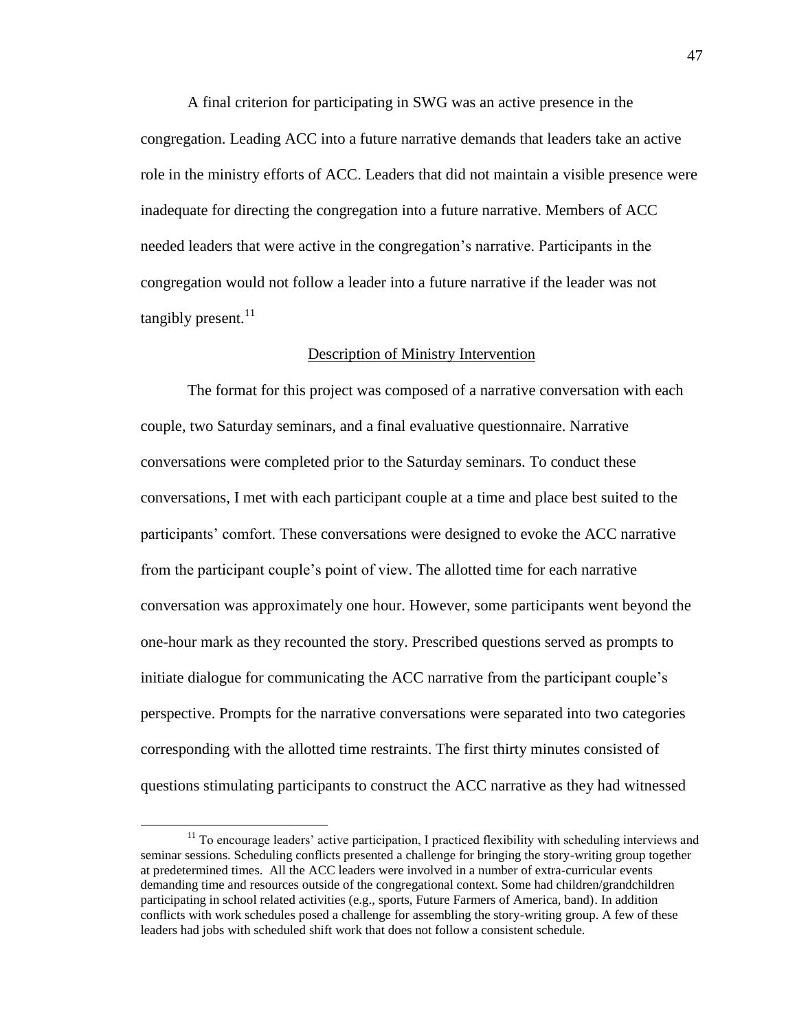A final criterion for participating in SWG was an active presence in the congregation. Leading ACC into a future narrative demands that leaders take an active role in the ministry efforts of ACC. Leaders that did not maintain a visible presence were inadequate for directing the congregation into a future narrative. Members of ACC needed leaders that were active in the congregation's narrative. Participants in the congregation would not follow a leader into a future narrative if the leader was not tangibly present.[11]

## Description of Ministry Intervention

The format for this project was composed of a narrative conversation with each couple, two Saturday seminars, and a final evaluative questionnaire. Narrative conversations were completed prior to the Saturday seminars. To conduct these conversations, I met with each participant couple at a time and place best suited to the participants' comfort. These conversations were designed to evoke the ACC narrative from the participant couple's point of view. The allotted time for each narrative conversation was approximately one hour. However, some participants went beyond the one-hour mark as they recounted the story. Prescribed questions served as prompts to initiate dialogue for communicating the ACC narrative from the participant couple's perspective. Prompts for the narrative conversations were separated into two categories corresponding with the allotted time restraints. The first thirty minutes consisted of questions stimulating participants to construct the ACC narrative as they had witnessed

---

[11] To encourage leaders' active participation, I practiced flexibility with scheduling interviews and seminar sessions. Scheduling conflicts presented a challenge for bringing the story-writing group together at predetermined times. All the ACC leaders were involved in a number of extra-curricular events demanding time and resources outside of the congregational context. Some had children/grandchildren participating in school related activities (e.g., sports, Future Farmers of America, band). In addition conflicts with work schedules posed a challenge for assembling the story-writing group. A few of these leaders had jobs with scheduled shift work that does not follow a consistent schedule.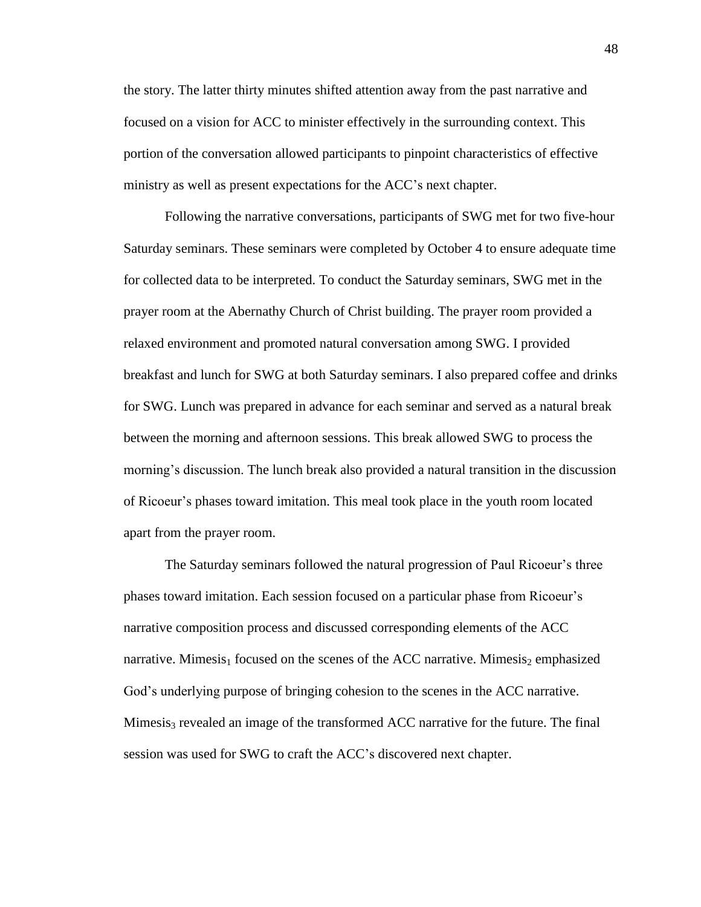the story. The latter thirty minutes shifted attention away from the past narrative and focused on a vision for ACC to minister effectively in the surrounding context. This portion of the conversation allowed participants to pinpoint characteristics of effective ministry as well as present expectations for the ACC's next chapter.

Following the narrative conversations, participants of SWG met for two five-hour Saturday seminars. These seminars were completed by October 4 to ensure adequate time for collected data to be interpreted. To conduct the Saturday seminars, SWG met in the prayer room at the Abernathy Church of Christ building. The prayer room provided a relaxed environment and promoted natural conversation among SWG. I provided breakfast and lunch for SWG at both Saturday seminars. I also prepared coffee and drinks for SWG. Lunch was prepared in advance for each seminar and served as a natural break between the morning and afternoon sessions. This break allowed SWG to process the morning's discussion. The lunch break also provided a natural transition in the discussion of Ricoeur's phases toward imitation. This meal took place in the youth room located apart from the prayer room.

The Saturday seminars followed the natural progression of Paul Ricoeur's three phases toward imitation. Each session focused on a particular phase from Ricoeur's narrative composition process and discussed corresponding elements of the ACC narrative. Mimesis$_1$ focused on the scenes of the ACC narrative. Mimesis$_2$ emphasized God's underlying purpose of bringing cohesion to the scenes in the ACC narrative. Mimesis$_3$ revealed an image of the transformed ACC narrative for the future. The final session was used for SWG to craft the ACC's discovered next chapter.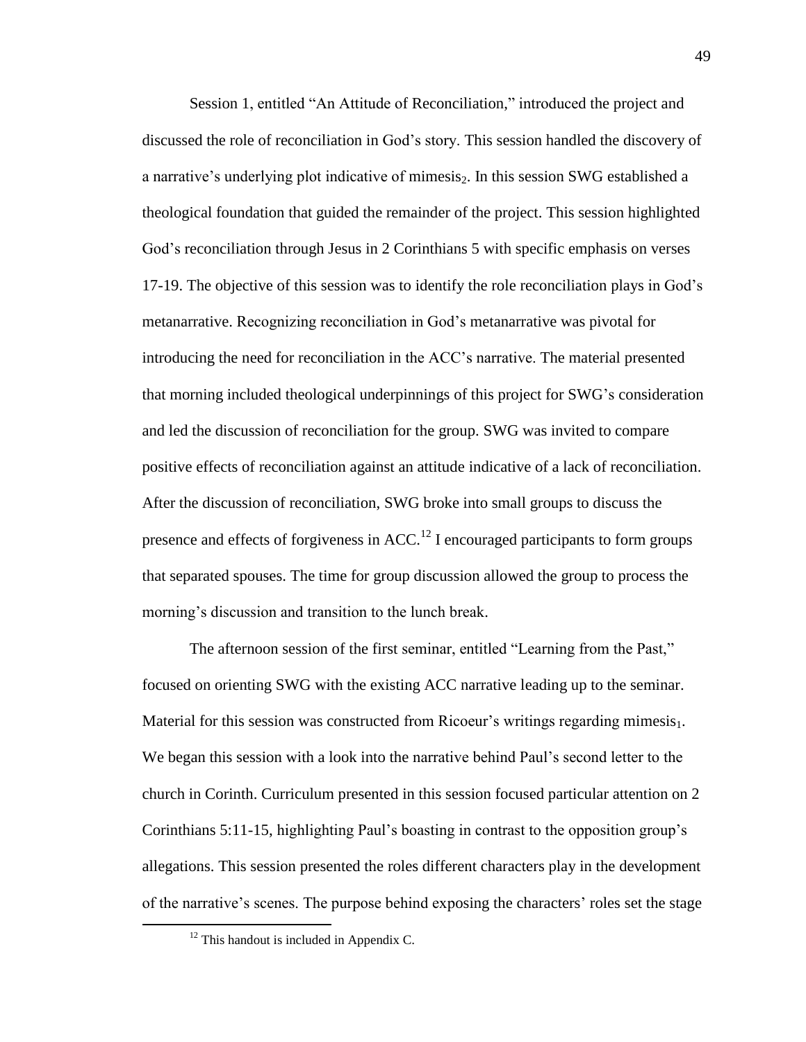Session 1, entitled “An Attitude of Reconciliation,” introduced the project and discussed the role of reconciliation in God’s story. This session handled the discovery of a narrative’s underlying plot indicative of mimesis$_2$. In this session SWG established a theological foundation that guided the remainder of the project. This session highlighted God’s reconciliation through Jesus in 2 Corinthians 5 with specific emphasis on verses 17-19. The objective of this session was to identify the role reconciliation plays in God’s metanarrative. Recognizing reconciliation in God’s metanarrative was pivotal for introducing the need for reconciliation in the ACC’s narrative. The material presented that morning included theological underpinnings of this project for SWG’s consideration and led the discussion of reconciliation for the group. SWG was invited to compare positive effects of reconciliation against an attitude indicative of a lack of reconciliation. After the discussion of reconciliation, SWG broke into small groups to discuss the presence and effects of forgiveness in ACC.[12] I encouraged participants to form groups that separated spouses. The time for group discussion allowed the group to process the morning’s discussion and transition to the lunch break.

The afternoon session of the first seminar, entitled “Learning from the Past,” focused on orienting SWG with the existing ACC narrative leading up to the seminar. Material for this session was constructed from Ricoeur’s writings regarding mimesis$_1$. We began this session with a look into the narrative behind Paul’s second letter to the church in Corinth. Curriculum presented in this session focused particular attention on 2 Corinthians 5:11-15, highlighting Paul’s boasting in contrast to the opposition group’s allegations. This session presented the roles different characters play in the development of the narrative’s scenes. The purpose behind exposing the characters’ roles set the stage

[12] This handout is included in Appendix C.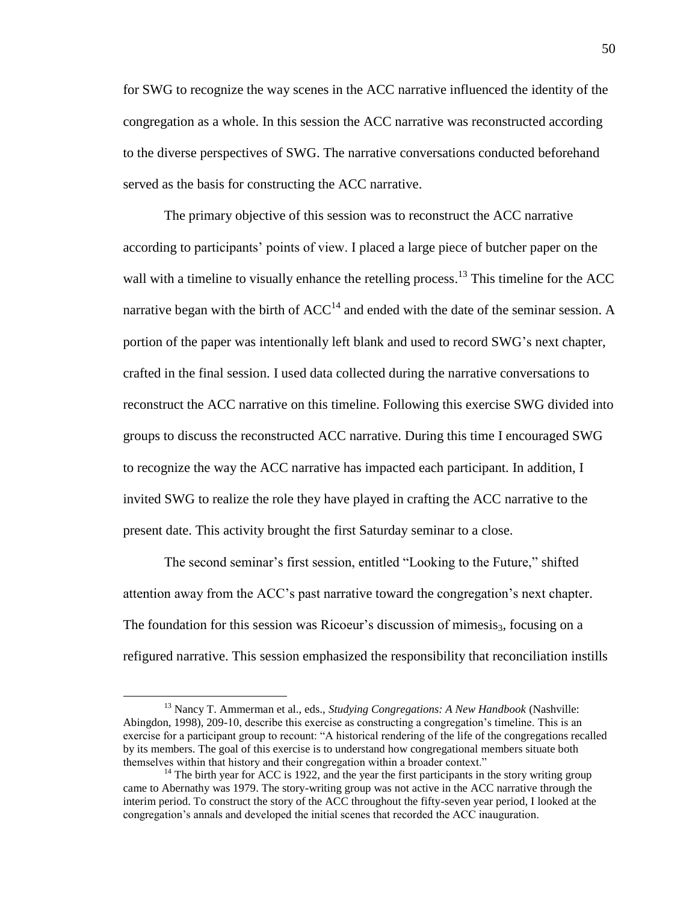for SWG to recognize the way scenes in the ACC narrative influenced the identity of the congregation as a whole. In this session the ACC narrative was reconstructed according to the diverse perspectives of SWG. The narrative conversations conducted beforehand served as the basis for constructing the ACC narrative.

The primary objective of this session was to reconstruct the ACC narrative according to participants' points of view. I placed a large piece of butcher paper on the wall with a timeline to visually enhance the retelling process.[13] This timeline for the ACC narrative began with the birth of ACC[14] and ended with the date of the seminar session. A portion of the paper was intentionally left blank and used to record SWG's next chapter, crafted in the final session. I used data collected during the narrative conversations to reconstruct the ACC narrative on this timeline. Following this exercise SWG divided into groups to discuss the reconstructed ACC narrative. During this time I encouraged SWG to recognize the way the ACC narrative has impacted each participant. In addition, I invited SWG to realize the role they have played in crafting the ACC narrative to the present date. This activity brought the first Saturday seminar to a close.

The second seminar's first session, entitled "Looking to the Future," shifted attention away from the ACC's past narrative toward the congregation's next chapter. The foundation for this session was Ricoeur's discussion of mimesis$_3$, focusing on a refigured narrative. This session emphasized the responsibility that reconciliation instills

---

[13] Nancy T. Ammerman et al., eds., *Studying Congregations: A New Handbook* (Nashville: Abingdon, 1998), 209-10, describe this exercise as constructing a congregation's timeline. This is an exercise for a participant group to recount: "A historical rendering of the life of the congregations recalled by its members. The goal of this exercise is to understand how congregational members situate both themselves within that history and their congregation within a broader context."

[14] The birth year for ACC is 1922, and the year the first participants in the story writing group came to Abernathy was 1979. The story-writing group was not active in the ACC narrative through the interim period. To construct the story of the ACC throughout the fifty-seven year period, I looked at the congregation's annals and developed the initial scenes that recorded the ACC inauguration.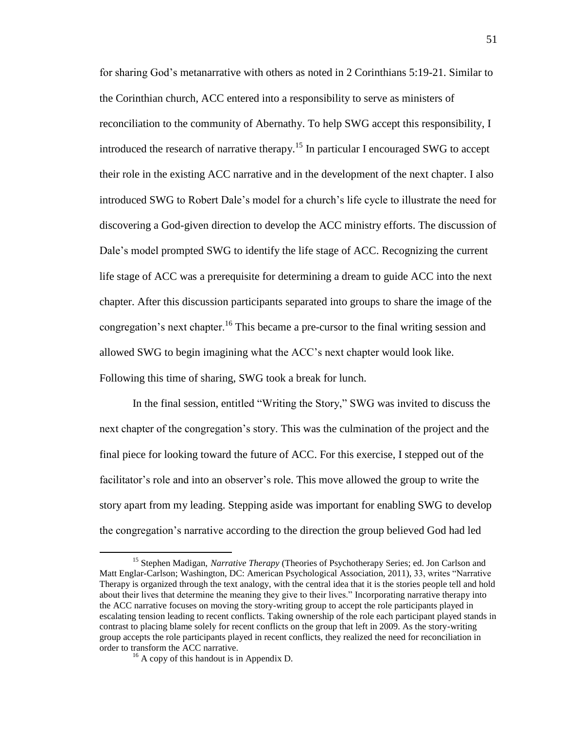for sharing God's metanarrative with others as noted in 2 Corinthians 5:19-21. Similar to the Corinthian church, ACC entered into a responsibility to serve as ministers of reconciliation to the community of Abernathy. To help SWG accept this responsibility, I introduced the research of narrative therapy.[15] In particular I encouraged SWG to accept their role in the existing ACC narrative and in the development of the next chapter. I also introduced SWG to Robert Dale's model for a church's life cycle to illustrate the need for discovering a God-given direction to develop the ACC ministry efforts. The discussion of Dale's model prompted SWG to identify the life stage of ACC. Recognizing the current life stage of ACC was a prerequisite for determining a dream to guide ACC into the next chapter. After this discussion participants separated into groups to share the image of the congregation's next chapter.[16] This became a pre-cursor to the final writing session and allowed SWG to begin imagining what the ACC's next chapter would look like. Following this time of sharing, SWG took a break for lunch.

In the final session, entitled "Writing the Story," SWG was invited to discuss the next chapter of the congregation's story. This was the culmination of the project and the final piece for looking toward the future of ACC. For this exercise, I stepped out of the facilitator's role and into an observer's role. This move allowed the group to write the story apart from my leading. Stepping aside was important for enabling SWG to develop the congregation's narrative according to the direction the group believed God had led

---

[15] Stephen Madigan, *Narrative Therapy* (Theories of Psychotherapy Series; ed. Jon Carlson and Matt Englar-Carlson; Washington, DC: American Psychological Association, 2011), 33, writes "Narrative Therapy is organized through the text analogy, with the central idea that it is the stories people tell and hold about their lives that determine the meaning they give to their lives." Incorporating narrative therapy into the ACC narrative focuses on moving the story-writing group to accept the role participants played in escalating tension leading to recent conflicts. Taking ownership of the role each participant played stands in contrast to placing blame solely for recent conflicts on the group that left in 2009. As the story-writing group accepts the role participants played in recent conflicts, they realized the need for reconciliation in order to transform the ACC narrative.

[16] A copy of this handout is in Appendix D.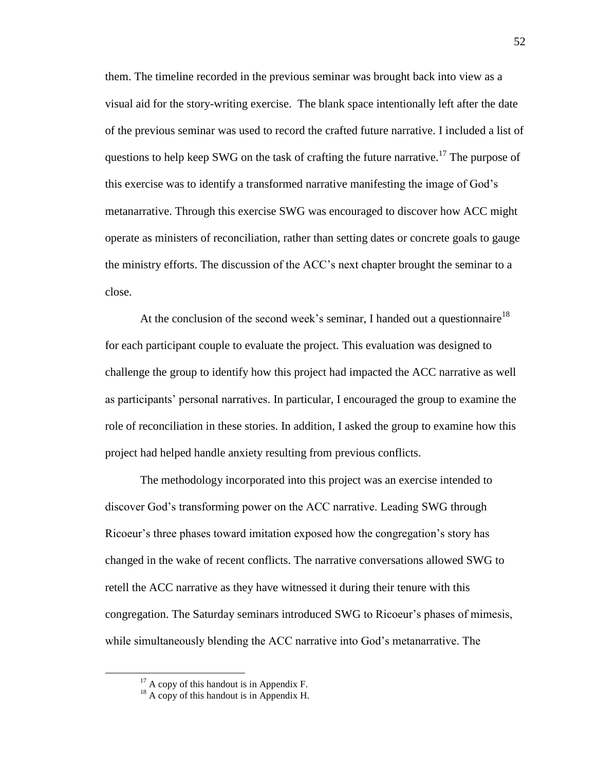them. The timeline recorded in the previous seminar was brought back into view as a visual aid for the story-writing exercise. The blank space intentionally left after the date of the previous seminar was used to record the crafted future narrative. I included a list of questions to help keep SWG on the task of crafting the future narrative.[17] The purpose of this exercise was to identify a transformed narrative manifesting the image of God's metanarrative. Through this exercise SWG was encouraged to discover how ACC might operate as ministers of reconciliation, rather than setting dates or concrete goals to gauge the ministry efforts. The discussion of the ACC's next chapter brought the seminar to a close.

At the conclusion of the second week's seminar, I handed out a questionnaire[18] for each participant couple to evaluate the project. This evaluation was designed to challenge the group to identify how this project had impacted the ACC narrative as well as participants' personal narratives. In particular, I encouraged the group to examine the role of reconciliation in these stories. In addition, I asked the group to examine how this project had helped handle anxiety resulting from previous conflicts.

The methodology incorporated into this project was an exercise intended to discover God's transforming power on the ACC narrative. Leading SWG through Ricoeur's three phases toward imitation exposed how the congregation's story has changed in the wake of recent conflicts. The narrative conversations allowed SWG to retell the ACC narrative as they have witnessed it during their tenure with this congregation. The Saturday seminars introduced SWG to Ricoeur's phases of mimesis, while simultaneously blending the ACC narrative into God's metanarrative. The

---

[17] A copy of this handout is in Appendix F.

[18] A copy of this handout is in Appendix H.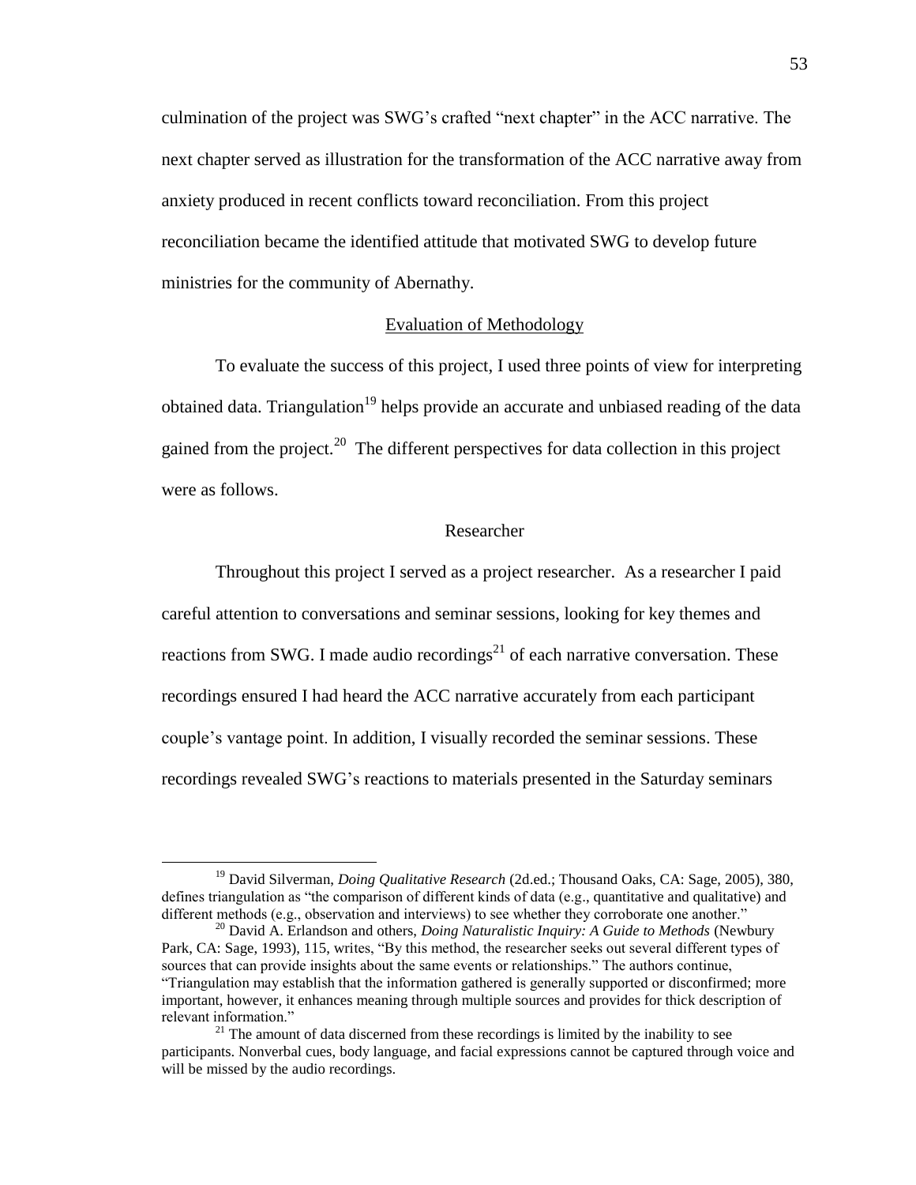culmination of the project was SWG's crafted "next chapter" in the ACC narrative. The next chapter served as illustration for the transformation of the ACC narrative away from anxiety produced in recent conflicts toward reconciliation. From this project reconciliation became the identified attitude that motivated SWG to develop future ministries for the community of Abernathy.

## Evaluation of Methodology

To evaluate the success of this project, I used three points of view for interpreting obtained data. Triangulation[19] helps provide an accurate and unbiased reading of the data gained from the project.[20] The different perspectives for data collection in this project were as follows.

### Researcher

Throughout this project I served as a project researcher. As a researcher I paid careful attention to conversations and seminar sessions, looking for key themes and reactions from SWG. I made audio recordings[21] of each narrative conversation. These recordings ensured I had heard the ACC narrative accurately from each participant couple's vantage point. In addition, I visually recorded the seminar sessions. These recordings revealed SWG's reactions to materials presented in the Saturday seminars

---

[19] David Silverman, *Doing Qualitative Research* (2d.ed.; Thousand Oaks, CA: Sage, 2005), 380, defines triangulation as "the comparison of different kinds of data (e.g., quantitative and qualitative) and different methods (e.g., observation and interviews) to see whether they corroborate one another."

[20] David A. Erlandson and others, *Doing Naturalistic Inquiry: A Guide to Methods* (Newbury Park, CA: Sage, 1993), 115, writes, "By this method, the researcher seeks out several different types of sources that can provide insights about the same events or relationships." The authors continue, "Triangulation may establish that the information gathered is generally supported or disconfirmed; more important, however, it enhances meaning through multiple sources and provides for thick description of relevant information."

[21] The amount of data discerned from these recordings is limited by the inability to see participants. Nonverbal cues, body language, and facial expressions cannot be captured through voice and will be missed by the audio recordings.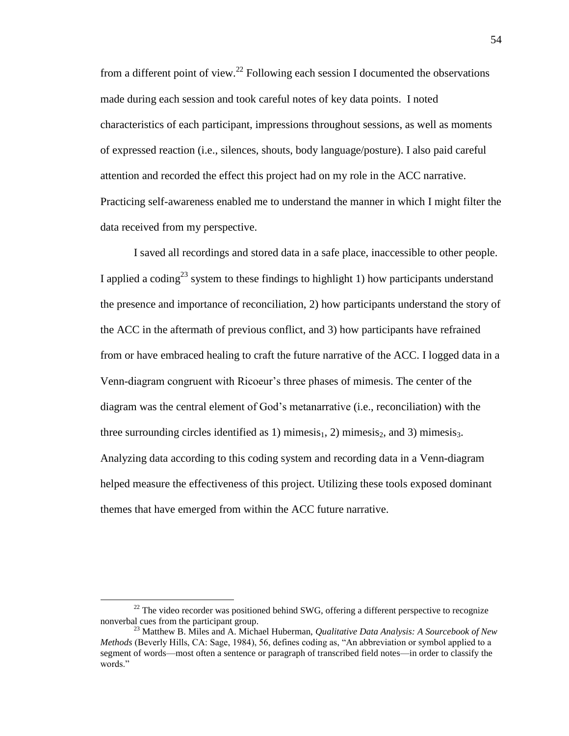from a different point of view.[22] Following each session I documented the observations made during each session and took careful notes of key data points. I noted characteristics of each participant, impressions throughout sessions, as well as moments of expressed reaction (i.e., silences, shouts, body language/posture). I also paid careful attention and recorded the effect this project had on my role in the ACC narrative. Practicing self-awareness enabled me to understand the manner in which I might filter the data received from my perspective.

I saved all recordings and stored data in a safe place, inaccessible to other people. I applied a coding[23] system to these findings to highlight 1) how participants understand the presence and importance of reconciliation, 2) how participants understand the story of the ACC in the aftermath of previous conflict, and 3) how participants have refrained from or have embraced healing to craft the future narrative of the ACC. I logged data in a Venn-diagram congruent with Ricoeur's three phases of mimesis. The center of the diagram was the central element of God's metanarrative (i.e., reconciliation) with the three surrounding circles identified as 1) mimesis$_1$, 2) mimesis$_2$, and 3) mimesis$_3$. Analyzing data according to this coding system and recording data in a Venn-diagram helped measure the effectiveness of this project. Utilizing these tools exposed dominant themes that have emerged from within the ACC future narrative.

---

[22] The video recorder was positioned behind SWG, offering a different perspective to recognize nonverbal cues from the participant group.

[23] Matthew B. Miles and A. Michael Huberman, *Qualitative Data Analysis: A Sourcebook of New Methods* (Beverly Hills, CA: Sage, 1984), 56, defines coding as, "An abbreviation or symbol applied to a segment of words—most often a sentence or paragraph of transcribed field notes—in order to classify the words."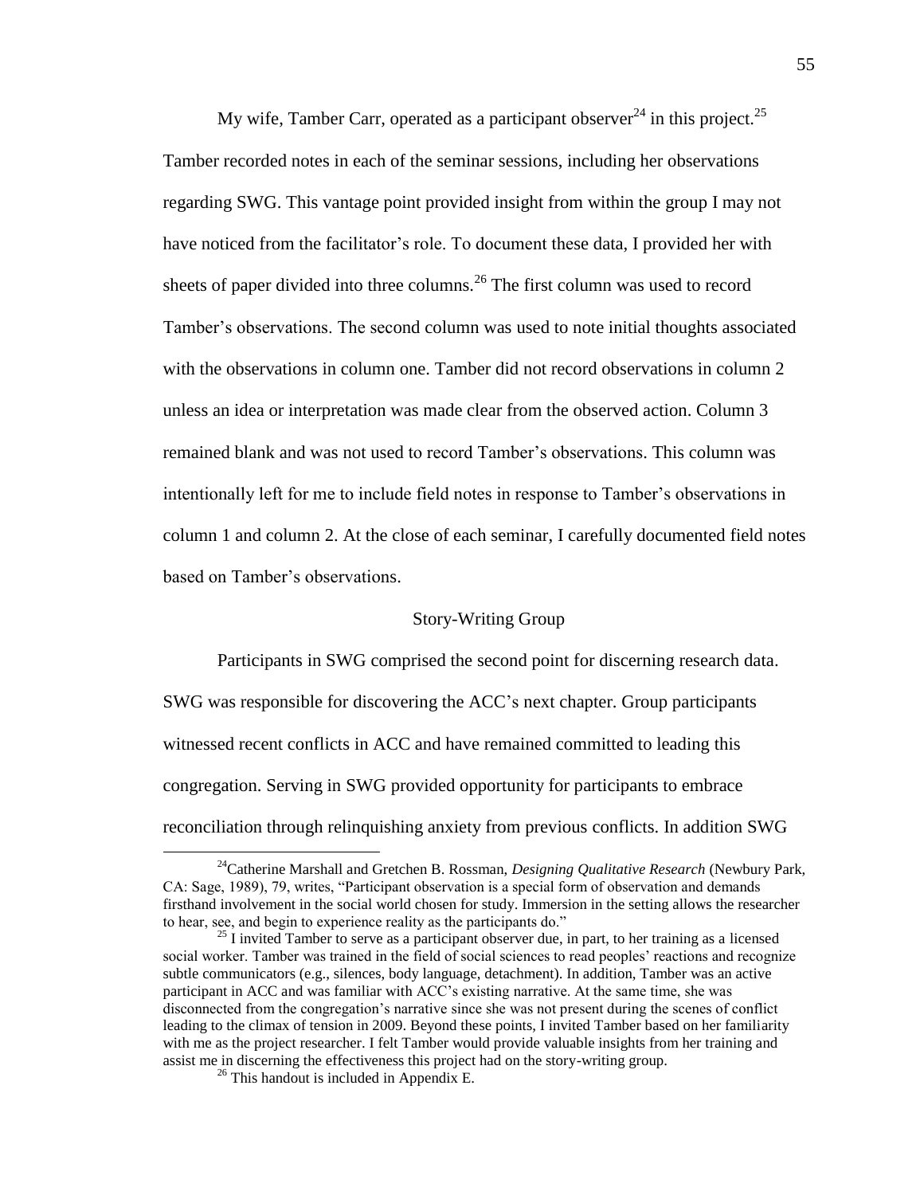My wife, Tamber Carr, operated as a participant observer[24] in this project.[25] Tamber recorded notes in each of the seminar sessions, including her observations regarding SWG. This vantage point provided insight from within the group I may not have noticed from the facilitator's role. To document these data, I provided her with sheets of paper divided into three columns.[26] The first column was used to record Tamber's observations. The second column was used to note initial thoughts associated with the observations in column one. Tamber did not record observations in column 2 unless an idea or interpretation was made clear from the observed action. Column 3 remained blank and was not used to record Tamber's observations. This column was intentionally left for me to include field notes in response to Tamber's observations in column 1 and column 2. At the close of each seminar, I carefully documented field notes based on Tamber's observations.

## Story-Writing Group

Participants in SWG comprised the second point for discerning research data. SWG was responsible for discovering the ACC's next chapter. Group participants witnessed recent conflicts in ACC and have remained committed to leading this congregation. Serving in SWG provided opportunity for participants to embrace reconciliation through relinquishing anxiety from previous conflicts. In addition SWG

---

[24] Catherine Marshall and Gretchen B. Rossman, *Designing Qualitative Research* (Newbury Park, CA: Sage, 1989), 79, writes, "Participant observation is a special form of observation and demands firsthand involvement in the social world chosen for study. Immersion in the setting allows the researcher to hear, see, and begin to experience reality as the participants do."

[25] I invited Tamber to serve as a participant observer due, in part, to her training as a licensed social worker. Tamber was trained in the field of social sciences to read peoples' reactions and recognize subtle communicators (e.g., silences, body language, detachment). In addition, Tamber was an active participant in ACC and was familiar with ACC's existing narrative. At the same time, she was disconnected from the congregation's narrative since she was not present during the scenes of conflict leading to the climax of tension in 2009. Beyond these points, I invited Tamber based on her familiarity with me as the project researcher. I felt Tamber would provide valuable insights from her training and assist me in discerning the effectiveness this project had on the story-writing group.

[26] This handout is included in Appendix E.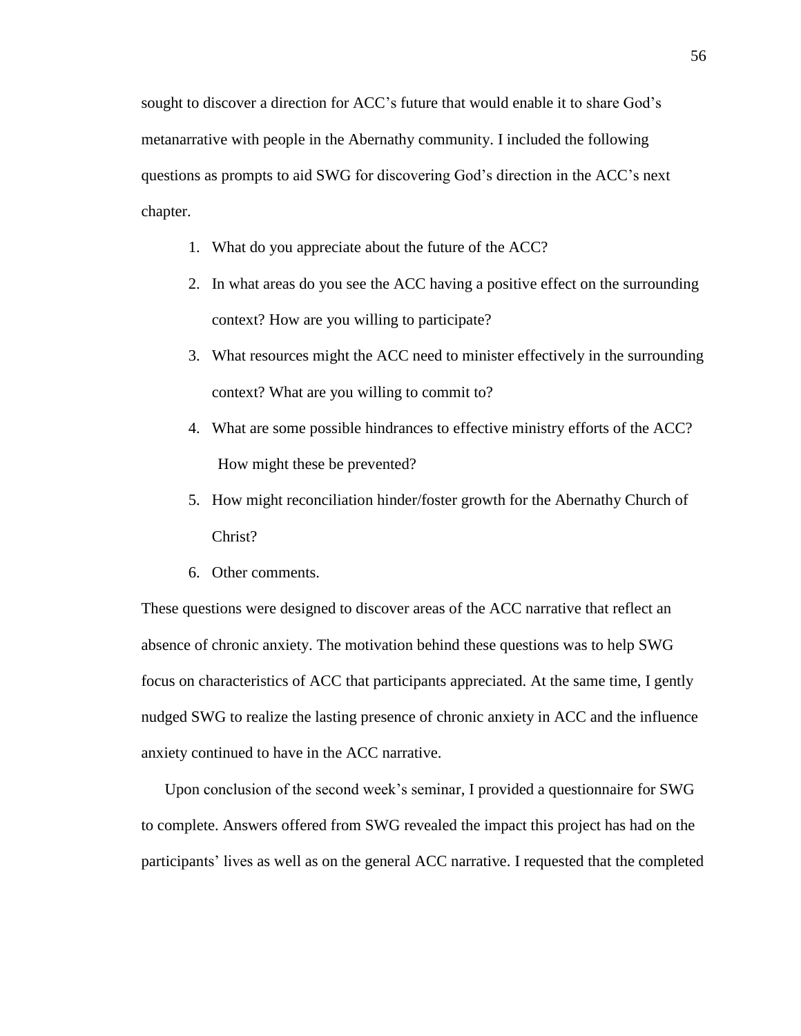sought to discover a direction for ACC's future that would enable it to share God's metanarrative with people in the Abernathy community. I included the following questions as prompts to aid SWG for discovering God's direction in the ACC's next chapter.

1. What do you appreciate about the future of the ACC?
2. In what areas do you see the ACC having a positive effect on the surrounding context? How are you willing to participate?
3. What resources might the ACC need to minister effectively in the surrounding context? What are you willing to commit to?
4. What are some possible hindrances to effective ministry efforts of the ACC? How might these be prevented?
5. How might reconciliation hinder/foster growth for the Abernathy Church of Christ?
6. Other comments.

These questions were designed to discover areas of the ACC narrative that reflect an absence of chronic anxiety. The motivation behind these questions was to help SWG focus on characteristics of ACC that participants appreciated. At the same time, I gently nudged SWG to realize the lasting presence of chronic anxiety in ACC and the influence anxiety continued to have in the ACC narrative.

Upon conclusion of the second week's seminar, I provided a questionnaire for SWG to complete. Answers offered from SWG revealed the impact this project has had on the participants' lives as well as on the general ACC narrative. I requested that the completed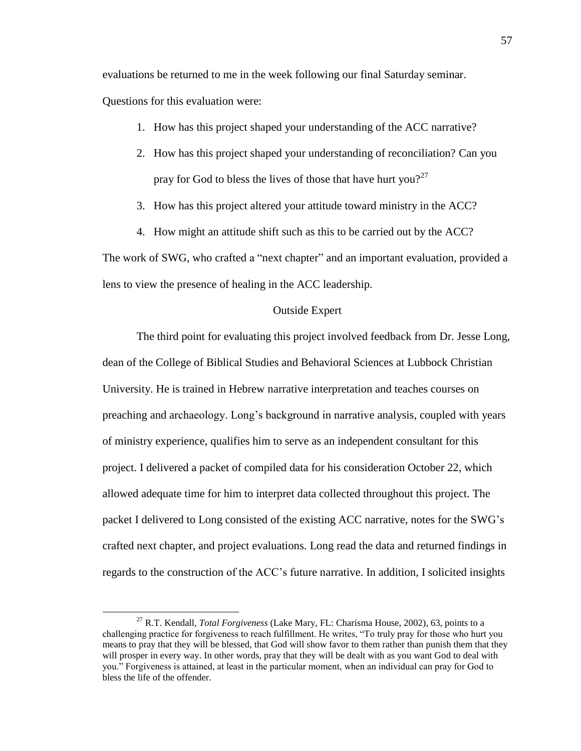evaluations be returned to me in the week following our final Saturday seminar. Questions for this evaluation were:

1. How has this project shaped your understanding of the ACC narrative?
2. How has this project shaped your understanding of reconciliation? Can you pray for God to bless the lives of those that have hurt you?[27]
3. How has this project altered your attitude toward ministry in the ACC?
4. How might an attitude shift such as this to be carried out by the ACC?

The work of SWG, who crafted a "next chapter" and an important evaluation, provided a lens to view the presence of healing in the ACC leadership.

## Outside Expert

The third point for evaluating this project involved feedback from Dr. Jesse Long, dean of the College of Biblical Studies and Behavioral Sciences at Lubbock Christian University. He is trained in Hebrew narrative interpretation and teaches courses on preaching and archaeology. Long's background in narrative analysis, coupled with years of ministry experience, qualifies him to serve as an independent consultant for this project. I delivered a packet of compiled data for his consideration October 22, which allowed adequate time for him to interpret data collected throughout this project. The packet I delivered to Long consisted of the existing ACC narrative, notes for the SWG's crafted next chapter, and project evaluations. Long read the data and returned findings in regards to the construction of the ACC's future narrative. In addition, I solicited insights

---

[27] R.T. Kendall, *Total Forgiveness* (Lake Mary, FL: Charisma House, 2002), 63, points to a challenging practice for forgiveness to reach fulfillment. He writes, "To truly pray for those who hurt you means to pray that they will be blessed, that God will show favor to them rather than punish them that they will prosper in every way. In other words, pray that they will be dealt with as you want God to deal with you." Forgiveness is attained, at least in the particular moment, when an individual can pray for God to bless the life of the offender.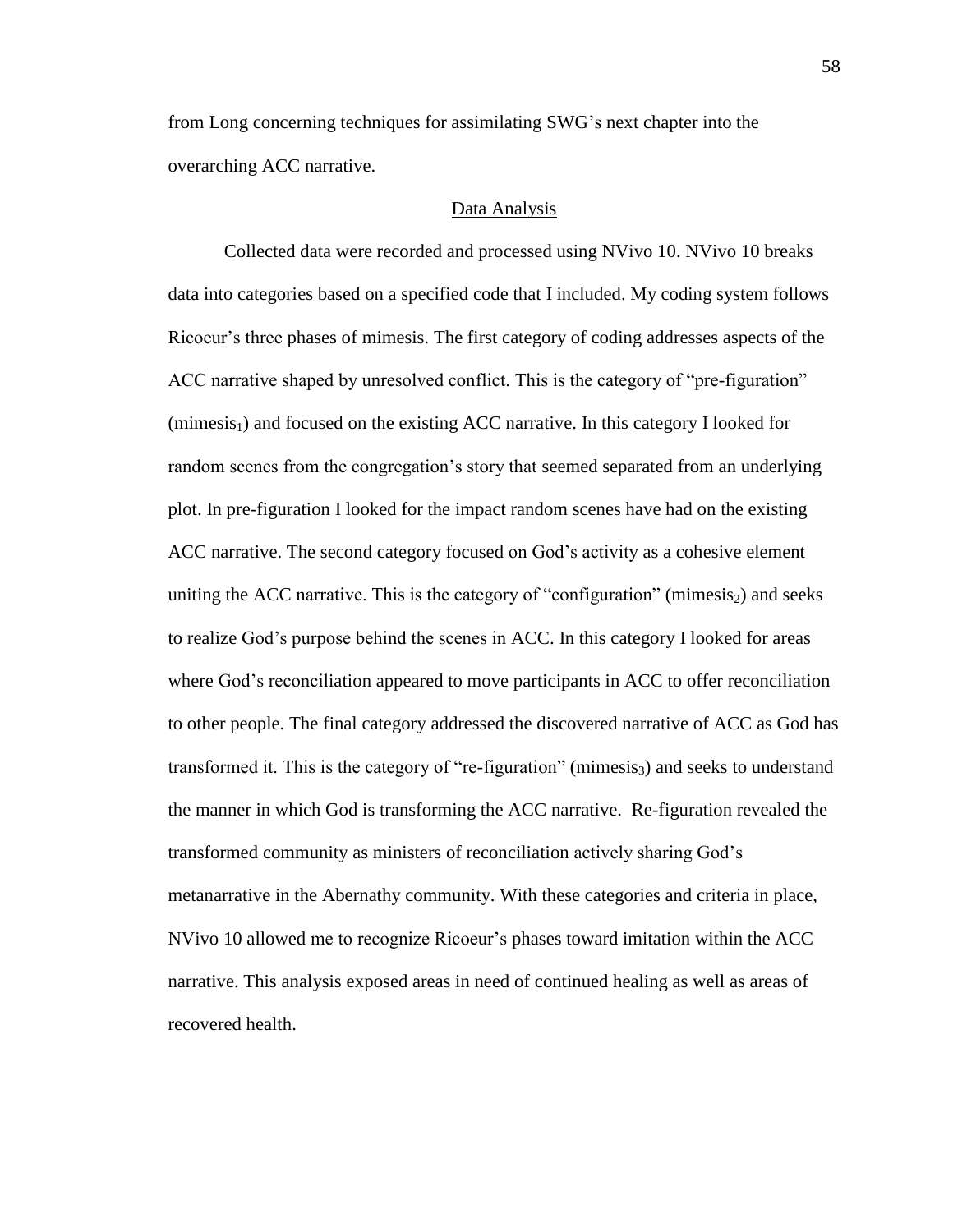from Long concerning techniques for assimilating SWG's next chapter into the overarching ACC narrative.

## Data Analysis

Collected data were recorded and processed using NVivo 10. NVivo 10 breaks data into categories based on a specified code that I included. My coding system follows Ricoeur's three phases of mimesis. The first category of coding addresses aspects of the ACC narrative shaped by unresolved conflict. This is the category of "pre-figuration" ($mimesis_1$) and focused on the existing ACC narrative. In this category I looked for random scenes from the congregation's story that seemed separated from an underlying plot. In pre-figuration I looked for the impact random scenes have had on the existing ACC narrative. The second category focused on God's activity as a cohesive element uniting the ACC narrative. This is the category of "configuration" ($mimesis_2$) and seeks to realize God's purpose behind the scenes in ACC. In this category I looked for areas where God's reconciliation appeared to move participants in ACC to offer reconciliation to other people. The final category addressed the discovered narrative of ACC as God has transformed it. This is the category of "re-figuration" ($mimesis_3$) and seeks to understand the manner in which God is transforming the ACC narrative. Re-figuration revealed the transformed community as ministers of reconciliation actively sharing God's metanarrative in the Abernathy community. With these categories and criteria in place, NVivo 10 allowed me to recognize Ricoeur's phases toward imitation within the ACC narrative. This analysis exposed areas in need of continued healing as well as areas of recovered health.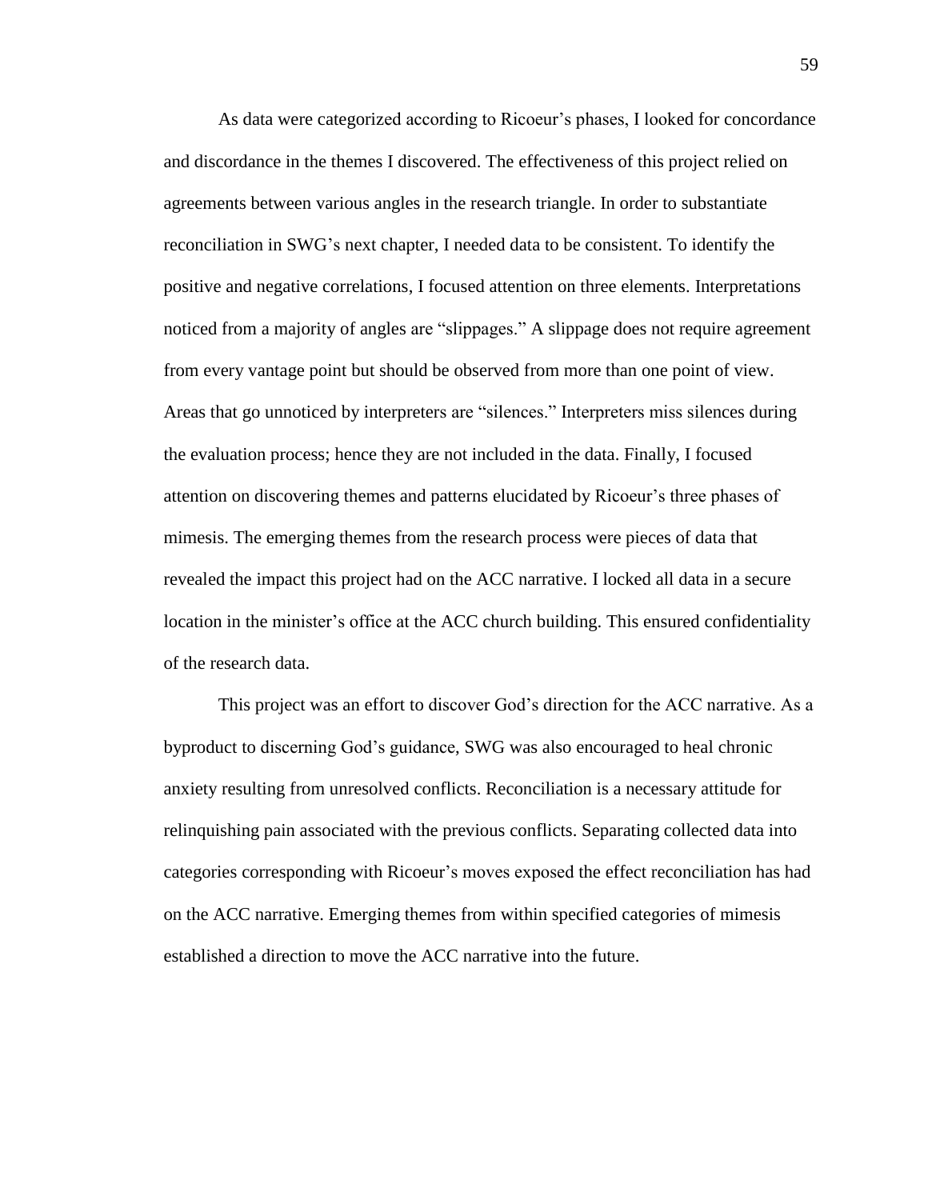As data were categorized according to Ricoeur's phases, I looked for concordance and discordance in the themes I discovered. The effectiveness of this project relied on agreements between various angles in the research triangle. In order to substantiate reconciliation in SWG's next chapter, I needed data to be consistent. To identify the positive and negative correlations, I focused attention on three elements. Interpretations noticed from a majority of angles are "slippages." A slippage does not require agreement from every vantage point but should be observed from more than one point of view. Areas that go unnoticed by interpreters are "silences." Interpreters miss silences during the evaluation process; hence they are not included in the data. Finally, I focused attention on discovering themes and patterns elucidated by Ricoeur's three phases of mimesis. The emerging themes from the research process were pieces of data that revealed the impact this project had on the ACC narrative. I locked all data in a secure location in the minister's office at the ACC church building. This ensured confidentiality of the research data.

This project was an effort to discover God's direction for the ACC narrative. As a byproduct to discerning God's guidance, SWG was also encouraged to heal chronic anxiety resulting from unresolved conflicts. Reconciliation is a necessary attitude for relinquishing pain associated with the previous conflicts. Separating collected data into categories corresponding with Ricoeur's moves exposed the effect reconciliation has had on the ACC narrative. Emerging themes from within specified categories of mimesis established a direction to move the ACC narrative into the future.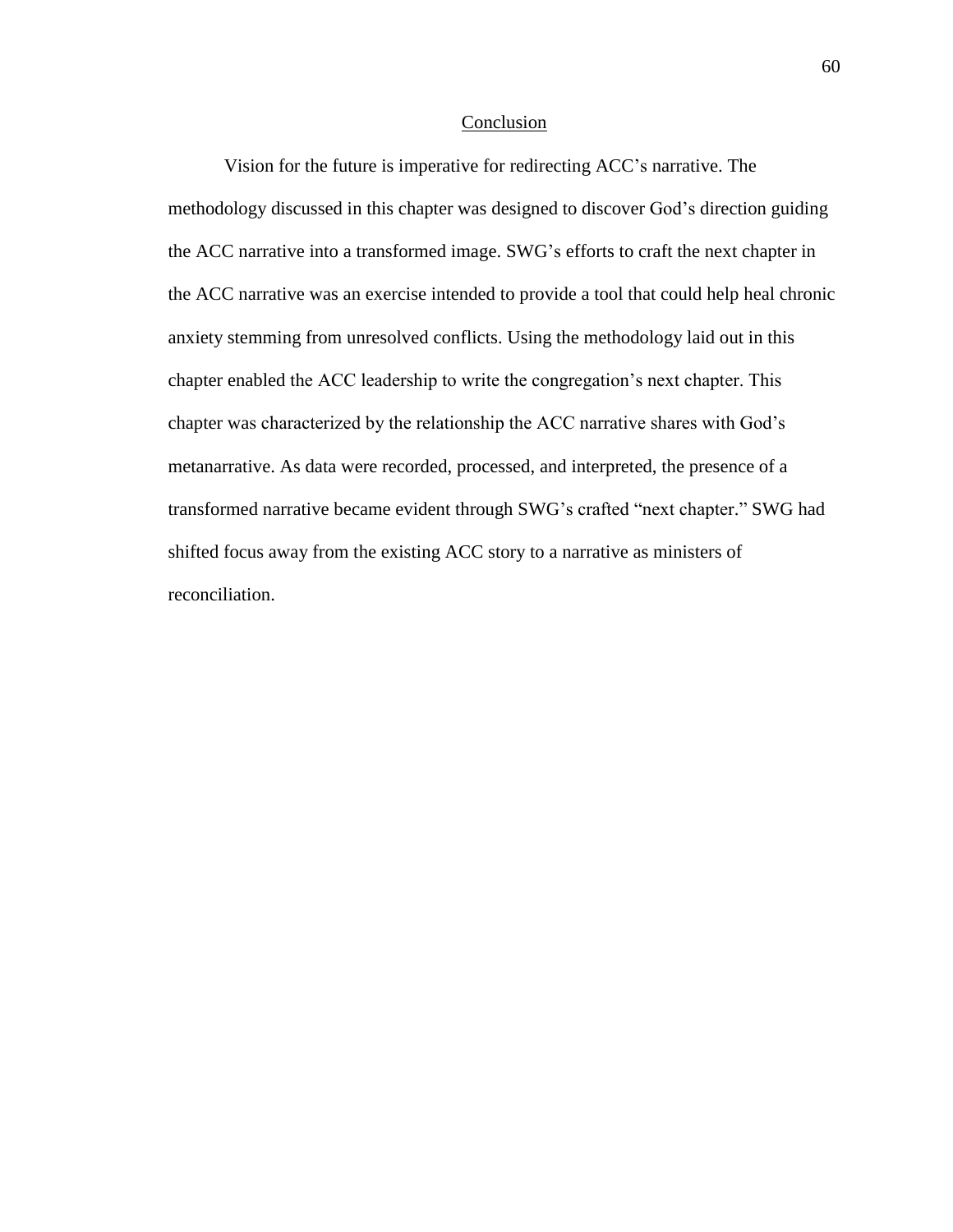## Conclusion

Vision for the future is imperative for redirecting ACC's narrative. The methodology discussed in this chapter was designed to discover God's direction guiding the ACC narrative into a transformed image. SWG's efforts to craft the next chapter in the ACC narrative was an exercise intended to provide a tool that could help heal chronic anxiety stemming from unresolved conflicts. Using the methodology laid out in this chapter enabled the ACC leadership to write the congregation's next chapter. This chapter was characterized by the relationship the ACC narrative shares with God's metanarrative. As data were recorded, processed, and interpreted, the presence of a transformed narrative became evident through SWG's crafted "next chapter." SWG had shifted focus away from the existing ACC story to a narrative as ministers of reconciliation.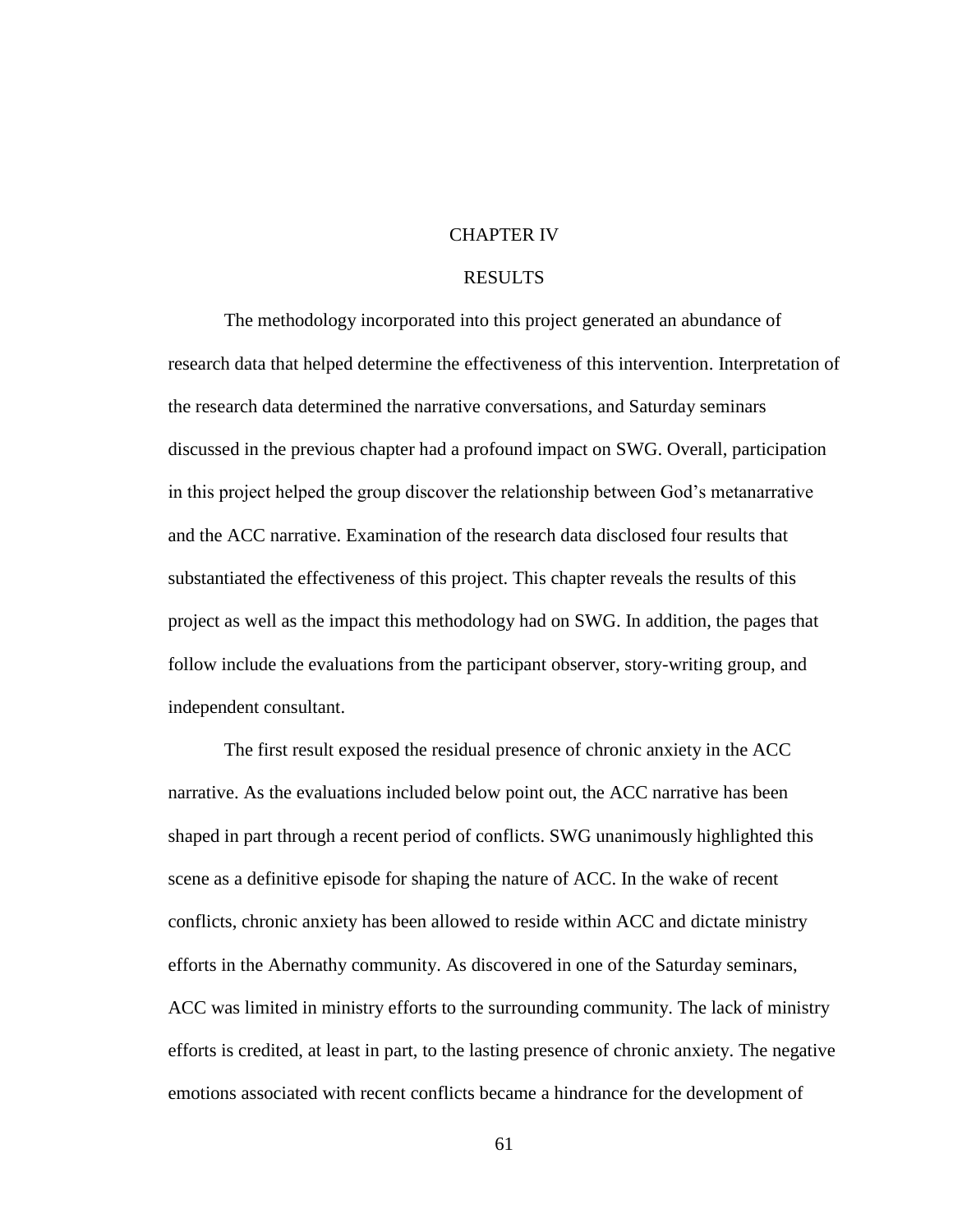# CHAPTER IV

## RESULTS

The methodology incorporated into this project generated an abundance of research data that helped determine the effectiveness of this intervention. Interpretation of the research data determined the narrative conversations, and Saturday seminars discussed in the previous chapter had a profound impact on SWG. Overall, participation in this project helped the group discover the relationship between God's metanarrative and the ACC narrative. Examination of the research data disclosed four results that substantiated the effectiveness of this project. This chapter reveals the results of this project as well as the impact this methodology had on SWG. In addition, the pages that follow include the evaluations from the participant observer, story-writing group, and independent consultant.

The first result exposed the residual presence of chronic anxiety in the ACC narrative. As the evaluations included below point out, the ACC narrative has been shaped in part through a recent period of conflicts. SWG unanimously highlighted this scene as a definitive episode for shaping the nature of ACC. In the wake of recent conflicts, chronic anxiety has been allowed to reside within ACC and dictate ministry efforts in the Abernathy community. As discovered in one of the Saturday seminars, ACC was limited in ministry efforts to the surrounding community. The lack of ministry efforts is credited, at least in part, to the lasting presence of chronic anxiety. The negative emotions associated with recent conflicts became a hindrance for the development of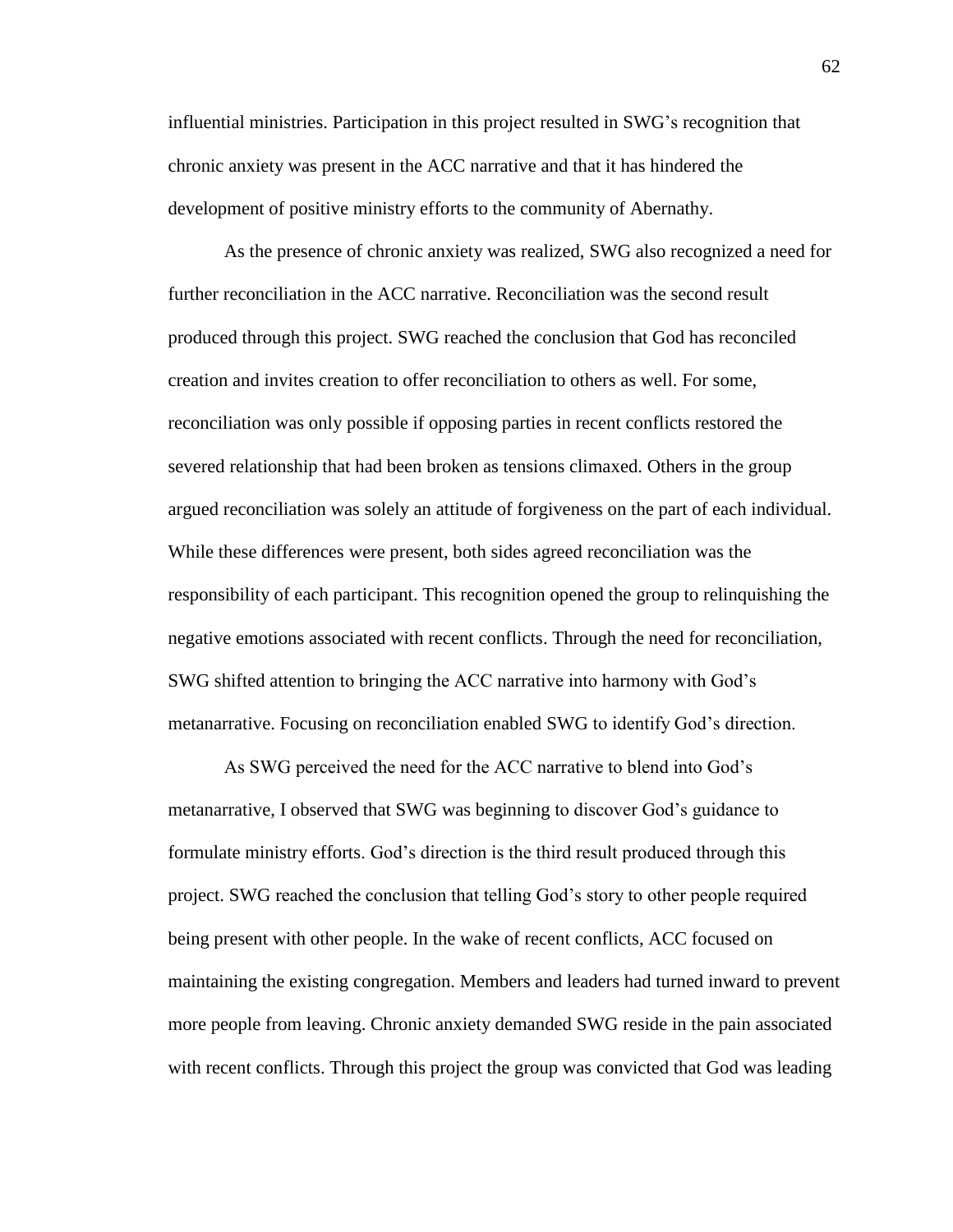influential ministries. Participation in this project resulted in SWG's recognition that chronic anxiety was present in the ACC narrative and that it has hindered the development of positive ministry efforts to the community of Abernathy.

As the presence of chronic anxiety was realized, SWG also recognized a need for further reconciliation in the ACC narrative. Reconciliation was the second result produced through this project. SWG reached the conclusion that God has reconciled creation and invites creation to offer reconciliation to others as well. For some, reconciliation was only possible if opposing parties in recent conflicts restored the severed relationship that had been broken as tensions climaxed. Others in the group argued reconciliation was solely an attitude of forgiveness on the part of each individual. While these differences were present, both sides agreed reconciliation was the responsibility of each participant. This recognition opened the group to relinquishing the negative emotions associated with recent conflicts. Through the need for reconciliation, SWG shifted attention to bringing the ACC narrative into harmony with God's metanarrative. Focusing on reconciliation enabled SWG to identify God's direction.

As SWG perceived the need for the ACC narrative to blend into God's metanarrative, I observed that SWG was beginning to discover God's guidance to formulate ministry efforts. God's direction is the third result produced through this project. SWG reached the conclusion that telling God's story to other people required being present with other people. In the wake of recent conflicts, ACC focused on maintaining the existing congregation. Members and leaders had turned inward to prevent more people from leaving. Chronic anxiety demanded SWG reside in the pain associated with recent conflicts. Through this project the group was convicted that God was leading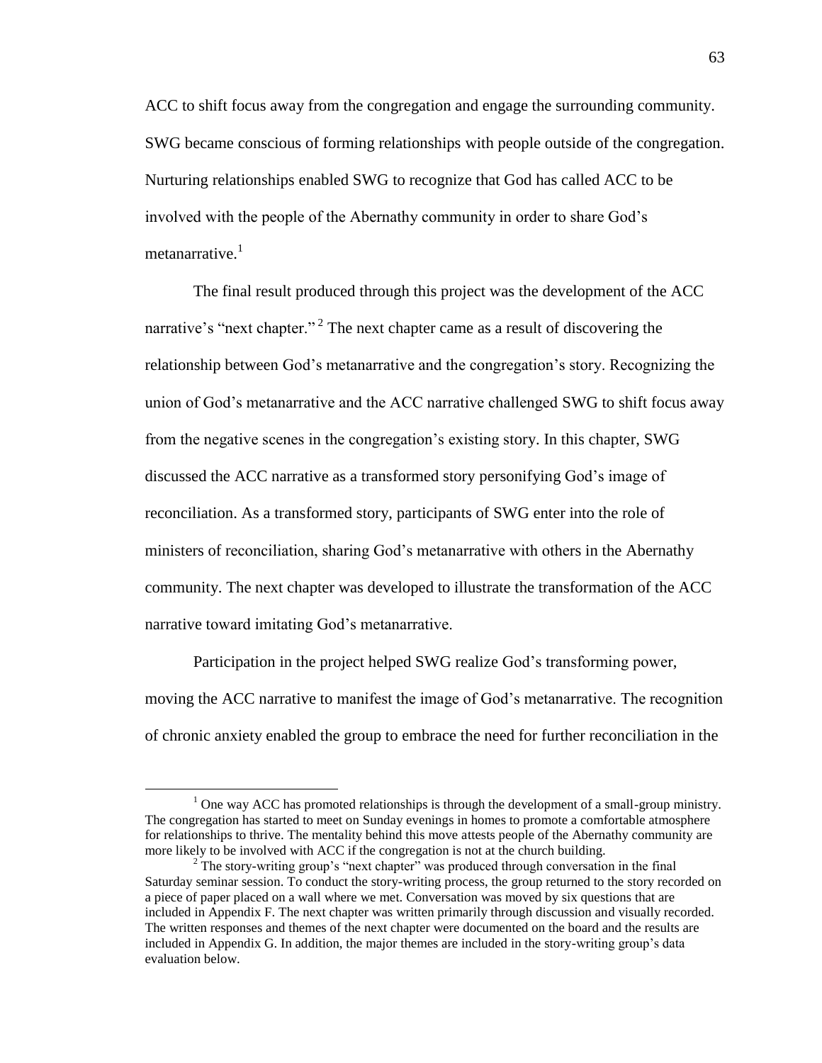ACC to shift focus away from the congregation and engage the surrounding community. SWG became conscious of forming relationships with people outside of the congregation. Nurturing relationships enabled SWG to recognize that God has called ACC to be involved with the people of the Abernathy community in order to share God's metanarrative.[1]

The final result produced through this project was the development of the ACC narrative's "next chapter."[2] The next chapter came as a result of discovering the relationship between God's metanarrative and the congregation's story. Recognizing the union of God's metanarrative and the ACC narrative challenged SWG to shift focus away from the negative scenes in the congregation's existing story. In this chapter, SWG discussed the ACC narrative as a transformed story personifying God's image of reconciliation. As a transformed story, participants of SWG enter into the role of ministers of reconciliation, sharing God's metanarrative with others in the Abernathy community. The next chapter was developed to illustrate the transformation of the ACC narrative toward imitating God's metanarrative.

Participation in the project helped SWG realize God's transforming power, moving the ACC narrative to manifest the image of God's metanarrative. The recognition of chronic anxiety enabled the group to embrace the need for further reconciliation in the

---

[1] One way ACC has promoted relationships is through the development of a small-group ministry. The congregation has started to meet on Sunday evenings in homes to promote a comfortable atmosphere for relationships to thrive. The mentality behind this move attests people of the Abernathy community are more likely to be involved with ACC if the congregation is not at the church building.

[2] The story-writing group's "next chapter" was produced through conversation in the final Saturday seminar session. To conduct the story-writing process, the group returned to the story recorded on a piece of paper placed on a wall where we met. Conversation was moved by six questions that are included in Appendix F. The next chapter was written primarily through discussion and visually recorded. The written responses and themes of the next chapter were documented on the board and the results are included in Appendix G. In addition, the major themes are included in the story-writing group's data evaluation below.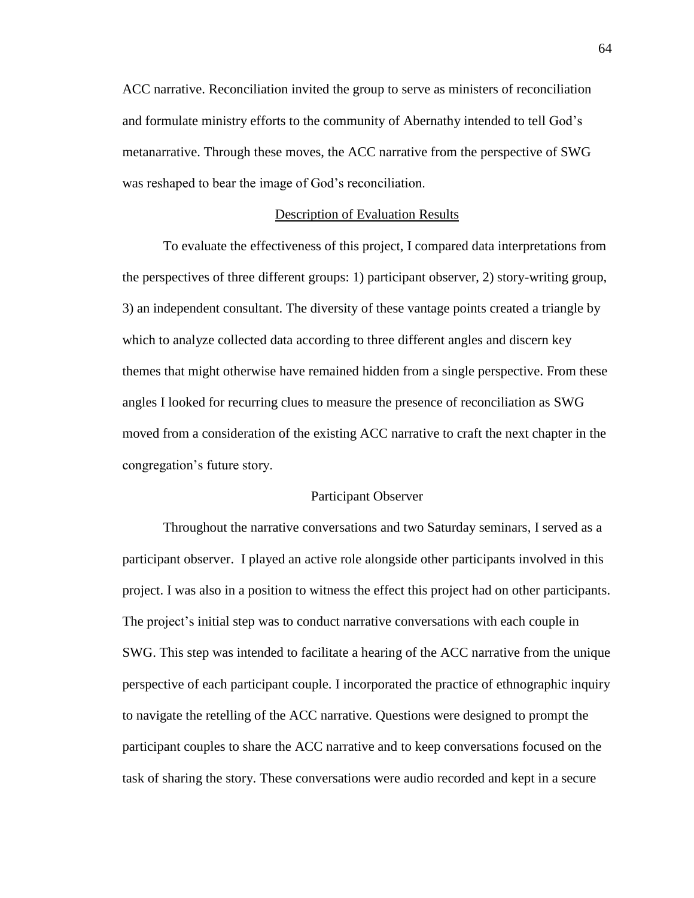ACC narrative. Reconciliation invited the group to serve as ministers of reconciliation and formulate ministry efforts to the community of Abernathy intended to tell God's metanarrative. Through these moves, the ACC narrative from the perspective of SWG was reshaped to bear the image of God's reconciliation.

## Description of Evaluation Results

To evaluate the effectiveness of this project, I compared data interpretations from the perspectives of three different groups: 1) participant observer, 2) story-writing group, 3) an independent consultant. The diversity of these vantage points created a triangle by which to analyze collected data according to three different angles and discern key themes that might otherwise have remained hidden from a single perspective. From these angles I looked for recurring clues to measure the presence of reconciliation as SWG moved from a consideration of the existing ACC narrative to craft the next chapter in the congregation's future story.

### Participant Observer

Throughout the narrative conversations and two Saturday seminars, I served as a participant observer. I played an active role alongside other participants involved in this project. I was also in a position to witness the effect this project had on other participants. The project's initial step was to conduct narrative conversations with each couple in SWG. This step was intended to facilitate a hearing of the ACC narrative from the unique perspective of each participant couple. I incorporated the practice of ethnographic inquiry to navigate the retelling of the ACC narrative. Questions were designed to prompt the participant couples to share the ACC narrative and to keep conversations focused on the task of sharing the story. These conversations were audio recorded and kept in a secure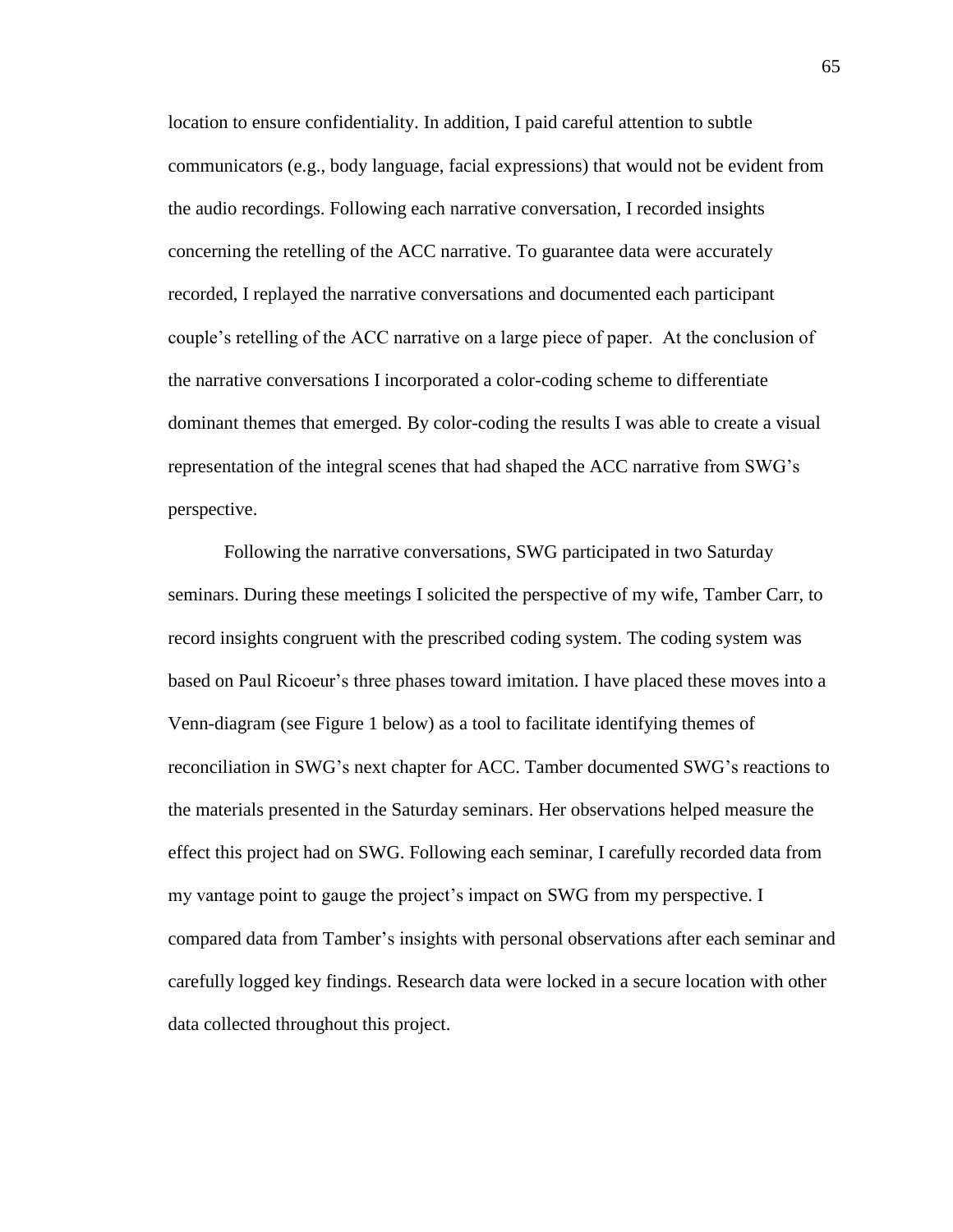location to ensure confidentiality. In addition, I paid careful attention to subtle communicators (e.g., body language, facial expressions) that would not be evident from the audio recordings. Following each narrative conversation, I recorded insights concerning the retelling of the ACC narrative. To guarantee data were accurately recorded, I replayed the narrative conversations and documented each participant couple's retelling of the ACC narrative on a large piece of paper. At the conclusion of the narrative conversations I incorporated a color-coding scheme to differentiate dominant themes that emerged. By color-coding the results I was able to create a visual representation of the integral scenes that had shaped the ACC narrative from SWG's perspective.

Following the narrative conversations, SWG participated in two Saturday seminars. During these meetings I solicited the perspective of my wife, Tamber Carr, to record insights congruent with the prescribed coding system. The coding system was based on Paul Ricoeur's three phases toward imitation. I have placed these moves into a Venn-diagram (see Figure 1 below) as a tool to facilitate identifying themes of reconciliation in SWG's next chapter for ACC. Tamber documented SWG's reactions to the materials presented in the Saturday seminars. Her observations helped measure the effect this project had on SWG. Following each seminar, I carefully recorded data from my vantage point to gauge the project's impact on SWG from my perspective. I compared data from Tamber's insights with personal observations after each seminar and carefully logged key findings. Research data were locked in a secure location with other data collected throughout this project.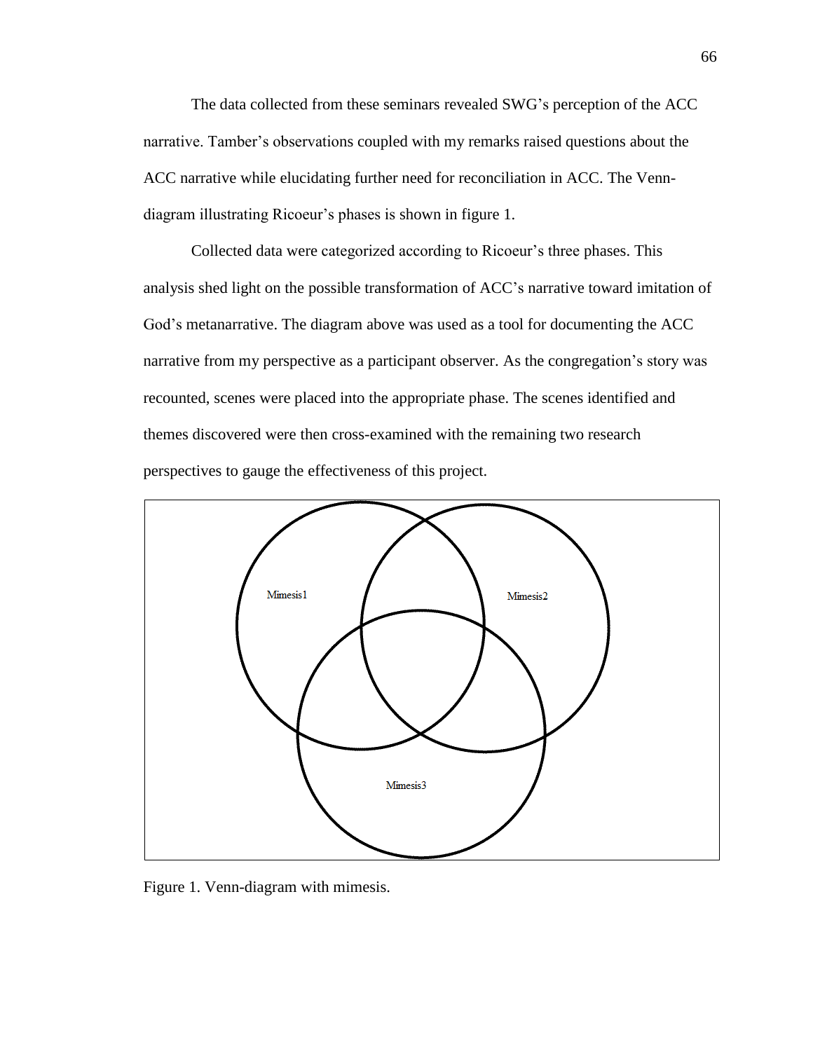The data collected from these seminars revealed SWG's perception of the ACC narrative. Tamber's observations coupled with my remarks raised questions about the ACC narrative while elucidating further need for reconciliation in ACC. The Venn-diagram illustrating Ricoeur's phases is shown in figure 1.

Collected data were categorized according to Ricoeur's three phases. This analysis shed light on the possible transformation of ACC's narrative toward imitation of God's metanarrative. The diagram above was used as a tool for documenting the ACC narrative from my perspective as a participant observer. As the congregation's story was recounted, scenes were placed into the appropriate phase. The scenes identified and themes discovered were then cross-examined with the remaining two research perspectives to gauge the effectiveness of this project.

Mimesis1

Mimesis2

Mimesis3

Figure 1. Venn-diagram with mimesis.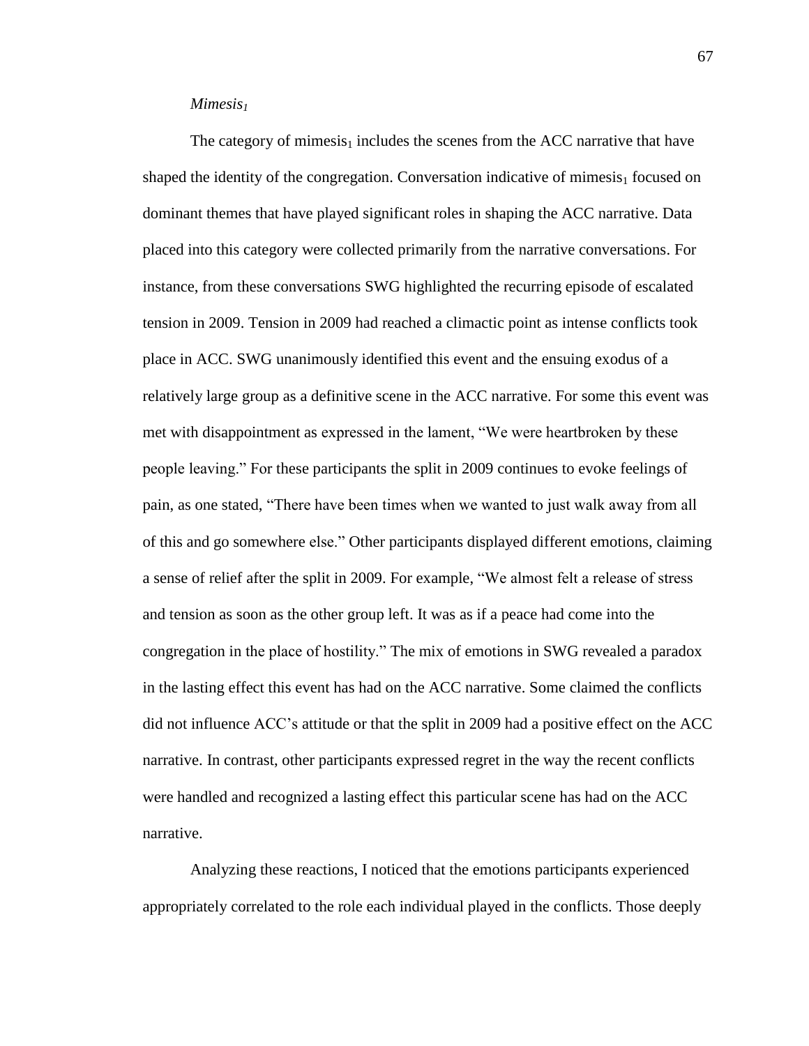### *Mimesis$_1$*

The category of mimesis$_1$ includes the scenes from the ACC narrative that have shaped the identity of the congregation. Conversation indicative of mimesis$_1$ focused on dominant themes that have played significant roles in shaping the ACC narrative. Data placed into this category were collected primarily from the narrative conversations. For instance, from these conversations SWG highlighted the recurring episode of escalated tension in 2009. Tension in 2009 had reached a climactic point as intense conflicts took place in ACC. SWG unanimously identified this event and the ensuing exodus of a relatively large group as a definitive scene in the ACC narrative. For some this event was met with disappointment as expressed in the lament, "We were heartbroken by these people leaving." For these participants the split in 2009 continues to evoke feelings of pain, as one stated, "There have been times when we wanted to just walk away from all of this and go somewhere else." Other participants displayed different emotions, claiming a sense of relief after the split in 2009. For example, "We almost felt a release of stress and tension as soon as the other group left. It was as if a peace had come into the congregation in the place of hostility." The mix of emotions in SWG revealed a paradox in the lasting effect this event has had on the ACC narrative. Some claimed the conflicts did not influence ACC's attitude or that the split in 2009 had a positive effect on the ACC narrative. In contrast, other participants expressed regret in the way the recent conflicts were handled and recognized a lasting effect this particular scene has had on the ACC narrative.

Analyzing these reactions, I noticed that the emotions participants experienced appropriately correlated to the role each individual played in the conflicts. Those deeply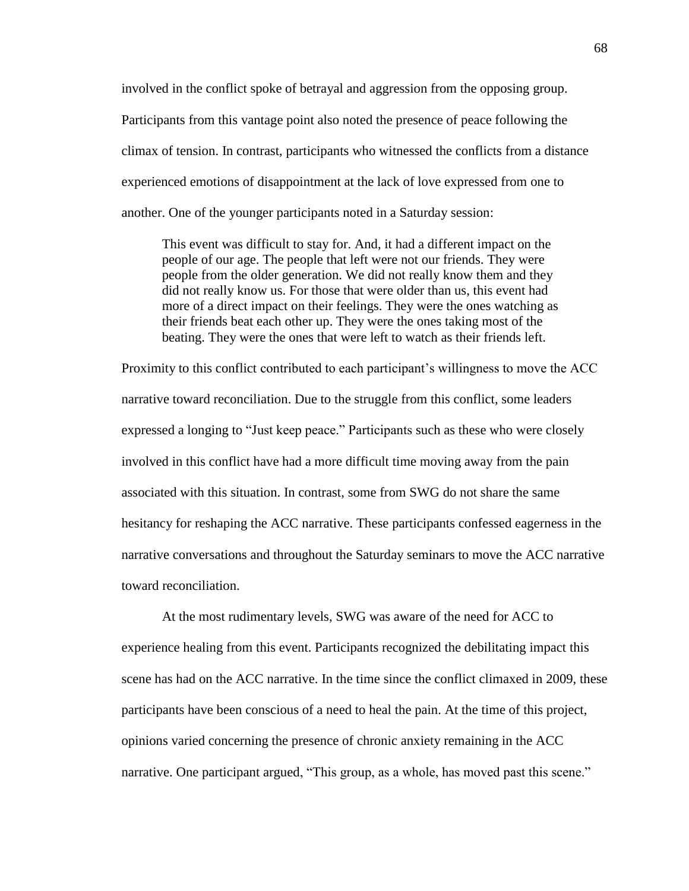involved in the conflict spoke of betrayal and aggression from the opposing group. Participants from this vantage point also noted the presence of peace following the climax of tension. In contrast, participants who witnessed the conflicts from a distance experienced emotions of disappointment at the lack of love expressed from one to another. One of the younger participants noted in a Saturday session:

> This event was difficult to stay for. And, it had a different impact on the people of our age. The people that left were not our friends. They were people from the older generation. We did not really know them and they did not really know us. For those that were older than us, this event had more of a direct impact on their feelings. They were the ones watching as their friends beat each other up. They were the ones taking most of the beating. They were the ones that were left to watch as their friends left.

Proximity to this conflict contributed to each participant's willingness to move the ACC narrative toward reconciliation. Due to the struggle from this conflict, some leaders expressed a longing to "Just keep peace." Participants such as these who were closely involved in this conflict have had a more difficult time moving away from the pain associated with this situation. In contrast, some from SWG do not share the same hesitancy for reshaping the ACC narrative. These participants confessed eagerness in the narrative conversations and throughout the Saturday seminars to move the ACC narrative toward reconciliation.

At the most rudimentary levels, SWG was aware of the need for ACC to experience healing from this event. Participants recognized the debilitating impact this scene has had on the ACC narrative. In the time since the conflict climaxed in 2009, these participants have been conscious of a need to heal the pain. At the time of this project, opinions varied concerning the presence of chronic anxiety remaining in the ACC narrative. One participant argued, "This group, as a whole, has moved past this scene."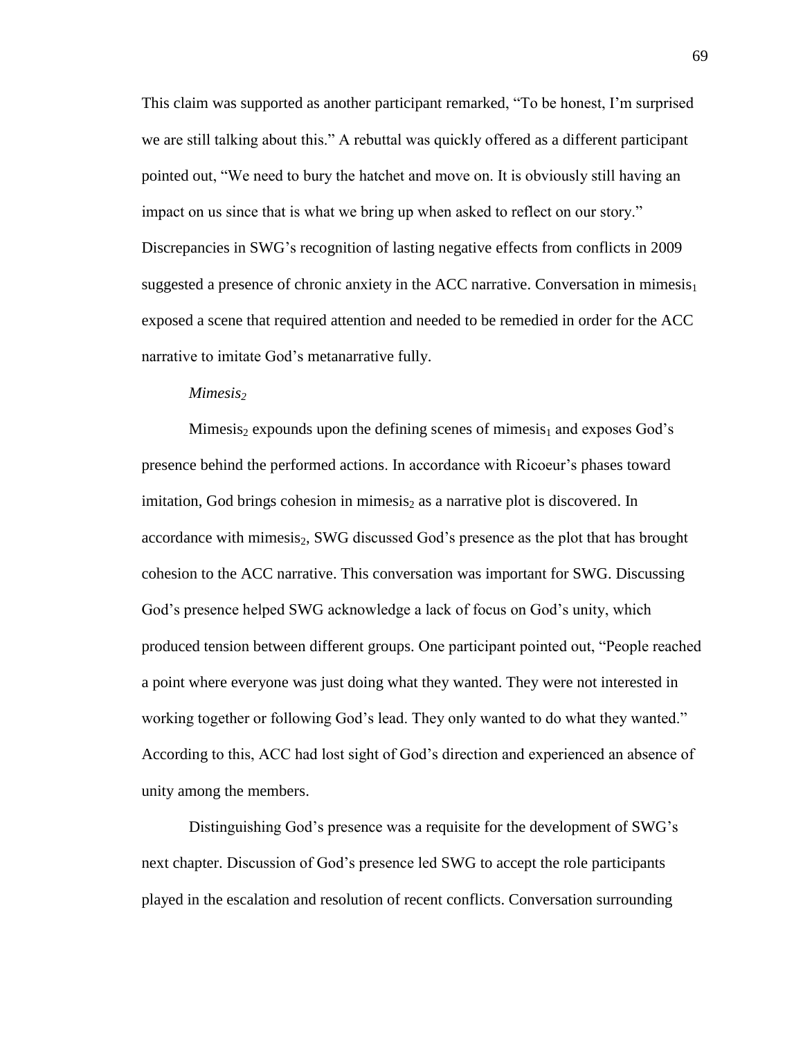This claim was supported as another participant remarked, "To be honest, I'm surprised we are still talking about this." A rebuttal was quickly offered as a different participant pointed out, "We need to bury the hatchet and move on. It is obviously still having an impact on us since that is what we bring up when asked to reflect on our story." Discrepancies in SWG's recognition of lasting negative effects from conflicts in 2009 suggested a presence of chronic anxiety in the ACC narrative. Conversation in mimesis$_1$ exposed a scene that required attention and needed to be remedied in order for the ACC narrative to imitate God's metanarrative fully.

### *Mimesis$_2$*

Mimesis$_2$ expounds upon the defining scenes of mimesis$_1$ and exposes God's presence behind the performed actions. In accordance with Ricoeur's phases toward imitation, God brings cohesion in mimesis$_2$ as a narrative plot is discovered. In accordance with mimesis$_2$, SWG discussed God's presence as the plot that has brought cohesion to the ACC narrative. This conversation was important for SWG. Discussing God's presence helped SWG acknowledge a lack of focus on God's unity, which produced tension between different groups. One participant pointed out, "People reached a point where everyone was just doing what they wanted. They were not interested in working together or following God's lead. They only wanted to do what they wanted." According to this, ACC had lost sight of God's direction and experienced an absence of unity among the members.

Distinguishing God's presence was a requisite for the development of SWG's next chapter. Discussion of God's presence led SWG to accept the role participants played in the escalation and resolution of recent conflicts. Conversation surrounding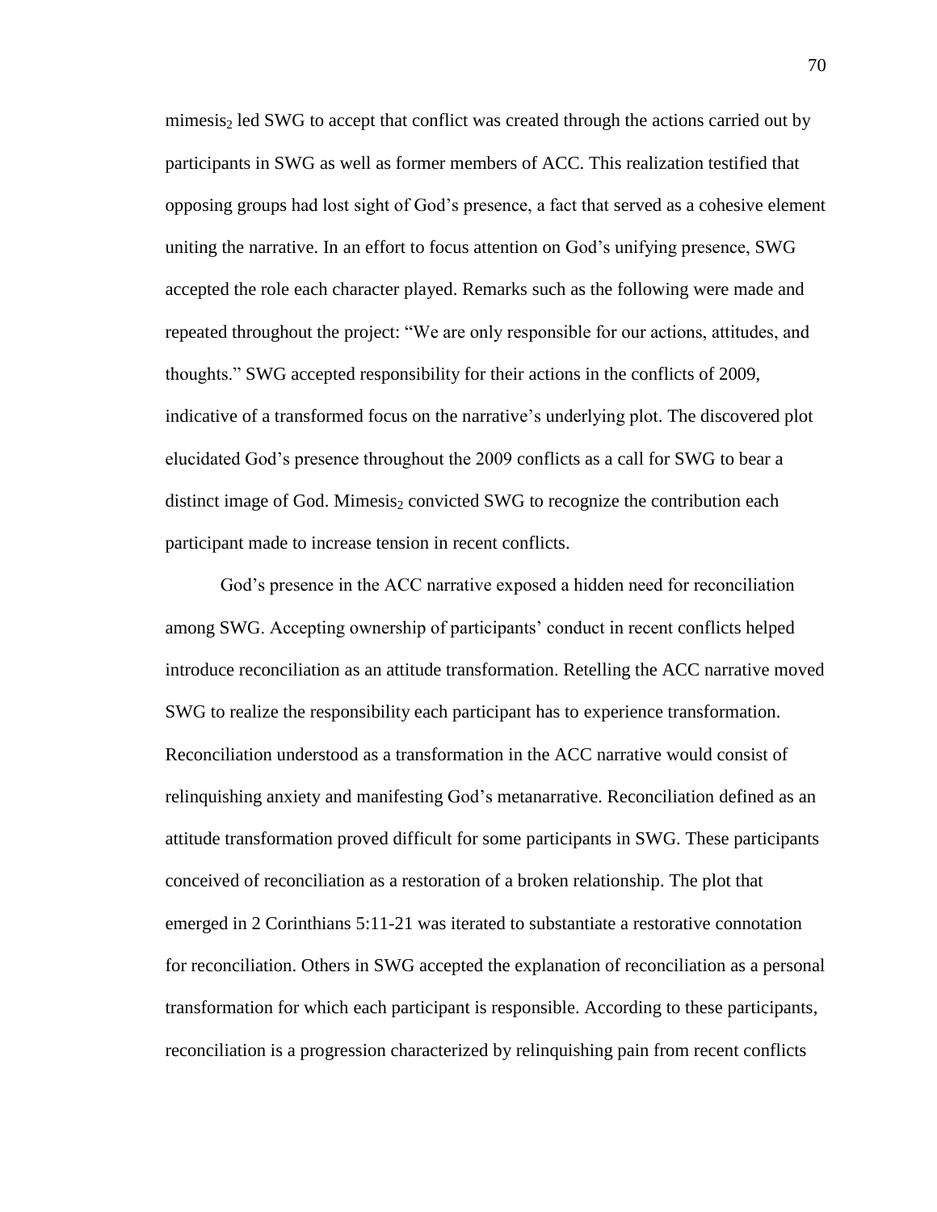mimesis$_2$ led SWG to accept that conflict was created through the actions carried out by participants in SWG as well as former members of ACC. This realization testified that opposing groups had lost sight of God's presence, a fact that served as a cohesive element uniting the narrative. In an effort to focus attention on God's unifying presence, SWG accepted the role each character played. Remarks such as the following were made and repeated throughout the project: "We are only responsible for our actions, attitudes, and thoughts." SWG accepted responsibility for their actions in the conflicts of 2009, indicative of a transformed focus on the narrative's underlying plot. The discovered plot elucidated God's presence throughout the 2009 conflicts as a call for SWG to bear a distinct image of God. Mimesis$_2$ convicted SWG to recognize the contribution each participant made to increase tension in recent conflicts.

God's presence in the ACC narrative exposed a hidden need for reconciliation among SWG. Accepting ownership of participants' conduct in recent conflicts helped introduce reconciliation as an attitude transformation. Retelling the ACC narrative moved SWG to realize the responsibility each participant has to experience transformation. Reconciliation understood as a transformation in the ACC narrative would consist of relinquishing anxiety and manifesting God's metanarrative. Reconciliation defined as an attitude transformation proved difficult for some participants in SWG. These participants conceived of reconciliation as a restoration of a broken relationship. The plot that emerged in 2 Corinthians 5:11-21 was iterated to substantiate a restorative connotation for reconciliation. Others in SWG accepted the explanation of reconciliation as a personal transformation for which each participant is responsible. According to these participants, reconciliation is a progression characterized by relinquishing pain from recent conflicts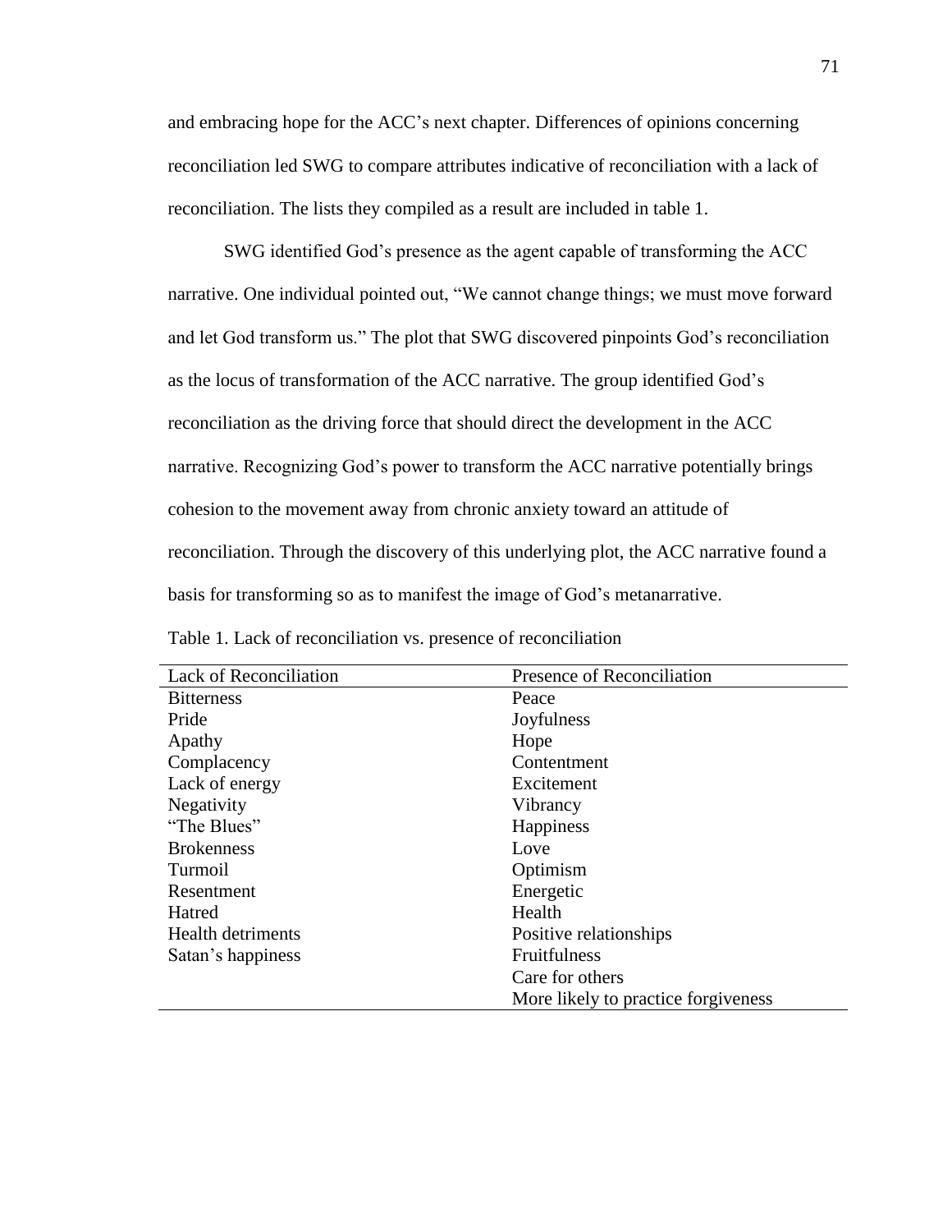and embracing hope for the ACC's next chapter. Differences of opinions concerning reconciliation led SWG to compare attributes indicative of reconciliation with a lack of reconciliation. The lists they compiled as a result are included in table 1.

SWG identified God's presence as the agent capable of transforming the ACC narrative. One individual pointed out, "We cannot change things; we must move forward and let God transform us." The plot that SWG discovered pinpoints God's reconciliation as the locus of transformation of the ACC narrative. The group identified God's reconciliation as the driving force that should direct the development in the ACC narrative. Recognizing God's power to transform the ACC narrative potentially brings cohesion to the movement away from chronic anxiety toward an attitude of reconciliation. Through the discovery of this underlying plot, the ACC narrative found a basis for transforming so as to manifest the image of God's metanarrative.

Table 1. Lack of reconciliation vs. presence of reconciliation

| Lack of Reconciliation | Presence of Reconciliation |
|---|---|
| Bitterness | Peace |
| Pride | Joyfulness |
| Apathy | Hope |
| Complacency | Contentment |
| Lack of energy | Excitement |
| Negativity | Vibrancy |
| "The Blues" | Happiness |
| Brokenness | Love |
| Turmoil | Optimism |
| Resentment | Energetic |
| Hatred | Health |
| Health detriments | Positive relationships |
| Satan's happiness | Fruitfulness |
| | Care for others |
| | More likely to practice forgiveness |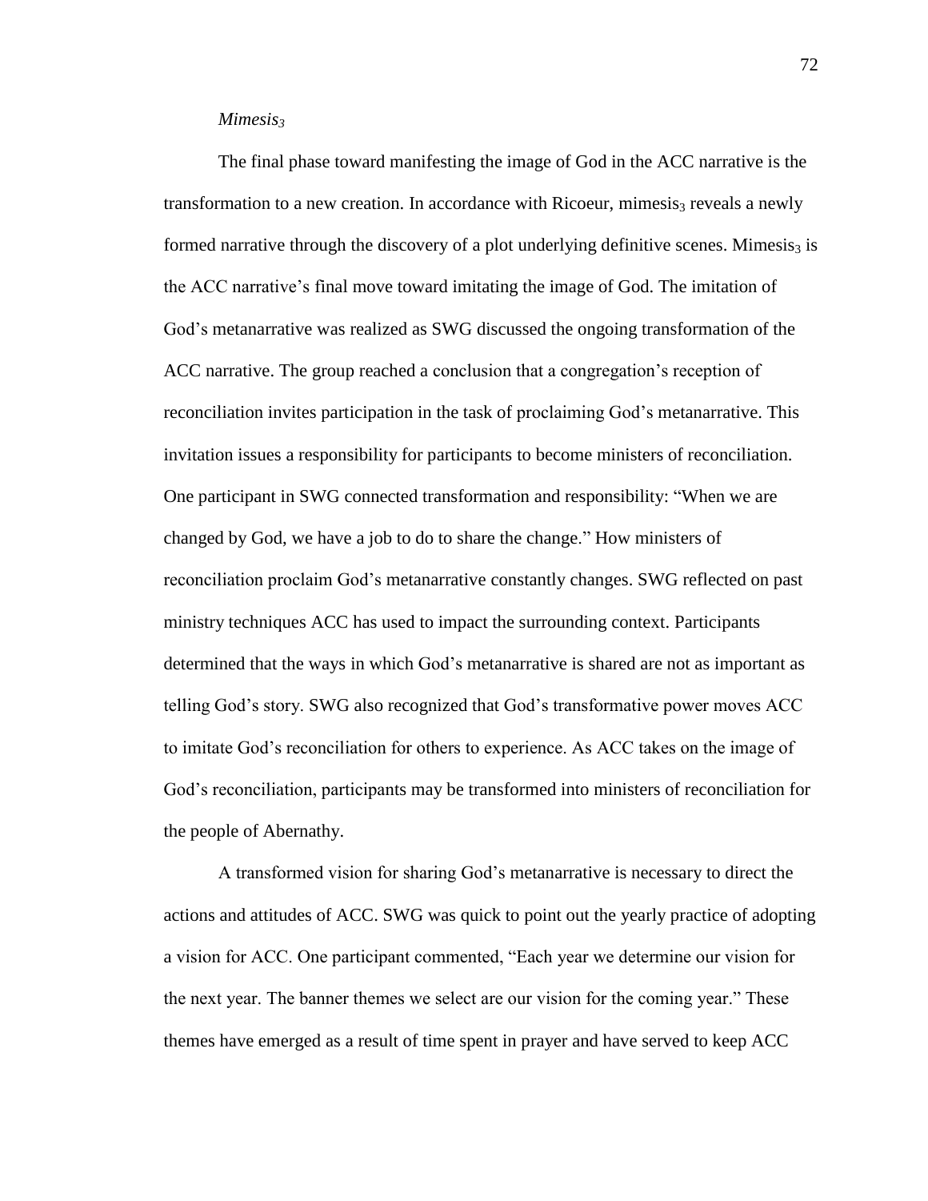*Mimesis$_3$*

The final phase toward manifesting the image of God in the ACC narrative is the transformation to a new creation. In accordance with Ricoeur, mimesis$_3$ reveals a newly formed narrative through the discovery of a plot underlying definitive scenes. Mimesis$_3$ is the ACC narrative's final move toward imitating the image of God. The imitation of God's metanarrative was realized as SWG discussed the ongoing transformation of the ACC narrative. The group reached a conclusion that a congregation's reception of reconciliation invites participation in the task of proclaiming God's metanarrative. This invitation issues a responsibility for participants to become ministers of reconciliation. One participant in SWG connected transformation and responsibility: "When we are changed by God, we have a job to do to share the change." How ministers of reconciliation proclaim God's metanarrative constantly changes. SWG reflected on past ministry techniques ACC has used to impact the surrounding context. Participants determined that the ways in which God's metanarrative is shared are not as important as telling God's story. SWG also recognized that God's transformative power moves ACC to imitate God's reconciliation for others to experience. As ACC takes on the image of God's reconciliation, participants may be transformed into ministers of reconciliation for the people of Abernathy.

A transformed vision for sharing God's metanarrative is necessary to direct the actions and attitudes of ACC. SWG was quick to point out the yearly practice of adopting a vision for ACC. One participant commented, "Each year we determine our vision for the next year. The banner themes we select are our vision for the coming year." These themes have emerged as a result of time spent in prayer and have served to keep ACC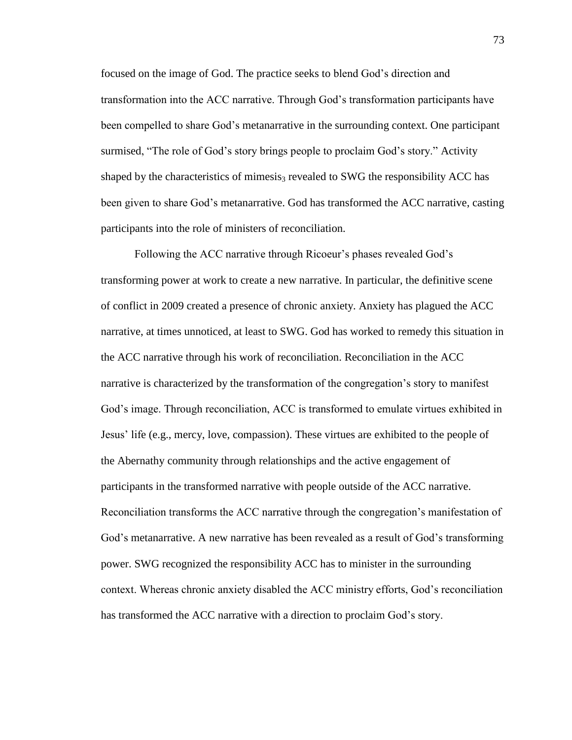focused on the image of God. The practice seeks to blend God's direction and transformation into the ACC narrative. Through God's transformation participants have been compelled to share God's metanarrative in the surrounding context. One participant surmised, "The role of God's story brings people to proclaim God's story." Activity shaped by the characteristics of mimesis$_3$ revealed to SWG the responsibility ACC has been given to share God's metanarrative. God has transformed the ACC narrative, casting participants into the role of ministers of reconciliation.

Following the ACC narrative through Ricoeur's phases revealed God's transforming power at work to create a new narrative. In particular, the definitive scene of conflict in 2009 created a presence of chronic anxiety. Anxiety has plagued the ACC narrative, at times unnoticed, at least to SWG. God has worked to remedy this situation in the ACC narrative through his work of reconciliation. Reconciliation in the ACC narrative is characterized by the transformation of the congregation's story to manifest God's image. Through reconciliation, ACC is transformed to emulate virtues exhibited in Jesus' life (e.g., mercy, love, compassion). These virtues are exhibited to the people of the Abernathy community through relationships and the active engagement of participants in the transformed narrative with people outside of the ACC narrative. Reconciliation transforms the ACC narrative through the congregation's manifestation of God's metanarrative. A new narrative has been revealed as a result of God's transforming power. SWG recognized the responsibility ACC has to minister in the surrounding context. Whereas chronic anxiety disabled the ACC ministry efforts, God's reconciliation has transformed the ACC narrative with a direction to proclaim God's story.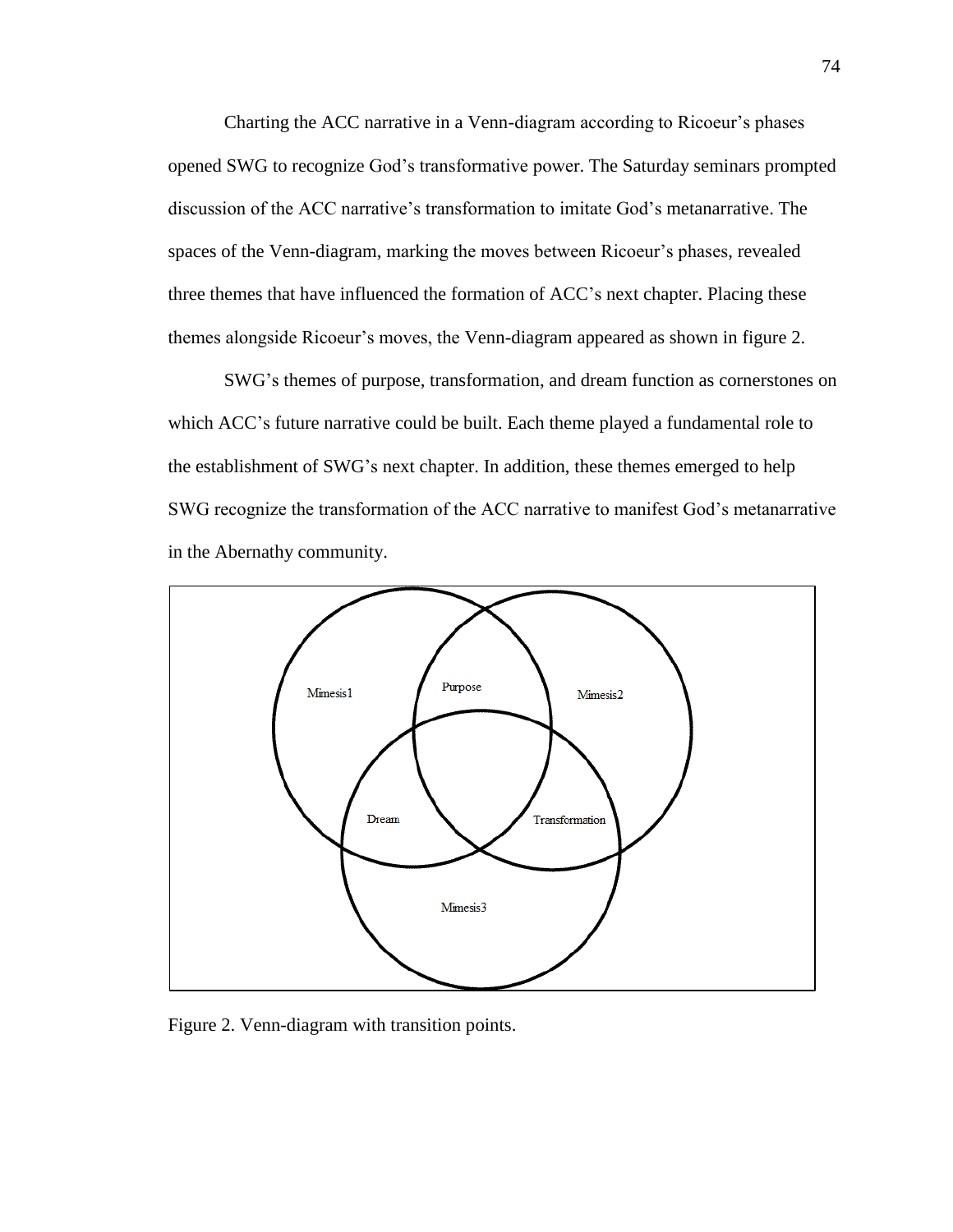Charting the ACC narrative in a Venn-diagram according to Ricoeur's phases opened SWG to recognize God's transformative power. The Saturday seminars prompted discussion of the ACC narrative's transformation to imitate God's metanarrative. The spaces of the Venn-diagram, marking the moves between Ricoeur's phases, revealed three themes that have influenced the formation of ACC's next chapter. Placing these themes alongside Ricoeur's moves, the Venn-diagram appeared as shown in figure 2.

SWG's themes of purpose, transformation, and dream function as cornerstones on which ACC's future narrative could be built. Each theme played a fundamental role to the establishment of SWG's next chapter. In addition, these themes emerged to help SWG recognize the transformation of the ACC narrative to manifest God's metanarrative in the Abernathy community.

Mimesis1

Purpose

Mimesis2

Dream

Transformation

Mimesis3

Figure 2. Venn-diagram with transition points.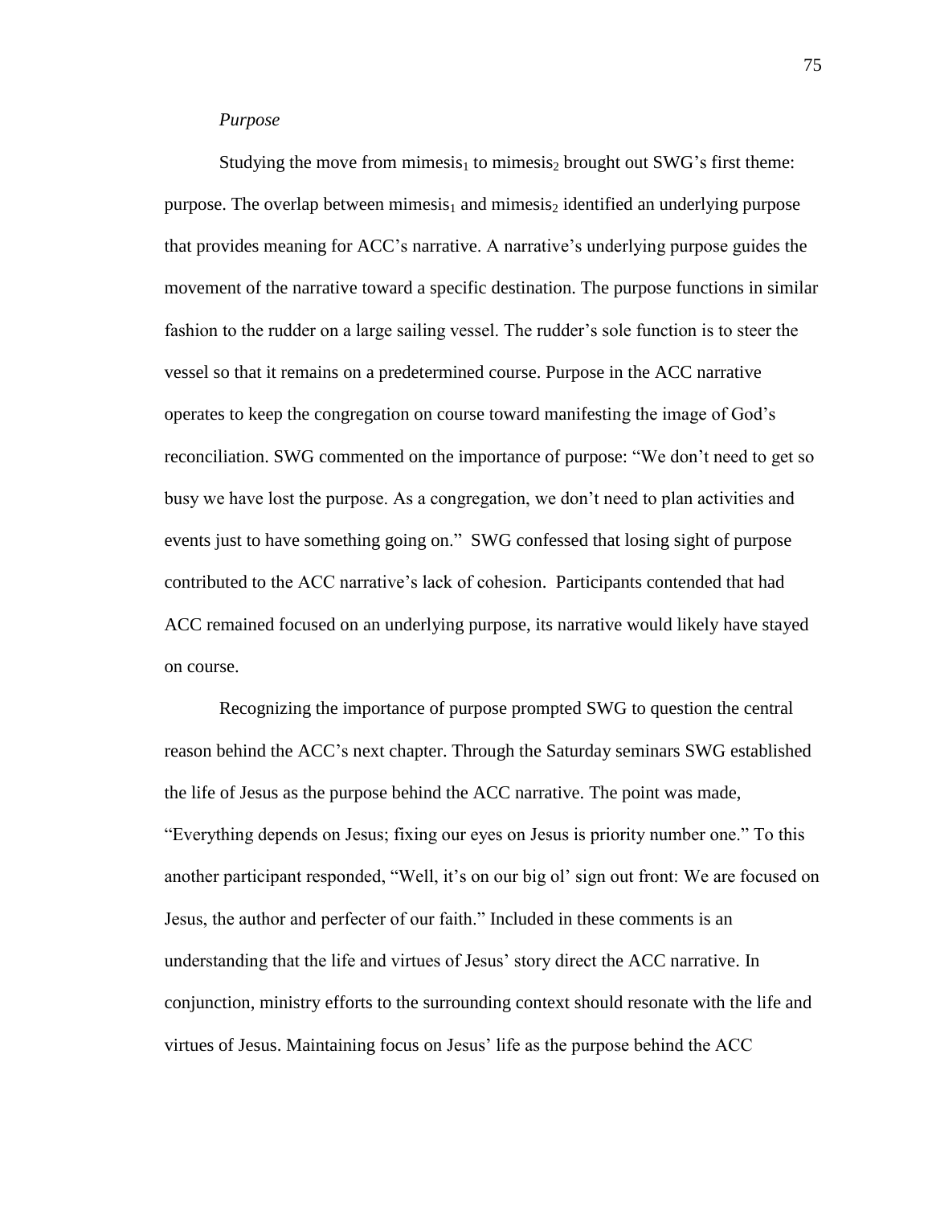*Purpose*

Studying the move from $mimesis_1$ to $mimesis_2$ brought out SWG's first theme: purpose. The overlap between $mimesis_1$ and $mimesis_2$ identified an underlying purpose that provides meaning for ACC's narrative. A narrative's underlying purpose guides the movement of the narrative toward a specific destination. The purpose functions in similar fashion to the rudder on a large sailing vessel. The rudder's sole function is to steer the vessel so that it remains on a predetermined course. Purpose in the ACC narrative operates to keep the congregation on course toward manifesting the image of God's reconciliation. SWG commented on the importance of purpose: "We don't need to get so busy we have lost the purpose. As a congregation, we don't need to plan activities and events just to have something going on." SWG confessed that losing sight of purpose contributed to the ACC narrative's lack of cohesion. Participants contended that had ACC remained focused on an underlying purpose, its narrative would likely have stayed on course.

Recognizing the importance of purpose prompted SWG to question the central reason behind the ACC's next chapter. Through the Saturday seminars SWG established the life of Jesus as the purpose behind the ACC narrative. The point was made, "Everything depends on Jesus; fixing our eyes on Jesus is priority number one." To this another participant responded, "Well, it's on our big ol' sign out front: We are focused on Jesus, the author and perfecter of our faith." Included in these comments is an understanding that the life and virtues of Jesus' story direct the ACC narrative. In conjunction, ministry efforts to the surrounding context should resonate with the life and virtues of Jesus. Maintaining focus on Jesus' life as the purpose behind the ACC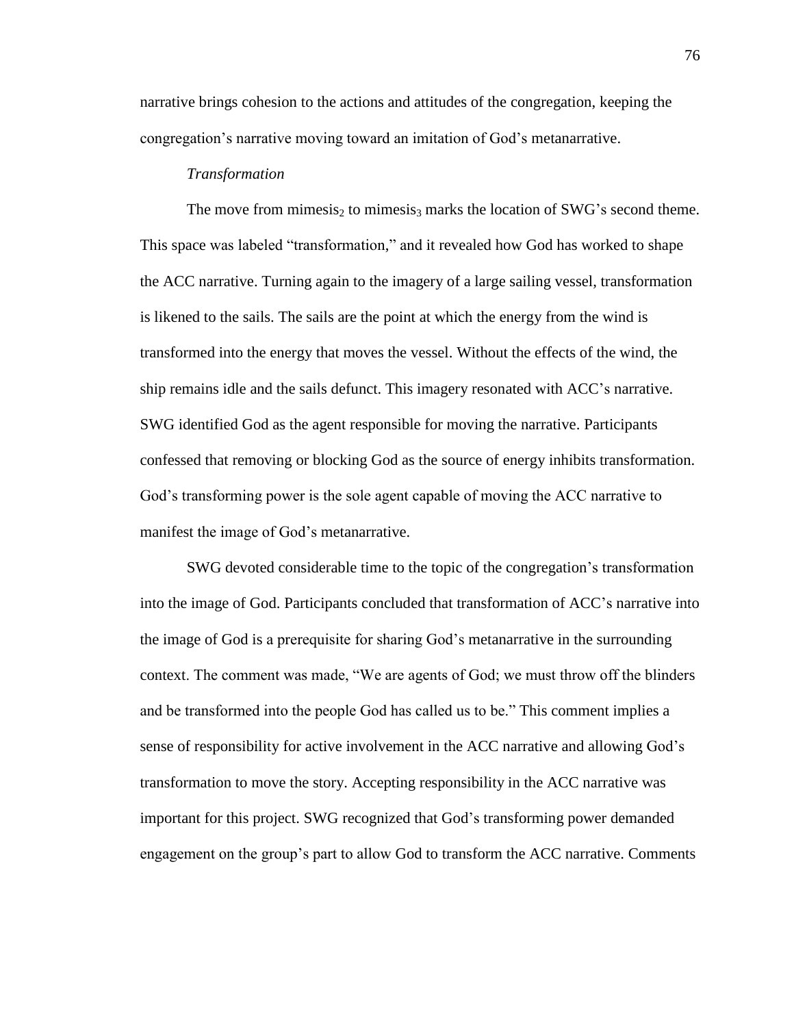narrative brings cohesion to the actions and attitudes of the congregation, keeping the congregation's narrative moving toward an imitation of God's metanarrative.

### *Transformation*

The move from mimesis$_2$ to mimesis$_3$ marks the location of SWG's second theme. This space was labeled "transformation," and it revealed how God has worked to shape the ACC narrative. Turning again to the imagery of a large sailing vessel, transformation is likened to the sails. The sails are the point at which the energy from the wind is transformed into the energy that moves the vessel. Without the effects of the wind, the ship remains idle and the sails defunct. This imagery resonated with ACC's narrative. SWG identified God as the agent responsible for moving the narrative. Participants confessed that removing or blocking God as the source of energy inhibits transformation. God's transforming power is the sole agent capable of moving the ACC narrative to manifest the image of God's metanarrative.

SWG devoted considerable time to the topic of the congregation's transformation into the image of God. Participants concluded that transformation of ACC's narrative into the image of God is a prerequisite for sharing God's metanarrative in the surrounding context. The comment was made, "We are agents of God; we must throw off the blinders and be transformed into the people God has called us to be." This comment implies a sense of responsibility for active involvement in the ACC narrative and allowing God's transformation to move the story. Accepting responsibility in the ACC narrative was important for this project. SWG recognized that God's transforming power demanded engagement on the group's part to allow God to transform the ACC narrative. Comments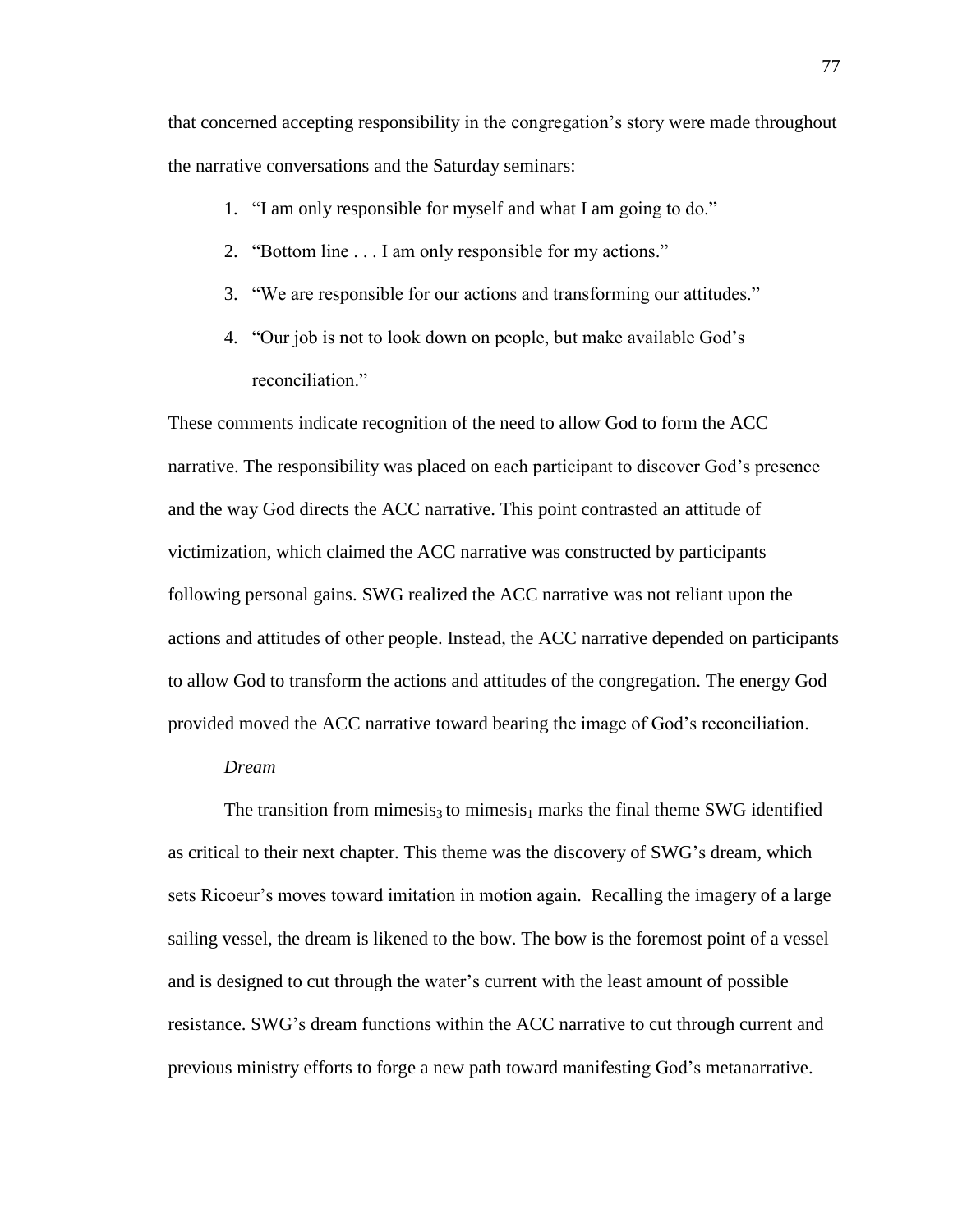that concerned accepting responsibility in the congregation's story were made throughout the narrative conversations and the Saturday seminars:

1. "I am only responsible for myself and what I am going to do."
2. "Bottom line . . . I am only responsible for my actions."
3. "We are responsible for our actions and transforming our attitudes."
4. "Our job is not to look down on people, but make available God's reconciliation."

These comments indicate recognition of the need to allow God to form the ACC narrative. The responsibility was placed on each participant to discover God's presence and the way God directs the ACC narrative. This point contrasted an attitude of victimization, which claimed the ACC narrative was constructed by participants following personal gains. SWG realized the ACC narrative was not reliant upon the actions and attitudes of other people. Instead, the ACC narrative depended on participants to allow God to transform the actions and attitudes of the congregation. The energy God provided moved the ACC narrative toward bearing the image of God's reconciliation.

*Dream*

The transition from mimesis$_3$ to mimesis$_1$ marks the final theme SWG identified as critical to their next chapter. This theme was the discovery of SWG's dream, which sets Ricoeur's moves toward imitation in motion again. Recalling the imagery of a large sailing vessel, the dream is likened to the bow. The bow is the foremost point of a vessel and is designed to cut through the water's current with the least amount of possible resistance. SWG's dream functions within the ACC narrative to cut through current and previous ministry efforts to forge a new path toward manifesting God's metanarrative.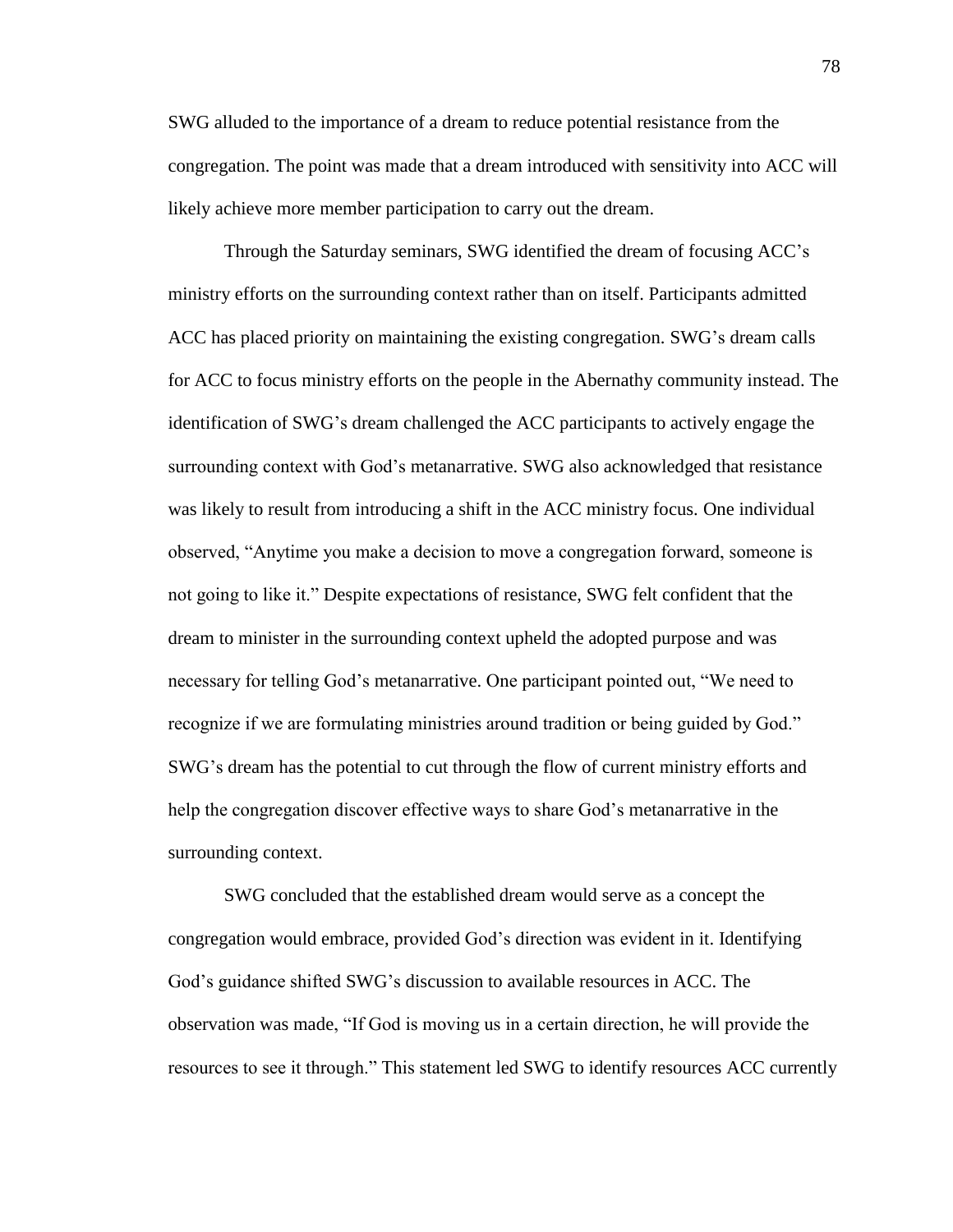SWG alluded to the importance of a dream to reduce potential resistance from the congregation. The point was made that a dream introduced with sensitivity into ACC will likely achieve more member participation to carry out the dream.

Through the Saturday seminars, SWG identified the dream of focusing ACC's ministry efforts on the surrounding context rather than on itself. Participants admitted ACC has placed priority on maintaining the existing congregation. SWG's dream calls for ACC to focus ministry efforts on the people in the Abernathy community instead. The identification of SWG's dream challenged the ACC participants to actively engage the surrounding context with God's metanarrative. SWG also acknowledged that resistance was likely to result from introducing a shift in the ACC ministry focus. One individual observed, "Anytime you make a decision to move a congregation forward, someone is not going to like it." Despite expectations of resistance, SWG felt confident that the dream to minister in the surrounding context upheld the adopted purpose and was necessary for telling God's metanarrative. One participant pointed out, "We need to recognize if we are formulating ministries around tradition or being guided by God." SWG's dream has the potential to cut through the flow of current ministry efforts and help the congregation discover effective ways to share God's metanarrative in the surrounding context.

SWG concluded that the established dream would serve as a concept the congregation would embrace, provided God's direction was evident in it. Identifying God's guidance shifted SWG's discussion to available resources in ACC. The observation was made, "If God is moving us in a certain direction, he will provide the resources to see it through." This statement led SWG to identify resources ACC currently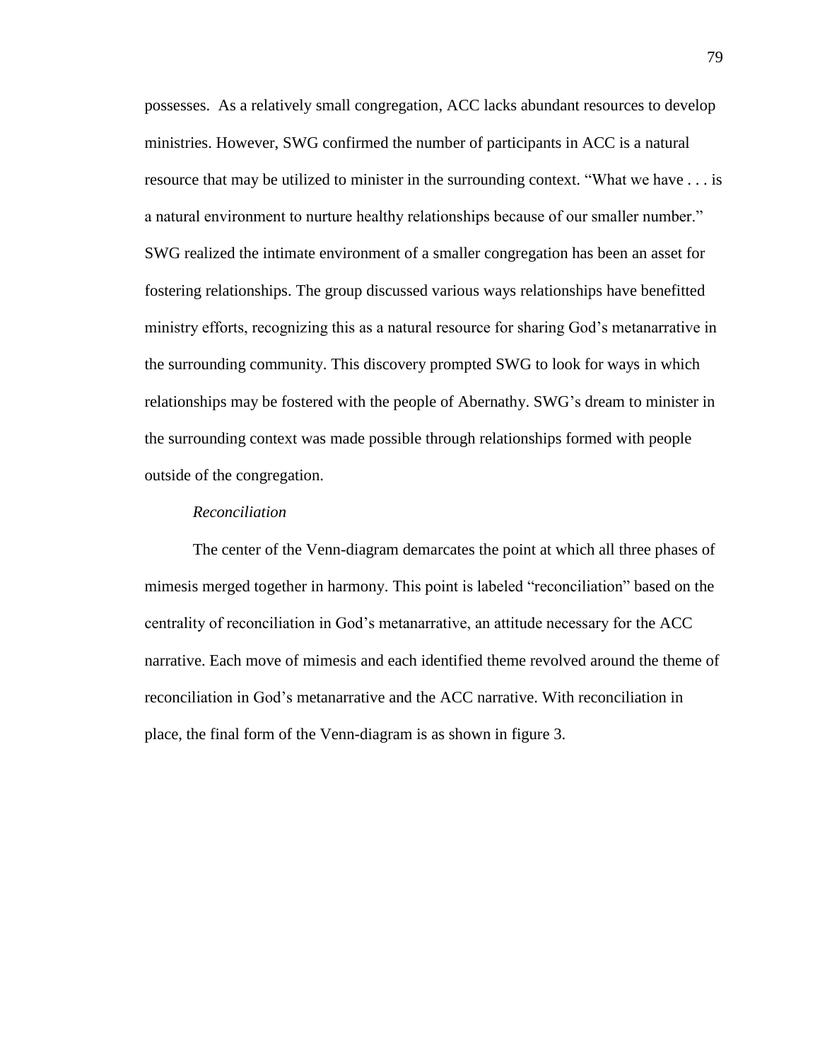possesses. As a relatively small congregation, ACC lacks abundant resources to develop ministries. However, SWG confirmed the number of participants in ACC is a natural resource that may be utilized to minister in the surrounding context. "What we have . . . is a natural environment to nurture healthy relationships because of our smaller number." SWG realized the intimate environment of a smaller congregation has been an asset for fostering relationships. The group discussed various ways relationships have benefitted ministry efforts, recognizing this as a natural resource for sharing God's metanarrative in the surrounding community. This discovery prompted SWG to look for ways in which relationships may be fostered with the people of Abernathy. SWG's dream to minister in the surrounding context was made possible through relationships formed with people outside of the congregation.

*Reconciliation*

The center of the Venn-diagram demarcates the point at which all three phases of mimesis merged together in harmony. This point is labeled "reconciliation" based on the centrality of reconciliation in God's metanarrative, an attitude necessary for the ACC narrative. Each move of mimesis and each identified theme revolved around the theme of reconciliation in God's metanarrative and the ACC narrative. With reconciliation in place, the final form of the Venn-diagram is as shown in figure 3.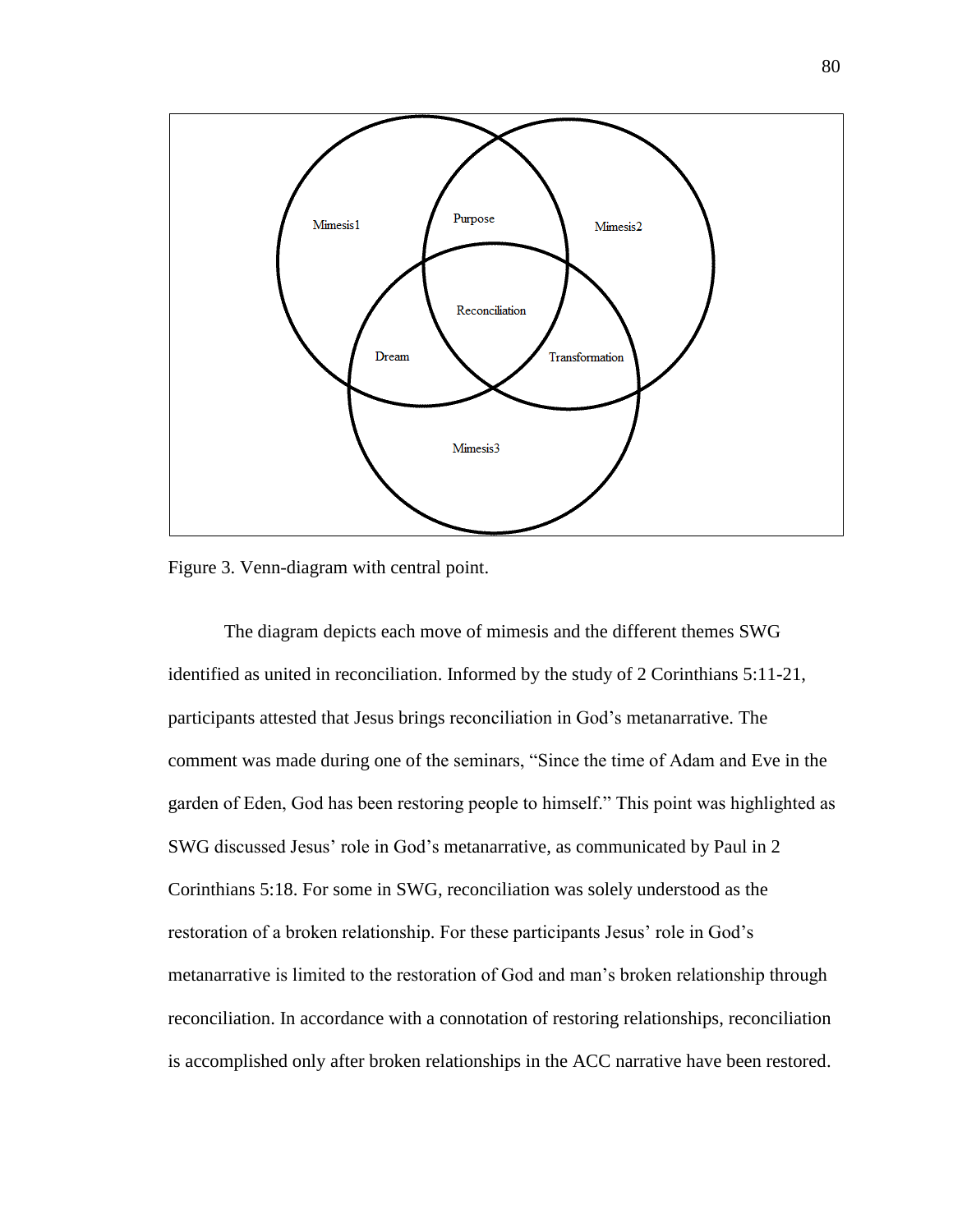Figure 3. Venn-diagram with central point.

The diagram depicts each move of mimesis and the different themes SWG identified as united in reconciliation. Informed by the study of 2 Corinthians 5:11-21, participants attested that Jesus brings reconciliation in God's metanarrative. The comment was made during one of the seminars, "Since the time of Adam and Eve in the garden of Eden, God has been restoring people to himself." This point was highlighted as SWG discussed Jesus' role in God's metanarrative, as communicated by Paul in 2 Corinthians 5:18. For some in SWG, reconciliation was solely understood as the restoration of a broken relationship. For these participants Jesus' role in God's metanarrative is limited to the restoration of God and man's broken relationship through reconciliation. In accordance with a connotation of restoring relationships, reconciliation is accomplished only after broken relationships in the ACC narrative have been restored.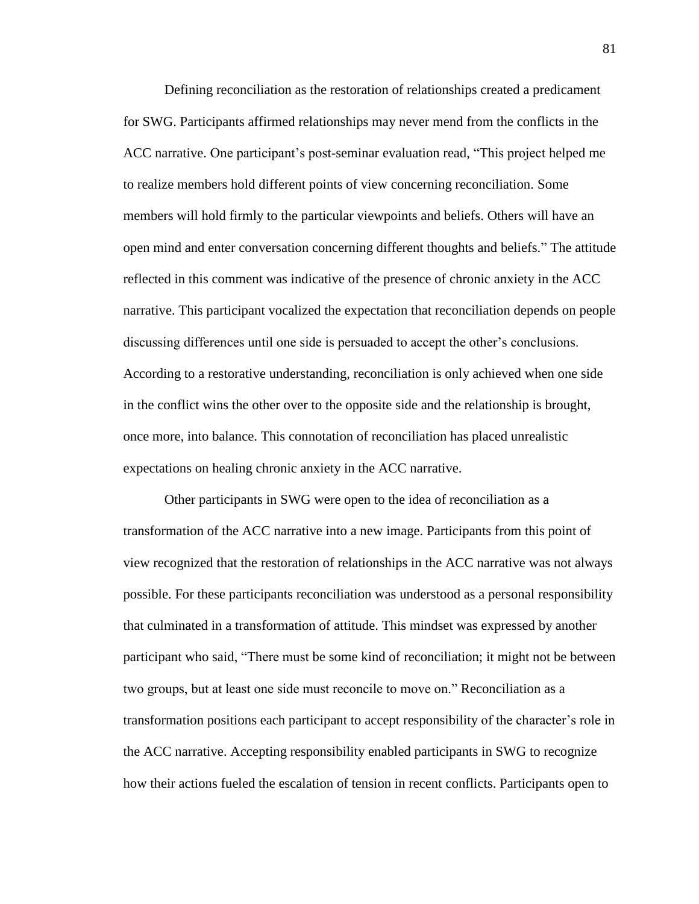Defining reconciliation as the restoration of relationships created a predicament for SWG. Participants affirmed relationships may never mend from the conflicts in the ACC narrative. One participant's post-seminar evaluation read, "This project helped me to realize members hold different points of view concerning reconciliation. Some members will hold firmly to the particular viewpoints and beliefs. Others will have an open mind and enter conversation concerning different thoughts and beliefs." The attitude reflected in this comment was indicative of the presence of chronic anxiety in the ACC narrative. This participant vocalized the expectation that reconciliation depends on people discussing differences until one side is persuaded to accept the other's conclusions. According to a restorative understanding, reconciliation is only achieved when one side in the conflict wins the other over to the opposite side and the relationship is brought, once more, into balance. This connotation of reconciliation has placed unrealistic expectations on healing chronic anxiety in the ACC narrative.

Other participants in SWG were open to the idea of reconciliation as a transformation of the ACC narrative into a new image. Participants from this point of view recognized that the restoration of relationships in the ACC narrative was not always possible. For these participants reconciliation was understood as a personal responsibility that culminated in a transformation of attitude. This mindset was expressed by another participant who said, "There must be some kind of reconciliation; it might not be between two groups, but at least one side must reconcile to move on." Reconciliation as a transformation positions each participant to accept responsibility of the character's role in the ACC narrative. Accepting responsibility enabled participants in SWG to recognize how their actions fueled the escalation of tension in recent conflicts. Participants open to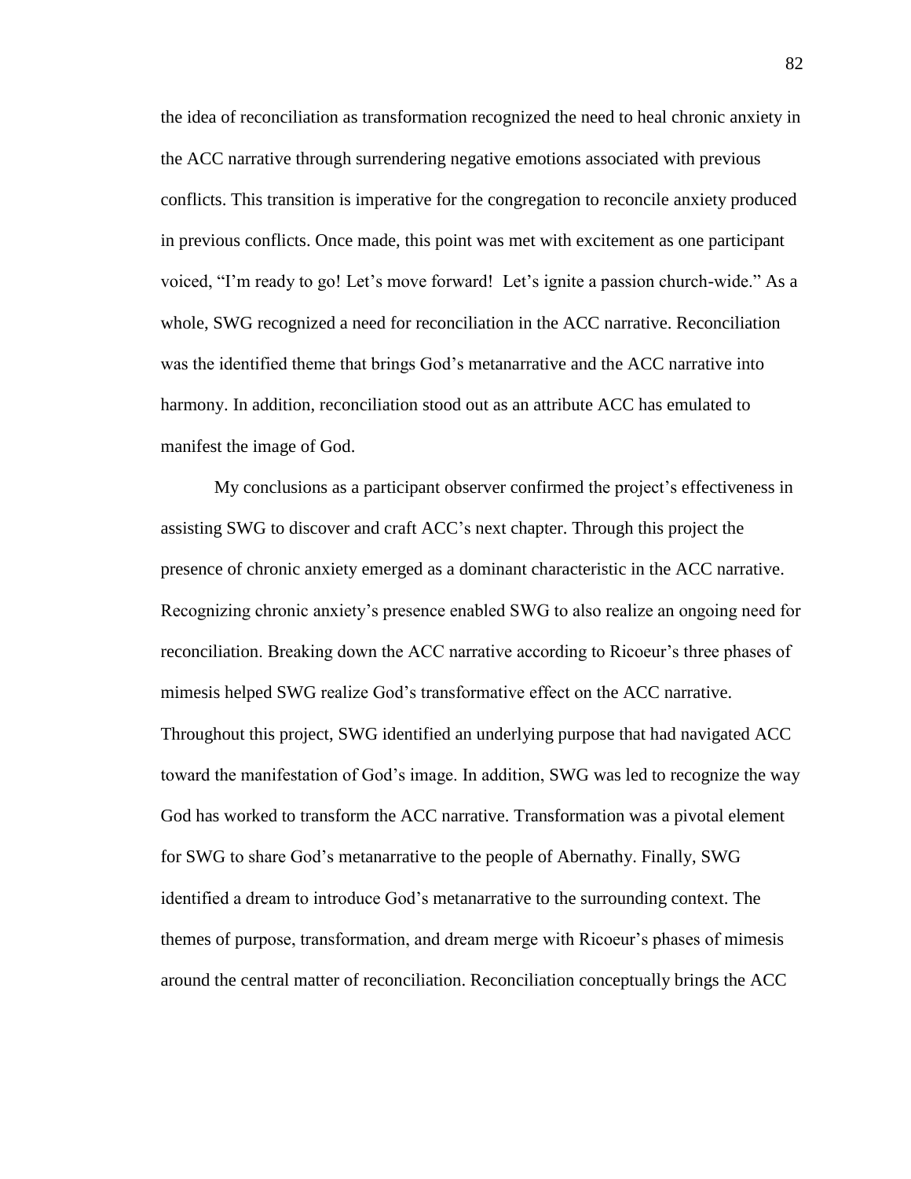the idea of reconciliation as transformation recognized the need to heal chronic anxiety in the ACC narrative through surrendering negative emotions associated with previous conflicts. This transition is imperative for the congregation to reconcile anxiety produced in previous conflicts. Once made, this point was met with excitement as one participant voiced, "I'm ready to go! Let's move forward!  Let's ignite a passion church-wide." As a whole, SWG recognized a need for reconciliation in the ACC narrative. Reconciliation was the identified theme that brings God's metanarrative and the ACC narrative into harmony. In addition, reconciliation stood out as an attribute ACC has emulated to manifest the image of God.

My conclusions as a participant observer confirmed the project's effectiveness in assisting SWG to discover and craft ACC's next chapter. Through this project the presence of chronic anxiety emerged as a dominant characteristic in the ACC narrative. Recognizing chronic anxiety's presence enabled SWG to also realize an ongoing need for reconciliation. Breaking down the ACC narrative according to Ricoeur's three phases of mimesis helped SWG realize God's transformative effect on the ACC narrative. Throughout this project, SWG identified an underlying purpose that had navigated ACC toward the manifestation of God's image. In addition, SWG was led to recognize the way God has worked to transform the ACC narrative. Transformation was a pivotal element for SWG to share God's metanarrative to the people of Abernathy. Finally, SWG identified a dream to introduce God's metanarrative to the surrounding context. The themes of purpose, transformation, and dream merge with Ricoeur's phases of mimesis around the central matter of reconciliation. Reconciliation conceptually brings the ACC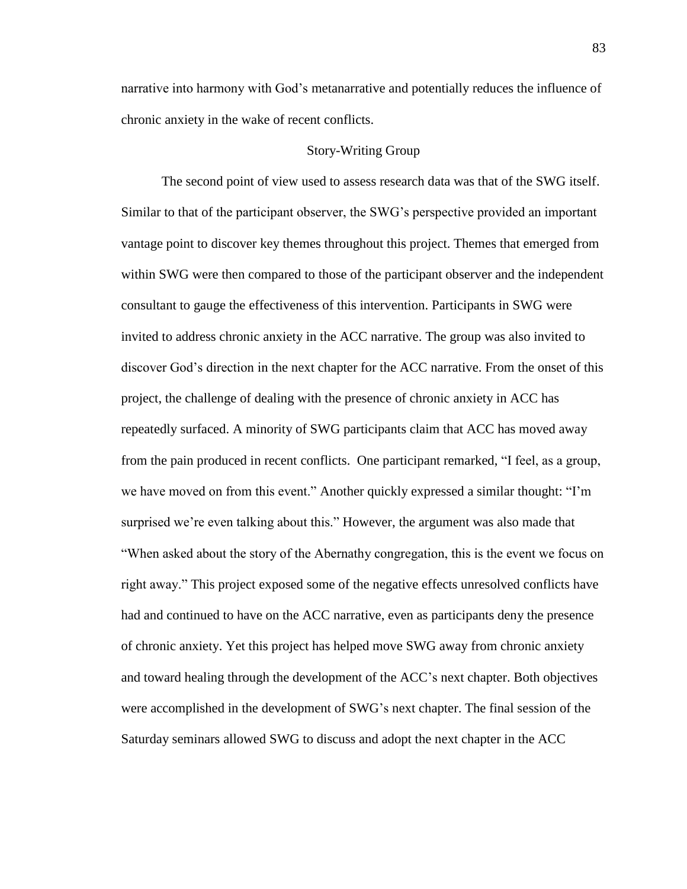narrative into harmony with God's metanarrative and potentially reduces the influence of chronic anxiety in the wake of recent conflicts.

## Story-Writing Group

The second point of view used to assess research data was that of the SWG itself. Similar to that of the participant observer, the SWG's perspective provided an important vantage point to discover key themes throughout this project. Themes that emerged from within SWG were then compared to those of the participant observer and the independent consultant to gauge the effectiveness of this intervention. Participants in SWG were invited to address chronic anxiety in the ACC narrative. The group was also invited to discover God's direction in the next chapter for the ACC narrative. From the onset of this project, the challenge of dealing with the presence of chronic anxiety in ACC has repeatedly surfaced. A minority of SWG participants claim that ACC has moved away from the pain produced in recent conflicts. One participant remarked, "I feel, as a group, we have moved on from this event." Another quickly expressed a similar thought: "I'm surprised we're even talking about this." However, the argument was also made that "When asked about the story of the Abernathy congregation, this is the event we focus on right away." This project exposed some of the negative effects unresolved conflicts have had and continued to have on the ACC narrative, even as participants deny the presence of chronic anxiety. Yet this project has helped move SWG away from chronic anxiety and toward healing through the development of the ACC's next chapter. Both objectives were accomplished in the development of SWG's next chapter. The final session of the Saturday seminars allowed SWG to discuss and adopt the next chapter in the ACC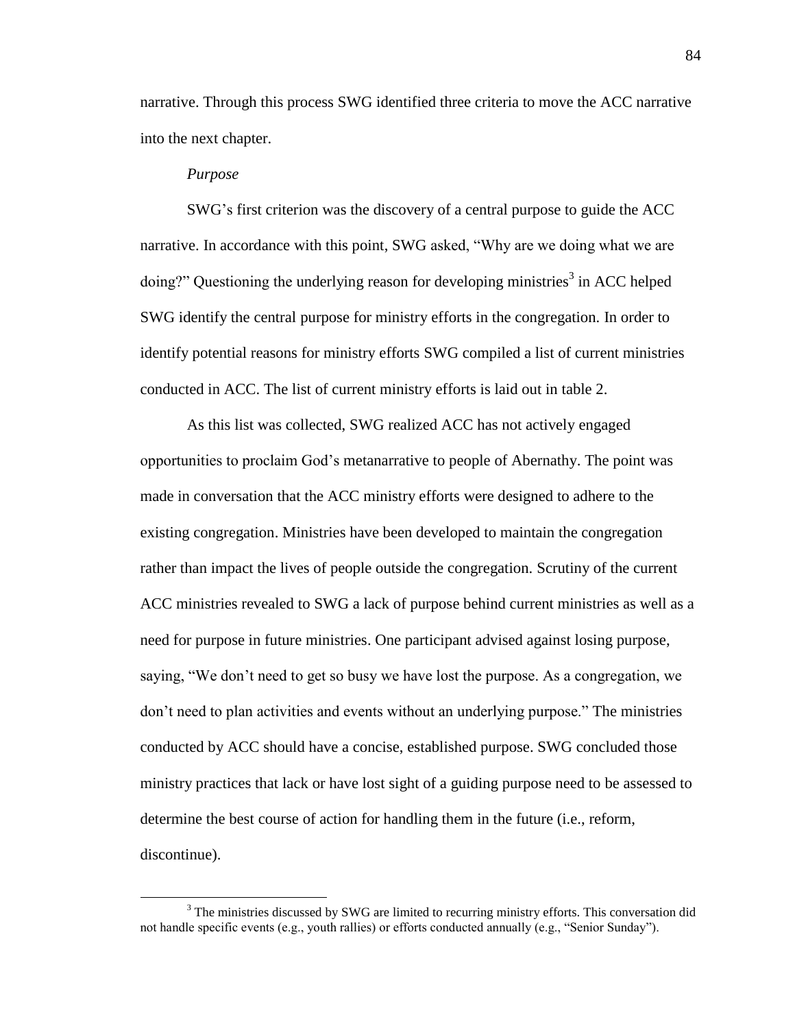narrative. Through this process SWG identified three criteria to move the ACC narrative into the next chapter.

*Purpose*

SWG's first criterion was the discovery of a central purpose to guide the ACC narrative. In accordance with this point, SWG asked, "Why are we doing what we are doing?" Questioning the underlying reason for developing ministries[3] in ACC helped SWG identify the central purpose for ministry efforts in the congregation. In order to identify potential reasons for ministry efforts SWG compiled a list of current ministries conducted in ACC. The list of current ministry efforts is laid out in table 2.

As this list was collected, SWG realized ACC has not actively engaged opportunities to proclaim God's metanarrative to people of Abernathy. The point was made in conversation that the ACC ministry efforts were designed to adhere to the existing congregation. Ministries have been developed to maintain the congregation rather than impact the lives of people outside the congregation. Scrutiny of the current ACC ministries revealed to SWG a lack of purpose behind current ministries as well as a need for purpose in future ministries. One participant advised against losing purpose, saying, "We don't need to get so busy we have lost the purpose. As a congregation, we don't need to plan activities and events without an underlying purpose." The ministries conducted by ACC should have a concise, established purpose. SWG concluded those ministry practices that lack or have lost sight of a guiding purpose need to be assessed to determine the best course of action for handling them in the future (i.e., reform, discontinue).

[3] The ministries discussed by SWG are limited to recurring ministry efforts. This conversation did not handle specific events (e.g., youth rallies) or efforts conducted annually (e.g., "Senior Sunday").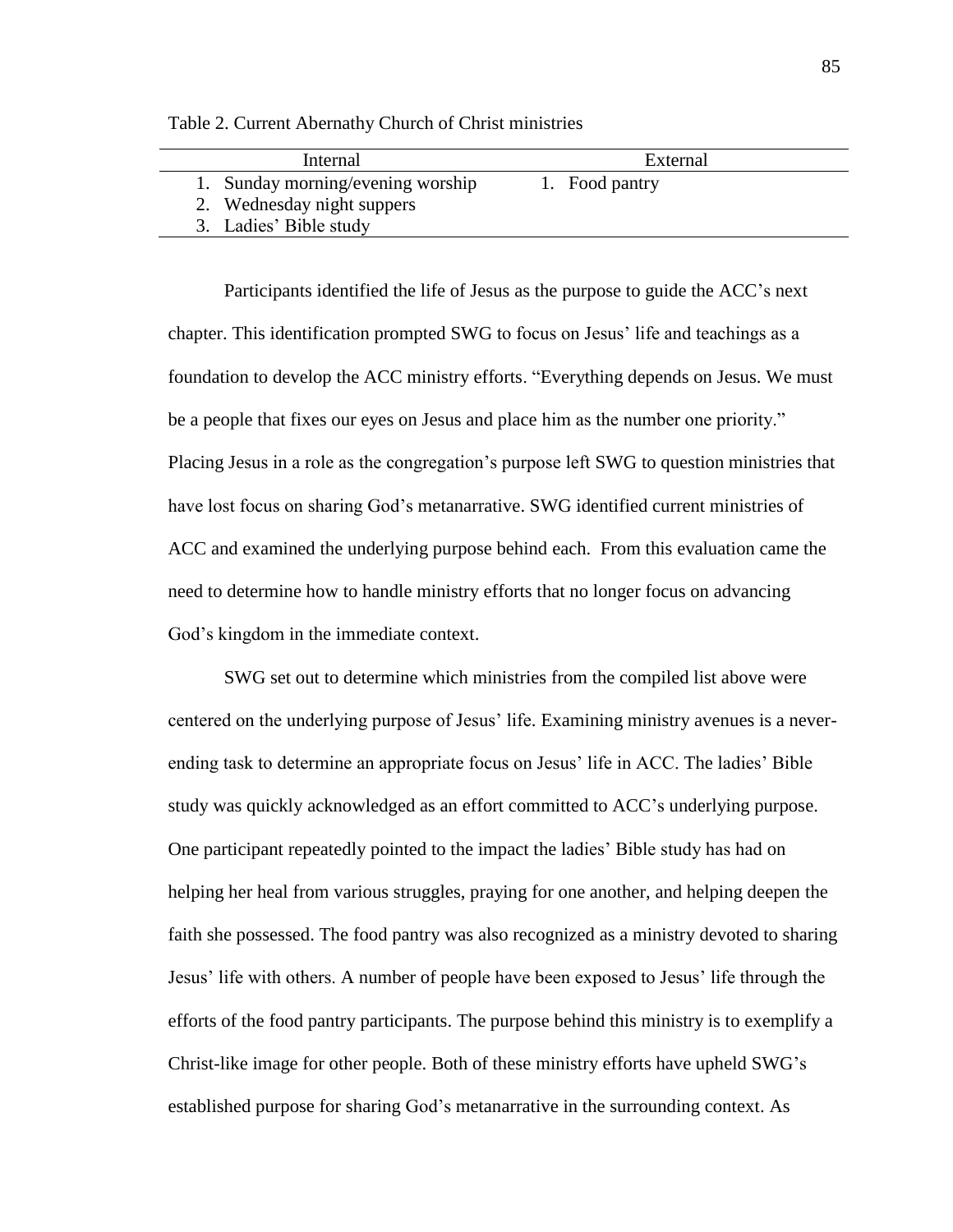Table 2. Current Abernathy Church of Christ ministries

| Internal | External |
|---|---|
| 1. Sunday morning/evening worship | 1. Food pantry |
| 2. Wednesday night suppers | |
| 3. Ladies' Bible study | |

Participants identified the life of Jesus as the purpose to guide the ACC's next chapter. This identification prompted SWG to focus on Jesus' life and teachings as a foundation to develop the ACC ministry efforts. "Everything depends on Jesus. We must be a people that fixes our eyes on Jesus and place him as the number one priority." Placing Jesus in a role as the congregation's purpose left SWG to question ministries that have lost focus on sharing God's metanarrative. SWG identified current ministries of ACC and examined the underlying purpose behind each. From this evaluation came the need to determine how to handle ministry efforts that no longer focus on advancing God's kingdom in the immediate context.

SWG set out to determine which ministries from the compiled list above were centered on the underlying purpose of Jesus' life. Examining ministry avenues is a never-ending task to determine an appropriate focus on Jesus' life in ACC. The ladies' Bible study was quickly acknowledged as an effort committed to ACC's underlying purpose. One participant repeatedly pointed to the impact the ladies' Bible study has had on helping her heal from various struggles, praying for one another, and helping deepen the faith she possessed. The food pantry was also recognized as a ministry devoted to sharing Jesus' life with others. A number of people have been exposed to Jesus' life through the efforts of the food pantry participants. The purpose behind this ministry is to exemplify a Christ-like image for other people. Both of these ministry efforts have upheld SWG's established purpose for sharing God's metanarrative in the surrounding context. As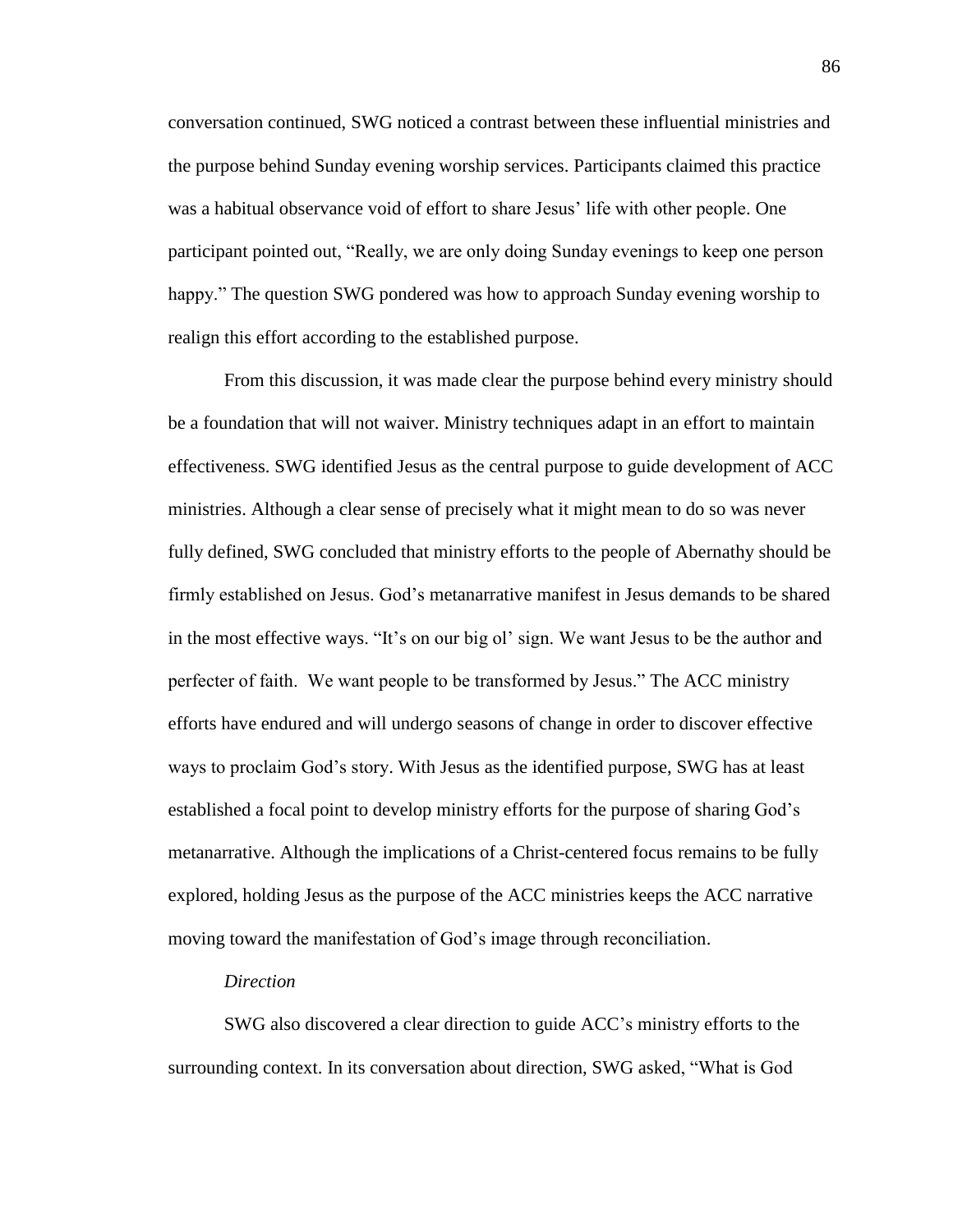conversation continued, SWG noticed a contrast between these influential ministries and the purpose behind Sunday evening worship services. Participants claimed this practice was a habitual observance void of effort to share Jesus' life with other people. One participant pointed out, "Really, we are only doing Sunday evenings to keep one person happy." The question SWG pondered was how to approach Sunday evening worship to realign this effort according to the established purpose.

From this discussion, it was made clear the purpose behind every ministry should be a foundation that will not waiver. Ministry techniques adapt in an effort to maintain effectiveness. SWG identified Jesus as the central purpose to guide development of ACC ministries. Although a clear sense of precisely what it might mean to do so was never fully defined, SWG concluded that ministry efforts to the people of Abernathy should be firmly established on Jesus. God's metanarrative manifest in Jesus demands to be shared in the most effective ways. "It's on our big ol' sign. We want Jesus to be the author and perfecter of faith. We want people to be transformed by Jesus." The ACC ministry efforts have endured and will undergo seasons of change in order to discover effective ways to proclaim God's story. With Jesus as the identified purpose, SWG has at least established a focal point to develop ministry efforts for the purpose of sharing God's metanarrative. Although the implications of a Christ-centered focus remains to be fully explored, holding Jesus as the purpose of the ACC ministries keeps the ACC narrative moving toward the manifestation of God's image through reconciliation.

*Direction*

SWG also discovered a clear direction to guide ACC's ministry efforts to the surrounding context. In its conversation about direction, SWG asked, "What is God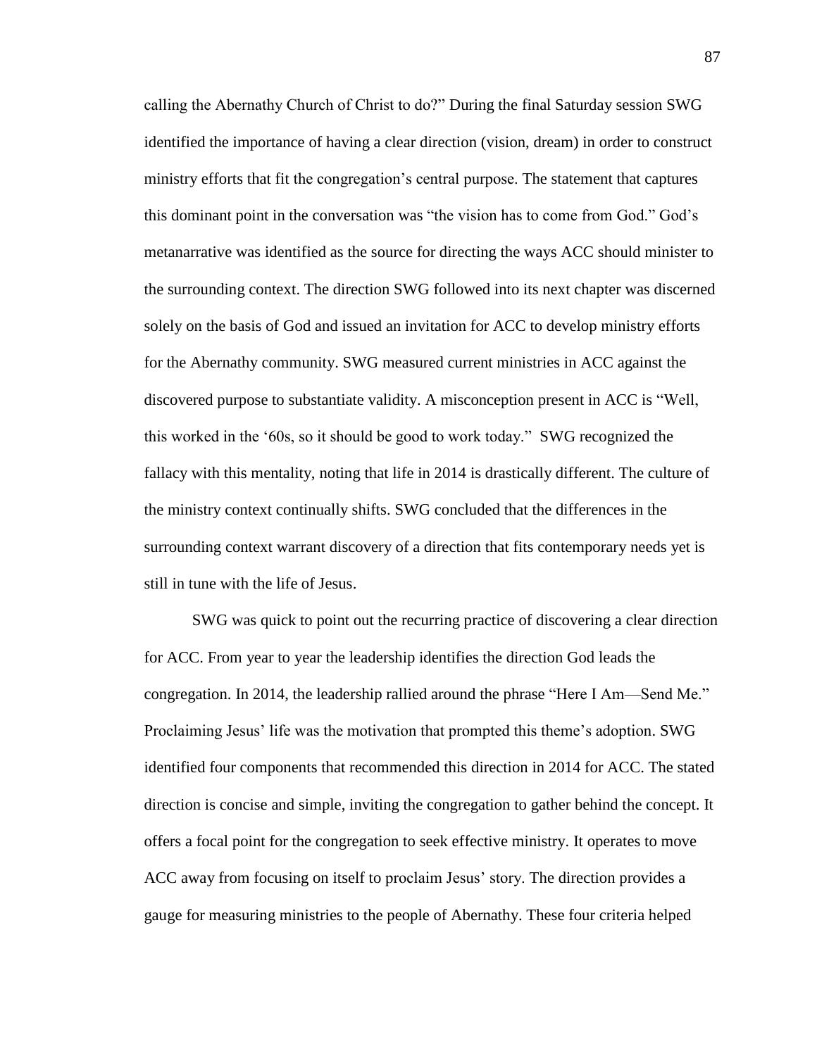calling the Abernathy Church of Christ to do?" During the final Saturday session SWG identified the importance of having a clear direction (vision, dream) in order to construct ministry efforts that fit the congregation's central purpose. The statement that captures this dominant point in the conversation was "the vision has to come from God." God's metanarrative was identified as the source for directing the ways ACC should minister to the surrounding context. The direction SWG followed into its next chapter was discerned solely on the basis of God and issued an invitation for ACC to develop ministry efforts for the Abernathy community. SWG measured current ministries in ACC against the discovered purpose to substantiate validity. A misconception present in ACC is "Well, this worked in the '60s, so it should be good to work today." SWG recognized the fallacy with this mentality, noting that life in 2014 is drastically different. The culture of the ministry context continually shifts. SWG concluded that the differences in the surrounding context warrant discovery of a direction that fits contemporary needs yet is still in tune with the life of Jesus.

SWG was quick to point out the recurring practice of discovering a clear direction for ACC. From year to year the leadership identifies the direction God leads the congregation. In 2014, the leadership rallied around the phrase "Here I Am—Send Me." Proclaiming Jesus' life was the motivation that prompted this theme's adoption. SWG identified four components that recommended this direction in 2014 for ACC. The stated direction is concise and simple, inviting the congregation to gather behind the concept. It offers a focal point for the congregation to seek effective ministry. It operates to move ACC away from focusing on itself to proclaim Jesus' story. The direction provides a gauge for measuring ministries to the people of Abernathy. These four criteria helped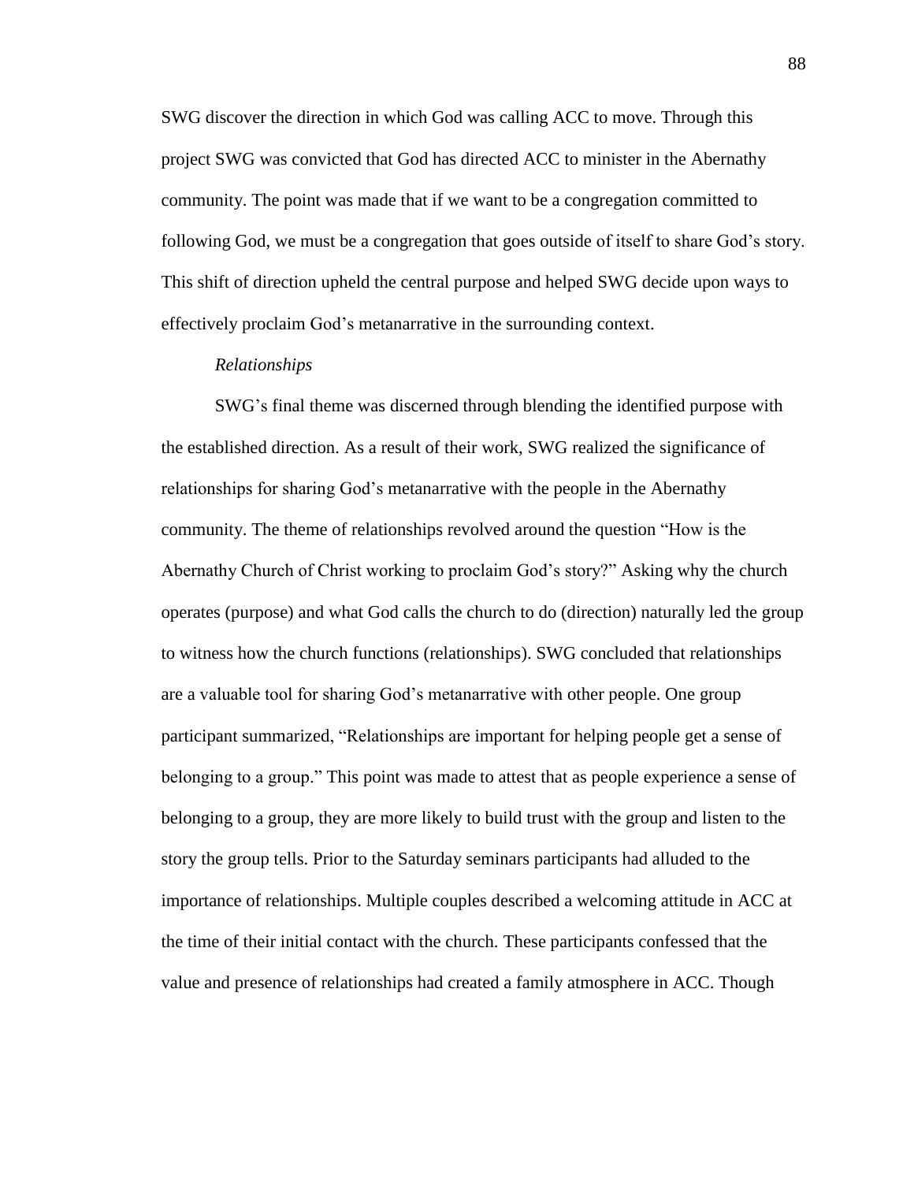SWG discover the direction in which God was calling ACC to move. Through this project SWG was convicted that God has directed ACC to minister in the Abernathy community. The point was made that if we want to be a congregation committed to following God, we must be a congregation that goes outside of itself to share God's story. This shift of direction upheld the central purpose and helped SWG decide upon ways to effectively proclaim God's metanarrative in the surrounding context.

*Relationships*

SWG's final theme was discerned through blending the identified purpose with the established direction. As a result of their work, SWG realized the significance of relationships for sharing God's metanarrative with the people in the Abernathy community. The theme of relationships revolved around the question "How is the Abernathy Church of Christ working to proclaim God's story?" Asking why the church operates (purpose) and what God calls the church to do (direction) naturally led the group to witness how the church functions (relationships). SWG concluded that relationships are a valuable tool for sharing God's metanarrative with other people. One group participant summarized, "Relationships are important for helping people get a sense of belonging to a group." This point was made to attest that as people experience a sense of belonging to a group, they are more likely to build trust with the group and listen to the story the group tells. Prior to the Saturday seminars participants had alluded to the importance of relationships. Multiple couples described a welcoming attitude in ACC at the time of their initial contact with the church. These participants confessed that the value and presence of relationships had created a family atmosphere in ACC. Though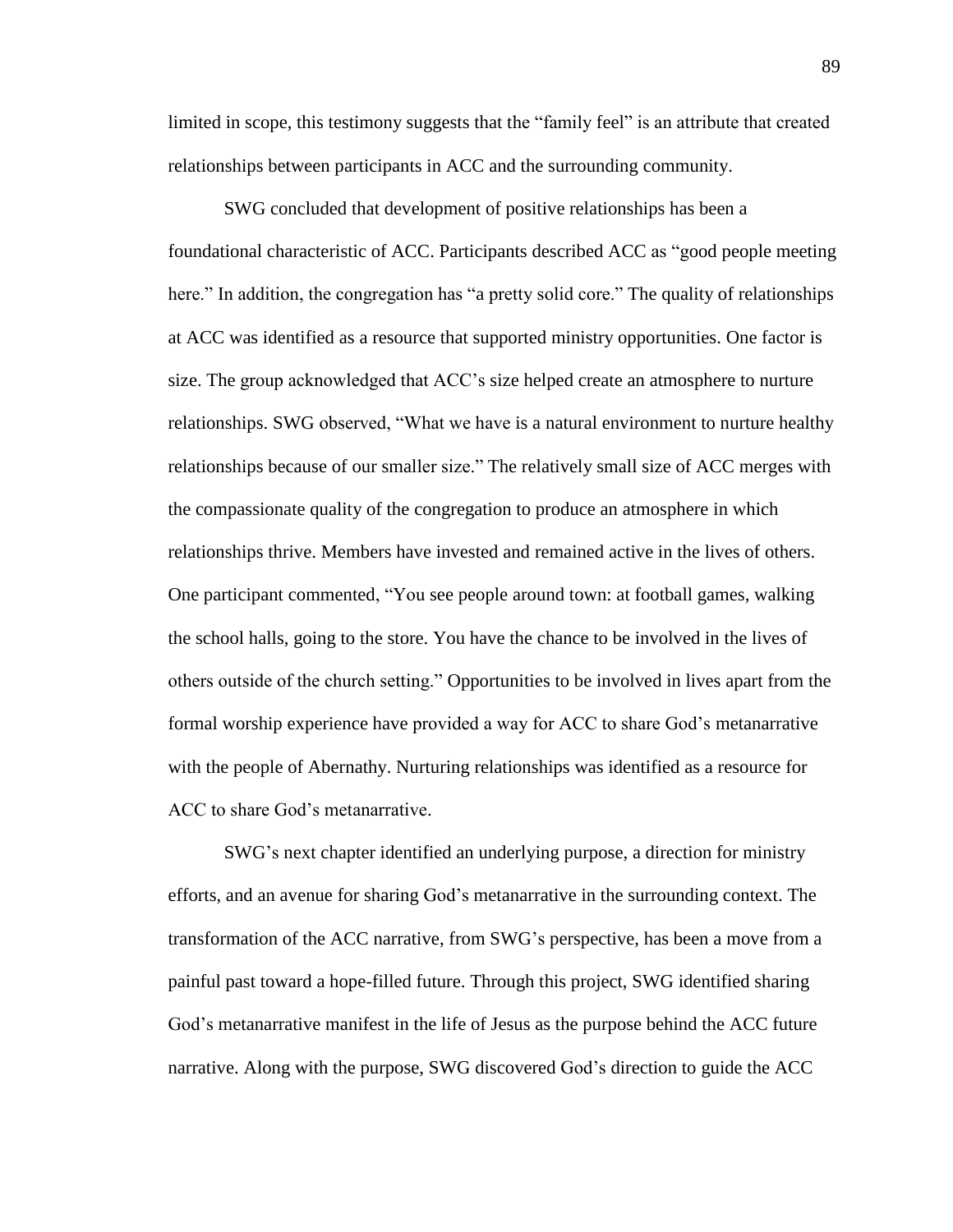limited in scope, this testimony suggests that the "family feel" is an attribute that created relationships between participants in ACC and the surrounding community.

SWG concluded that development of positive relationships has been a foundational characteristic of ACC. Participants described ACC as "good people meeting here." In addition, the congregation has "a pretty solid core." The quality of relationships at ACC was identified as a resource that supported ministry opportunities. One factor is size. The group acknowledged that ACC's size helped create an atmosphere to nurture relationships. SWG observed, "What we have is a natural environment to nurture healthy relationships because of our smaller size." The relatively small size of ACC merges with the compassionate quality of the congregation to produce an atmosphere in which relationships thrive. Members have invested and remained active in the lives of others. One participant commented, "You see people around town: at football games, walking the school halls, going to the store. You have the chance to be involved in the lives of others outside of the church setting." Opportunities to be involved in lives apart from the formal worship experience have provided a way for ACC to share God's metanarrative with the people of Abernathy. Nurturing relationships was identified as a resource for ACC to share God's metanarrative.

SWG's next chapter identified an underlying purpose, a direction for ministry efforts, and an avenue for sharing God's metanarrative in the surrounding context. The transformation of the ACC narrative, from SWG's perspective, has been a move from a painful past toward a hope-filled future. Through this project, SWG identified sharing God's metanarrative manifest in the life of Jesus as the purpose behind the ACC future narrative. Along with the purpose, SWG discovered God's direction to guide the ACC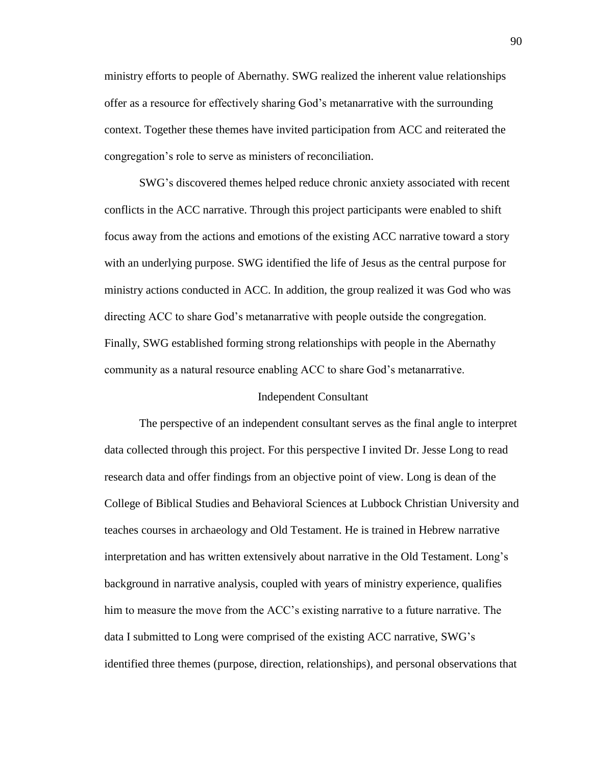ministry efforts to people of Abernathy. SWG realized the inherent value relationships offer as a resource for effectively sharing God's metanarrative with the surrounding context. Together these themes have invited participation from ACC and reiterated the congregation's role to serve as ministers of reconciliation.

SWG's discovered themes helped reduce chronic anxiety associated with recent conflicts in the ACC narrative. Through this project participants were enabled to shift focus away from the actions and emotions of the existing ACC narrative toward a story with an underlying purpose. SWG identified the life of Jesus as the central purpose for ministry actions conducted in ACC. In addition, the group realized it was God who was directing ACC to share God's metanarrative with people outside the congregation. Finally, SWG established forming strong relationships with people in the Abernathy community as a natural resource enabling ACC to share God's metanarrative.

## Independent Consultant

The perspective of an independent consultant serves as the final angle to interpret data collected through this project. For this perspective I invited Dr. Jesse Long to read research data and offer findings from an objective point of view. Long is dean of the College of Biblical Studies and Behavioral Sciences at Lubbock Christian University and teaches courses in archaeology and Old Testament. He is trained in Hebrew narrative interpretation and has written extensively about narrative in the Old Testament. Long's background in narrative analysis, coupled with years of ministry experience, qualifies him to measure the move from the ACC's existing narrative to a future narrative. The data I submitted to Long were comprised of the existing ACC narrative, SWG's identified three themes (purpose, direction, relationships), and personal observations that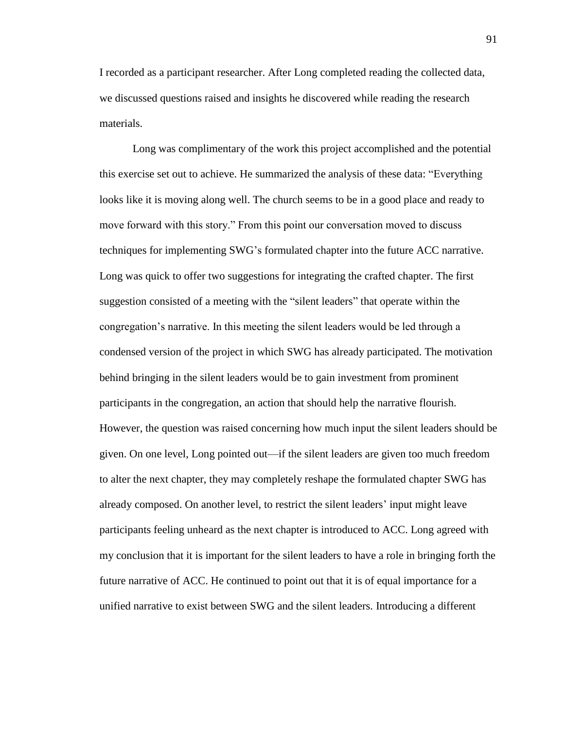I recorded as a participant researcher. After Long completed reading the collected data, we discussed questions raised and insights he discovered while reading the research materials.

Long was complimentary of the work this project accomplished and the potential this exercise set out to achieve. He summarized the analysis of these data: "Everything looks like it is moving along well. The church seems to be in a good place and ready to move forward with this story." From this point our conversation moved to discuss techniques for implementing SWG's formulated chapter into the future ACC narrative. Long was quick to offer two suggestions for integrating the crafted chapter. The first suggestion consisted of a meeting with the "silent leaders" that operate within the congregation's narrative. In this meeting the silent leaders would be led through a condensed version of the project in which SWG has already participated. The motivation behind bringing in the silent leaders would be to gain investment from prominent participants in the congregation, an action that should help the narrative flourish. However, the question was raised concerning how much input the silent leaders should be given. On one level, Long pointed out—if the silent leaders are given too much freedom to alter the next chapter, they may completely reshape the formulated chapter SWG has already composed. On another level, to restrict the silent leaders' input might leave participants feeling unheard as the next chapter is introduced to ACC. Long agreed with my conclusion that it is important for the silent leaders to have a role in bringing forth the future narrative of ACC. He continued to point out that it is of equal importance for a unified narrative to exist between SWG and the silent leaders. Introducing a different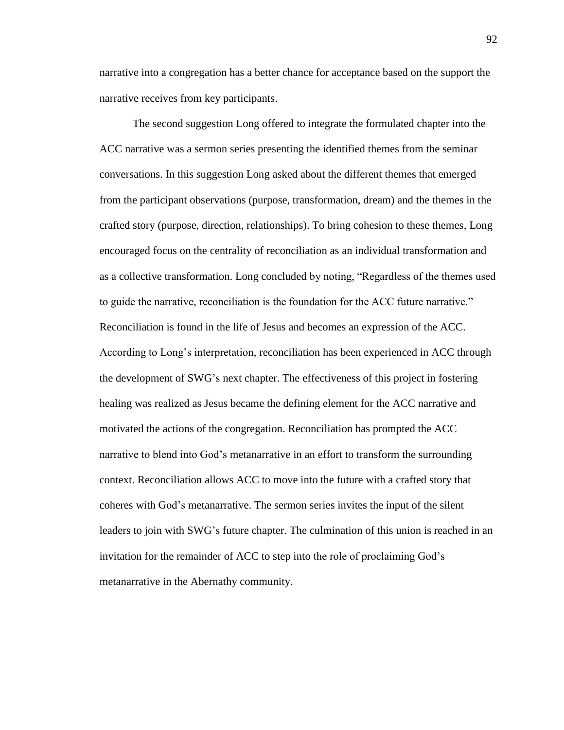narrative into a congregation has a better chance for acceptance based on the support the narrative receives from key participants.

The second suggestion Long offered to integrate the formulated chapter into the ACC narrative was a sermon series presenting the identified themes from the seminar conversations. In this suggestion Long asked about the different themes that emerged from the participant observations (purpose, transformation, dream) and the themes in the crafted story (purpose, direction, relationships). To bring cohesion to these themes, Long encouraged focus on the centrality of reconciliation as an individual transformation and as a collective transformation. Long concluded by noting, “Regardless of the themes used to guide the narrative, reconciliation is the foundation for the ACC future narrative.” Reconciliation is found in the life of Jesus and becomes an expression of the ACC. According to Long’s interpretation, reconciliation has been experienced in ACC through the development of SWG’s next chapter. The effectiveness of this project in fostering healing was realized as Jesus became the defining element for the ACC narrative and motivated the actions of the congregation. Reconciliation has prompted the ACC narrative to blend into God’s metanarrative in an effort to transform the surrounding context. Reconciliation allows ACC to move into the future with a crafted story that coheres with God’s metanarrative. The sermon series invites the input of the silent leaders to join with SWG’s future chapter. The culmination of this union is reached in an invitation for the remainder of ACC to step into the role of proclaiming God’s metanarrative in the Abernathy community.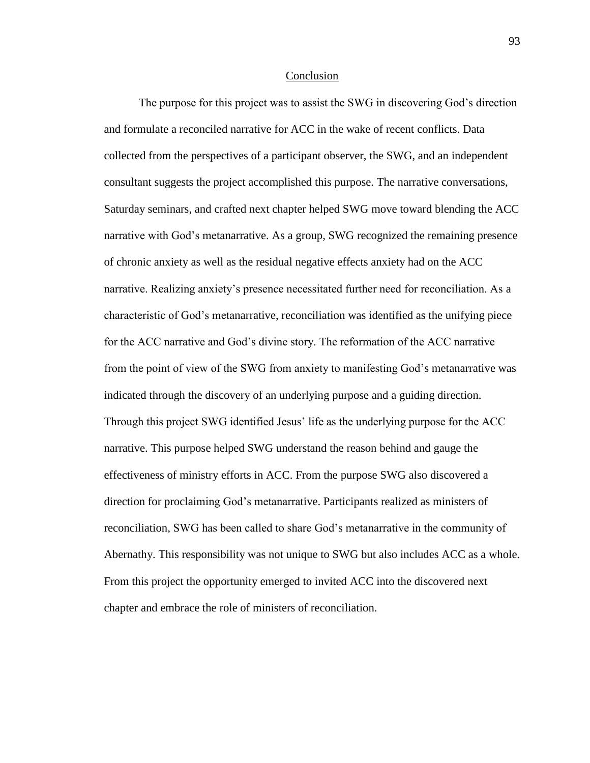## Conclusion

The purpose for this project was to assist the SWG in discovering God's direction and formulate a reconciled narrative for ACC in the wake of recent conflicts. Data collected from the perspectives of a participant observer, the SWG, and an independent consultant suggests the project accomplished this purpose. The narrative conversations, Saturday seminars, and crafted next chapter helped SWG move toward blending the ACC narrative with God's metanarrative. As a group, SWG recognized the remaining presence of chronic anxiety as well as the residual negative effects anxiety had on the ACC narrative. Realizing anxiety's presence necessitated further need for reconciliation. As a characteristic of God's metanarrative, reconciliation was identified as the unifying piece for the ACC narrative and God's divine story. The reformation of the ACC narrative from the point of view of the SWG from anxiety to manifesting God's metanarrative was indicated through the discovery of an underlying purpose and a guiding direction. Through this project SWG identified Jesus' life as the underlying purpose for the ACC narrative. This purpose helped SWG understand the reason behind and gauge the effectiveness of ministry efforts in ACC. From the purpose SWG also discovered a direction for proclaiming God's metanarrative. Participants realized as ministers of reconciliation, SWG has been called to share God's metanarrative in the community of Abernathy. This responsibility was not unique to SWG but also includes ACC as a whole. From this project the opportunity emerged to invited ACC into the discovered next chapter and embrace the role of ministers of reconciliation.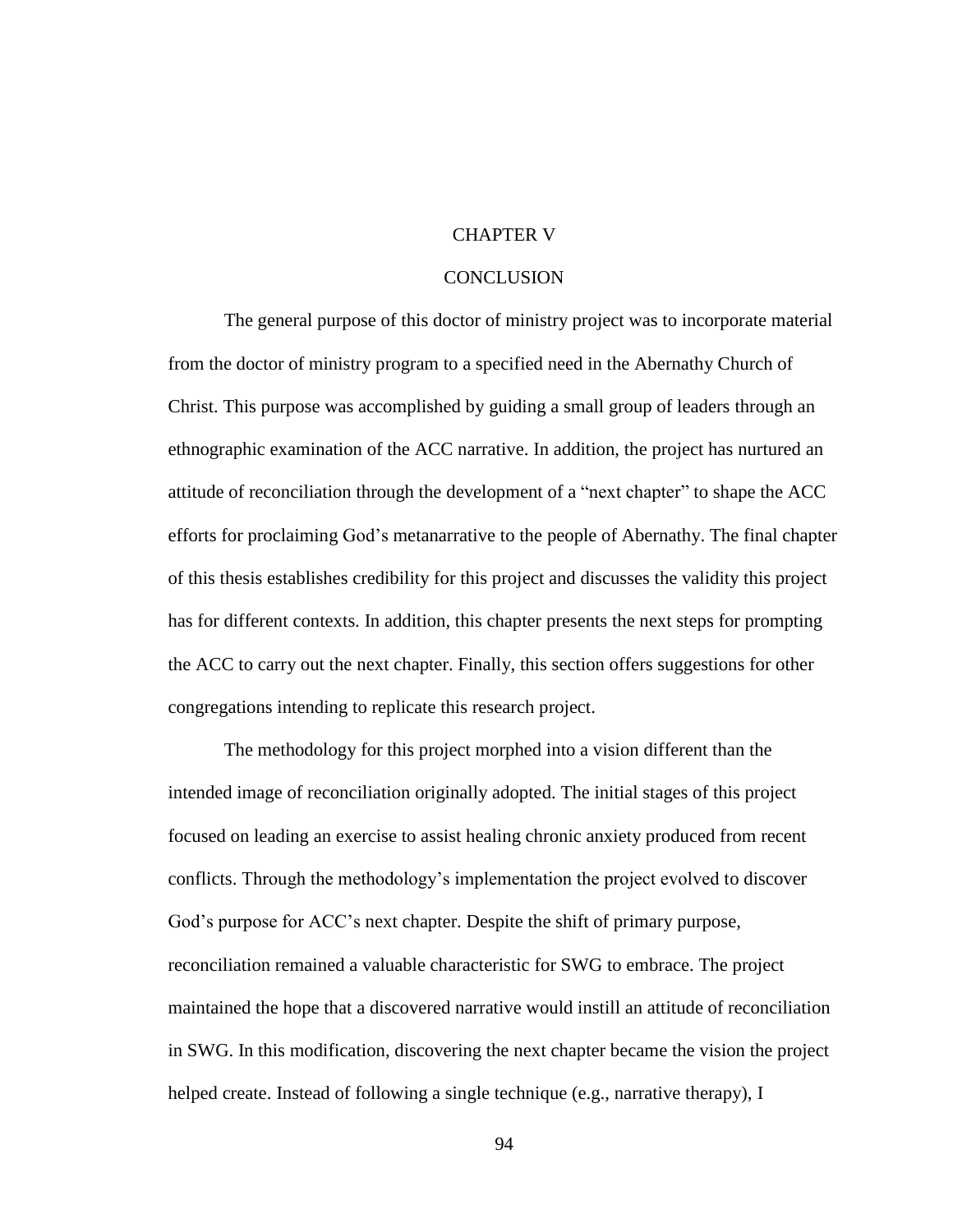# CHAPTER V

# CONCLUSION

The general purpose of this doctor of ministry project was to incorporate material from the doctor of ministry program to a specified need in the Abernathy Church of Christ. This purpose was accomplished by guiding a small group of leaders through an ethnographic examination of the ACC narrative. In addition, the project has nurtured an attitude of reconciliation through the development of a "next chapter" to shape the ACC efforts for proclaiming God's metanarrative to the people of Abernathy. The final chapter of this thesis establishes credibility for this project and discusses the validity this project has for different contexts. In addition, this chapter presents the next steps for prompting the ACC to carry out the next chapter. Finally, this section offers suggestions for other congregations intending to replicate this research project.

The methodology for this project morphed into a vision different than the intended image of reconciliation originally adopted. The initial stages of this project focused on leading an exercise to assist healing chronic anxiety produced from recent conflicts. Through the methodology's implementation the project evolved to discover God's purpose for ACC's next chapter. Despite the shift of primary purpose, reconciliation remained a valuable characteristic for SWG to embrace. The project maintained the hope that a discovered narrative would instill an attitude of reconciliation in SWG. In this modification, discovering the next chapter became the vision the project helped create. Instead of following a single technique (e.g., narrative therapy), I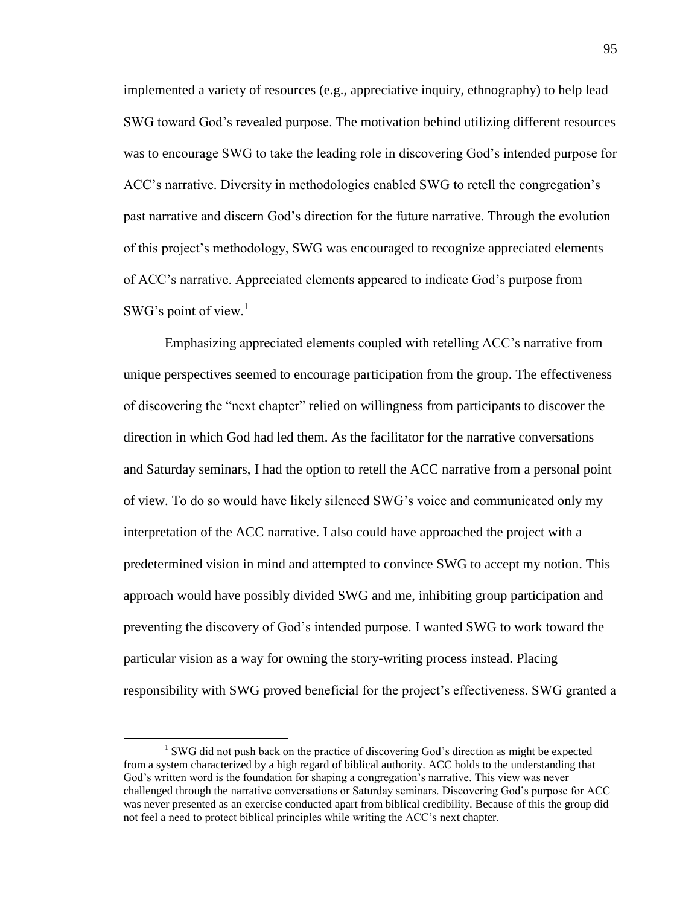implemented a variety of resources (e.g., appreciative inquiry, ethnography) to help lead SWG toward God's revealed purpose. The motivation behind utilizing different resources was to encourage SWG to take the leading role in discovering God's intended purpose for ACC's narrative. Diversity in methodologies enabled SWG to retell the congregation's past narrative and discern God's direction for the future narrative. Through the evolution of this project's methodology, SWG was encouraged to recognize appreciated elements of ACC's narrative. Appreciated elements appeared to indicate God's purpose from SWG's point of view.[1]

Emphasizing appreciated elements coupled with retelling ACC's narrative from unique perspectives seemed to encourage participation from the group. The effectiveness of discovering the "next chapter" relied on willingness from participants to discover the direction in which God had led them. As the facilitator for the narrative conversations and Saturday seminars, I had the option to retell the ACC narrative from a personal point of view. To do so would have likely silenced SWG's voice and communicated only my interpretation of the ACC narrative. I also could have approached the project with a predetermined vision in mind and attempted to convince SWG to accept my notion. This approach would have possibly divided SWG and me, inhibiting group participation and preventing the discovery of God's intended purpose. I wanted SWG to work toward the particular vision as a way for owning the story-writing process instead. Placing responsibility with SWG proved beneficial for the project's effectiveness. SWG granted a

---

[1] SWG did not push back on the practice of discovering God's direction as might be expected from a system characterized by a high regard of biblical authority. ACC holds to the understanding that God's written word is the foundation for shaping a congregation's narrative. This view was never challenged through the narrative conversations or Saturday seminars. Discovering God's purpose for ACC was never presented as an exercise conducted apart from biblical credibility. Because of this the group did not feel a need to protect biblical principles while writing the ACC's next chapter.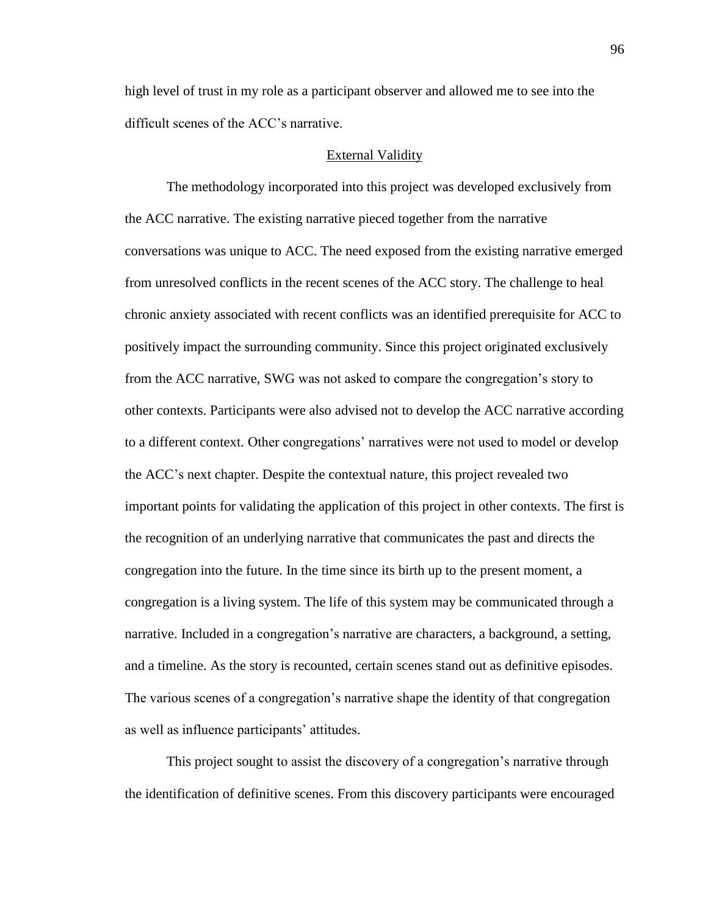high level of trust in my role as a participant observer and allowed me to see into the difficult scenes of the ACC's narrative.

## External Validity

The methodology incorporated into this project was developed exclusively from the ACC narrative. The existing narrative pieced together from the narrative conversations was unique to ACC. The need exposed from the existing narrative emerged from unresolved conflicts in the recent scenes of the ACC story. The challenge to heal chronic anxiety associated with recent conflicts was an identified prerequisite for ACC to positively impact the surrounding community. Since this project originated exclusively from the ACC narrative, SWG was not asked to compare the congregation's story to other contexts. Participants were also advised not to develop the ACC narrative according to a different context. Other congregations' narratives were not used to model or develop the ACC's next chapter. Despite the contextual nature, this project revealed two important points for validating the application of this project in other contexts. The first is the recognition of an underlying narrative that communicates the past and directs the congregation into the future. In the time since its birth up to the present moment, a congregation is a living system. The life of this system may be communicated through a narrative. Included in a congregation's narrative are characters, a background, a setting, and a timeline. As the story is recounted, certain scenes stand out as definitive episodes. The various scenes of a congregation's narrative shape the identity of that congregation as well as influence participants' attitudes.

This project sought to assist the discovery of a congregation's narrative through the identification of definitive scenes. From this discovery participants were encouraged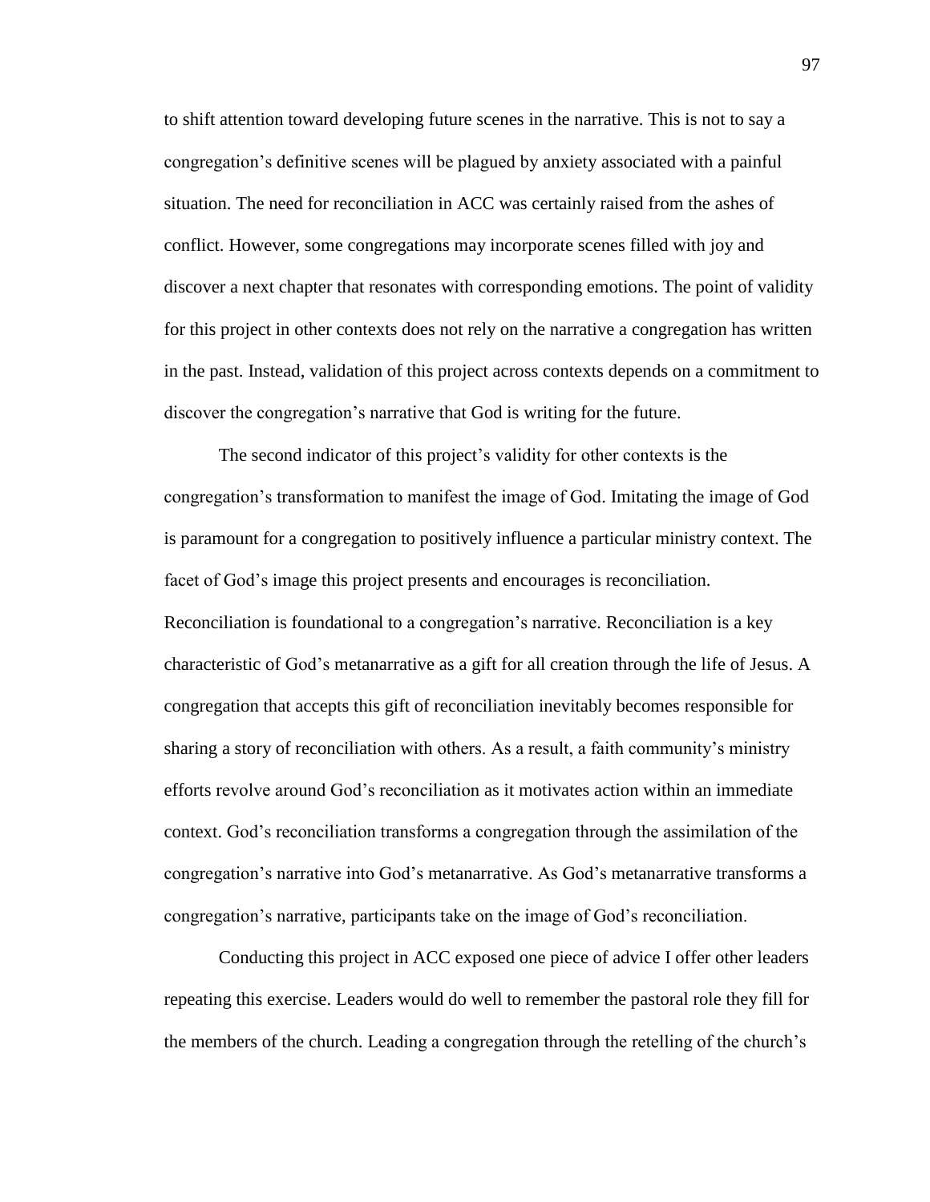to shift attention toward developing future scenes in the narrative. This is not to say a congregation's definitive scenes will be plagued by anxiety associated with a painful situation. The need for reconciliation in ACC was certainly raised from the ashes of conflict. However, some congregations may incorporate scenes filled with joy and discover a next chapter that resonates with corresponding emotions. The point of validity for this project in other contexts does not rely on the narrative a congregation has written in the past. Instead, validation of this project across contexts depends on a commitment to discover the congregation's narrative that God is writing for the future.

The second indicator of this project's validity for other contexts is the congregation's transformation to manifest the image of God. Imitating the image of God is paramount for a congregation to positively influence a particular ministry context. The facet of God's image this project presents and encourages is reconciliation. Reconciliation is foundational to a congregation's narrative. Reconciliation is a key characteristic of God's metanarrative as a gift for all creation through the life of Jesus. A congregation that accepts this gift of reconciliation inevitably becomes responsible for sharing a story of reconciliation with others. As a result, a faith community's ministry efforts revolve around God's reconciliation as it motivates action within an immediate context. God's reconciliation transforms a congregation through the assimilation of the congregation's narrative into God's metanarrative. As God's metanarrative transforms a congregation's narrative, participants take on the image of God's reconciliation.

Conducting this project in ACC exposed one piece of advice I offer other leaders repeating this exercise. Leaders would do well to remember the pastoral role they fill for the members of the church. Leading a congregation through the retelling of the church's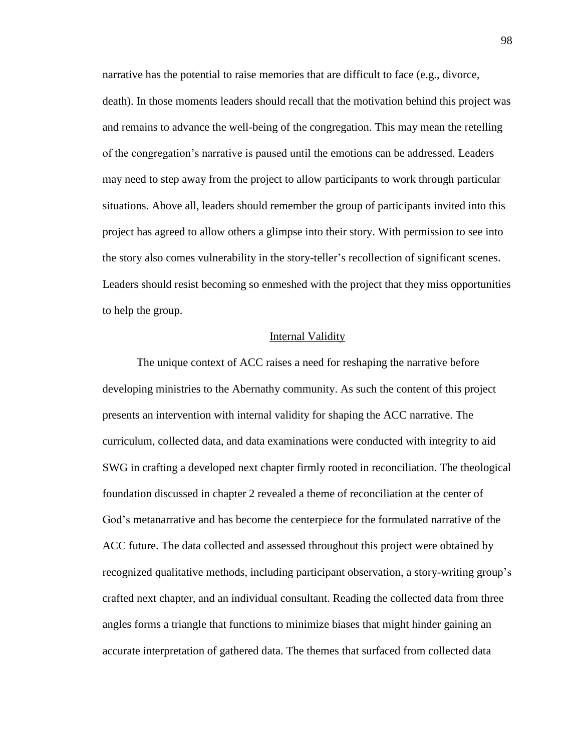narrative has the potential to raise memories that are difficult to face (e.g., divorce, death). In those moments leaders should recall that the motivation behind this project was and remains to advance the well-being of the congregation. This may mean the retelling of the congregation's narrative is paused until the emotions can be addressed. Leaders may need to step away from the project to allow participants to work through particular situations. Above all, leaders should remember the group of participants invited into this project has agreed to allow others a glimpse into their story. With permission to see into the story also comes vulnerability in the story-teller's recollection of significant scenes. Leaders should resist becoming so enmeshed with the project that they miss opportunities to help the group.

## Internal Validity

The unique context of ACC raises a need for reshaping the narrative before developing ministries to the Abernathy community. As such the content of this project presents an intervention with internal validity for shaping the ACC narrative. The curriculum, collected data, and data examinations were conducted with integrity to aid SWG in crafting a developed next chapter firmly rooted in reconciliation. The theological foundation discussed in chapter 2 revealed a theme of reconciliation at the center of God's metanarrative and has become the centerpiece for the formulated narrative of the ACC future. The data collected and assessed throughout this project were obtained by recognized qualitative methods, including participant observation, a story-writing group's crafted next chapter, and an individual consultant. Reading the collected data from three angles forms a triangle that functions to minimize biases that might hinder gaining an accurate interpretation of gathered data. The themes that surfaced from collected data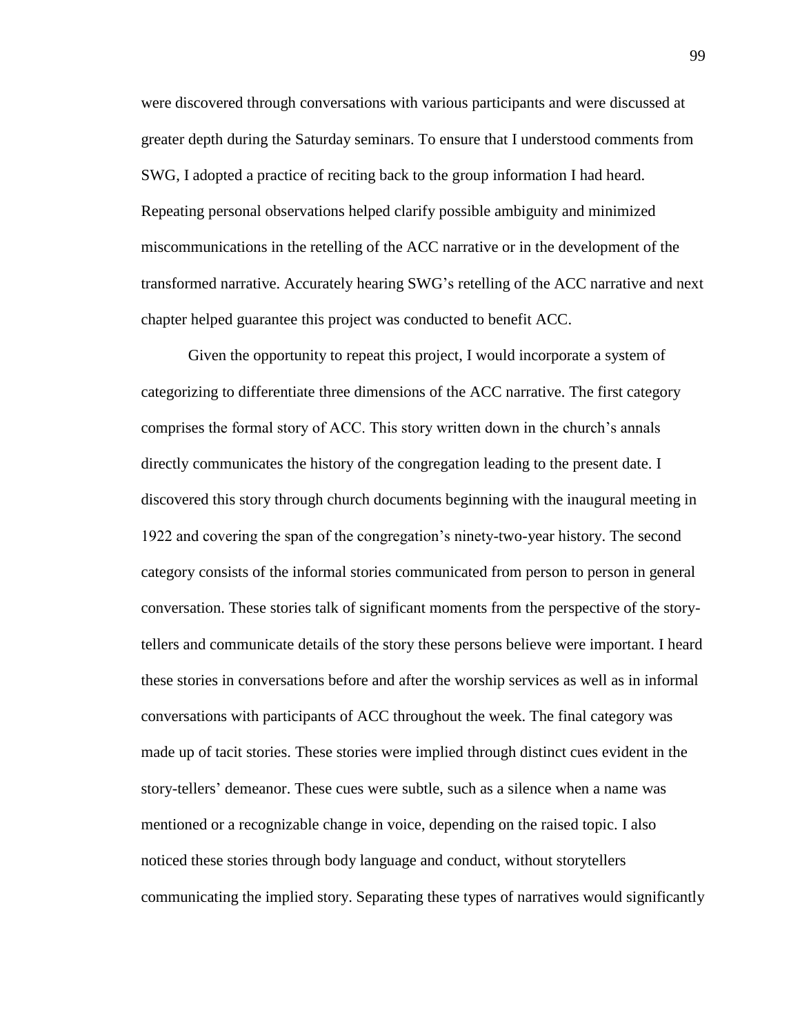were discovered through conversations with various participants and were discussed at greater depth during the Saturday seminars. To ensure that I understood comments from SWG, I adopted a practice of reciting back to the group information I had heard. Repeating personal observations helped clarify possible ambiguity and minimized miscommunications in the retelling of the ACC narrative or in the development of the transformed narrative. Accurately hearing SWG's retelling of the ACC narrative and next chapter helped guarantee this project was conducted to benefit ACC.

Given the opportunity to repeat this project, I would incorporate a system of categorizing to differentiate three dimensions of the ACC narrative. The first category comprises the formal story of ACC. This story written down in the church's annals directly communicates the history of the congregation leading to the present date. I discovered this story through church documents beginning with the inaugural meeting in 1922 and covering the span of the congregation's ninety-two-year history. The second category consists of the informal stories communicated from person to person in general conversation. These stories talk of significant moments from the perspective of the story-tellers and communicate details of the story these persons believe were important. I heard these stories in conversations before and after the worship services as well as in informal conversations with participants of ACC throughout the week. The final category was made up of tacit stories. These stories were implied through distinct cues evident in the story-tellers' demeanor. These cues were subtle, such as a silence when a name was mentioned or a recognizable change in voice, depending on the raised topic. I also noticed these stories through body language and conduct, without storytellers communicating the implied story. Separating these types of narratives would significantly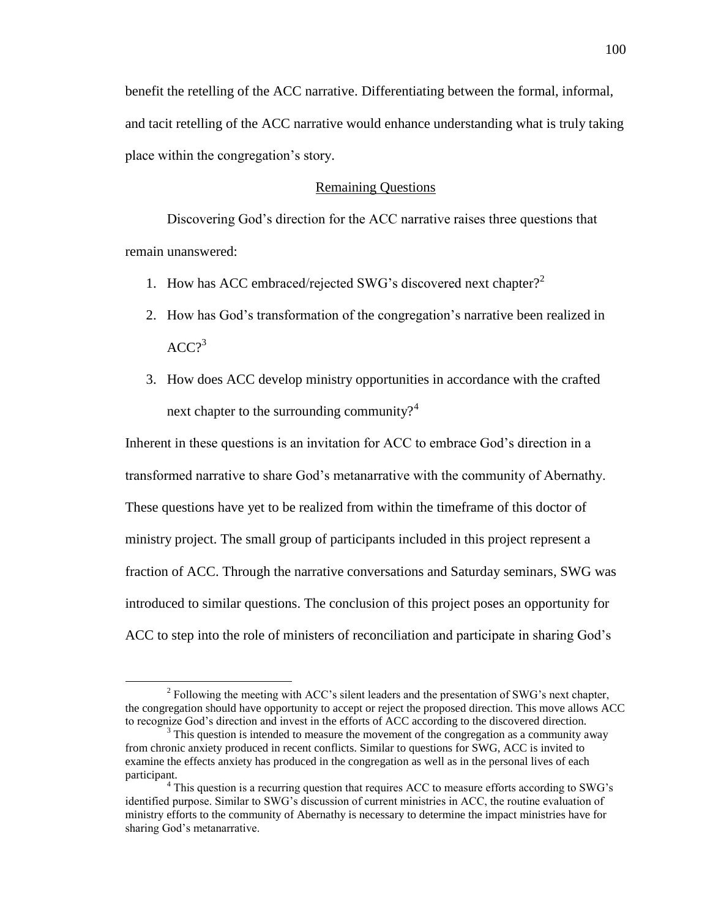benefit the retelling of the ACC narrative. Differentiating between the formal, informal, and tacit retelling of the ACC narrative would enhance understanding what is truly taking place within the congregation's story.

## Remaining Questions

Discovering God's direction for the ACC narrative raises three questions that remain unanswered:

1. How has ACC embraced/rejected SWG's discovered next chapter?[2]
2. How has God's transformation of the congregation's narrative been realized in ACC?[3]
3. How does ACC develop ministry opportunities in accordance with the crafted next chapter to the surrounding community?[4]

Inherent in these questions is an invitation for ACC to embrace God's direction in a transformed narrative to share God's metanarrative with the community of Abernathy. These questions have yet to be realized from within the timeframe of this doctor of ministry project. The small group of participants included in this project represent a fraction of ACC. Through the narrative conversations and Saturday seminars, SWG was introduced to similar questions. The conclusion of this project poses an opportunity for ACC to step into the role of ministers of reconciliation and participate in sharing God's

---

[2] Following the meeting with ACC's silent leaders and the presentation of SWG's next chapter, the congregation should have opportunity to accept or reject the proposed direction. This move allows ACC to recognize God's direction and invest in the efforts of ACC according to the discovered direction.

[3] This question is intended to measure the movement of the congregation as a community away from chronic anxiety produced in recent conflicts. Similar to questions for SWG, ACC is invited to examine the effects anxiety has produced in the congregation as well as in the personal lives of each participant.

[4] This question is a recurring question that requires ACC to measure efforts according to SWG's identified purpose. Similar to SWG's discussion of current ministries in ACC, the routine evaluation of ministry efforts to the community of Abernathy is necessary to determine the impact ministries have for sharing God's metanarrative.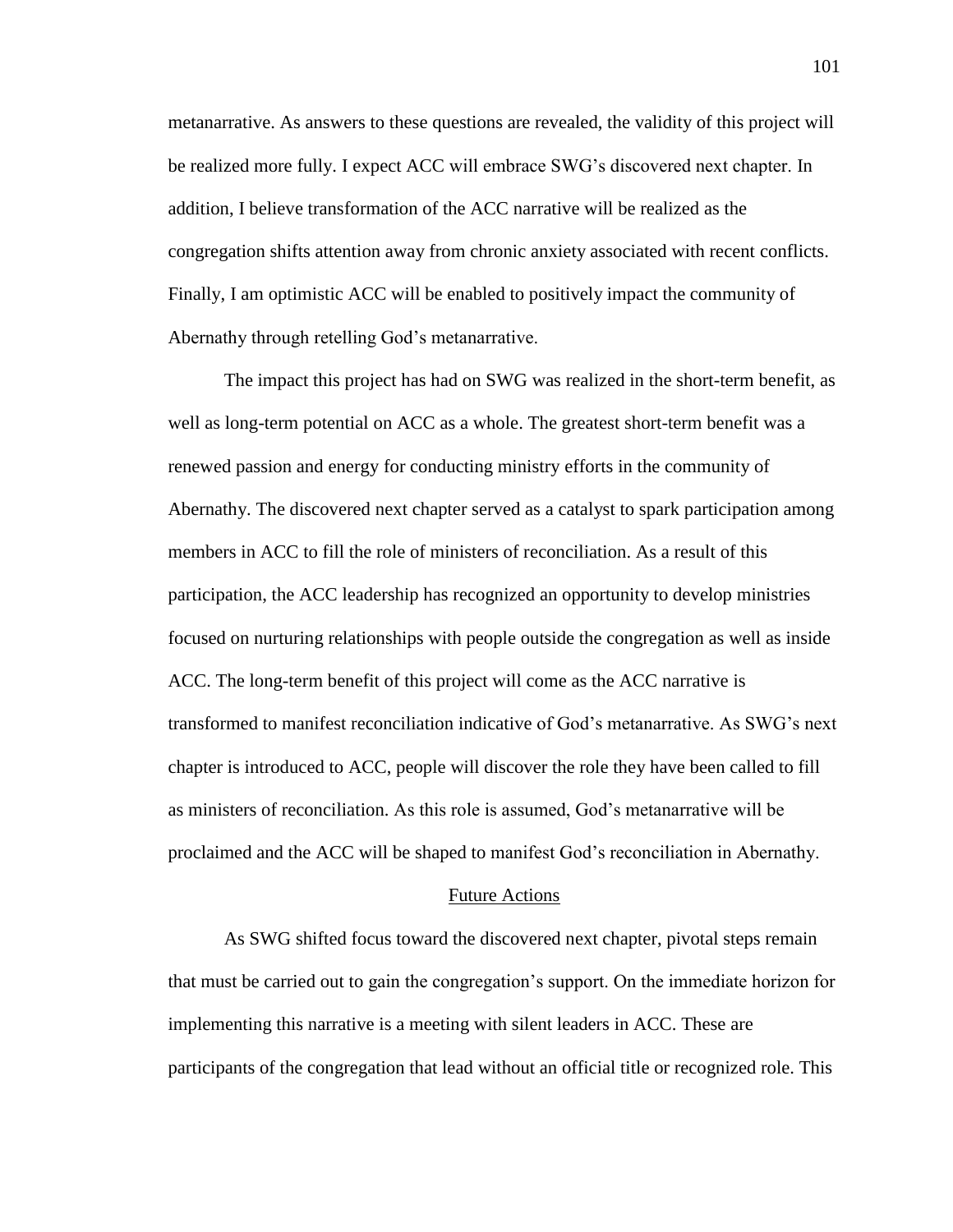metanarrative. As answers to these questions are revealed, the validity of this project will be realized more fully. I expect ACC will embrace SWG's discovered next chapter. In addition, I believe transformation of the ACC narrative will be realized as the congregation shifts attention away from chronic anxiety associated with recent conflicts. Finally, I am optimistic ACC will be enabled to positively impact the community of Abernathy through retelling God's metanarrative.

The impact this project has had on SWG was realized in the short-term benefit, as well as long-term potential on ACC as a whole. The greatest short-term benefit was a renewed passion and energy for conducting ministry efforts in the community of Abernathy. The discovered next chapter served as a catalyst to spark participation among members in ACC to fill the role of ministers of reconciliation. As a result of this participation, the ACC leadership has recognized an opportunity to develop ministries focused on nurturing relationships with people outside the congregation as well as inside ACC. The long-term benefit of this project will come as the ACC narrative is transformed to manifest reconciliation indicative of God's metanarrative. As SWG's next chapter is introduced to ACC, people will discover the role they have been called to fill as ministers of reconciliation. As this role is assumed, God's metanarrative will be proclaimed and the ACC will be shaped to manifest God's reconciliation in Abernathy.

## Future Actions

As SWG shifted focus toward the discovered next chapter, pivotal steps remain that must be carried out to gain the congregation's support. On the immediate horizon for implementing this narrative is a meeting with silent leaders in ACC. These are participants of the congregation that lead without an official title or recognized role. This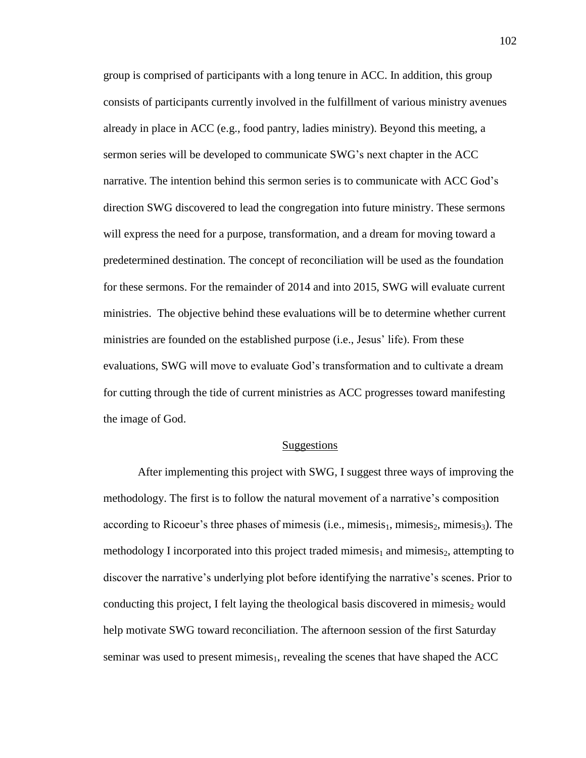group is comprised of participants with a long tenure in ACC. In addition, this group consists of participants currently involved in the fulfillment of various ministry avenues already in place in ACC (e.g., food pantry, ladies ministry). Beyond this meeting, a sermon series will be developed to communicate SWG's next chapter in the ACC narrative. The intention behind this sermon series is to communicate with ACC God's direction SWG discovered to lead the congregation into future ministry. These sermons will express the need for a purpose, transformation, and a dream for moving toward a predetermined destination. The concept of reconciliation will be used as the foundation for these sermons. For the remainder of 2014 and into 2015, SWG will evaluate current ministries. The objective behind these evaluations will be to determine whether current ministries are founded on the established purpose (i.e., Jesus' life). From these evaluations, SWG will move to evaluate God's transformation and to cultivate a dream for cutting through the tide of current ministries as ACC progresses toward manifesting the image of God.

<u>Suggestions</u>

After implementing this project with SWG, I suggest three ways of improving the methodology. The first is to follow the natural movement of a narrative's composition according to Ricoeur's three phases of mimesis (i.e., $mimesis_1$, $mimesis_2$, $mimesis_3$). The methodology I incorporated into this project traded $mimesis_1$ and $mimesis_2$, attempting to discover the narrative's underlying plot before identifying the narrative's scenes. Prior to conducting this project, I felt laying the theological basis discovered in $mimesis_2$ would help motivate SWG toward reconciliation. The afternoon session of the first Saturday seminar was used to present $mimesis_1$, revealing the scenes that have shaped the ACC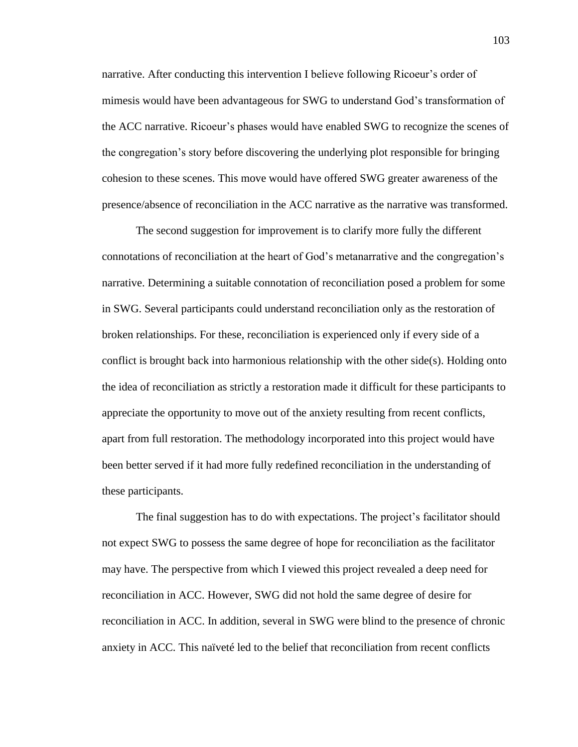narrative. After conducting this intervention I believe following Ricoeur's order of mimesis would have been advantageous for SWG to understand God's transformation of the ACC narrative. Ricoeur's phases would have enabled SWG to recognize the scenes of the congregation's story before discovering the underlying plot responsible for bringing cohesion to these scenes. This move would have offered SWG greater awareness of the presence/absence of reconciliation in the ACC narrative as the narrative was transformed.

The second suggestion for improvement is to clarify more fully the different connotations of reconciliation at the heart of God's metanarrative and the congregation's narrative. Determining a suitable connotation of reconciliation posed a problem for some in SWG. Several participants could understand reconciliation only as the restoration of broken relationships. For these, reconciliation is experienced only if every side of a conflict is brought back into harmonious relationship with the other side(s). Holding onto the idea of reconciliation as strictly a restoration made it difficult for these participants to appreciate the opportunity to move out of the anxiety resulting from recent conflicts, apart from full restoration. The methodology incorporated into this project would have been better served if it had more fully redefined reconciliation in the understanding of these participants.

The final suggestion has to do with expectations. The project's facilitator should not expect SWG to possess the same degree of hope for reconciliation as the facilitator may have. The perspective from which I viewed this project revealed a deep need for reconciliation in ACC. However, SWG did not hold the same degree of desire for reconciliation in ACC. In addition, several in SWG were blind to the presence of chronic anxiety in ACC. This naïveté led to the belief that reconciliation from recent conflicts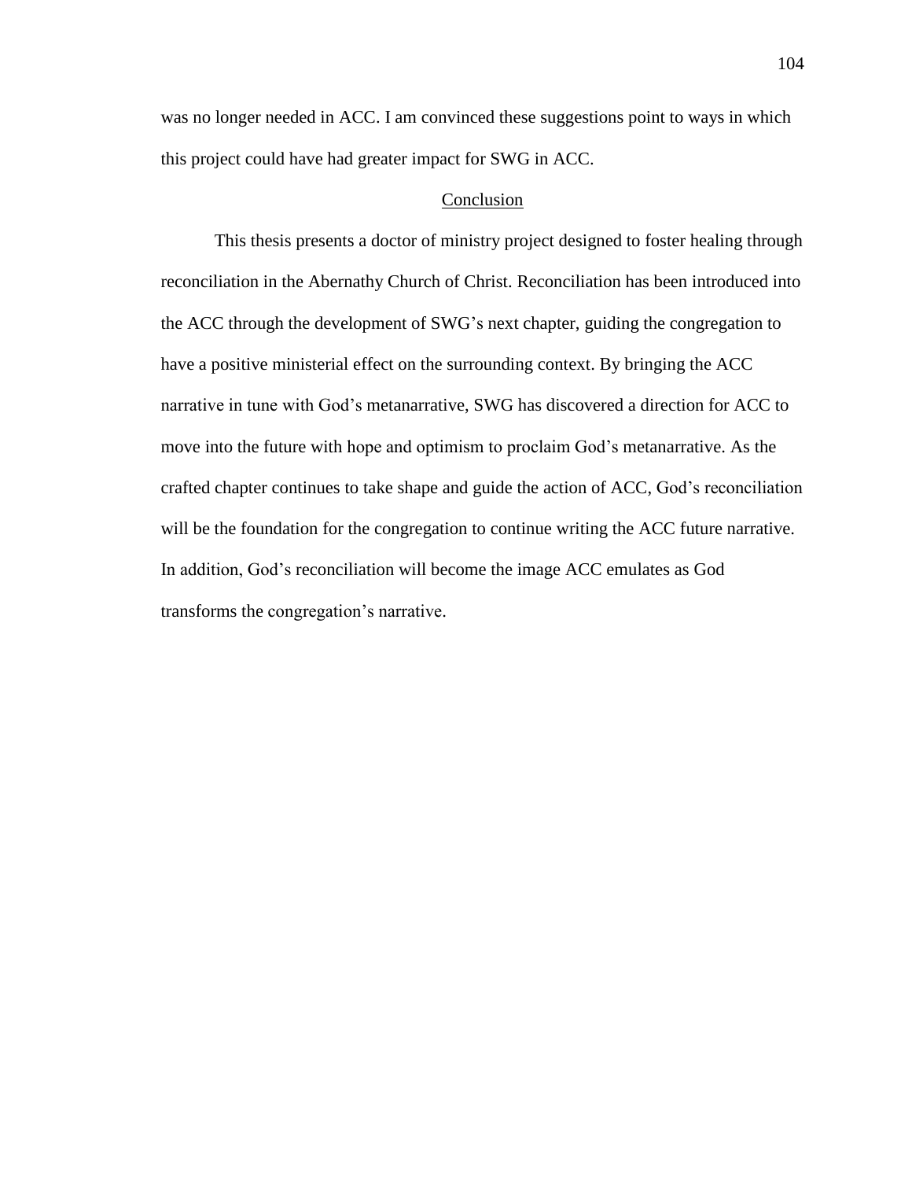was no longer needed in ACC. I am convinced these suggestions point to ways in which this project could have had greater impact for SWG in ACC.

## Conclusion

This thesis presents a doctor of ministry project designed to foster healing through reconciliation in the Abernathy Church of Christ. Reconciliation has been introduced into the ACC through the development of SWG's next chapter, guiding the congregation to have a positive ministerial effect on the surrounding context. By bringing the ACC narrative in tune with God's metanarrative, SWG has discovered a direction for ACC to move into the future with hope and optimism to proclaim God's metanarrative. As the crafted chapter continues to take shape and guide the action of ACC, God's reconciliation will be the foundation for the congregation to continue writing the ACC future narrative. In addition, God's reconciliation will become the image ACC emulates as God transforms the congregation's narrative.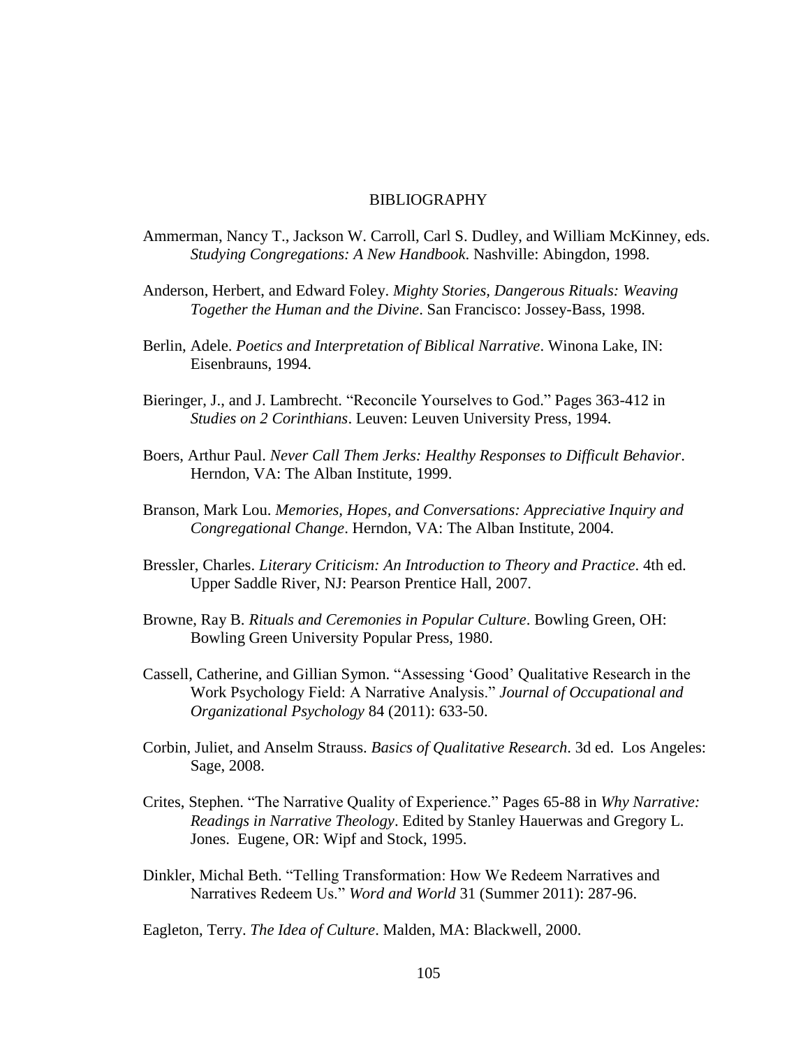# BIBLIOGRAPHY

Ammerman, Nancy T., Jackson W. Carroll, Carl S. Dudley, and William McKinney, eds. *Studying Congregations: A New Handbook*. Nashville: Abingdon, 1998.

Anderson, Herbert, and Edward Foley. *Mighty Stories, Dangerous Rituals: Weaving Together the Human and the Divine*. San Francisco: Jossey-Bass, 1998.

Berlin, Adele. *Poetics and Interpretation of Biblical Narrative*. Winona Lake, IN: Eisenbrauns, 1994.

Bieringer, J., and J. Lambrecht. "Reconcile Yourselves to God." Pages 363-412 in *Studies on 2 Corinthians*. Leuven: Leuven University Press, 1994.

Boers, Arthur Paul. *Never Call Them Jerks: Healthy Responses to Difficult Behavior*. Herndon, VA: The Alban Institute, 1999.

Branson, Mark Lou. *Memories, Hopes, and Conversations: Appreciative Inquiry and Congregational Change*. Herndon, VA: The Alban Institute, 2004.

Bressler, Charles. *Literary Criticism: An Introduction to Theory and Practice*. 4th ed. Upper Saddle River, NJ: Pearson Prentice Hall, 2007.

Browne, Ray B. *Rituals and Ceremonies in Popular Culture*. Bowling Green, OH: Bowling Green University Popular Press, 1980.

Cassell, Catherine, and Gillian Symon. "Assessing 'Good' Qualitative Research in the Work Psychology Field: A Narrative Analysis." *Journal of Occupational and Organizational Psychology* 84 (2011): 633-50.

Corbin, Juliet, and Anselm Strauss. *Basics of Qualitative Research*. 3d ed. Los Angeles: Sage, 2008.

Crites, Stephen. "The Narrative Quality of Experience." Pages 65-88 in *Why Narrative: Readings in Narrative Theology*. Edited by Stanley Hauerwas and Gregory L. Jones. Eugene, OR: Wipf and Stock, 1995.

Dinkler, Michal Beth. "Telling Transformation: How We Redeem Narratives and Narratives Redeem Us." *Word and World* 31 (Summer 2011): 287-96.

Eagleton, Terry. *The Idea of Culture*. Malden, MA: Blackwell, 2000.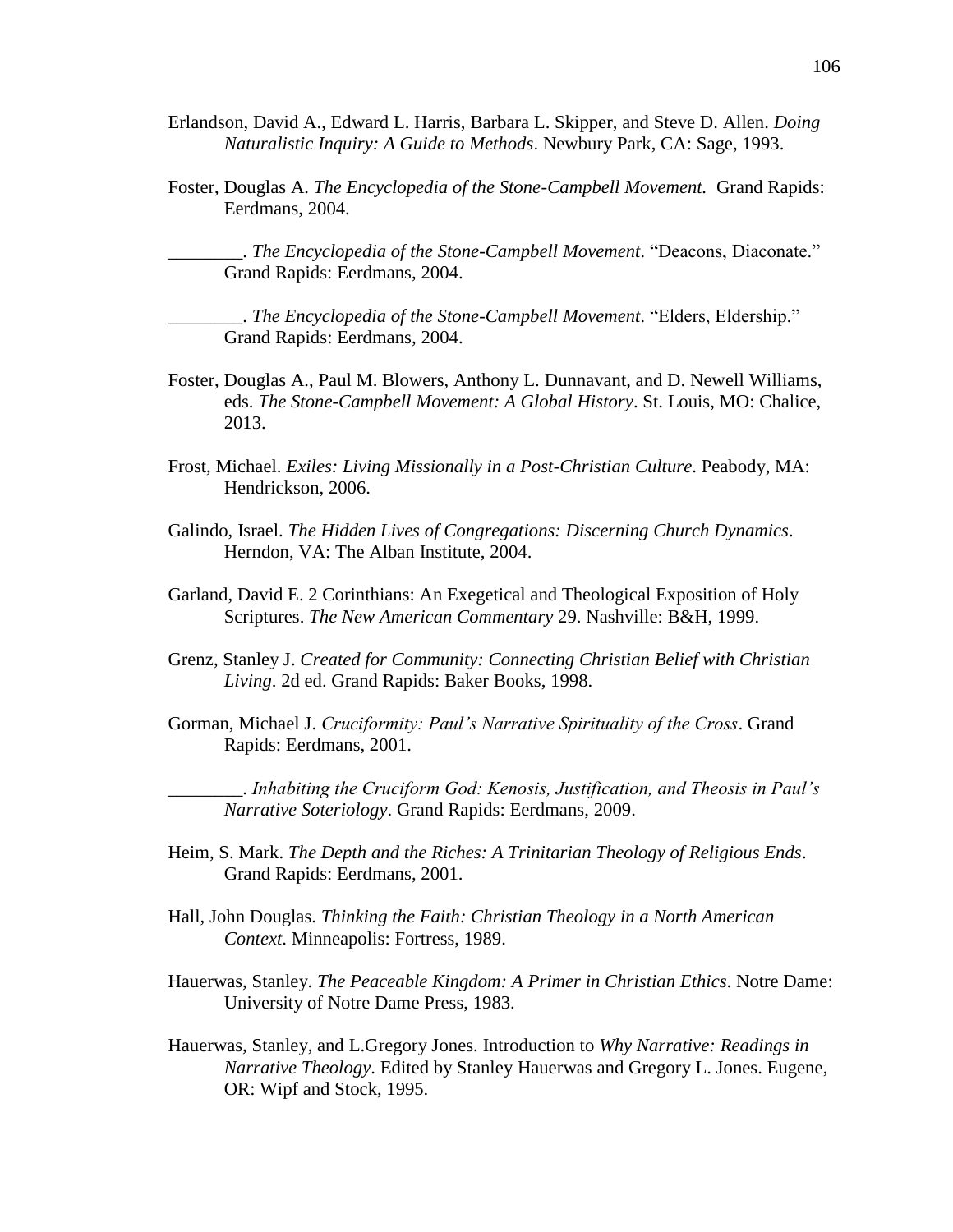Erlandson, David A., Edward L. Harris, Barbara L. Skipper, and Steve D. Allen. *Doing Naturalistic Inquiry: A Guide to Methods*. Newbury Park, CA: Sage, 1993.

Foster, Douglas A. *The Encyclopedia of the Stone-Campbell Movement.* Grand Rapids: Eerdmans, 2004.

________. *The Encyclopedia of the Stone-Campbell Movement*. "Deacons, Diaconate." Grand Rapids: Eerdmans, 2004.

________. *The Encyclopedia of the Stone-Campbell Movement*. "Elders, Eldership." Grand Rapids: Eerdmans, 2004.

Foster, Douglas A., Paul M. Blowers, Anthony L. Dunnavant, and D. Newell Williams, eds. *The Stone-Campbell Movement: A Global History*. St. Louis, MO: Chalice, 2013.

Frost, Michael. *Exiles: Living Missionally in a Post-Christian Culture*. Peabody, MA: Hendrickson, 2006.

Galindo, Israel. *The Hidden Lives of Congregations: Discerning Church Dynamics*. Herndon, VA: The Alban Institute, 2004.

Garland, David E. 2 Corinthians: An Exegetical and Theological Exposition of Holy Scriptures. *The New American Commentary* 29. Nashville: B&H, 1999.

Grenz, Stanley J. *Created for Community: Connecting Christian Belief with Christian Living*. 2d ed. Grand Rapids: Baker Books, 1998.

Gorman, Michael J. *Cruciformity: Paul's Narrative Spirituality of the Cross*. Grand Rapids: Eerdmans, 2001.

________. *Inhabiting the Cruciform God: Kenosis, Justification, and Theosis in Paul's Narrative Soteriology*. Grand Rapids: Eerdmans, 2009.

Heim, S. Mark. *The Depth and the Riches: A Trinitarian Theology of Religious Ends*. Grand Rapids: Eerdmans, 2001.

Hall, John Douglas. *Thinking the Faith: Christian Theology in a North American Context*. Minneapolis: Fortress, 1989.

Hauerwas, Stanley. *The Peaceable Kingdom: A Primer in Christian Ethics*. Notre Dame: University of Notre Dame Press, 1983.

Hauerwas, Stanley, and L.Gregory Jones. Introduction to *Why Narrative: Readings in Narrative Theology*. Edited by Stanley Hauerwas and Gregory L. Jones. Eugene, OR: Wipf and Stock, 1995.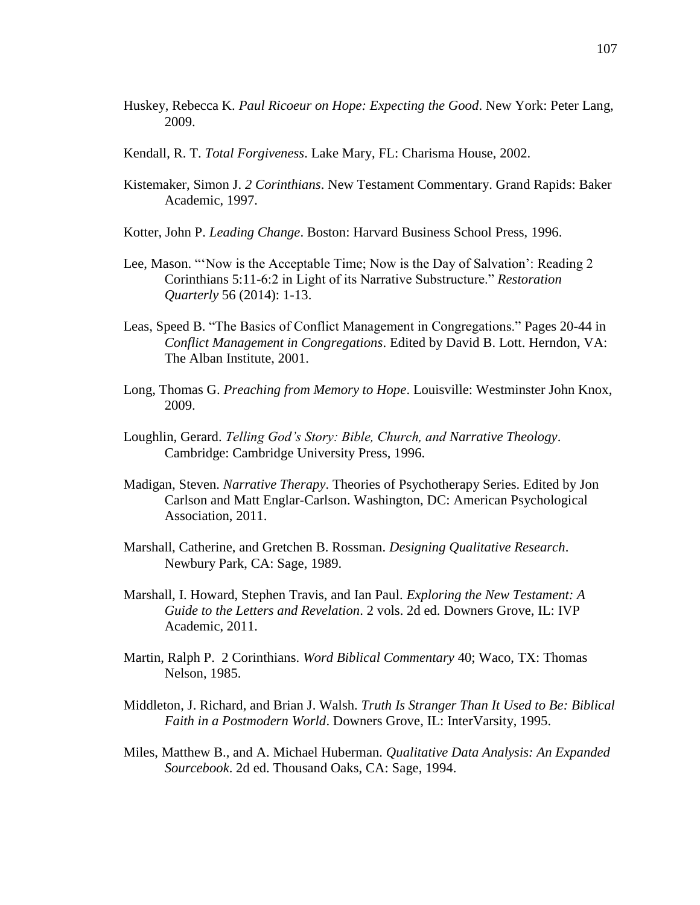Huskey, Rebecca K. *Paul Ricoeur on Hope: Expecting the Good*. New York: Peter Lang, 2009.

Kendall, R. T. *Total Forgiveness*. Lake Mary, FL: Charisma House, 2002.

Kistemaker, Simon J. *2 Corinthians*. New Testament Commentary. Grand Rapids: Baker Academic, 1997.

Kotter, John P. *Leading Change*. Boston: Harvard Business School Press, 1996.

Lee, Mason. "'Now is the Acceptable Time; Now is the Day of Salvation': Reading 2 Corinthians 5:11-6:2 in Light of its Narrative Substructure." *Restoration Quarterly* 56 (2014): 1-13.

Leas, Speed B. "The Basics of Conflict Management in Congregations." Pages 20-44 in *Conflict Management in Congregations*. Edited by David B. Lott. Herndon, VA: The Alban Institute, 2001.

Long, Thomas G. *Preaching from Memory to Hope*. Louisville: Westminster John Knox, 2009.

Loughlin, Gerard. *Telling God's Story: Bible, Church, and Narrative Theology*. Cambridge: Cambridge University Press, 1996.

Madigan, Steven. *Narrative Therapy*. Theories of Psychotherapy Series. Edited by Jon Carlson and Matt Englar-Carlson. Washington, DC: American Psychological Association, 2011.

Marshall, Catherine, and Gretchen B. Rossman. *Designing Qualitative Research*. Newbury Park, CA: Sage, 1989.

Marshall, I. Howard, Stephen Travis, and Ian Paul. *Exploring the New Testament: A Guide to the Letters and Revelation*. 2 vols. 2d ed. Downers Grove, IL: IVP Academic, 2011.

Martin, Ralph P. 2 Corinthians. *Word Biblical Commentary* 40; Waco, TX: Thomas Nelson, 1985.

Middleton, J. Richard, and Brian J. Walsh. *Truth Is Stranger Than It Used to Be: Biblical Faith in a Postmodern World*. Downers Grove, IL: InterVarsity, 1995.

Miles, Matthew B., and A. Michael Huberman. *Qualitative Data Analysis: An Expanded Sourcebook*. 2d ed. Thousand Oaks, CA: Sage, 1994.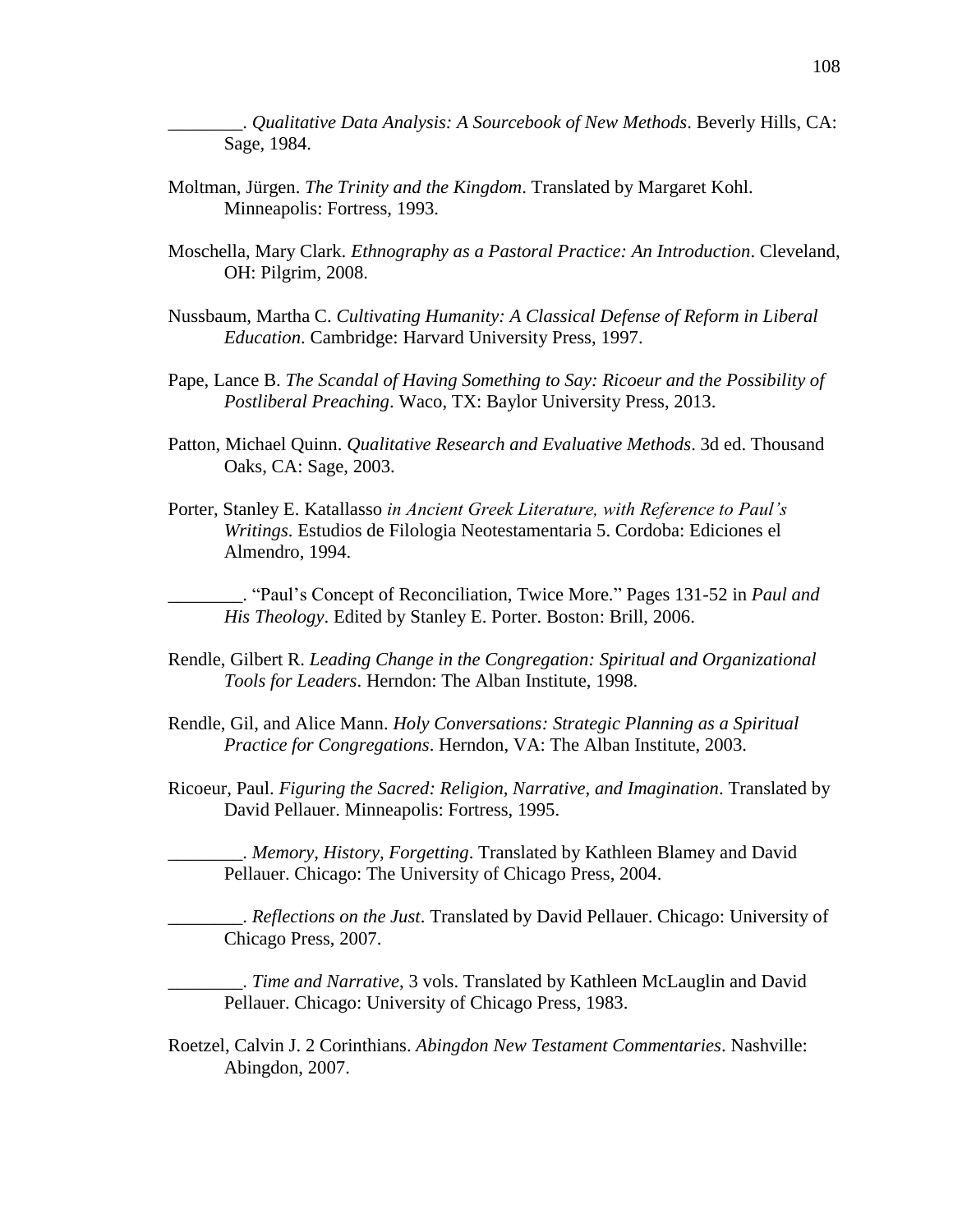________. *Qualitative Data Analysis: A Sourcebook of New Methods*. Beverly Hills, CA: Sage, 1984.

Moltman, Jürgen. *The Trinity and the Kingdom*. Translated by Margaret Kohl. Minneapolis: Fortress, 1993.

Moschella, Mary Clark. *Ethnography as a Pastoral Practice: An Introduction*. Cleveland, OH: Pilgrim, 2008.

Nussbaum, Martha C. *Cultivating Humanity: A Classical Defense of Reform in Liberal Education*. Cambridge: Harvard University Press, 1997.

Pape, Lance B. *The Scandal of Having Something to Say: Ricoeur and the Possibility of Postliberal Preaching*. Waco, TX: Baylor University Press, 2013.

Patton, Michael Quinn. *Qualitative Research and Evaluative Methods*. 3d ed. Thousand Oaks, CA: Sage, 2003.

Porter, Stanley E. Katallasso *in Ancient Greek Literature, with Reference to Paul's Writings*. Estudios de Filologia Neotestamentaria 5. Cordoba: Ediciones el Almendro, 1994.

________. "Paul's Concept of Reconciliation, Twice More." Pages 131-52 in *Paul and His Theology*. Edited by Stanley E. Porter. Boston: Brill, 2006.

Rendle, Gilbert R. *Leading Change in the Congregation: Spiritual and Organizational Tools for Leaders*. Herndon: The Alban Institute, 1998.

Rendle, Gil, and Alice Mann. *Holy Conversations: Strategic Planning as a Spiritual Practice for Congregations*. Herndon, VA: The Alban Institute, 2003.

Ricoeur, Paul. *Figuring the Sacred: Religion, Narrative, and Imagination*. Translated by David Pellauer. Minneapolis: Fortress, 1995.

________. *Memory, History, Forgetting*. Translated by Kathleen Blamey and David Pellauer. Chicago: The University of Chicago Press, 2004.

________. *Reflections on the Just*. Translated by David Pellauer. Chicago: University of Chicago Press, 2007.

________. *Time and Narrative*, 3 vols. Translated by Kathleen McLauglin and David Pellauer. Chicago: University of Chicago Press, 1983.

Roetzel, Calvin J. 2 Corinthians. *Abingdon New Testament Commentaries*. Nashville: Abingdon, 2007.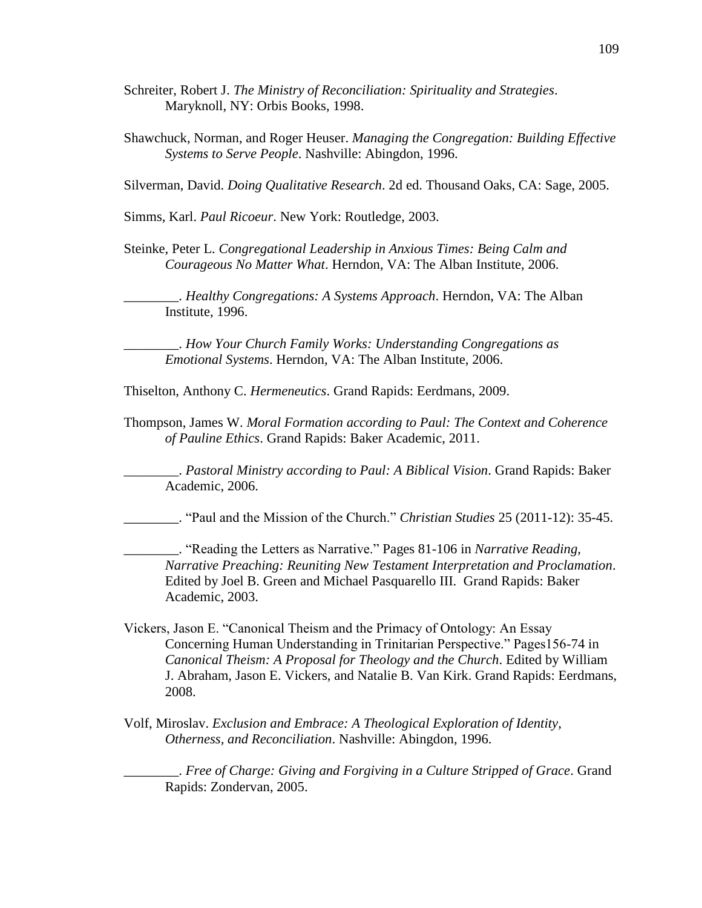Schreiter, Robert J. *The Ministry of Reconciliation: Spirituality and Strategies*. Maryknoll, NY: Orbis Books, 1998.

Shawchuck, Norman, and Roger Heuser. *Managing the Congregation: Building Effective Systems to Serve People*. Nashville: Abingdon, 1996.

Silverman, David. *Doing Qualitative Research*. 2d ed. Thousand Oaks, CA: Sage, 2005.

Simms, Karl. *Paul Ricoeur*. New York: Routledge, 2003.

Steinke, Peter L. *Congregational Leadership in Anxious Times: Being Calm and Courageous No Matter What*. Herndon, VA: The Alban Institute, 2006.

________. *Healthy Congregations: A Systems Approach*. Herndon, VA: The Alban Institute, 1996.

________. *How Your Church Family Works: Understanding Congregations as Emotional Systems*. Herndon, VA: The Alban Institute, 2006.

Thiselton, Anthony C. *Hermeneutics*. Grand Rapids: Eerdmans, 2009.

Thompson, James W. *Moral Formation according to Paul: The Context and Coherence of Pauline Ethics*. Grand Rapids: Baker Academic, 2011.

________. *Pastoral Ministry according to Paul: A Biblical Vision*. Grand Rapids: Baker Academic, 2006.

________. "Paul and the Mission of the Church." *Christian Studies* 25 (2011-12): 35-45.

________. "Reading the Letters as Narrative." Pages 81-106 in *Narrative Reading, Narrative Preaching: Reuniting New Testament Interpretation and Proclamation*. Edited by Joel B. Green and Michael Pasquarello III. Grand Rapids: Baker Academic, 2003.

Vickers, Jason E. "Canonical Theism and the Primacy of Ontology: An Essay Concerning Human Understanding in Trinitarian Perspective." Pages156-74 in *Canonical Theism: A Proposal for Theology and the Church*. Edited by William J. Abraham, Jason E. Vickers, and Natalie B. Van Kirk. Grand Rapids: Eerdmans, 2008.

Volf, Miroslav. *Exclusion and Embrace: A Theological Exploration of Identity, Otherness, and Reconciliation*. Nashville: Abingdon, 1996.

________. *Free of Charge: Giving and Forgiving in a Culture Stripped of Grace*. Grand Rapids: Zondervan, 2005.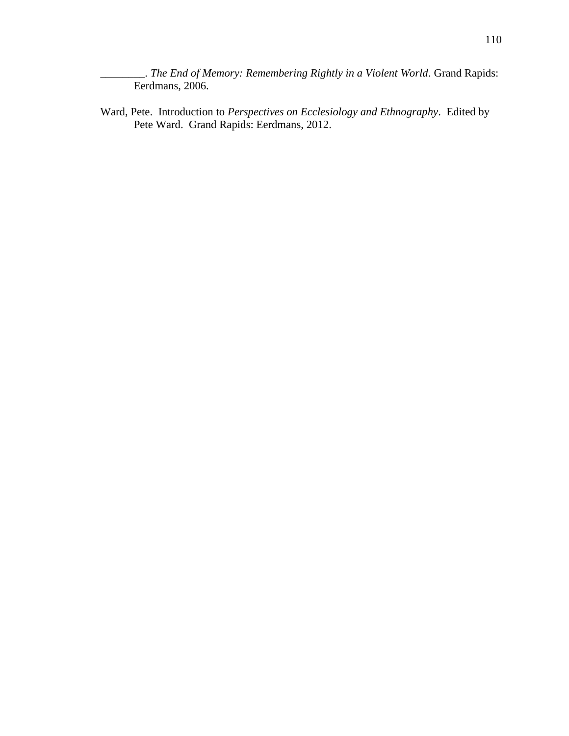________. *The End of Memory: Remembering Rightly in a Violent World*. Grand Rapids: Eerdmans, 2006.

Ward, Pete. Introduction to *Perspectives on Ecclesiology and Ethnography*. Edited by Pete Ward. Grand Rapids: Eerdmans, 2012.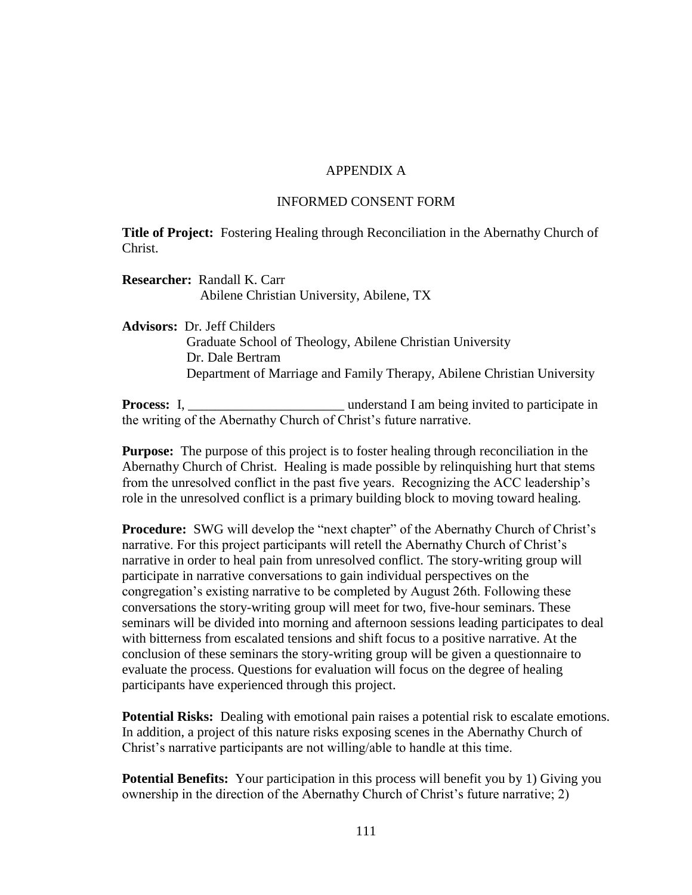# APPENDIX A

## INFORMED CONSENT FORM

**Title of Project:** Fostering Healing through Reconciliation in the Abernathy Church of Christ.

**Researcher:** Randall K. Carr
Abilene Christian University, Abilene, TX

**Advisors:** Dr. Jeff Childers
Graduate School of Theology, Abilene Christian University
Dr. Dale Bertram
Department of Marriage and Family Therapy, Abilene Christian University

**Process:** I, _______________________ understand I am being invited to participate in the writing of the Abernathy Church of Christ's future narrative.

**Purpose:** The purpose of this project is to foster healing through reconciliation in the Abernathy Church of Christ. Healing is made possible by relinquishing hurt that stems from the unresolved conflict in the past five years. Recognizing the ACC leadership's role in the unresolved conflict is a primary building block to moving toward healing.

**Procedure:** SWG will develop the "next chapter" of the Abernathy Church of Christ's narrative. For this project participants will retell the Abernathy Church of Christ's narrative in order to heal pain from unresolved conflict. The story-writing group will participate in narrative conversations to gain individual perspectives on the congregation's existing narrative to be completed by August 26th. Following these conversations the story-writing group will meet for two, five-hour seminars. These seminars will be divided into morning and afternoon sessions leading participates to deal with bitterness from escalated tensions and shift focus to a positive narrative. At the conclusion of these seminars the story-writing group will be given a questionnaire to evaluate the process. Questions for evaluation will focus on the degree of healing participants have experienced through this project.

**Potential Risks:** Dealing with emotional pain raises a potential risk to escalate emotions. In addition, a project of this nature risks exposing scenes in the Abernathy Church of Christ's narrative participants are not willing/able to handle at this time.

**Potential Benefits:** Your participation in this process will benefit you by 1) Giving you ownership in the direction of the Abernathy Church of Christ's future narrative; 2)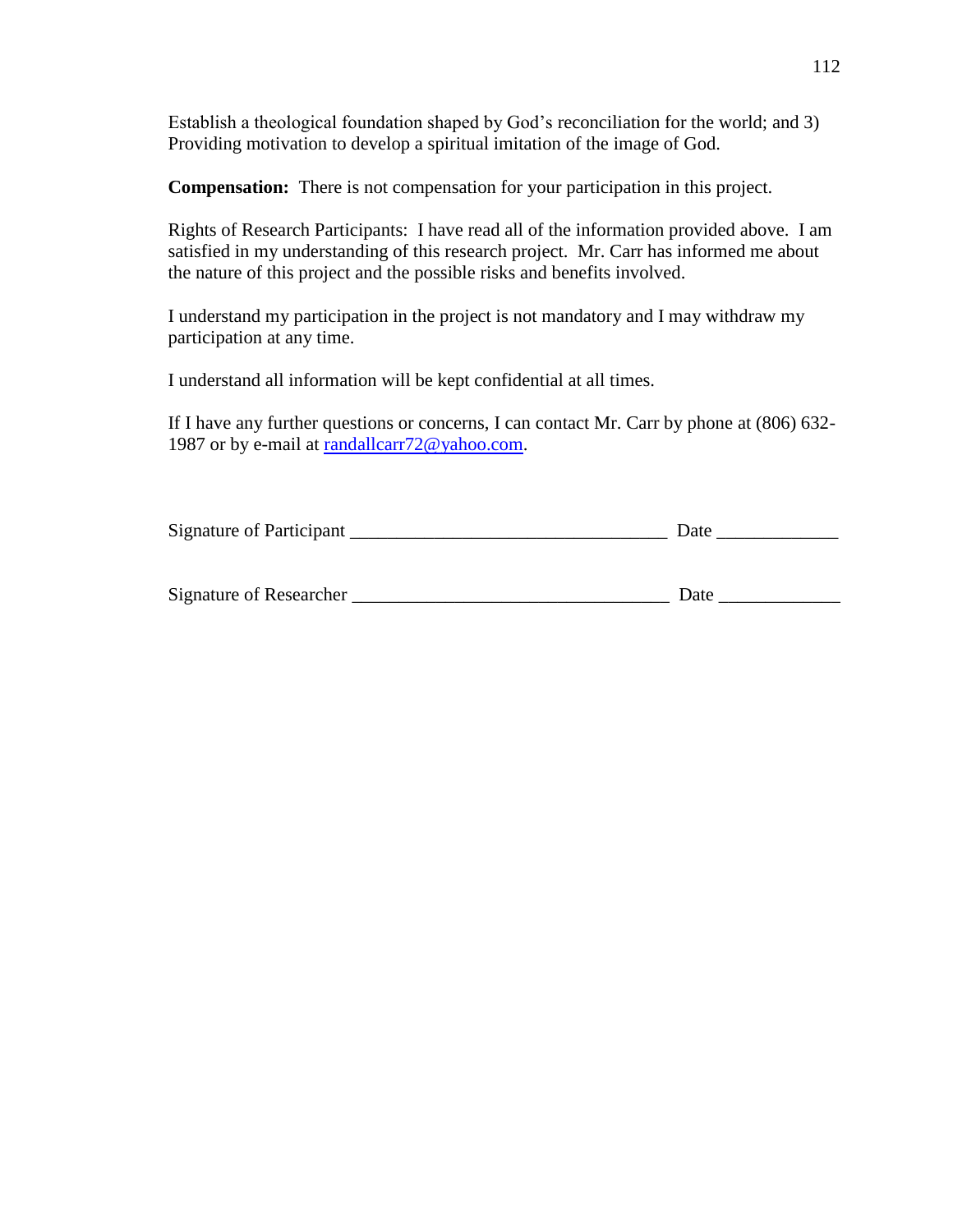Establish a theological foundation shaped by God's reconciliation for the world; and 3) Providing motivation to develop a spiritual imitation of the image of God.

**Compensation:** There is not compensation for your participation in this project.

Rights of Research Participants: I have read all of the information provided above. I am satisfied in my understanding of this research project. Mr. Carr has informed me about the nature of this project and the possible risks and benefits involved.

I understand my participation in the project is not mandatory and I may withdraw my participation at any time.

I understand all information will be kept confidential at all times.

If I have any further questions or concerns, I can contact Mr. Carr by phone at (806) 632-1987 or by e-mail at randallcarr72@yahoo.com.

Signature of Participant _________________________________ Date ____________

Signature of Researcher _________________________________ Date ____________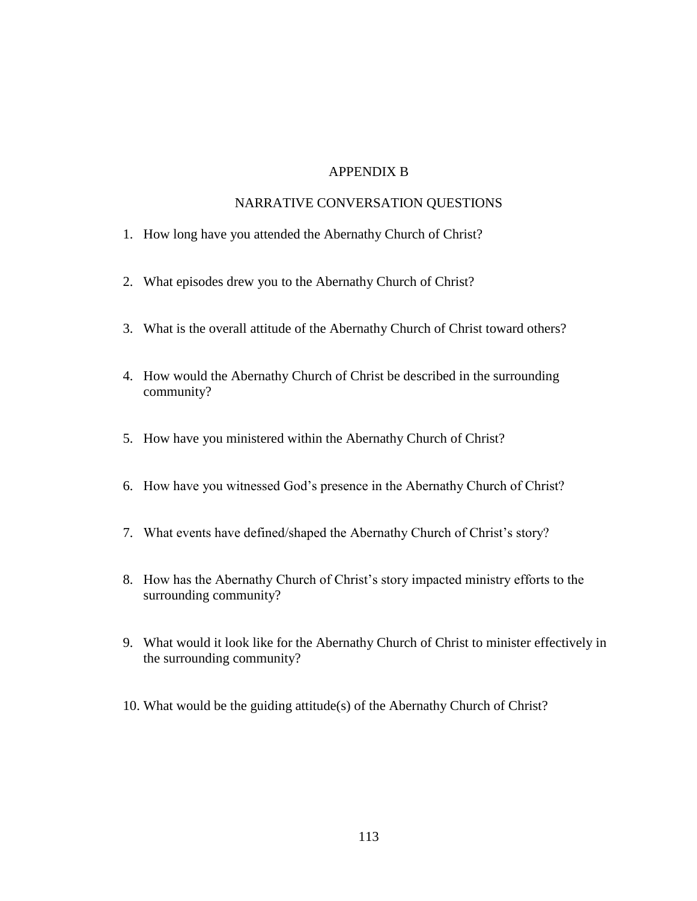# APPENDIX B

## NARRATIVE CONVERSATION QUESTIONS

1. How long have you attended the Abernathy Church of Christ?

2. What episodes drew you to the Abernathy Church of Christ?

3. What is the overall attitude of the Abernathy Church of Christ toward others?

4. How would the Abernathy Church of Christ be described in the surrounding community?

5. How have you ministered within the Abernathy Church of Christ?

6. How have you witnessed God's presence in the Abernathy Church of Christ?

7. What events have defined/shaped the Abernathy Church of Christ's story?

8. How has the Abernathy Church of Christ's story impacted ministry efforts to the surrounding community?

9. What would it look like for the Abernathy Church of Christ to minister effectively in the surrounding community?

10. What would be the guiding attitude(s) of the Abernathy Church of Christ?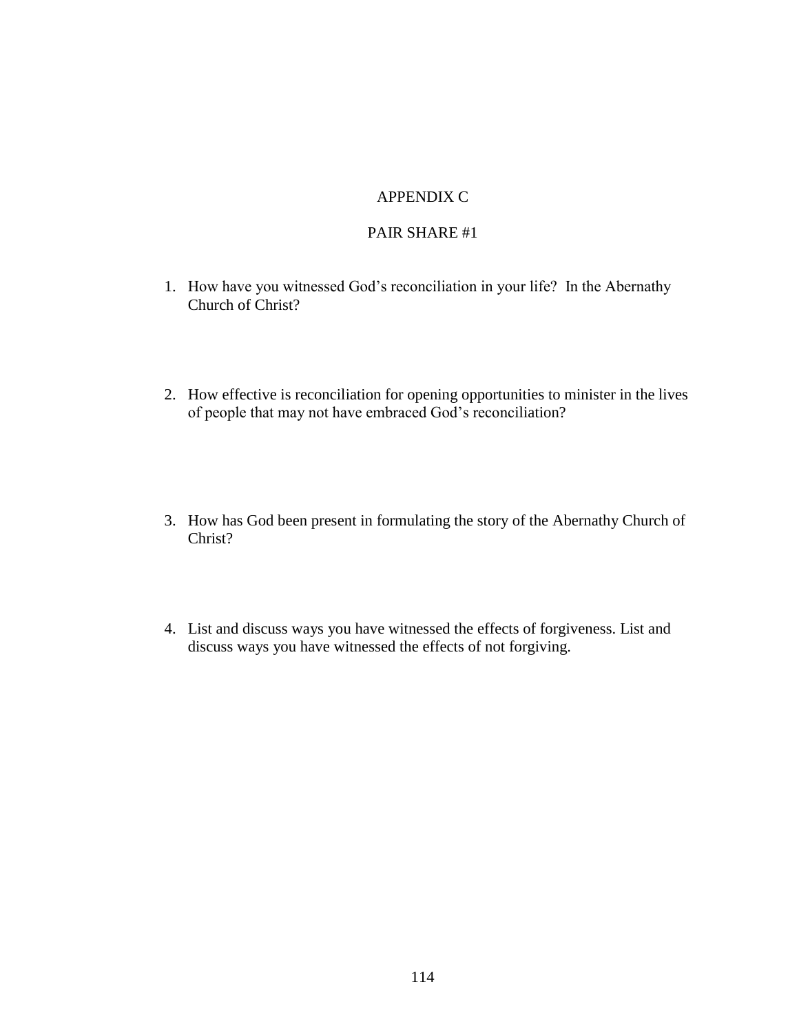# APPENDIX C

## PAIR SHARE #1

1. How have you witnessed God's reconciliation in your life? In the Abernathy Church of Christ?

2. How effective is reconciliation for opening opportunities to minister in the lives of people that may not have embraced God's reconciliation?

3. How has God been present in formulating the story of the Abernathy Church of Christ?

4. List and discuss ways you have witnessed the effects of forgiveness. List and discuss ways you have witnessed the effects of not forgiving.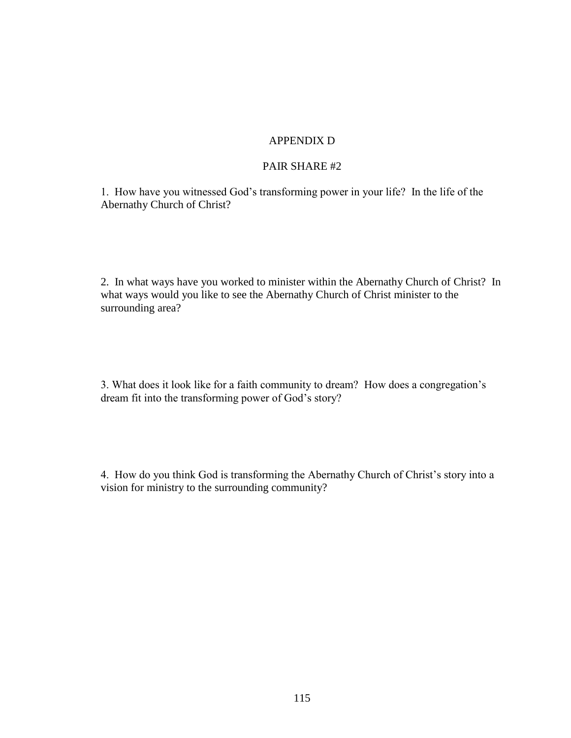# APPENDIX D

## PAIR SHARE #2

1. How have you witnessed God's transforming power in your life? In the life of the Abernathy Church of Christ?

2. In what ways have you worked to minister within the Abernathy Church of Christ? In what ways would you like to see the Abernathy Church of Christ minister to the surrounding area?

3. What does it look like for a faith community to dream? How does a congregation's dream fit into the transforming power of God's story?

4. How do you think God is transforming the Abernathy Church of Christ's story into a vision for ministry to the surrounding community?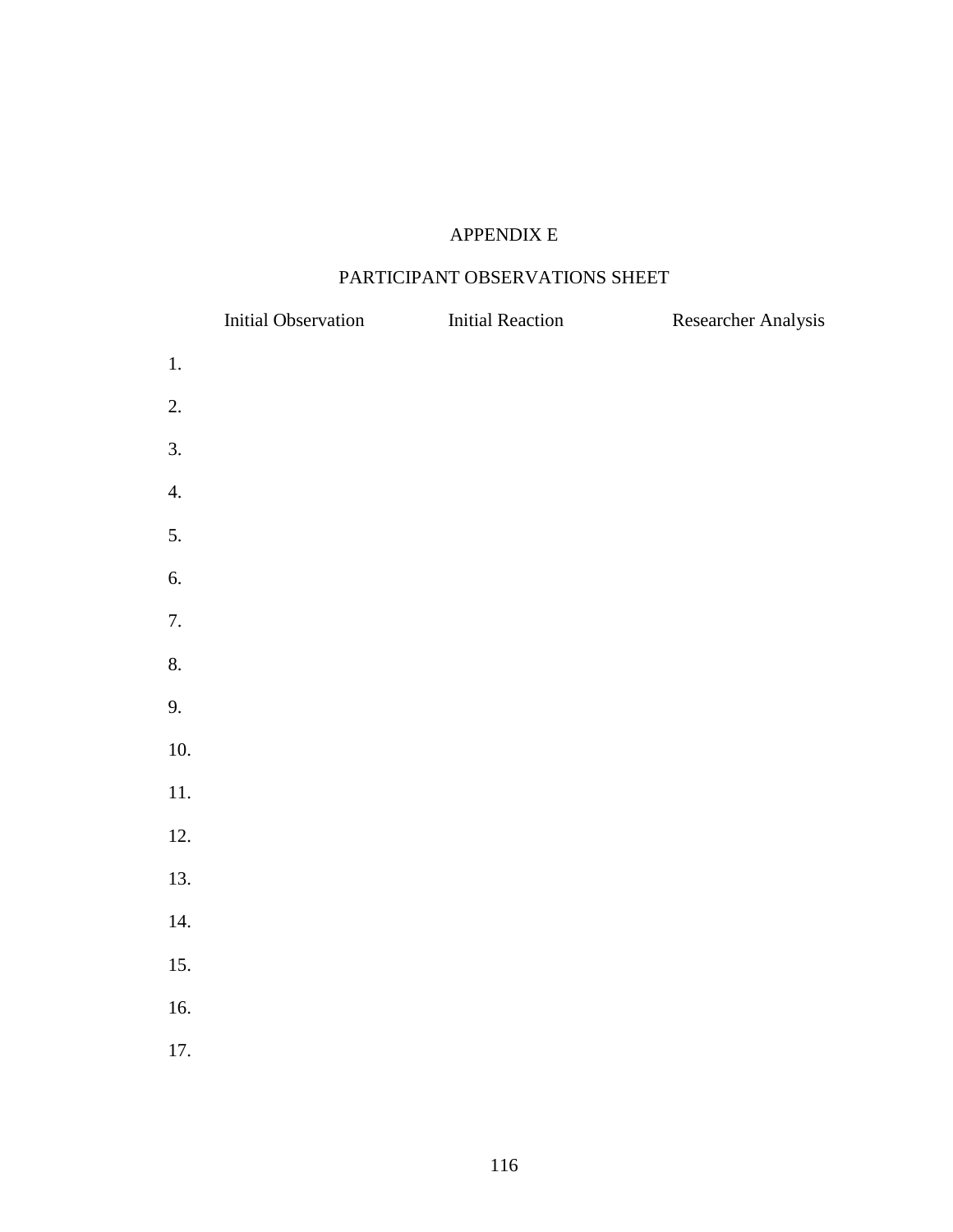# APPENDIX E

## PARTICIPANT OBSERVATIONS SHEET

| | Initial Observation | Initial Reaction | Researcher Analysis |
|---|---|---|---|
| 1. | | | |
| 2. | | | |
| 3. | | | |
| 4. | | | |
| 5. | | | |
| 6. | | | |
| 7. | | | |
| 8. | | | |
| 9. | | | |
| 10. | | | |
| 11. | | | |
| 12. | | | |
| 13. | | | |
| 14. | | | |
| 15. | | | |
| 16. | | | |
| 17. | | | |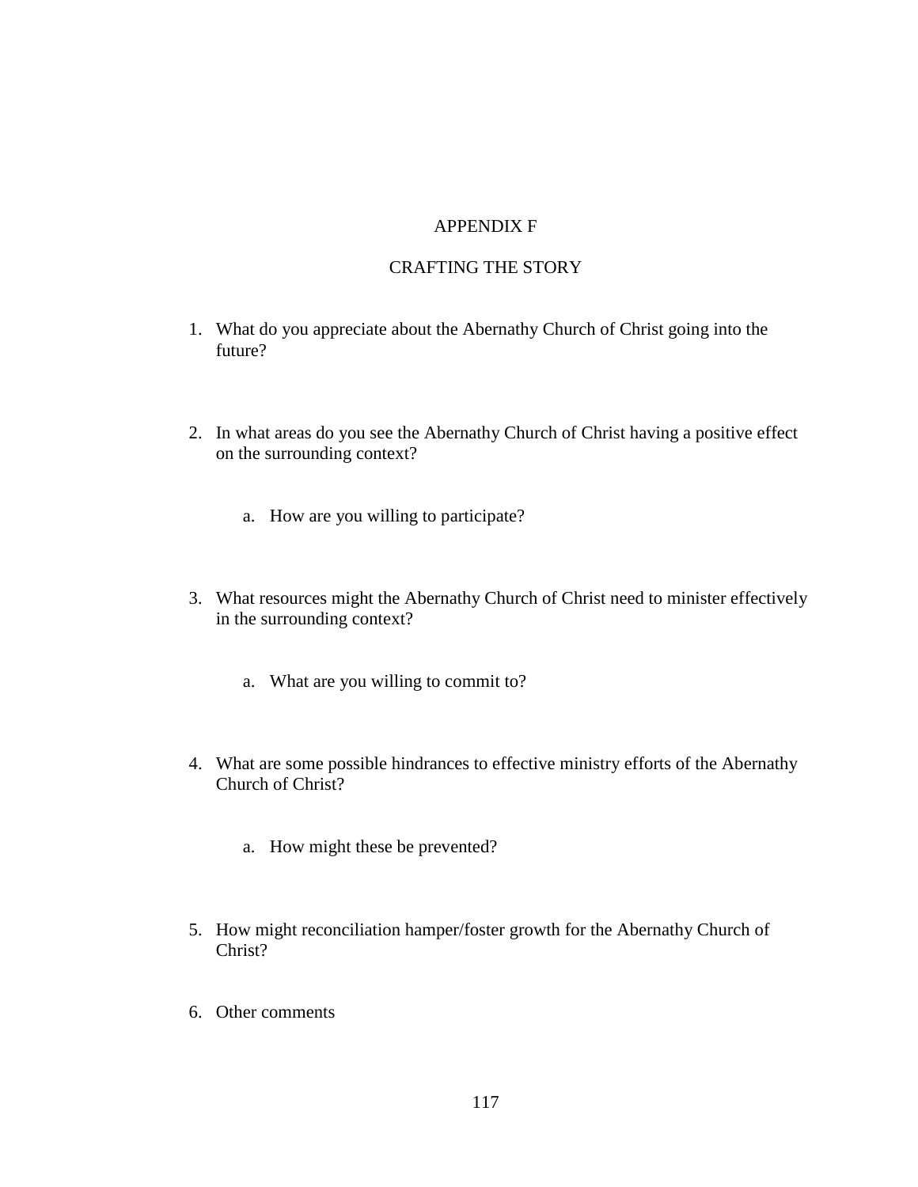# APPENDIX F

## CRAFTING THE STORY

1. What do you appreciate about the Abernathy Church of Christ going into the future?

2. In what areas do you see the Abernathy Church of Christ having a positive effect on the surrounding context?

    a. How are you willing to participate?

3. What resources might the Abernathy Church of Christ need to minister effectively in the surrounding context?

    a. What are you willing to commit to?

4. What are some possible hindrances to effective ministry efforts of the Abernathy Church of Christ?

    a. How might these be prevented?

5. How might reconciliation hamper/foster growth for the Abernathy Church of Christ?

6. Other comments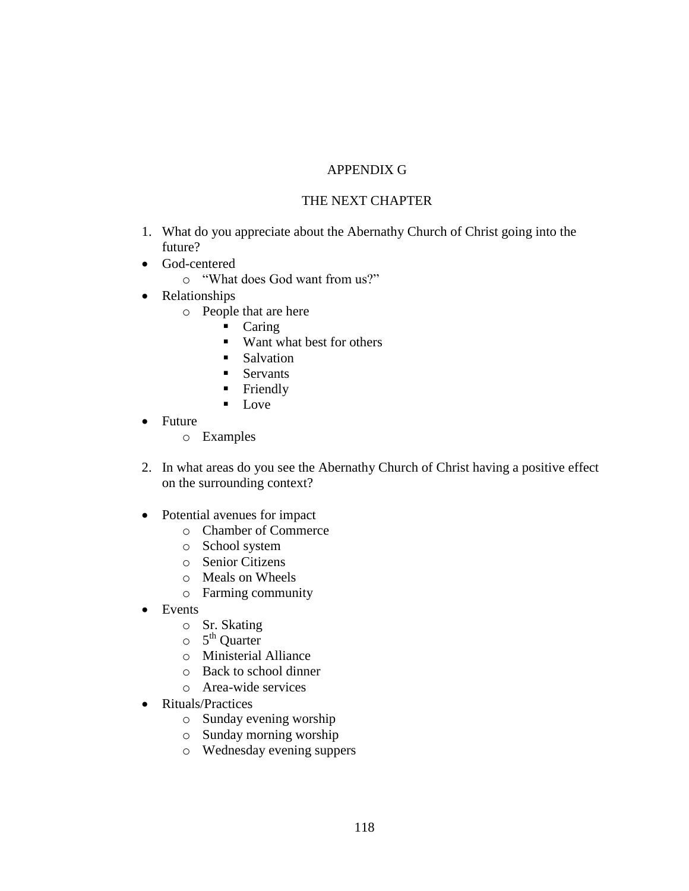# APPENDIX G

## THE NEXT CHAPTER

1. What do you appreciate about the Abernathy Church of Christ going into the future?

- God-centered
  - "What does God want from us?"
- Relationships
  - People that are here
    - Caring
    - Want what best for others
    - Salvation
    - Servants
    - Friendly
    - Love
- Future
  - Examples

2. In what areas do you see the Abernathy Church of Christ having a positive effect on the surrounding context?

- Potential avenues for impact
  - Chamber of Commerce
  - School system
  - Senior Citizens
  - Meals on Wheels
  - Farming community
- Events
  - Sr. Skating
  - 5th Quarter
  - Ministerial Alliance
  - Back to school dinner
  - Area-wide services
- Rituals/Practices
  - Sunday evening worship
  - Sunday morning worship
  - Wednesday evening suppers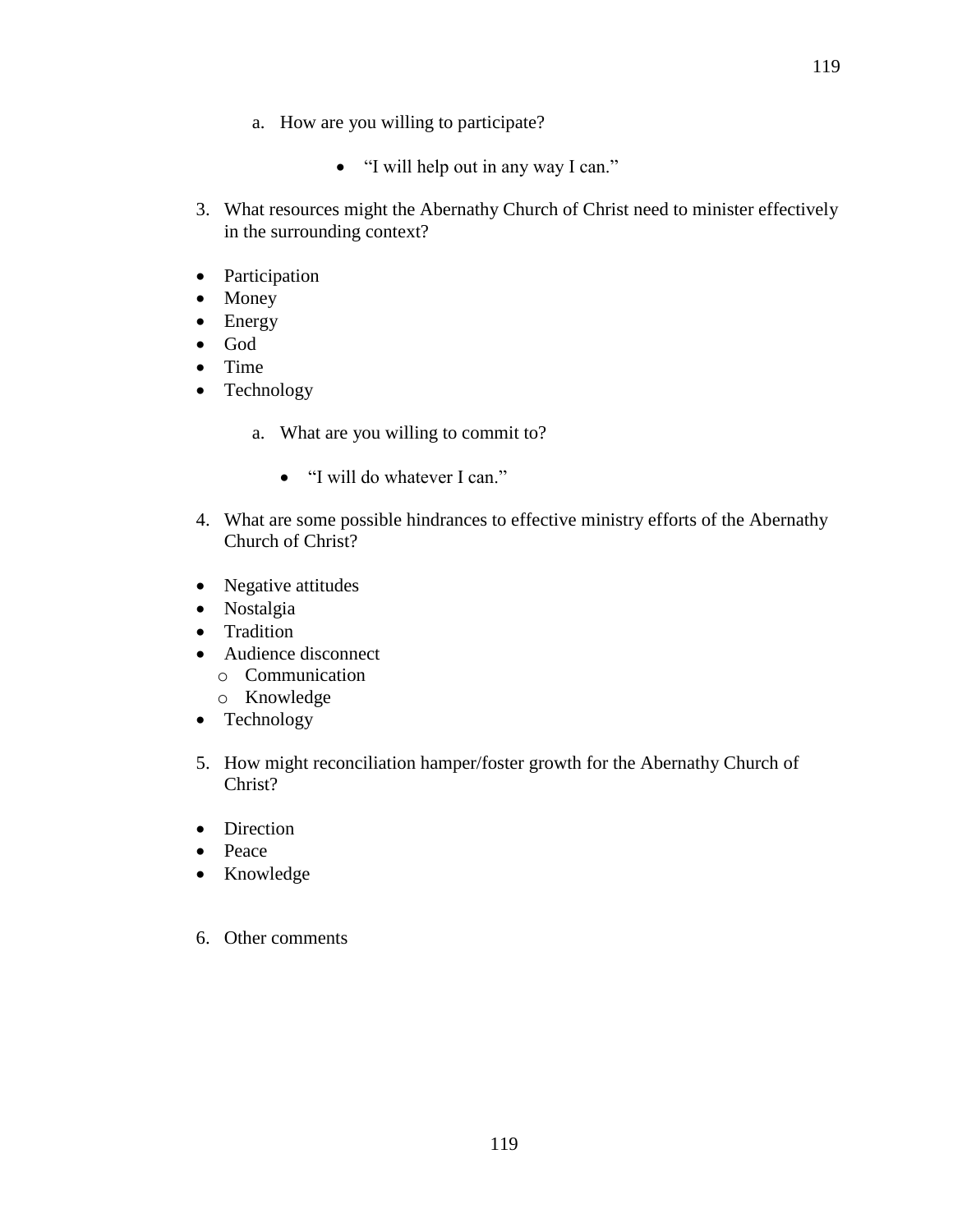a. How are you willing to participate?

      - “I will help out in any way I can.”

3. What resources might the Abernathy Church of Christ need to minister effectively in the surrounding context?

- Participation
- Money
- Energy
- God
- Time
- Technology

   a. What are you willing to commit to?

      - “I will do whatever I can.”

4. What are some possible hindrances to effective ministry efforts of the Abernathy Church of Christ?

- Negative attitudes
- Nostalgia
- Tradition
- Audience disconnect
  - Communication
  - Knowledge
- Technology

5. How might reconciliation hamper/foster growth for the Abernathy Church of Christ?

- Direction
- Peace
- Knowledge

6. Other comments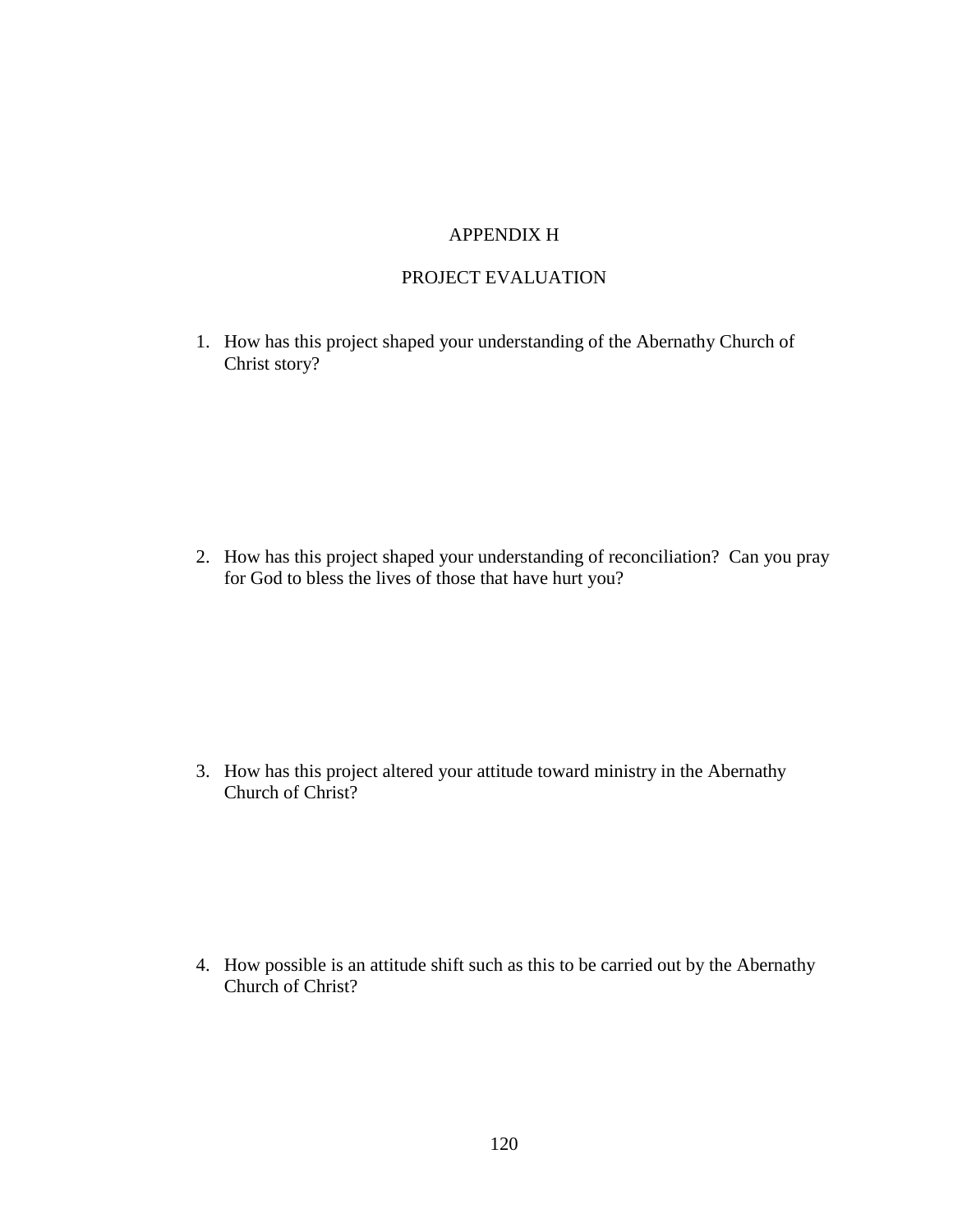# APPENDIX H

## PROJECT EVALUATION

1. How has this project shaped your understanding of the Abernathy Church of Christ story?

2. How has this project shaped your understanding of reconciliation? Can you pray for God to bless the lives of those that have hurt you?

3. How has this project altered your attitude toward ministry in the Abernathy Church of Christ?

4. How possible is an attitude shift such as this to be carried out by the Abernathy Church of Christ?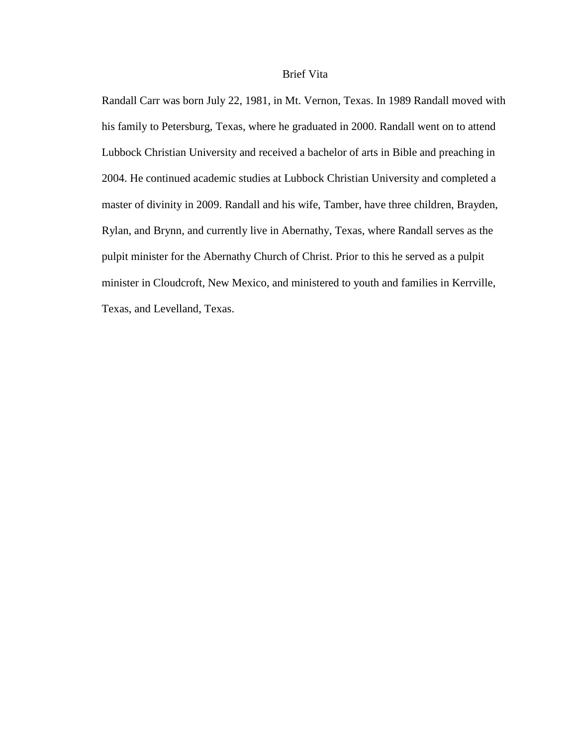# Brief Vita

Randall Carr was born July 22, 1981, in Mt. Vernon, Texas. In 1989 Randall moved with his family to Petersburg, Texas, where he graduated in 2000. Randall went on to attend Lubbock Christian University and received a bachelor of arts in Bible and preaching in 2004. He continued academic studies at Lubbock Christian University and completed a master of divinity in 2009. Randall and his wife, Tamber, have three children, Brayden, Rylan, and Brynn, and currently live in Abernathy, Texas, where Randall serves as the pulpit minister for the Abernathy Church of Christ. Prior to this he served as a pulpit minister in Cloudcroft, New Mexico, and ministered to youth and families in Kerrville, Texas, and Levelland, Texas.